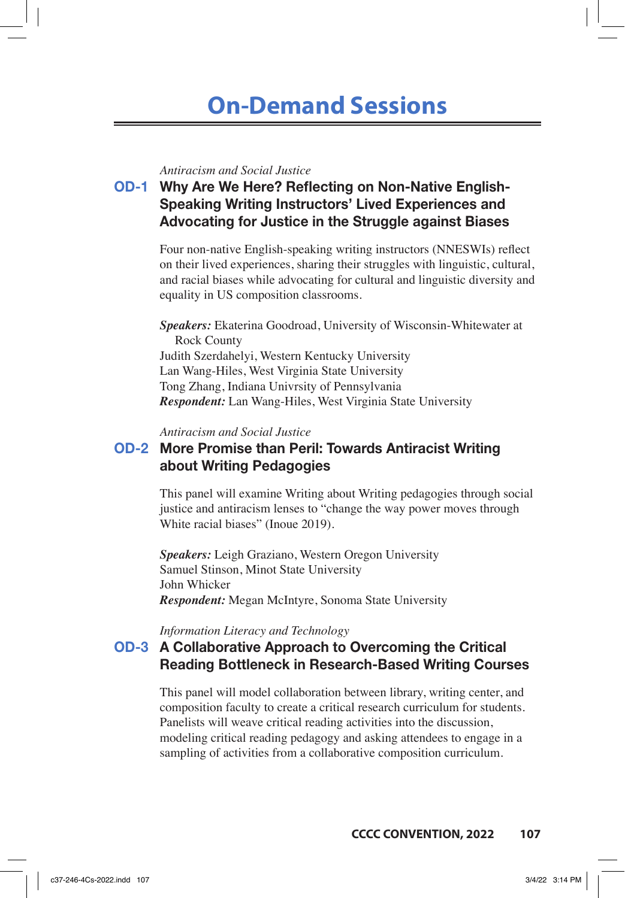# On-Demand Sessions

*Antiracism and Social Justice*

## OD-1 Why Are We Here? Reflecting on Non-Native English-Speaking Writing Instructors' Lived Experiences and Advocating for Justice in the Struggle against Biases

Four non-native English-speaking writing instructors (NNESWIs) reflect on their lived experiences, sharing their struggles with linguistic, cultural, and racial biases while advocating for cultural and linguistic diversity and equality in US composition classrooms.

***Speakers:*** Ekaterina Goodroad, University of Wisconsin-Whitewater at Rock County
Judith Szerdahelyi, Western Kentucky University
Lan Wang-Hiles, West Virginia State University
Tong Zhang, Indiana Univrsity of Pennsylvania
***Respondent:*** Lan Wang-Hiles, West Virginia State University

*Antiracism and Social Justice*

## OD-2 More Promise than Peril: Towards Antiracist Writing about Writing Pedagogies

This panel will examine Writing about Writing pedagogies through social justice and antiracism lenses to "change the way power moves through White racial biases" (Inoue 2019).

***Speakers:*** Leigh Graziano, Western Oregon University
Samuel Stinson, Minot State University
John Whicker
***Respondent:*** Megan McIntyre, Sonoma State University

*Information Literacy and Technology*

## OD-3 A Collaborative Approach to Overcoming the Critical Reading Bottleneck in Research-Based Writing Courses

This panel will model collaboration between library, writing center, and composition faculty to create a critical research curriculum for students. Panelists will weave critical reading activities into the discussion, modeling critical reading pedagogy and asking attendees to engage in a sampling of activities from a collaborative composition curriculum.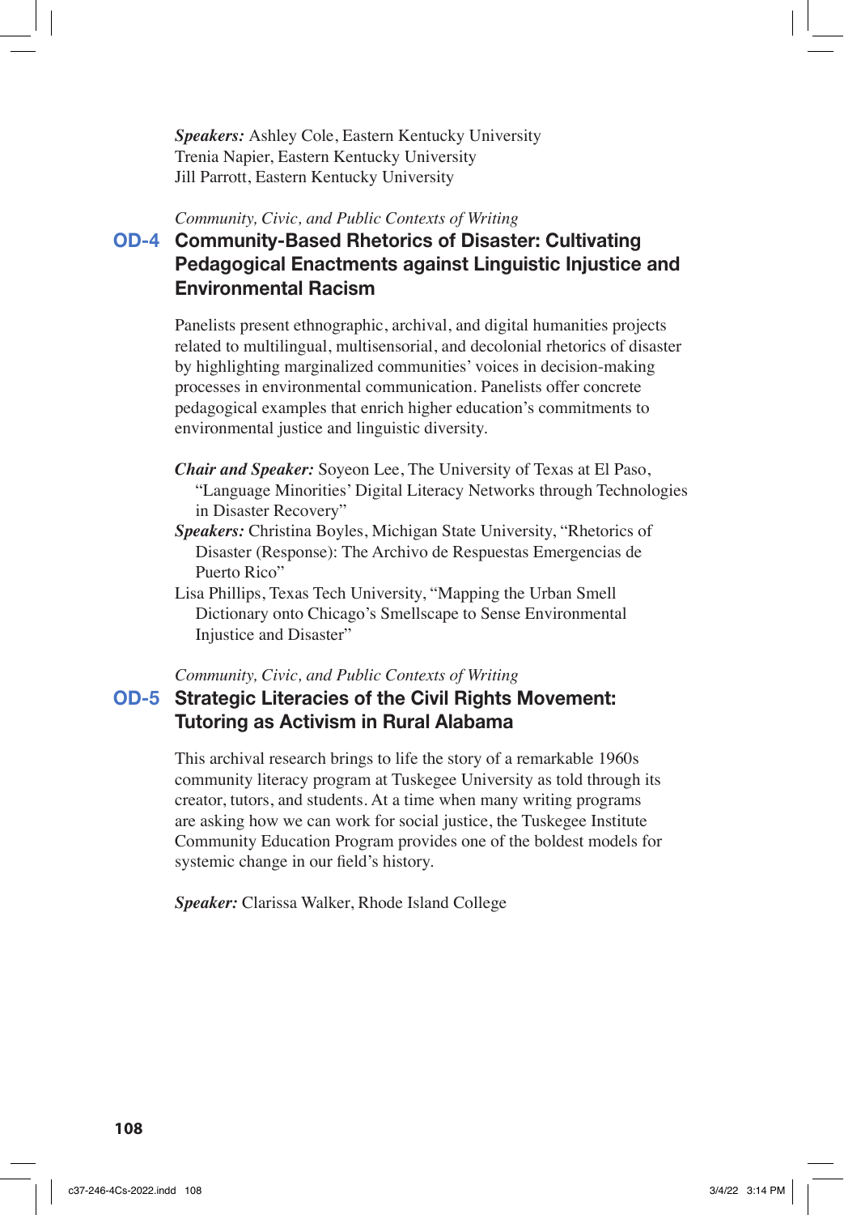***Speakers:*** Ashley Cole, Eastern Kentucky University
Trenia Napier, Eastern Kentucky University
Jill Parrott, Eastern Kentucky University

*Community, Civic, and Public Contexts of Writing*

## OD-4 Community-Based Rhetorics of Disaster: Cultivating Pedagogical Enactments against Linguistic Injustice and Environmental Racism

Panelists present ethnographic, archival, and digital humanities projects related to multilingual, multisensorial, and decolonial rhetorics of disaster by highlighting marginalized communities' voices in decision-making processes in environmental communication. Panelists offer concrete pedagogical examples that enrich higher education's commitments to environmental justice and linguistic diversity.

***Chair and Speaker:*** Soyeon Lee, The University of Texas at El Paso, "Language Minorities' Digital Literacy Networks through Technologies in Disaster Recovery"
***Speakers:*** Christina Boyles, Michigan State University, "Rhetorics of Disaster (Response): The Archivo de Respuestas Emergencias de Puerto Rico"
Lisa Phillips, Texas Tech University, "Mapping the Urban Smell Dictionary onto Chicago's Smellscape to Sense Environmental Injustice and Disaster"

*Community, Civic, and Public Contexts of Writing*

## OD-5 Strategic Literacies of the Civil Rights Movement: Tutoring as Activism in Rural Alabama

This archival research brings to life the story of a remarkable 1960s community literacy program at Tuskegee University as told through its creator, tutors, and students. At a time when many writing programs are asking how we can work for social justice, the Tuskegee Institute Community Education Program provides one of the boldest models for systemic change in our field's history.

***Speaker:*** Clarissa Walker, Rhode Island College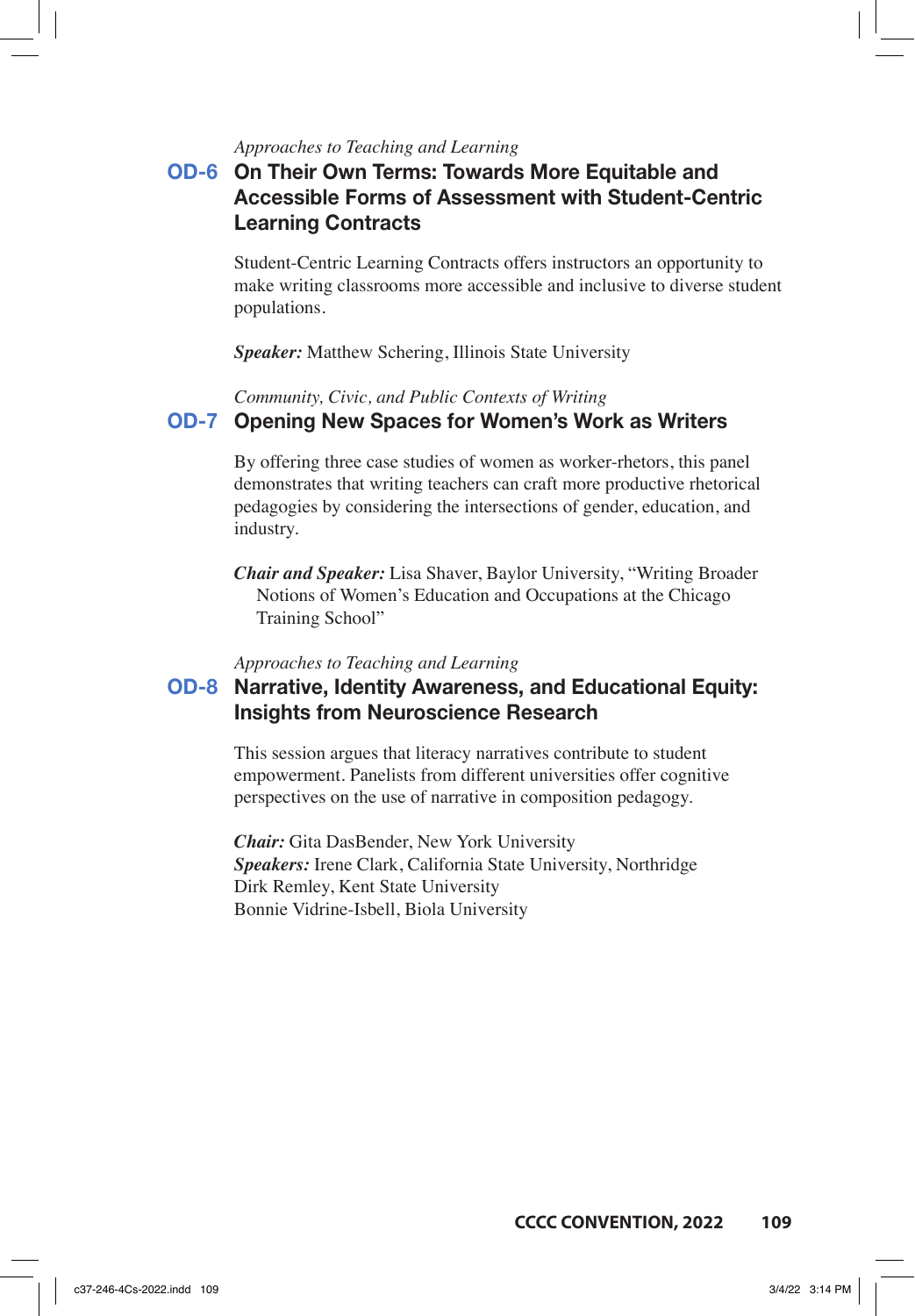*Approaches to Teaching and Learning*

## OD-6 On Their Own Terms: Towards More Equitable and Accessible Forms of Assessment with Student-Centric Learning Contracts

Student-Centric Learning Contracts offers instructors an opportunity to make writing classrooms more accessible and inclusive to diverse student populations.

***Speaker:*** Matthew Schering, Illinois State University

*Community, Civic, and Public Contexts of Writing*

## OD-7 Opening New Spaces for Women's Work as Writers

By offering three case studies of women as worker-rhetors, this panel demonstrates that writing teachers can craft more productive rhetorical pedagogies by considering the intersections of gender, education, and industry.

***Chair and Speaker:*** Lisa Shaver, Baylor University, "Writing Broader Notions of Women's Education and Occupations at the Chicago Training School"

*Approaches to Teaching and Learning*

## OD-8 Narrative, Identity Awareness, and Educational Equity: Insights from Neuroscience Research

This session argues that literacy narratives contribute to student empowerment. Panelists from different universities offer cognitive perspectives on the use of narrative in composition pedagogy.

***Chair:*** Gita DasBender, New York University
***Speakers:*** Irene Clark, California State University, Northridge
Dirk Remley, Kent State University
Bonnie Vidrine-Isbell, Biola University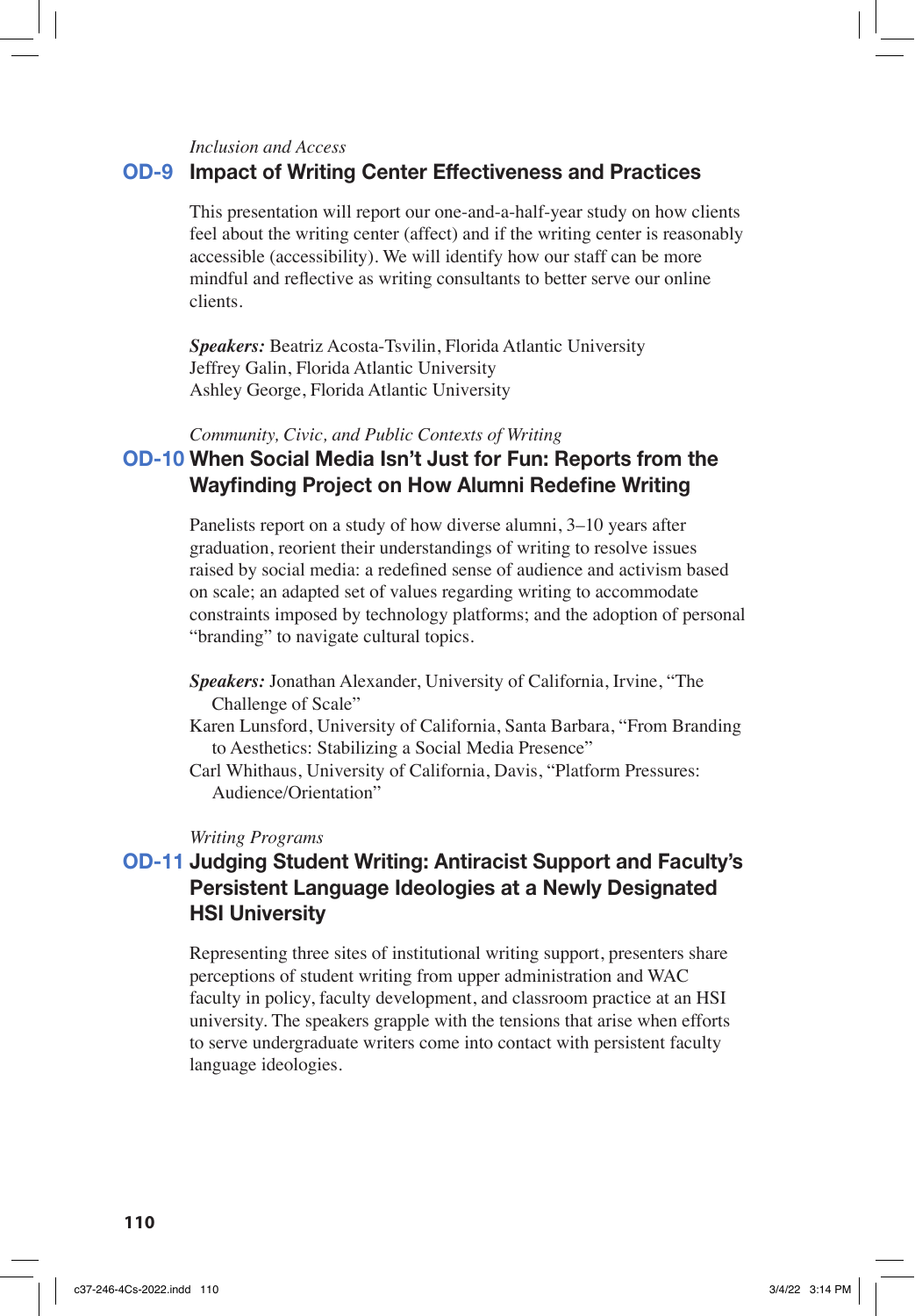*Inclusion and Access*

## OD-9 Impact of Writing Center Effectiveness and Practices

This presentation will report our one-and-a-half-year study on how clients feel about the writing center (affect) and if the writing center is reasonably accessible (accessibility). We will identify how our staff can be more mindful and reflective as writing consultants to better serve our online clients.

***Speakers:*** Beatriz Acosta-Tsvilin, Florida Atlantic University
Jeffrey Galin, Florida Atlantic University
Ashley George, Florida Atlantic University

*Community, Civic, and Public Contexts of Writing*

## OD-10 When Social Media Isn't Just for Fun: Reports from the Wayfinding Project on How Alumni Redefine Writing

Panelists report on a study of how diverse alumni, 3–10 years after graduation, reorient their understandings of writing to resolve issues raised by social media: a redefined sense of audience and activism based on scale; an adapted set of values regarding writing to accommodate constraints imposed by technology platforms; and the adoption of personal "branding" to navigate cultural topics.

***Speakers:*** Jonathan Alexander, University of California, Irvine, "The Challenge of Scale"
Karen Lunsford, University of California, Santa Barbara, "From Branding to Aesthetics: Stabilizing a Social Media Presence"
Carl Whithaus, University of California, Davis, "Platform Pressures: Audience/Orientation"

*Writing Programs*

## OD-11 Judging Student Writing: Antiracist Support and Faculty's Persistent Language Ideologies at a Newly Designated HSI University

Representing three sites of institutional writing support, presenters share perceptions of student writing from upper administration and WAC faculty in policy, faculty development, and classroom practice at an HSI university. The speakers grapple with the tensions that arise when efforts to serve undergraduate writers come into contact with persistent faculty language ideologies.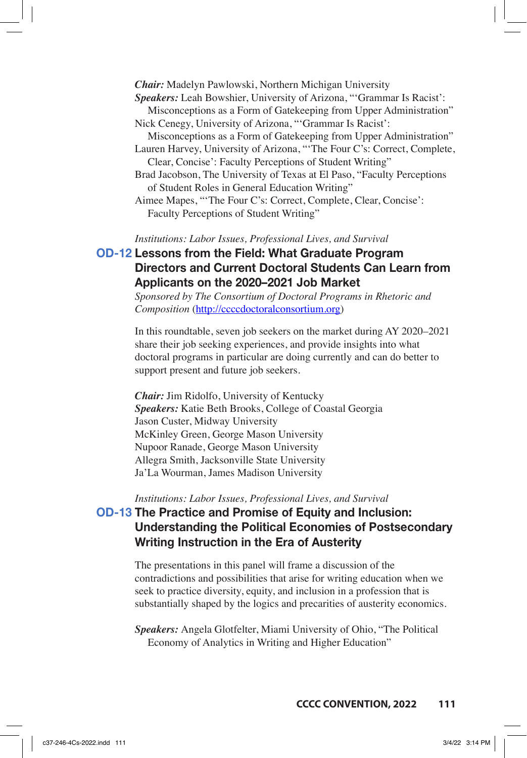***Chair:*** Madelyn Pawlowski, Northern Michigan University

***Speakers:*** Leah Bowshier, University of Arizona, "'Grammar Is Racist': Misconceptions as a Form of Gatekeeping from Upper Administration"

Nick Cenegy, University of Arizona, "'Grammar Is Racist': Misconceptions as a Form of Gatekeeping from Upper Administration"

Lauren Harvey, University of Arizona, "'The Four C's: Correct, Complete, Clear, Concise': Faculty Perceptions of Student Writing"

Brad Jacobson, The University of Texas at El Paso, "Faculty Perceptions of Student Roles in General Education Writing"

Aimee Mapes, "'The Four C's: Correct, Complete, Clear, Concise': Faculty Perceptions of Student Writing"

*Institutions: Labor Issues, Professional Lives, and Survival*

## OD-12 Lessons from the Field: What Graduate Program Directors and Current Doctoral Students Can Learn from Applicants on the 2020–2021 Job Market

*Sponsored by The Consortium of Doctoral Programs in Rhetoric and Composition* (http://ccccdoctoralconsortium.org)

In this roundtable, seven job seekers on the market during AY 2020–2021 share their job seeking experiences, and provide insights into what doctoral programs in particular are doing currently and can do better to support present and future job seekers.

***Chair:*** Jim Ridolfo, University of Kentucky

***Speakers:*** Katie Beth Brooks, College of Coastal Georgia

Jason Custer, Midway University

McKinley Green, George Mason University

Nupoor Ranade, George Mason University

Allegra Smith, Jacksonville State University

Ja'La Wourman, James Madison University

*Institutions: Labor Issues, Professional Lives, and Survival*

## OD-13 The Practice and Promise of Equity and Inclusion: Understanding the Political Economies of Postsecondary Writing Instruction in the Era of Austerity

The presentations in this panel will frame a discussion of the contradictions and possibilities that arise for writing education when we seek to practice diversity, equity, and inclusion in a profession that is substantially shaped by the logics and precarities of austerity economics.

***Speakers:*** Angela Glotfelter, Miami University of Ohio, "The Political Economy of Analytics in Writing and Higher Education"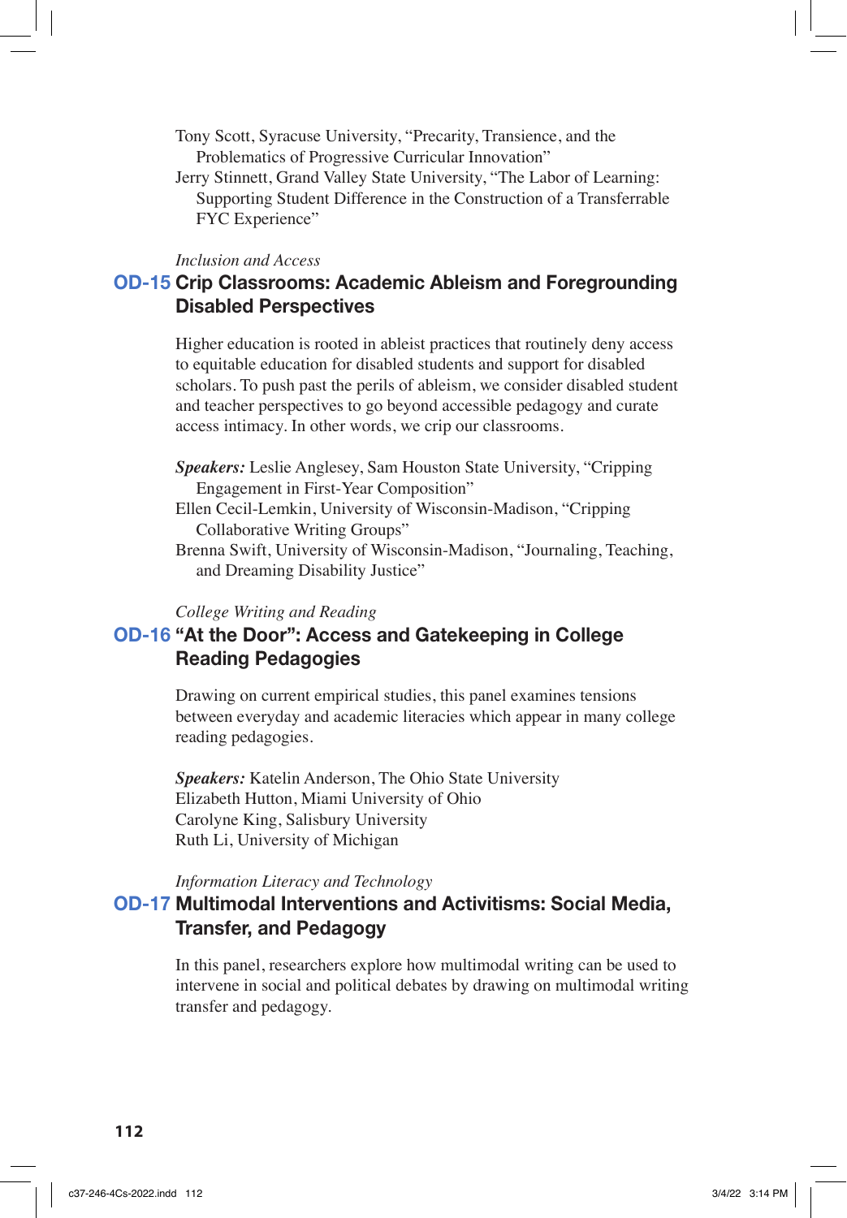Tony Scott, Syracuse University, "Precarity, Transience, and the Problematics of Progressive Curricular Innovation"

Jerry Stinnett, Grand Valley State University, "The Labor of Learning: Supporting Student Difference in the Construction of a Transferrable FYC Experience"

*Inclusion and Access*

## OD-15 Crip Classrooms: Academic Ableism and Foregrounding Disabled Perspectives

Higher education is rooted in ableist practices that routinely deny access to equitable education for disabled students and support for disabled scholars. To push past the perils of ableism, we consider disabled student and teacher perspectives to go beyond accessible pedagogy and curate access intimacy. In other words, we crip our classrooms.

***Speakers:*** Leslie Anglesey, Sam Houston State University, "Cripping Engagement in First-Year Composition"

Ellen Cecil-Lemkin, University of Wisconsin-Madison, "Cripping Collaborative Writing Groups"

Brenna Swift, University of Wisconsin-Madison, "Journaling, Teaching, and Dreaming Disability Justice"

*College Writing and Reading*

## OD-16 "At the Door": Access and Gatekeeping in College Reading Pedagogies

Drawing on current empirical studies, this panel examines tensions between everyday and academic literacies which appear in many college reading pedagogies.

***Speakers:*** Katelin Anderson, The Ohio State University

Elizabeth Hutton, Miami University of Ohio

Carolyne King, Salisbury University

Ruth Li, University of Michigan

*Information Literacy and Technology*

## OD-17 Multimodal Interventions and Activitisms: Social Media, Transfer, and Pedagogy

In this panel, researchers explore how multimodal writing can be used to intervene in social and political debates by drawing on multimodal writing transfer and pedagogy.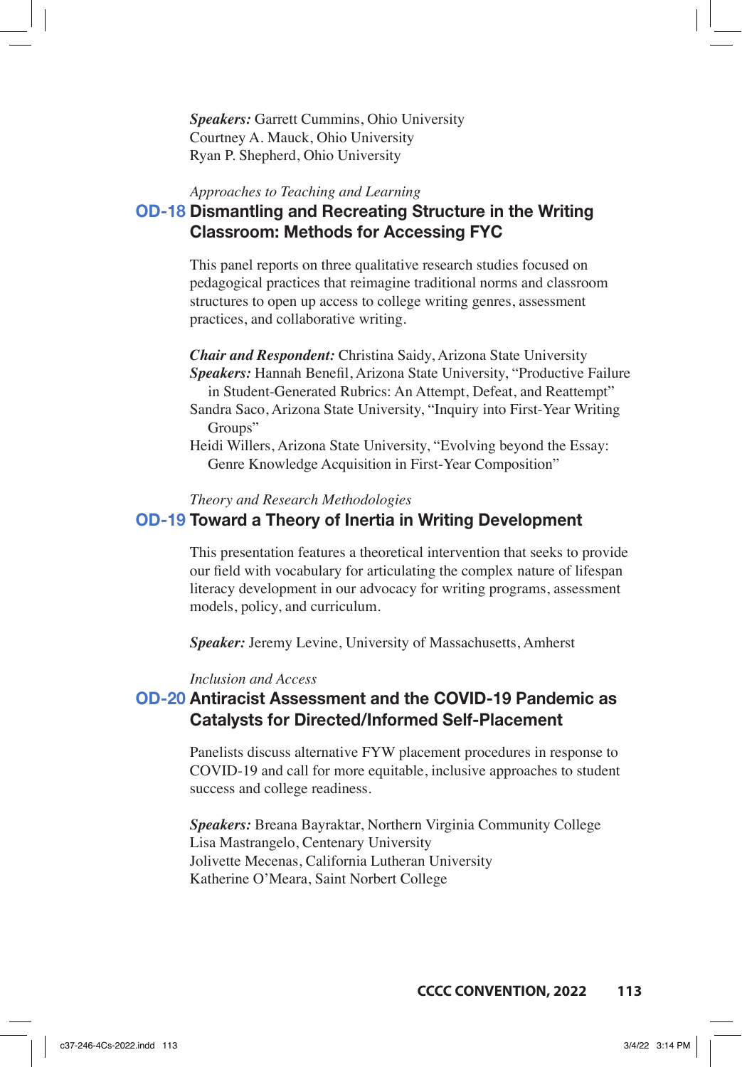***Speakers:*** Garrett Cummins, Ohio University
Courtney A. Mauck, Ohio University
Ryan P. Shepherd, Ohio University

*Approaches to Teaching and Learning*

## OD-18 Dismantling and Recreating Structure in the Writing Classroom: Methods for Accessing FYC

This panel reports on three qualitative research studies focused on pedagogical practices that reimagine traditional norms and classroom structures to open up access to college writing genres, assessment practices, and collaborative writing.

***Chair and Respondent:*** Christina Saidy, Arizona State University
***Speakers:*** Hannah Benefil, Arizona State University, "Productive Failure in Student-Generated Rubrics: An Attempt, Defeat, and Reattempt"
Sandra Saco, Arizona State University, "Inquiry into First-Year Writing Groups"
Heidi Willers, Arizona State University, "Evolving beyond the Essay: Genre Knowledge Acquisition in First-Year Composition"

*Theory and Research Methodologies*

## OD-19 Toward a Theory of Inertia in Writing Development

This presentation features a theoretical intervention that seeks to provide our field with vocabulary for articulating the complex nature of lifespan literacy development in our advocacy for writing programs, assessment models, policy, and curriculum.

***Speaker:*** Jeremy Levine, University of Massachusetts, Amherst

*Inclusion and Access*

## OD-20 Antiracist Assessment and the COVID-19 Pandemic as Catalysts for Directed/Informed Self-Placement

Panelists discuss alternative FYW placement procedures in response to COVID-19 and call for more equitable, inclusive approaches to student success and college readiness.

***Speakers:*** Breana Bayraktar, Northern Virginia Community College
Lisa Mastrangelo, Centenary University
Jolivette Mecenas, California Lutheran University
Katherine O'Meara, Saint Norbert College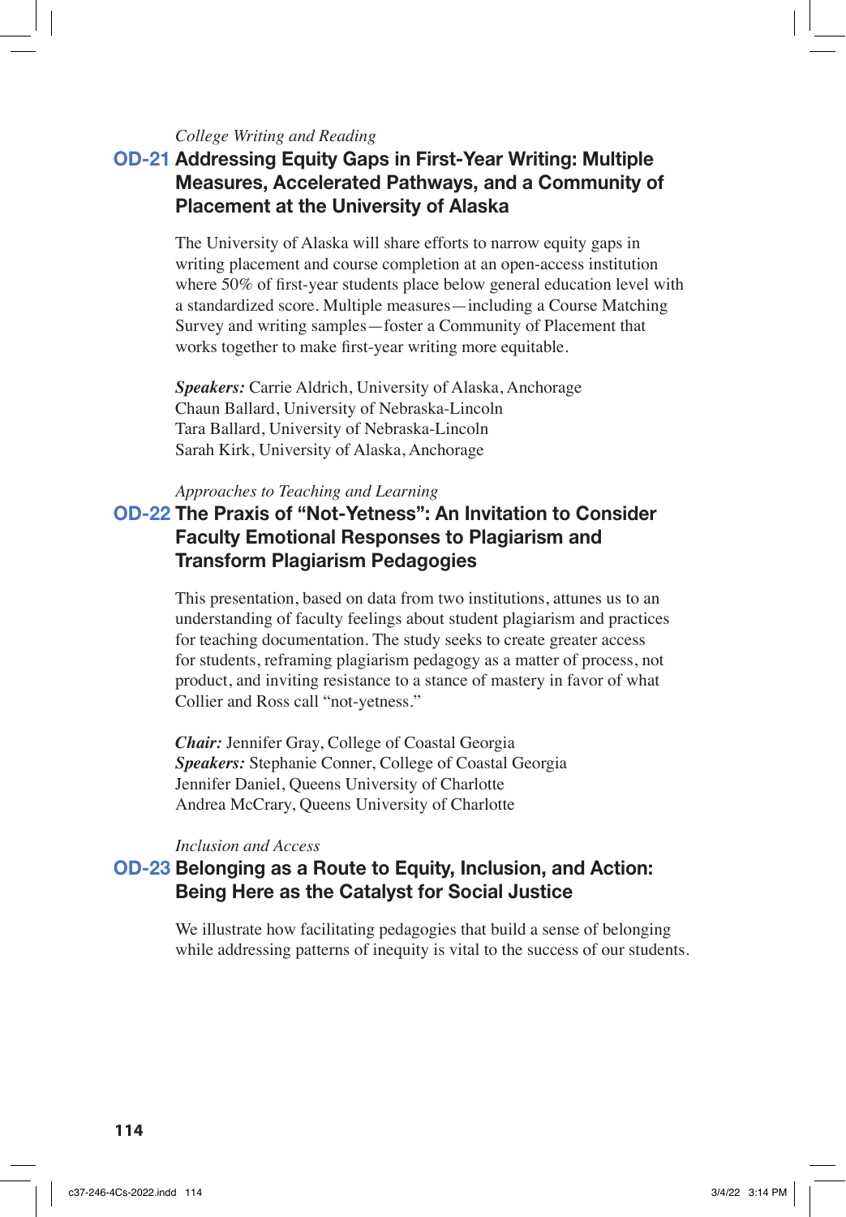*College Writing and Reading*

## OD-21 Addressing Equity Gaps in First-Year Writing: Multiple Measures, Accelerated Pathways, and a Community of Placement at the University of Alaska

The University of Alaska will share efforts to narrow equity gaps in writing placement and course completion at an open-access institution where 50% of first-year students place below general education level with a standardized score. Multiple measures—including a Course Matching Survey and writing samples—foster a Community of Placement that works together to make first-year writing more equitable.

***Speakers:*** Carrie Aldrich, University of Alaska, Anchorage
Chaun Ballard, University of Nebraska-Lincoln
Tara Ballard, University of Nebraska-Lincoln
Sarah Kirk, University of Alaska, Anchorage

*Approaches to Teaching and Learning*

## OD-22 The Praxis of "Not-Yetness": An Invitation to Consider Faculty Emotional Responses to Plagiarism and Transform Plagiarism Pedagogies

This presentation, based on data from two institutions, attunes us to an understanding of faculty feelings about student plagiarism and practices for teaching documentation. The study seeks to create greater access for students, reframing plagiarism pedagogy as a matter of process, not product, and inviting resistance to a stance of mastery in favor of what Collier and Ross call "not-yetness."

***Chair:*** Jennifer Gray, College of Coastal Georgia
***Speakers:*** Stephanie Conner, College of Coastal Georgia
Jennifer Daniel, Queens University of Charlotte
Andrea McCrary, Queens University of Charlotte

*Inclusion and Access*

## OD-23 Belonging as a Route to Equity, Inclusion, and Action: Being Here as the Catalyst for Social Justice

We illustrate how facilitating pedagogies that build a sense of belonging while addressing patterns of inequity is vital to the success of our students.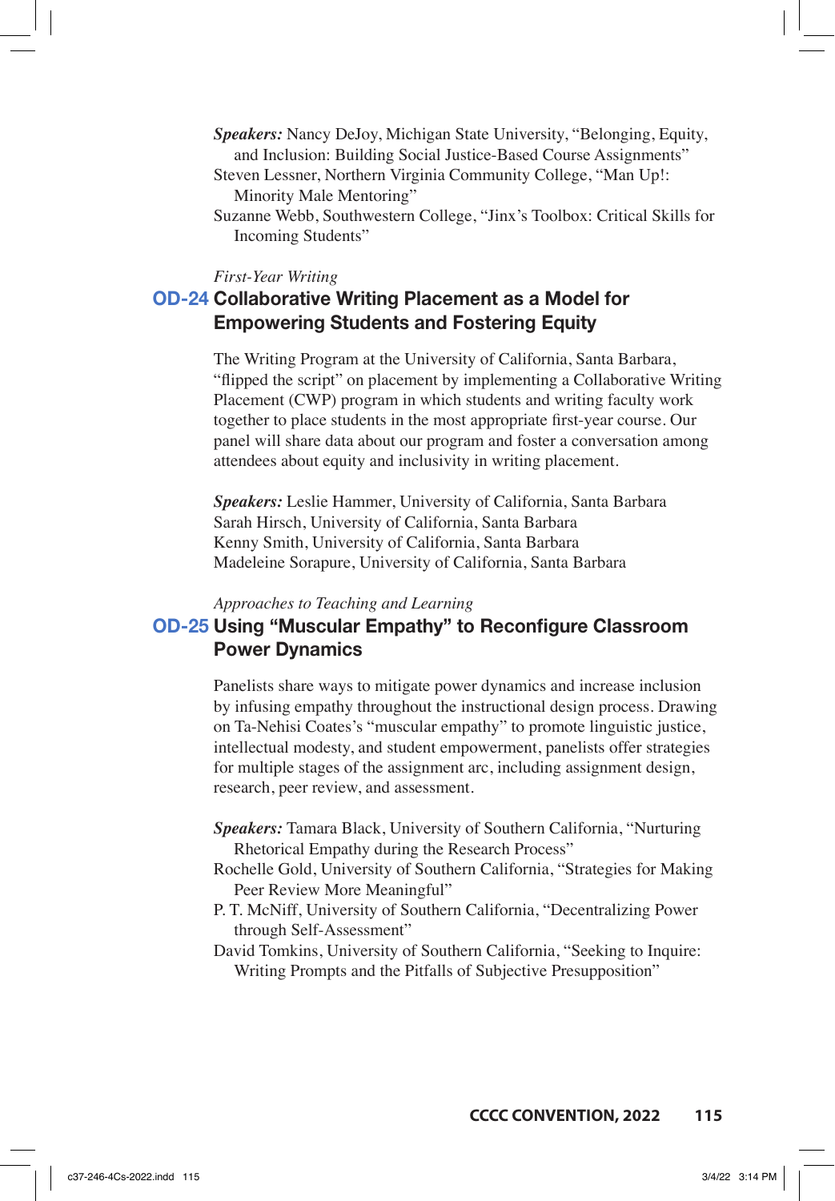***Speakers:*** Nancy DeJoy, Michigan State University, "Belonging, Equity, and Inclusion: Building Social Justice-Based Course Assignments"
Steven Lessner, Northern Virginia Community College, "Man Up!: Minority Male Mentoring"
Suzanne Webb, Southwestern College, "Jinx's Toolbox: Critical Skills for Incoming Students"

*First-Year Writing*

## OD-24 Collaborative Writing Placement as a Model for Empowering Students and Fostering Equity

The Writing Program at the University of California, Santa Barbara, "flipped the script" on placement by implementing a Collaborative Writing Placement (CWP) program in which students and writing faculty work together to place students in the most appropriate first-year course. Our panel will share data about our program and foster a conversation among attendees about equity and inclusivity in writing placement.

***Speakers:*** Leslie Hammer, University of California, Santa Barbara
Sarah Hirsch, University of California, Santa Barbara
Kenny Smith, University of California, Santa Barbara
Madeleine Sorapure, University of California, Santa Barbara

*Approaches to Teaching and Learning*

## OD-25 Using "Muscular Empathy" to Reconfigure Classroom Power Dynamics

Panelists share ways to mitigate power dynamics and increase inclusion by infusing empathy throughout the instructional design process. Drawing on Ta-Nehisi Coates's "muscular empathy" to promote linguistic justice, intellectual modesty, and student empowerment, panelists offer strategies for multiple stages of the assignment arc, including assignment design, research, peer review, and assessment.

***Speakers:*** Tamara Black, University of Southern California, "Nurturing Rhetorical Empathy during the Research Process"
Rochelle Gold, University of Southern California, "Strategies for Making Peer Review More Meaningful"
P. T. McNiff, University of Southern California, "Decentralizing Power through Self-Assessment"
David Tomkins, University of Southern California, "Seeking to Inquire: Writing Prompts and the Pitfalls of Subjective Presupposition"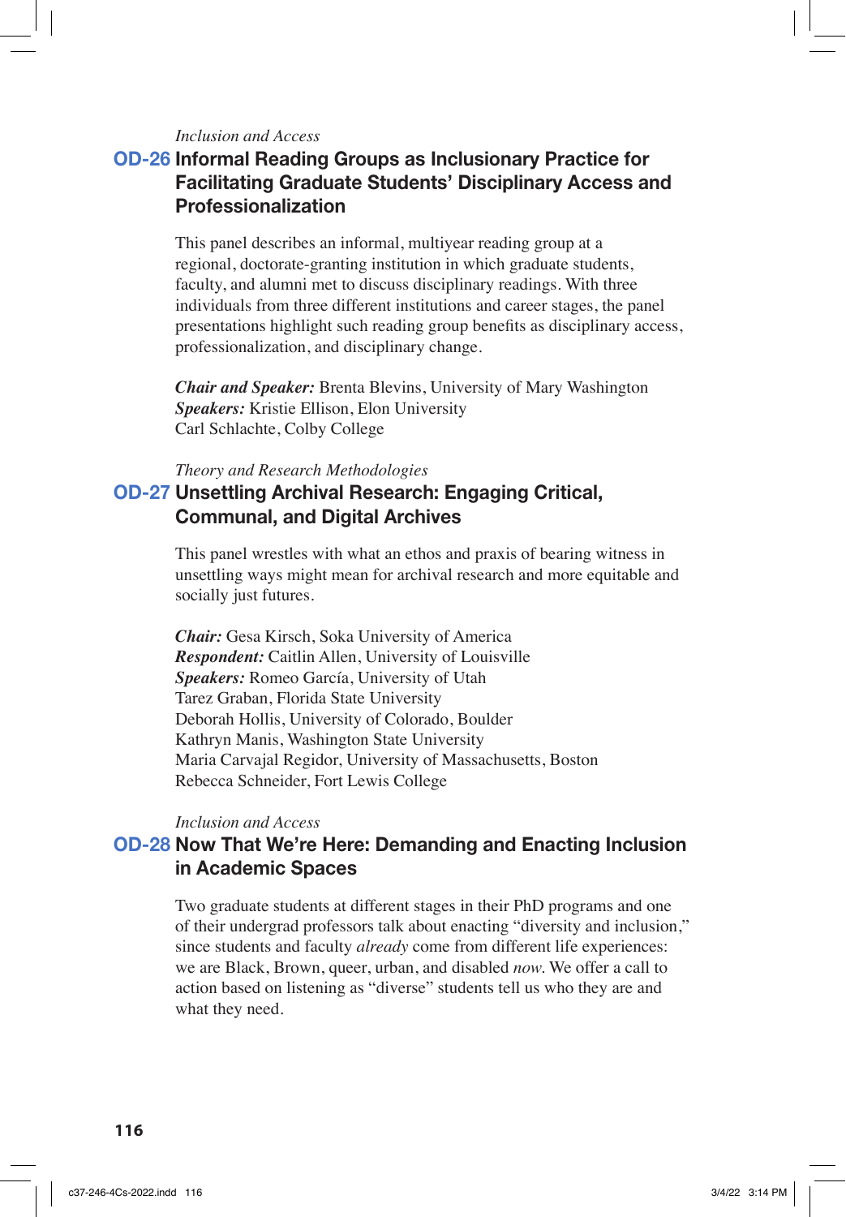*Inclusion and Access*

## OD-26 Informal Reading Groups as Inclusionary Practice for Facilitating Graduate Students' Disciplinary Access and Professionalization

This panel describes an informal, multiyear reading group at a regional, doctorate-granting institution in which graduate students, faculty, and alumni met to discuss disciplinary readings. With three individuals from three different institutions and career stages, the panel presentations highlight such reading group benefits as disciplinary access, professionalization, and disciplinary change.

***Chair and Speaker:*** Brenta Blevins, University of Mary Washington
***Speakers:*** Kristie Ellison, Elon University
Carl Schlachte, Colby College

*Theory and Research Methodologies*

## OD-27 Unsettling Archival Research: Engaging Critical, Communal, and Digital Archives

This panel wrestles with what an ethos and praxis of bearing witness in unsettling ways might mean for archival research and more equitable and socially just futures.

***Chair:*** Gesa Kirsch, Soka University of America
***Respondent:*** Caitlin Allen, University of Louisville
***Speakers:*** Romeo García, University of Utah
Tarez Graban, Florida State University
Deborah Hollis, University of Colorado, Boulder
Kathryn Manis, Washington State University
Maria Carvajal Regidor, University of Massachusetts, Boston
Rebecca Schneider, Fort Lewis College

*Inclusion and Access*

## OD-28 Now That We're Here: Demanding and Enacting Inclusion in Academic Spaces

Two graduate students at different stages in their PhD programs and one of their undergrad professors talk about enacting "diversity and inclusion," since students and faculty *already* come from different life experiences: we are Black, Brown, queer, urban, and disabled *now.* We offer a call to action based on listening as "diverse" students tell us who they are and what they need.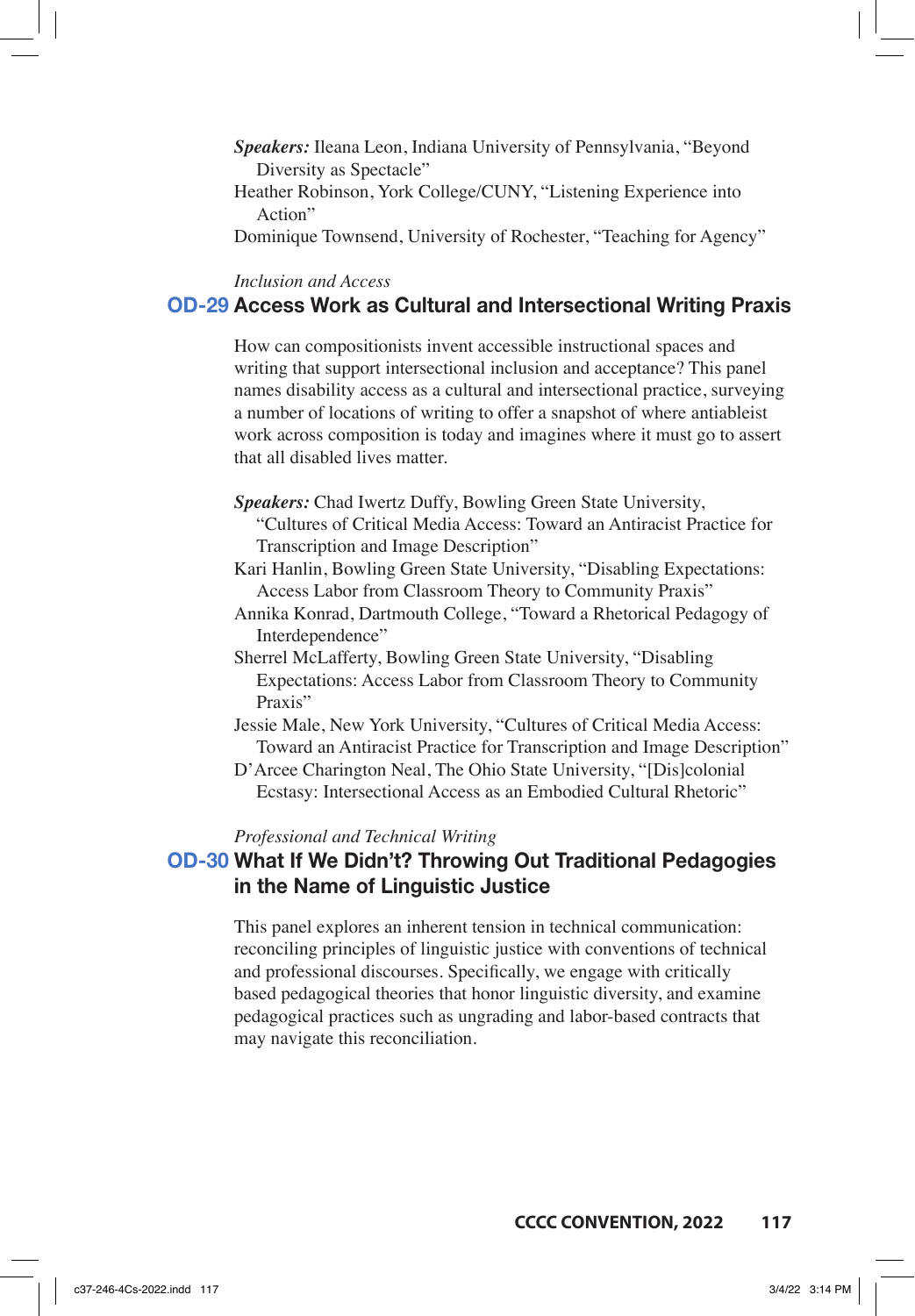***Speakers:*** Ileana Leon, Indiana University of Pennsylvania, "Beyond Diversity as Spectacle"

Heather Robinson, York College/CUNY, "Listening Experience into Action"

Dominique Townsend, University of Rochester, "Teaching for Agency"

*Inclusion and Access*

## OD-29 Access Work as Cultural and Intersectional Writing Praxis

How can compositionists invent accessible instructional spaces and writing that support intersectional inclusion and acceptance? This panel names disability access as a cultural and intersectional practice, surveying a number of locations of writing to offer a snapshot of where antiableist work across composition is today and imagines where it must go to assert that all disabled lives matter.

***Speakers:*** Chad Iwertz Duffy, Bowling Green State University, "Cultures of Critical Media Access: Toward an Antiracist Practice for Transcription and Image Description"

Kari Hanlin, Bowling Green State University, "Disabling Expectations: Access Labor from Classroom Theory to Community Praxis"

Annika Konrad, Dartmouth College, "Toward a Rhetorical Pedagogy of Interdependence"

Sherrel McLafferty, Bowling Green State University, "Disabling Expectations: Access Labor from Classroom Theory to Community Praxis"

Jessie Male, New York University, "Cultures of Critical Media Access: Toward an Antiracist Practice for Transcription and Image Description"

D'Arcee Charington Neal, The Ohio State University, "[Dis]colonial Ecstasy: Intersectional Access as an Embodied Cultural Rhetoric"

*Professional and Technical Writing*

## OD-30 What If We Didn't? Throwing Out Traditional Pedagogies in the Name of Linguistic Justice

This panel explores an inherent tension in technical communication: reconciling principles of linguistic justice with conventions of technical and professional discourses. Specifically, we engage with critically based pedagogical theories that honor linguistic diversity, and examine pedagogical practices such as ungrading and labor-based contracts that may navigate this reconciliation.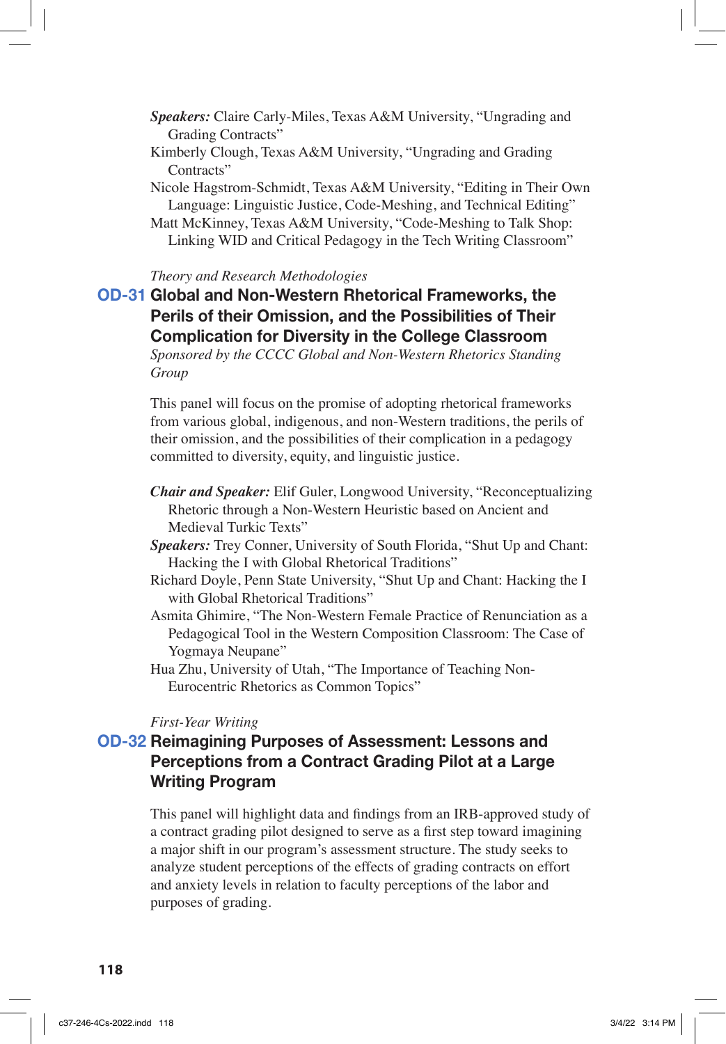***Speakers:*** Claire Carly-Miles, Texas A&M University, "Ungrading and Grading Contracts"

Kimberly Clough, Texas A&M University, "Ungrading and Grading Contracts"

Nicole Hagstrom-Schmidt, Texas A&M University, "Editing in Their Own Language: Linguistic Justice, Code-Meshing, and Technical Editing"

Matt McKinney, Texas A&M University, "Code-Meshing to Talk Shop: Linking WID and Critical Pedagogy in the Tech Writing Classroom"

*Theory and Research Methodologies*

## OD-31 Global and Non-Western Rhetorical Frameworks, the Perils of their Omission, and the Possibilities of Their Complication for Diversity in the College Classroom

*Sponsored by the CCCC Global and Non-Western Rhetorics Standing Group*

This panel will focus on the promise of adopting rhetorical frameworks from various global, indigenous, and non-Western traditions, the perils of their omission, and the possibilities of their complication in a pedagogy committed to diversity, equity, and linguistic justice.

***Chair and Speaker:*** Elif Guler, Longwood University, "Reconceptualizing Rhetoric through a Non-Western Heuristic based on Ancient and Medieval Turkic Texts"

***Speakers:*** Trey Conner, University of South Florida, "Shut Up and Chant: Hacking the I with Global Rhetorical Traditions"

Richard Doyle, Penn State University, "Shut Up and Chant: Hacking the I with Global Rhetorical Traditions"

Asmita Ghimire, "The Non-Western Female Practice of Renunciation as a Pedagogical Tool in the Western Composition Classroom: The Case of Yogmaya Neupane"

Hua Zhu, University of Utah, "The Importance of Teaching Non-Eurocentric Rhetorics as Common Topics"

*First-Year Writing*

## OD-32 Reimagining Purposes of Assessment: Lessons and Perceptions from a Contract Grading Pilot at a Large Writing Program

This panel will highlight data and findings from an IRB-approved study of a contract grading pilot designed to serve as a first step toward imagining a major shift in our program's assessment structure. The study seeks to analyze student perceptions of the effects of grading contracts on effort and anxiety levels in relation to faculty perceptions of the labor and purposes of grading.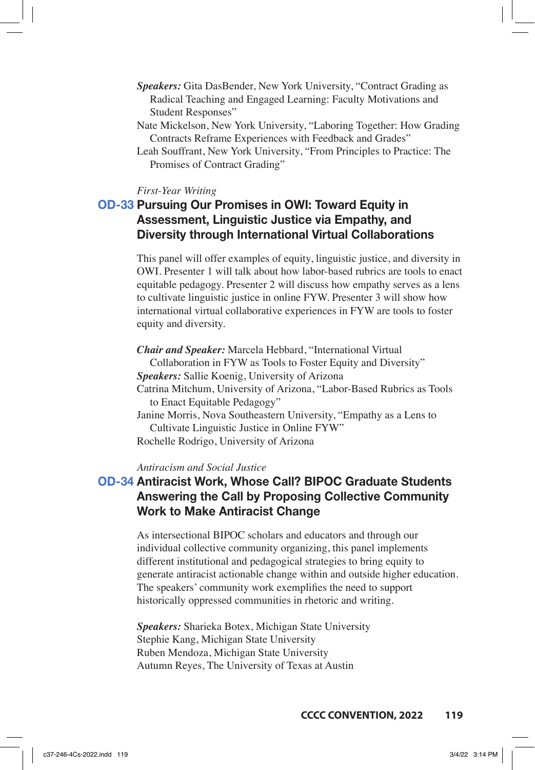***Speakers:*** Gita DasBender, New York University, "Contract Grading as Radical Teaching and Engaged Learning: Faculty Motivations and Student Responses"

Nate Mickelson, New York University, "Laboring Together: How Grading Contracts Reframe Experiences with Feedback and Grades"

Leah Souffrant, New York University, "From Principles to Practice: The Promises of Contract Grading"

*First-Year Writing*

## OD-33 Pursuing Our Promises in OWI: Toward Equity in Assessment, Linguistic Justice via Empathy, and Diversity through International Virtual Collaborations

This panel will offer examples of equity, linguistic justice, and diversity in OWI. Presenter 1 will talk about how labor-based rubrics are tools to enact equitable pedagogy. Presenter 2 will discuss how empathy serves as a lens to cultivate linguistic justice in online FYW. Presenter 3 will show how international virtual collaborative experiences in FYW are tools to foster equity and diversity.

***Chair and Speaker:*** Marcela Hebbard, "International Virtual Collaboration in FYW as Tools to Foster Equity and Diversity"

***Speakers:*** Sallie Koenig, University of Arizona

Catrina Mitchum, University of Arizona, "Labor-Based Rubrics as Tools to Enact Equitable Pedagogy"

Janine Morris, Nova Southeastern University, "Empathy as a Lens to Cultivate Linguistic Justice in Online FYW"

Rochelle Rodrigo, University of Arizona

*Antiracism and Social Justice*

## OD-34 Antiracist Work, Whose Call? BIPOC Graduate Students Answering the Call by Proposing Collective Community Work to Make Antiracist Change

As intersectional BIPOC scholars and educators and through our individual collective community organizing, this panel implements different institutional and pedagogical strategies to bring equity to generate antiracist actionable change within and outside higher education. The speakers' community work exemplifies the need to support historically oppressed communities in rhetoric and writing.

***Speakers:*** Sharieka Botex, Michigan State University

Stephie Kang, Michigan State University

Ruben Mendoza, Michigan State University

Autumn Reyes, The University of Texas at Austin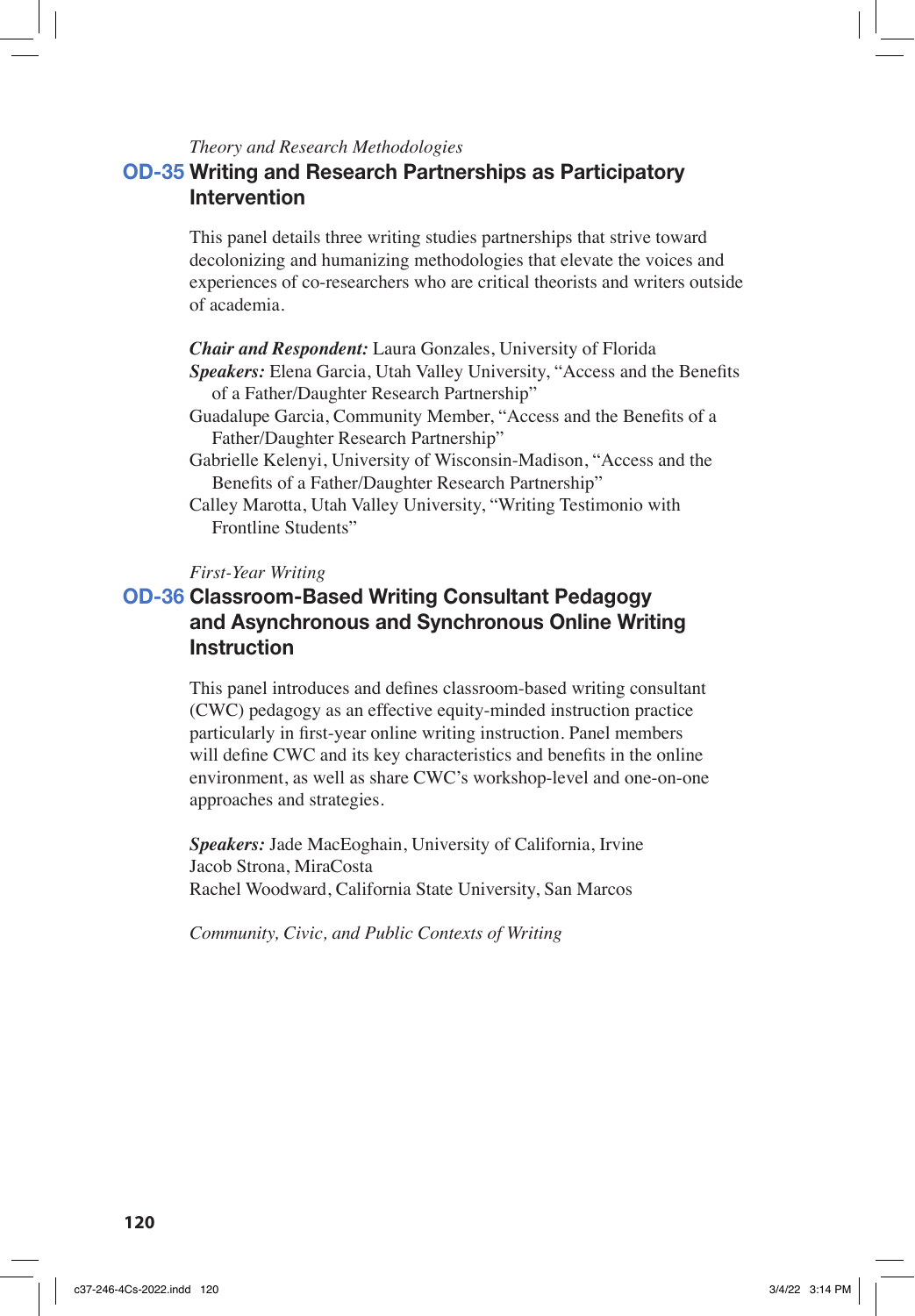*Theory and Research Methodologies*

## OD-35 Writing and Research Partnerships as Participatory Intervention

This panel details three writing studies partnerships that strive toward decolonizing and humanizing methodologies that elevate the voices and experiences of co-researchers who are critical theorists and writers outside of academia.

***Chair and Respondent:*** Laura Gonzales, University of Florida
***Speakers:*** Elena Garcia, Utah Valley University, "Access and the Benefits of a Father/Daughter Research Partnership"
Guadalupe Garcia, Community Member, "Access and the Benefits of a Father/Daughter Research Partnership"
Gabrielle Kelenyi, University of Wisconsin-Madison, "Access and the Benefits of a Father/Daughter Research Partnership"
Calley Marotta, Utah Valley University, "Writing Testimonio with Frontline Students"

*First-Year Writing*

## OD-36 Classroom-Based Writing Consultant Pedagogy and Asynchronous and Synchronous Online Writing Instruction

This panel introduces and defines classroom-based writing consultant (CWC) pedagogy as an effective equity-minded instruction practice particularly in first-year online writing instruction. Panel members will define CWC and its key characteristics and benefits in the online environment, as well as share CWC's workshop-level and one-on-one approaches and strategies.

***Speakers:*** Jade MacEoghain, University of California, Irvine
Jacob Strona, MiraCosta
Rachel Woodward, California State University, San Marcos

*Community, Civic, and Public Contexts of Writing*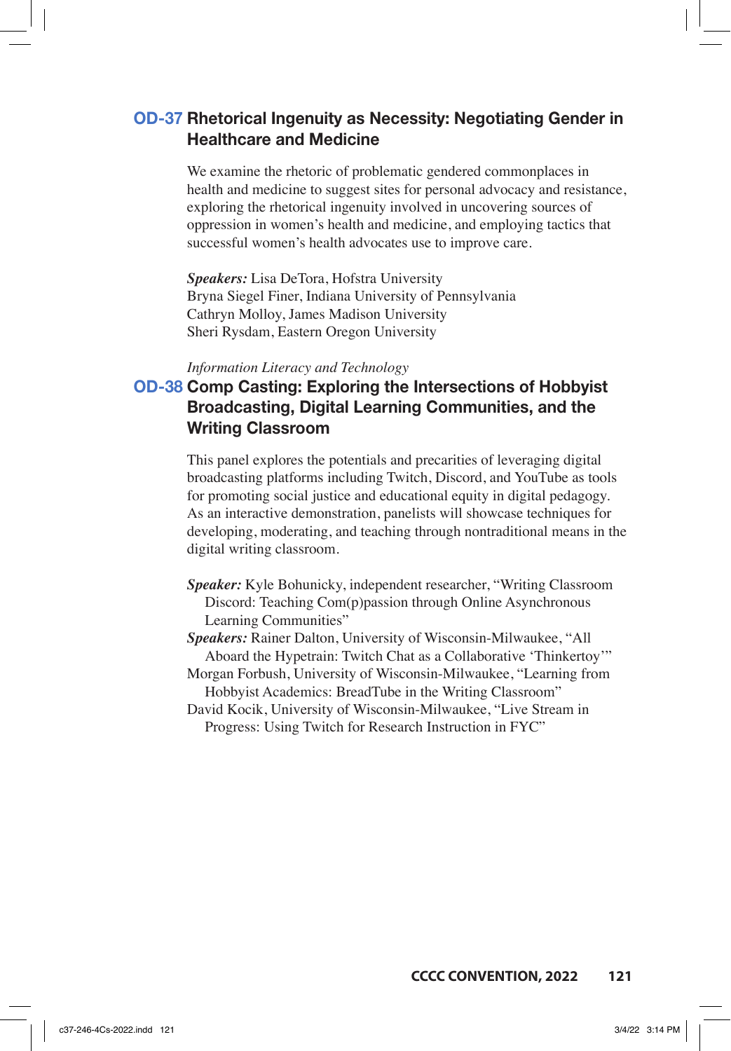## OD-37 Rhetorical Ingenuity as Necessity: Negotiating Gender in Healthcare and Medicine

We examine the rhetoric of problematic gendered commonplaces in health and medicine to suggest sites for personal advocacy and resistance, exploring the rhetorical ingenuity involved in uncovering sources of oppression in women's health and medicine, and employing tactics that successful women's health advocates use to improve care.

***Speakers:*** Lisa DeTora, Hofstra University
Bryna Siegel Finer, Indiana University of Pennsylvania
Cathryn Molloy, James Madison University
Sheri Rysdam, Eastern Oregon University

*Information Literacy and Technology*

## OD-38 Comp Casting: Exploring the Intersections of Hobbyist Broadcasting, Digital Learning Communities, and the Writing Classroom

This panel explores the potentials and precarities of leveraging digital broadcasting platforms including Twitch, Discord, and YouTube as tools for promoting social justice and educational equity in digital pedagogy. As an interactive demonstration, panelists will showcase techniques for developing, moderating, and teaching through nontraditional means in the digital writing classroom.

***Speaker:*** Kyle Bohunicky, independent researcher, "Writing Classroom Discord: Teaching Com(p)passion through Online Asynchronous Learning Communities"
***Speakers:*** Rainer Dalton, University of Wisconsin-Milwaukee, "All Aboard the Hypetrain: Twitch Chat as a Collaborative 'Thinkertoy'"
Morgan Forbush, University of Wisconsin-Milwaukee, "Learning from Hobbyist Academics: BreadTube in the Writing Classroom"
David Kocik, University of Wisconsin-Milwaukee, "Live Stream in Progress: Using Twitch for Research Instruction in FYC"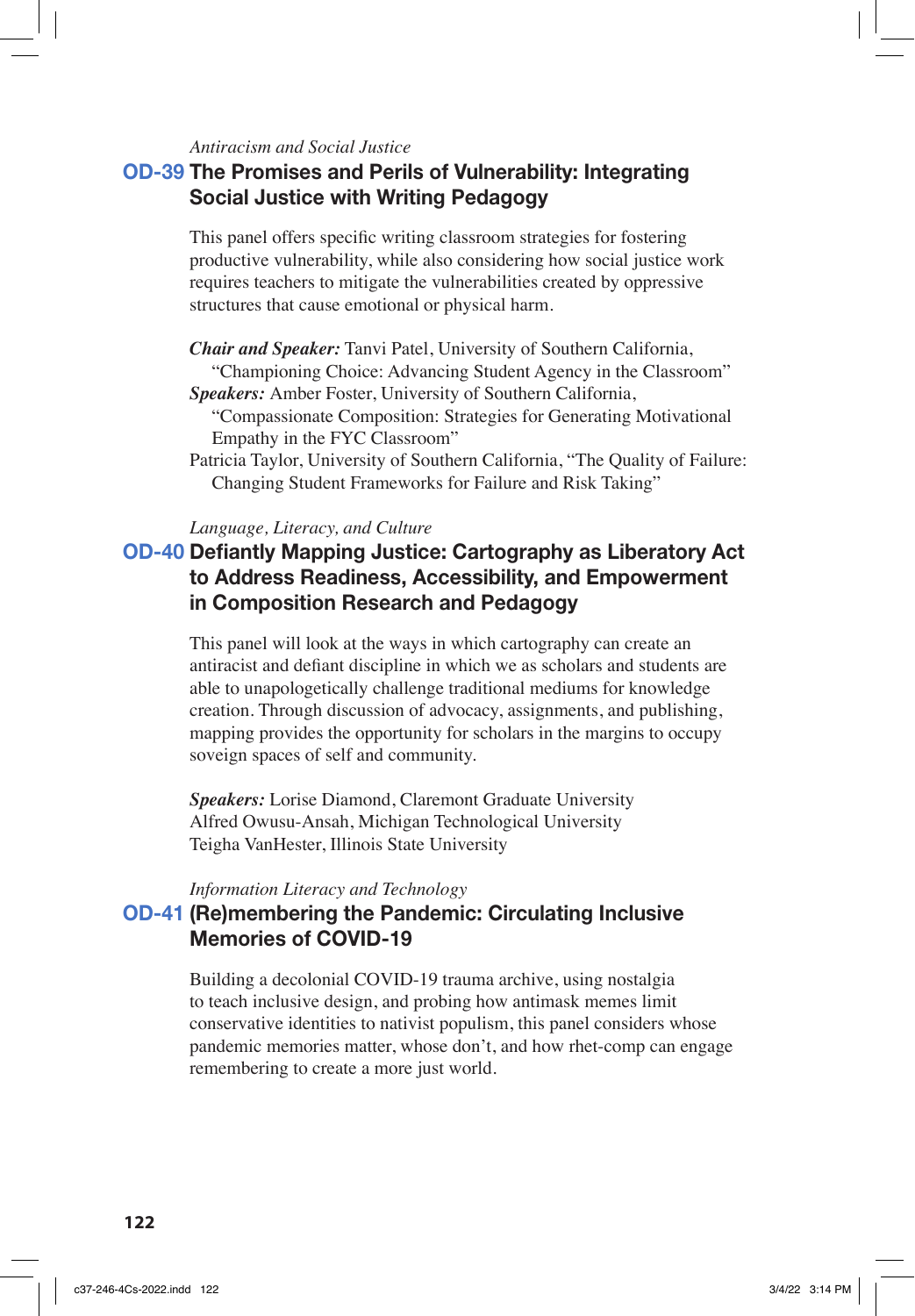*Antiracism and Social Justice*

## OD-39 The Promises and Perils of Vulnerability: Integrating Social Justice with Writing Pedagogy

This panel offers specific writing classroom strategies for fostering productive vulnerability, while also considering how social justice work requires teachers to mitigate the vulnerabilities created by oppressive structures that cause emotional or physical harm.

***Chair and Speaker:*** Tanvi Patel, University of Southern California, "Championing Choice: Advancing Student Agency in the Classroom"
***Speakers:*** Amber Foster, University of Southern California, "Compassionate Composition: Strategies for Generating Motivational Empathy in the FYC Classroom"
Patricia Taylor, University of Southern California, "The Quality of Failure: Changing Student Frameworks for Failure and Risk Taking"

*Language, Literacy, and Culture*

## OD-40 Defiantly Mapping Justice: Cartography as Liberatory Act to Address Readiness, Accessibility, and Empowerment in Composition Research and Pedagogy

This panel will look at the ways in which cartography can create an antiracist and defiant discipline in which we as scholars and students are able to unapologetically challenge traditional mediums for knowledge creation. Through discussion of advocacy, assignments, and publishing, mapping provides the opportunity for scholars in the margins to occupy soveign spaces of self and community.

***Speakers:*** Lorise Diamond, Claremont Graduate University
Alfred Owusu-Ansah, Michigan Technological University
Teigha VanHester, Illinois State University

*Information Literacy and Technology*

## OD-41 (Re)membering the Pandemic: Circulating Inclusive Memories of COVID-19

Building a decolonial COVID-19 trauma archive, using nostalgia to teach inclusive design, and probing how antimask memes limit conservative identities to nativist populism, this panel considers whose pandemic memories matter, whose don't, and how rhet-comp can engage remembering to create a more just world.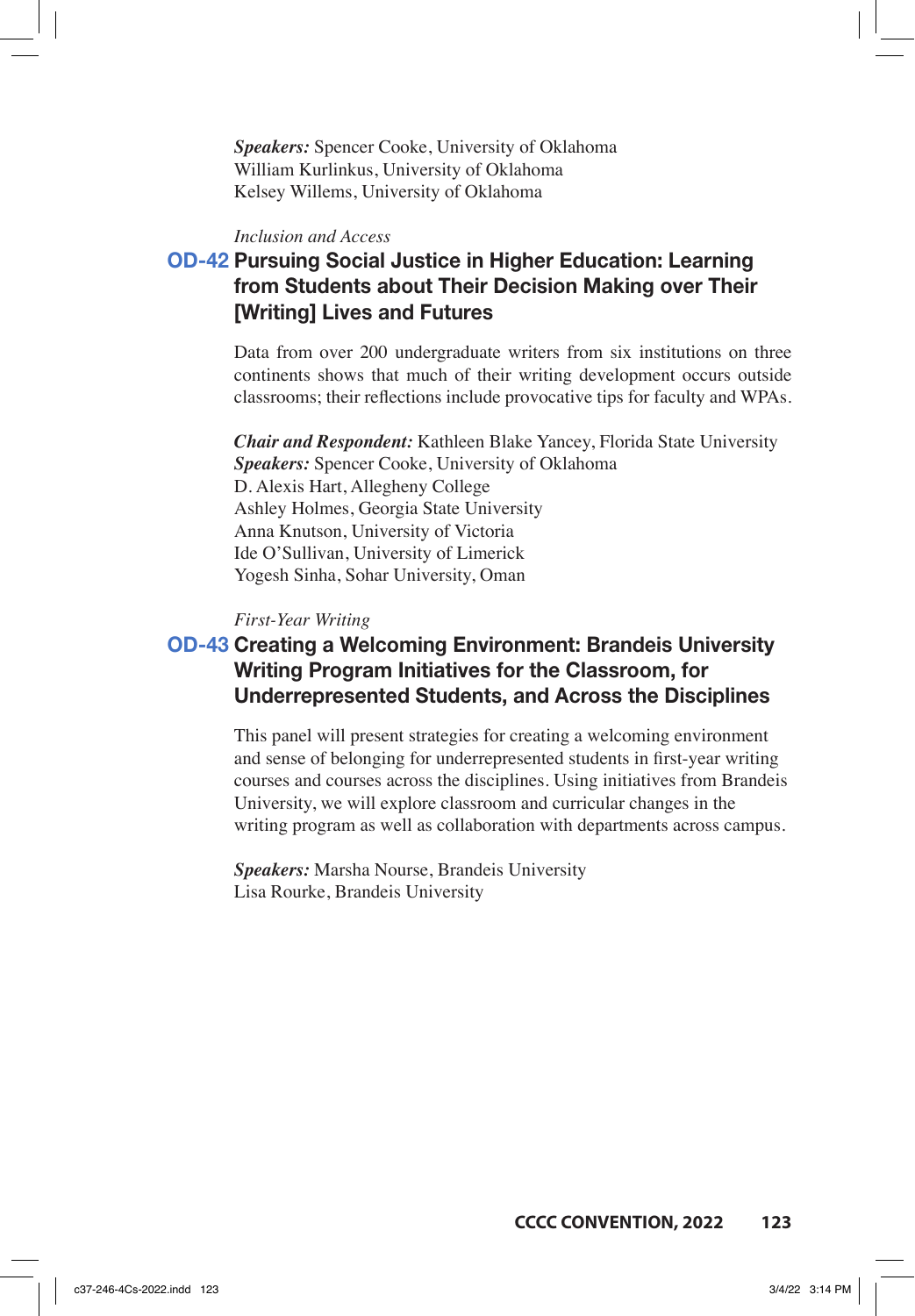*Speakers:* Spencer Cooke, University of Oklahoma
William Kurlinkus, University of Oklahoma
Kelsey Willems, University of Oklahoma

*Inclusion and Access*

## OD-42 Pursuing Social Justice in Higher Education: Learning from Students about Their Decision Making over Their [Writing] Lives and Futures

Data from over 200 undergraduate writers from six institutions on three continents shows that much of their writing development occurs outside classrooms; their reflections include provocative tips for faculty and WPAs.

***Chair and Respondent:*** Kathleen Blake Yancey, Florida State University
***Speakers:*** Spencer Cooke, University of Oklahoma
D. Alexis Hart, Allegheny College
Ashley Holmes, Georgia State University
Anna Knutson, University of Victoria
Ide O'Sullivan, University of Limerick
Yogesh Sinha, Sohar University, Oman

*First-Year Writing*

## OD-43 Creating a Welcoming Environment: Brandeis University Writing Program Initiatives for the Classroom, for Underrepresented Students, and Across the Disciplines

This panel will present strategies for creating a welcoming environment and sense of belonging for underrepresented students in first-year writing courses and courses across the disciplines. Using initiatives from Brandeis University, we will explore classroom and curricular changes in the writing program as well as collaboration with departments across campus.

***Speakers:*** Marsha Nourse, Brandeis University
Lisa Rourke, Brandeis University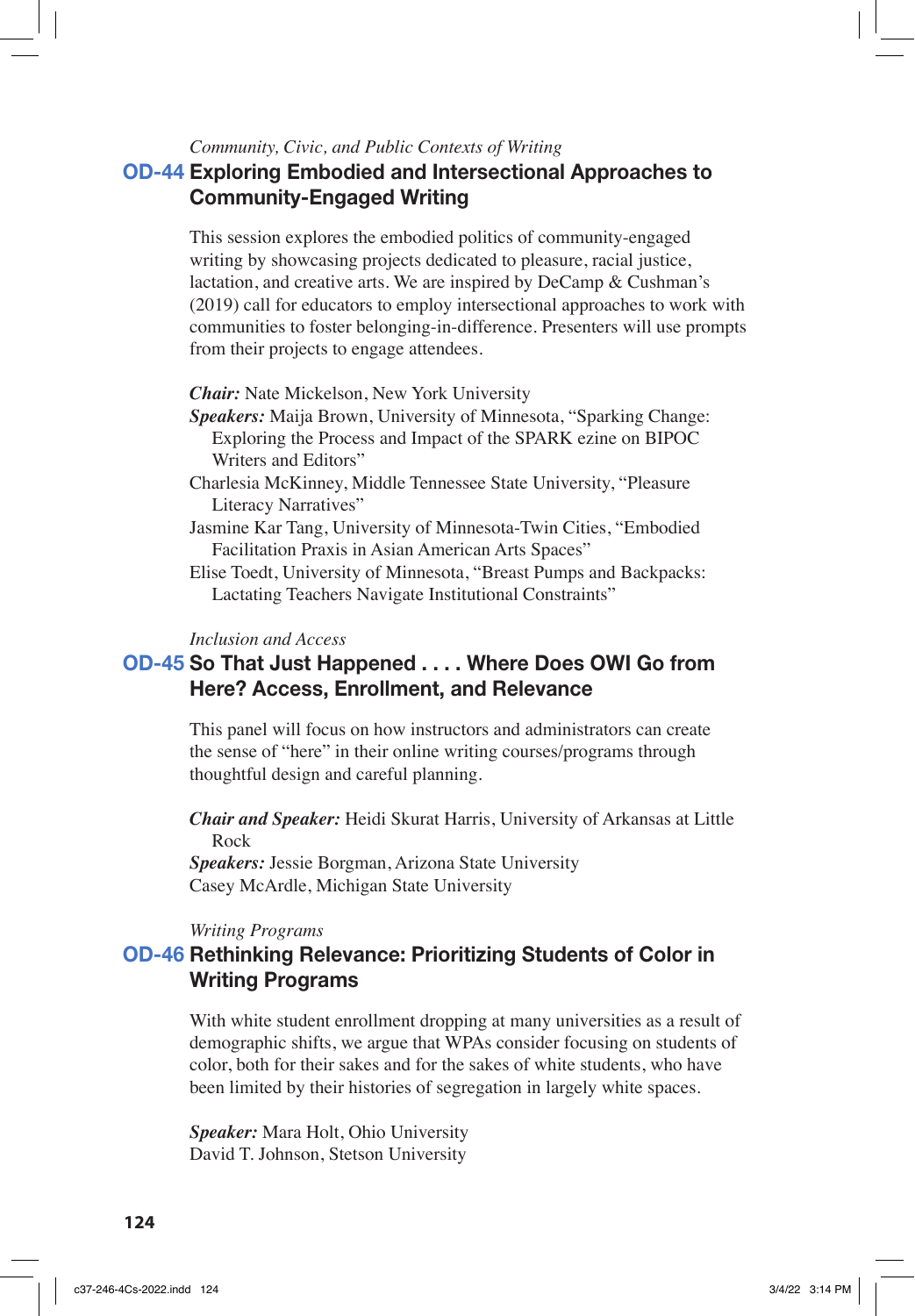*Community, Civic, and Public Contexts of Writing*

## OD-44 Exploring Embodied and Intersectional Approaches to Community-Engaged Writing

This session explores the embodied politics of community-engaged writing by showcasing projects dedicated to pleasure, racial justice, lactation, and creative arts. We are inspired by DeCamp & Cushman's (2019) call for educators to employ intersectional approaches to work with communities to foster belonging-in-difference. Presenters will use prompts from their projects to engage attendees.

***Chair:*** Nate Mickelson, New York University

***Speakers:*** Maija Brown, University of Minnesota, "Sparking Change: Exploring the Process and Impact of the SPARK ezine on BIPOC Writers and Editors"

Charlesia McKinney, Middle Tennessee State University, "Pleasure Literacy Narratives"

Jasmine Kar Tang, University of Minnesota-Twin Cities, "Embodied Facilitation Praxis in Asian American Arts Spaces"

Elise Toedt, University of Minnesota, "Breast Pumps and Backpacks: Lactating Teachers Navigate Institutional Constraints"

*Inclusion and Access*

## OD-45 So That Just Happened . . . . Where Does OWI Go from Here? Access, Enrollment, and Relevance

This panel will focus on how instructors and administrators can create the sense of "here" in their online writing courses/programs through thoughtful design and careful planning.

***Chair and Speaker:*** Heidi Skurat Harris, University of Arkansas at Little Rock

***Speakers:*** Jessie Borgman, Arizona State University

Casey McArdle, Michigan State University

*Writing Programs*

## OD-46 Rethinking Relevance: Prioritizing Students of Color in Writing Programs

With white student enrollment dropping at many universities as a result of demographic shifts, we argue that WPAs consider focusing on students of color, both for their sakes and for the sakes of white students, who have been limited by their histories of segregation in largely white spaces.

***Speaker:*** Mara Holt, Ohio University

David T. Johnson, Stetson University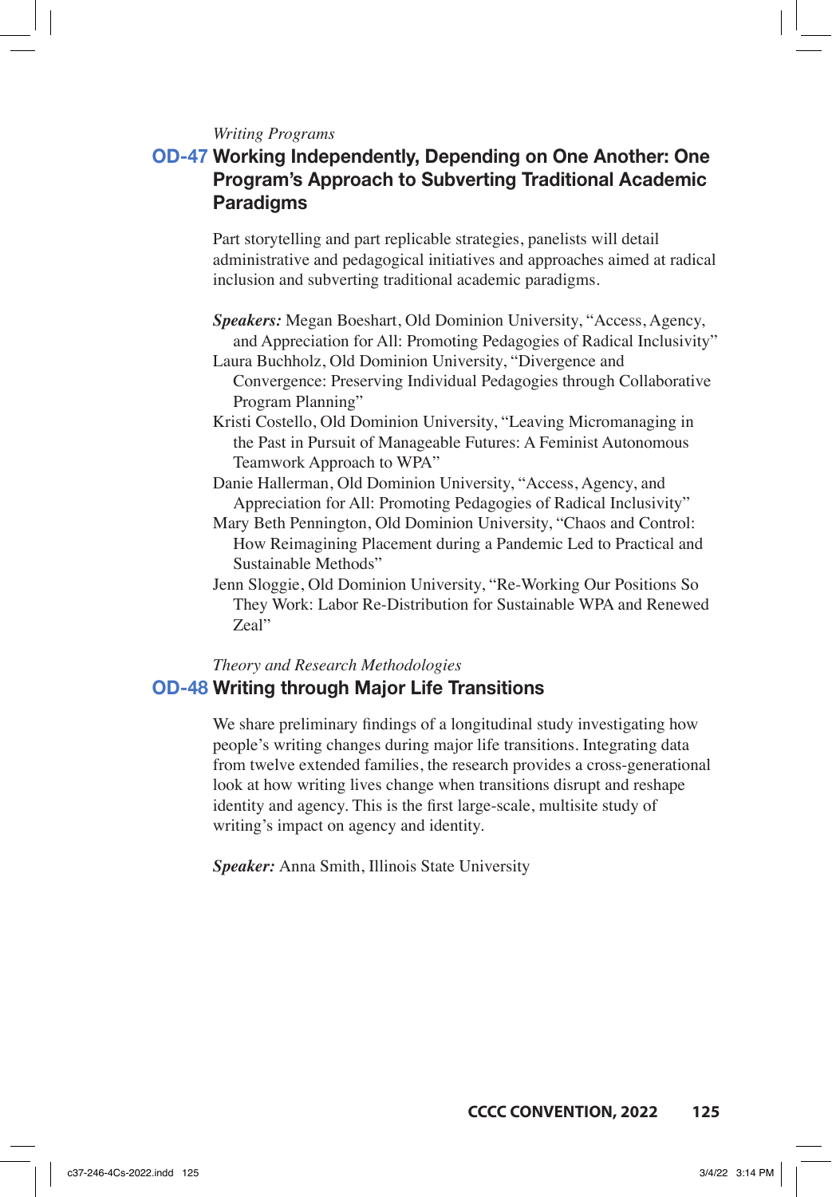*Writing Programs*

## OD-47 Working Independently, Depending on One Another: One Program's Approach to Subverting Traditional Academic Paradigms

Part storytelling and part replicable strategies, panelists will detail administrative and pedagogical initiatives and approaches aimed at radical inclusion and subverting traditional academic paradigms.

***Speakers:*** Megan Boeshart, Old Dominion University, "Access, Agency, and Appreciation for All: Promoting Pedagogies of Radical Inclusivity"
Laura Buchholz, Old Dominion University, "Divergence and Convergence: Preserving Individual Pedagogies through Collaborative Program Planning"
Kristi Costello, Old Dominion University, "Leaving Micromanaging in the Past in Pursuit of Manageable Futures: A Feminist Autonomous Teamwork Approach to WPA"
Danie Hallerman, Old Dominion University, "Access, Agency, and Appreciation for All: Promoting Pedagogies of Radical Inclusivity"
Mary Beth Pennington, Old Dominion University, "Chaos and Control: How Reimagining Placement during a Pandemic Led to Practical and Sustainable Methods"
Jenn Sloggie, Old Dominion University, "Re-Working Our Positions So They Work: Labor Re-Distribution for Sustainable WPA and Renewed Zeal"

*Theory and Research Methodologies*

## OD-48 Writing through Major Life Transitions

We share preliminary findings of a longitudinal study investigating how people's writing changes during major life transitions. Integrating data from twelve extended families, the research provides a cross-generational look at how writing lives change when transitions disrupt and reshape identity and agency. This is the first large-scale, multisite study of writing's impact on agency and identity.

***Speaker:*** Anna Smith, Illinois State University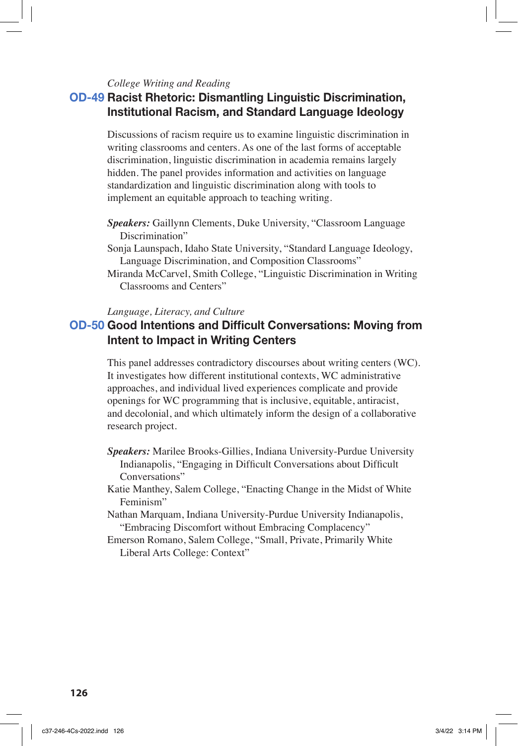*College Writing and Reading*

## OD-49 Racist Rhetoric: Dismantling Linguistic Discrimination, Institutional Racism, and Standard Language Ideology

Discussions of racism require us to examine linguistic discrimination in writing classrooms and centers. As one of the last forms of acceptable discrimination, linguistic discrimination in academia remains largely hidden. The panel provides information and activities on language standardization and linguistic discrimination along with tools to implement an equitable approach to teaching writing.

***Speakers:*** Gaillynn Clements, Duke University, "Classroom Language Discrimination"

Sonja Launspach, Idaho State University, "Standard Language Ideology, Language Discrimination, and Composition Classrooms"

Miranda McCarvel, Smith College, "Linguistic Discrimination in Writing Classrooms and Centers"

*Language, Literacy, and Culture*

## OD-50 Good Intentions and Difficult Conversations: Moving from Intent to Impact in Writing Centers

This panel addresses contradictory discourses about writing centers (WC). It investigates how different institutional contexts, WC administrative approaches, and individual lived experiences complicate and provide openings for WC programming that is inclusive, equitable, antiracist, and decolonial, and which ultimately inform the design of a collaborative research project.

***Speakers:*** Marilee Brooks-Gillies, Indiana University-Purdue University Indianapolis, "Engaging in Difficult Conversations about Difficult Conversations"

Katie Manthey, Salem College, "Enacting Change in the Midst of White Feminism"

Nathan Marquam, Indiana University-Purdue University Indianapolis, "Embracing Discomfort without Embracing Complacency"

Emerson Romano, Salem College, "Small, Private, Primarily White Liberal Arts College: Context"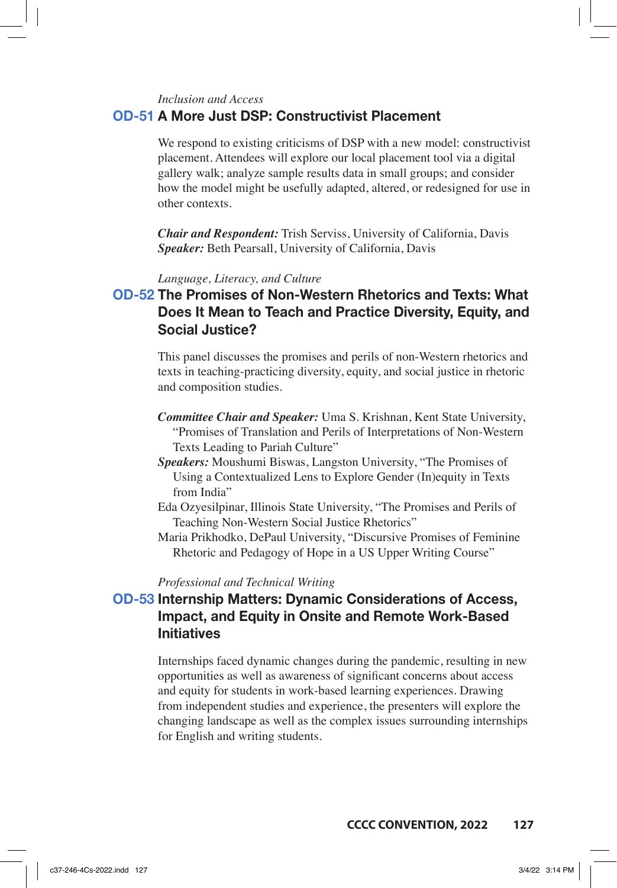*Inclusion and Access*

## OD-51 A More Just DSP: Constructivist Placement

We respond to existing criticisms of DSP with a new model: constructivist placement. Attendees will explore our local placement tool via a digital gallery walk; analyze sample results data in small groups; and consider how the model might be usefully adapted, altered, or redesigned for use in other contexts.

***Chair and Respondent:*** Trish Serviss, University of California, Davis
***Speaker:*** Beth Pearsall, University of California, Davis

*Language, Literacy, and Culture*

## OD-52 The Promises of Non-Western Rhetorics and Texts: What Does It Mean to Teach and Practice Diversity, Equity, and Social Justice?

This panel discusses the promises and perils of non-Western rhetorics and texts in teaching-practicing diversity, equity, and social justice in rhetoric and composition studies.

***Committee Chair and Speaker:*** Uma S. Krishnan, Kent State University, "Promises of Translation and Perils of Interpretations of Non-Western Texts Leading to Pariah Culture"
***Speakers:*** Moushumi Biswas, Langston University, "The Promises of Using a Contextualized Lens to Explore Gender (In)equity in Texts from India"
Eda Ozyesilpinar, Illinois State University, "The Promises and Perils of Teaching Non-Western Social Justice Rhetorics"
Maria Prikhodko, DePaul University, "Discursive Promises of Feminine Rhetoric and Pedagogy of Hope in a US Upper Writing Course"

*Professional and Technical Writing*

## OD-53 Internship Matters: Dynamic Considerations of Access, Impact, and Equity in Onsite and Remote Work-Based Initiatives

Internships faced dynamic changes during the pandemic, resulting in new opportunities as well as awareness of significant concerns about access and equity for students in work-based learning experiences. Drawing from independent studies and experience, the presenters will explore the changing landscape as well as the complex issues surrounding internships for English and writing students.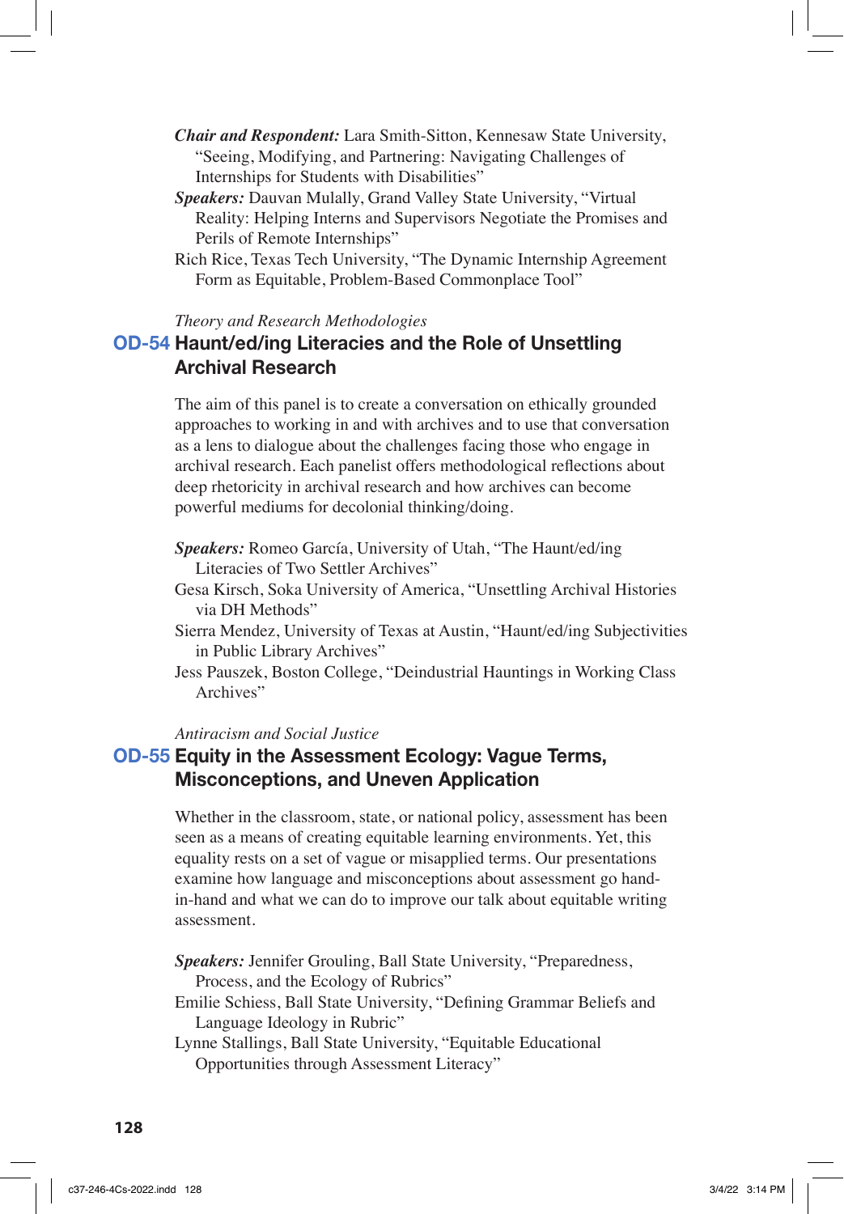***Chair and Respondent:*** Lara Smith-Sitton, Kennesaw State University, "Seeing, Modifying, and Partnering: Navigating Challenges of Internships for Students with Disabilities"

***Speakers:*** Dauvan Mulally, Grand Valley State University, "Virtual Reality: Helping Interns and Supervisors Negotiate the Promises and Perils of Remote Internships"

Rich Rice, Texas Tech University, "The Dynamic Internship Agreement Form as Equitable, Problem-Based Commonplace Tool"

*Theory and Research Methodologies*

## OD-54 Haunt/ed/ing Literacies and the Role of Unsettling Archival Research

The aim of this panel is to create a conversation on ethically grounded approaches to working in and with archives and to use that conversation as a lens to dialogue about the challenges facing those who engage in archival research. Each panelist offers methodological reflections about deep rhetoricity in archival research and how archives can become powerful mediums for decolonial thinking/doing.

***Speakers:*** Romeo García, University of Utah, "The Haunt/ed/ing Literacies of Two Settler Archives"

Gesa Kirsch, Soka University of America, "Unsettling Archival Histories via DH Methods"

Sierra Mendez, University of Texas at Austin, "Haunt/ed/ing Subjectivities in Public Library Archives"

Jess Pauszek, Boston College, "Deindustrial Hauntings in Working Class Archives"

*Antiracism and Social Justice*

## OD-55 Equity in the Assessment Ecology: Vague Terms, Misconceptions, and Uneven Application

Whether in the classroom, state, or national policy, assessment has been seen as a means of creating equitable learning environments. Yet, this equality rests on a set of vague or misapplied terms. Our presentations examine how language and misconceptions about assessment go hand-in-hand and what we can do to improve our talk about equitable writing assessment.

***Speakers:*** Jennifer Grouling, Ball State University, "Preparedness, Process, and the Ecology of Rubrics"

Emilie Schiess, Ball State University, "Defining Grammar Beliefs and Language Ideology in Rubric"

Lynne Stallings, Ball State University, "Equitable Educational Opportunities through Assessment Literacy"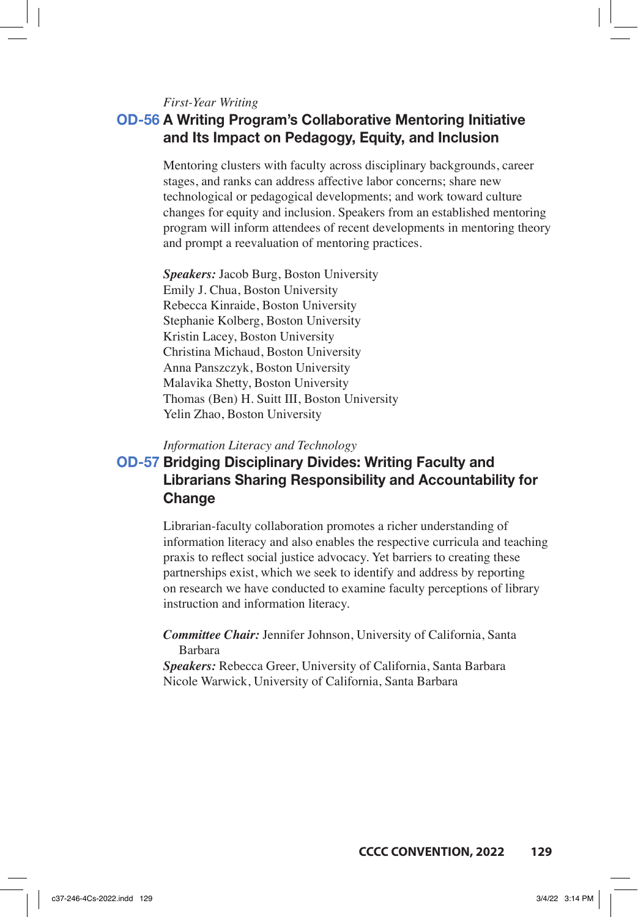*First-Year Writing*

## OD-56 A Writing Program's Collaborative Mentoring Initiative and Its Impact on Pedagogy, Equity, and Inclusion

Mentoring clusters with faculty across disciplinary backgrounds, career stages, and ranks can address affective labor concerns; share new technological or pedagogical developments; and work toward culture changes for equity and inclusion. Speakers from an established mentoring program will inform attendees of recent developments in mentoring theory and prompt a reevaluation of mentoring practices.

***Speakers:*** Jacob Burg, Boston University
Emily J. Chua, Boston University
Rebecca Kinraide, Boston University
Stephanie Kolberg, Boston University
Kristin Lacey, Boston University
Christina Michaud, Boston University
Anna Panszczyk, Boston University
Malavika Shetty, Boston University
Thomas (Ben) H. Suitt III, Boston University
Yelin Zhao, Boston University

*Information Literacy and Technology*

## OD-57 Bridging Disciplinary Divides: Writing Faculty and Librarians Sharing Responsibility and Accountability for Change

Librarian-faculty collaboration promotes a richer understanding of information literacy and also enables the respective curricula and teaching praxis to reflect social justice advocacy. Yet barriers to creating these partnerships exist, which we seek to identify and address by reporting on research we have conducted to examine faculty perceptions of library instruction and information literacy.

***Committee Chair:*** Jennifer Johnson, University of California, Santa Barbara
***Speakers:*** Rebecca Greer, University of California, Santa Barbara
Nicole Warwick, University of California, Santa Barbara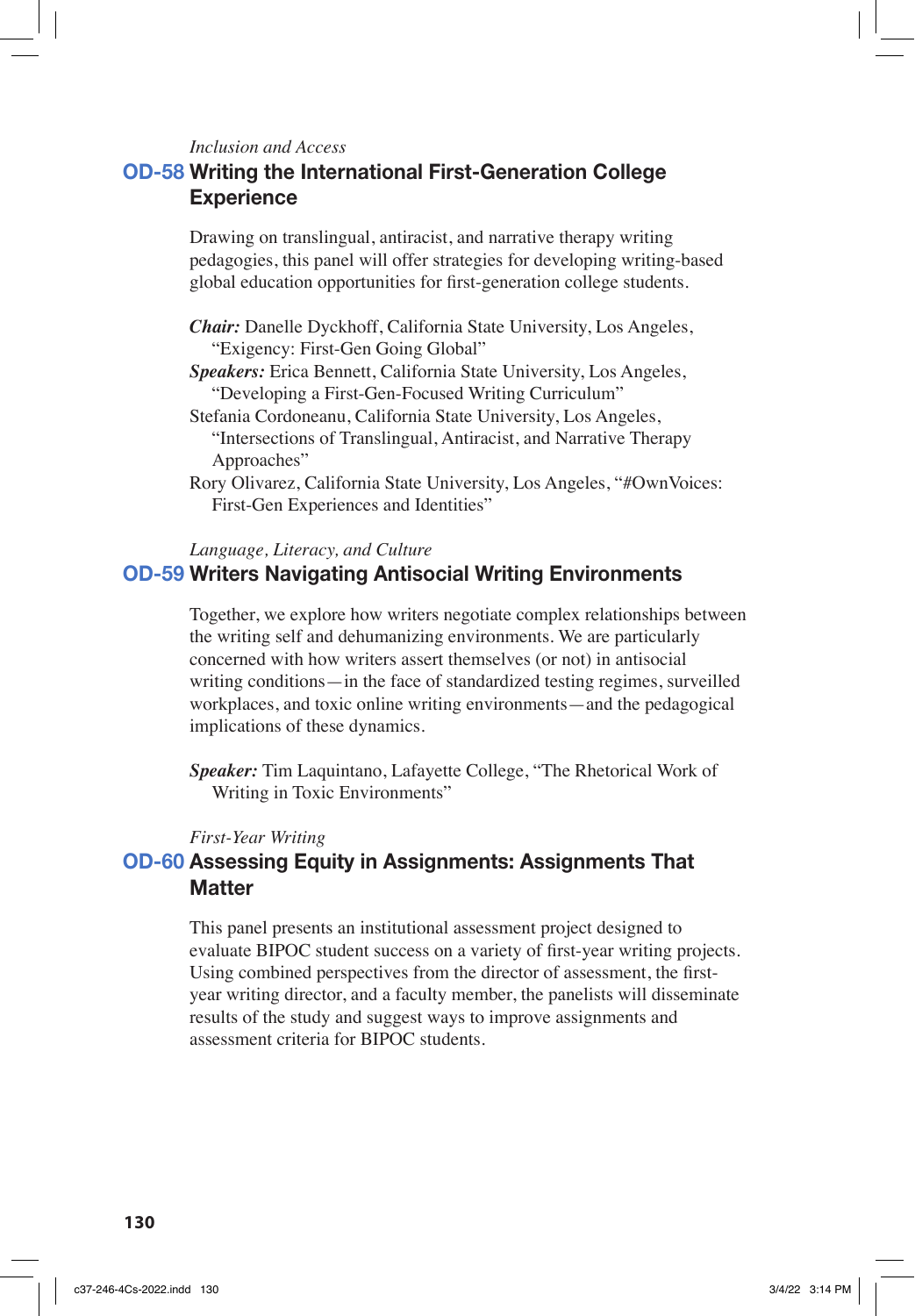*Inclusion and Access*

## OD-58 Writing the International First-Generation College Experience

Drawing on translingual, antiracist, and narrative therapy writing pedagogies, this panel will offer strategies for developing writing-based global education opportunities for first-generation college students.

***Chair:*** Danelle Dyckhoff, California State University, Los Angeles, "Exigency: First-Gen Going Global"
***Speakers:*** Erica Bennett, California State University, Los Angeles, "Developing a First-Gen-Focused Writing Curriculum"
Stefania Cordoneanu, California State University, Los Angeles, "Intersections of Translingual, Antiracist, and Narrative Therapy Approaches"
Rory Olivarez, California State University, Los Angeles, "#OwnVoices: First-Gen Experiences and Identities"

*Language, Literacy, and Culture*

## OD-59 Writers Navigating Antisocial Writing Environments

Together, we explore how writers negotiate complex relationships between the writing self and dehumanizing environments. We are particularly concerned with how writers assert themselves (or not) in antisocial writing conditions—in the face of standardized testing regimes, surveilled workplaces, and toxic online writing environments—and the pedagogical implications of these dynamics.

***Speaker:*** Tim Laquintano, Lafayette College, "The Rhetorical Work of Writing in Toxic Environments"

*First-Year Writing*

## OD-60 Assessing Equity in Assignments: Assignments That Matter

This panel presents an institutional assessment project designed to evaluate BIPOC student success on a variety of first-year writing projects. Using combined perspectives from the director of assessment, the first-year writing director, and a faculty member, the panelists will disseminate results of the study and suggest ways to improve assignments and assessment criteria for BIPOC students.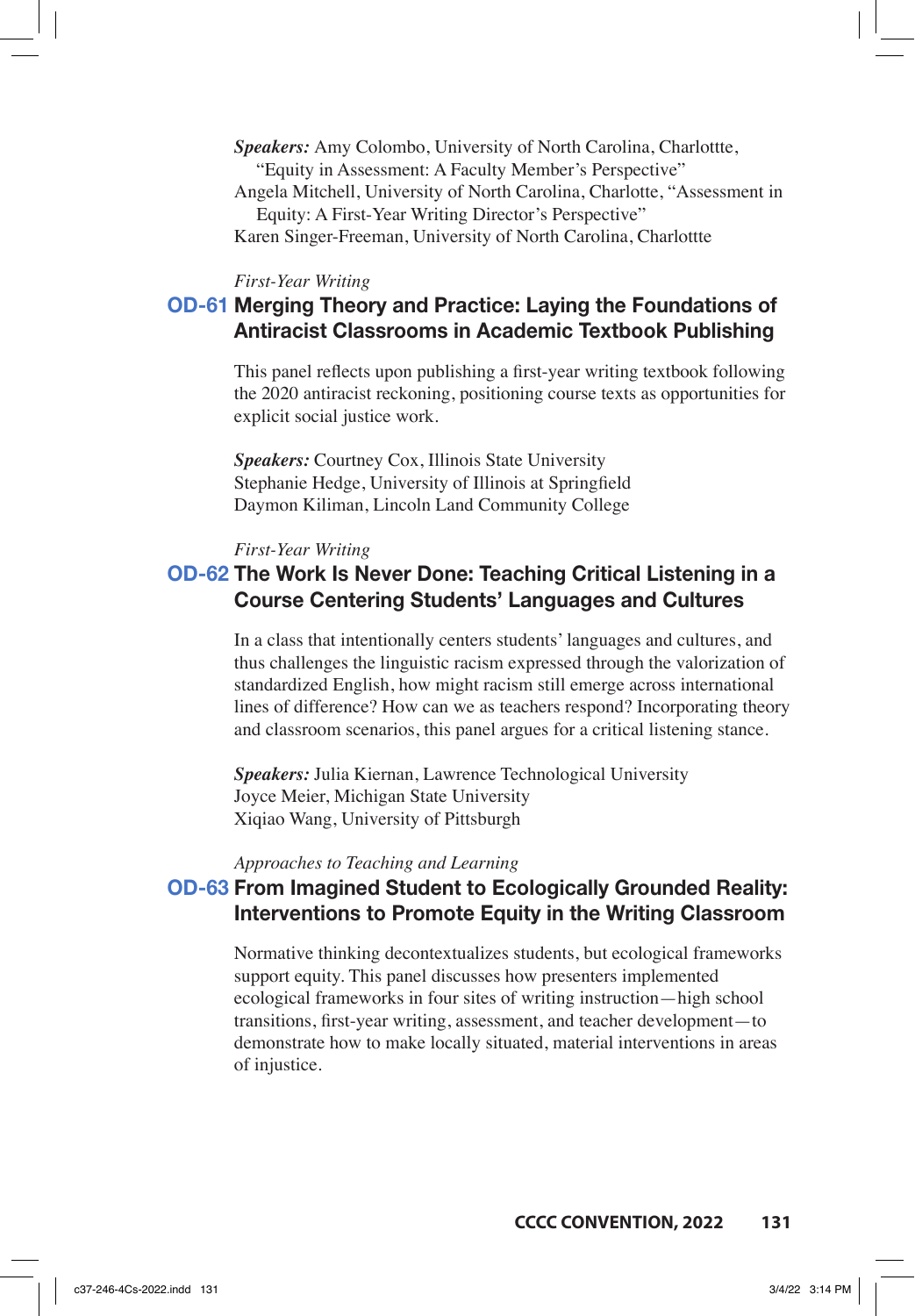***Speakers:*** Amy Colombo, University of North Carolina, Charlottte, "Equity in Assessment: A Faculty Member's Perspective"
Angela Mitchell, University of North Carolina, Charlotte, "Assessment in Equity: A First-Year Writing Director's Perspective"
Karen Singer-Freeman, University of North Carolina, Charlottte

*First-Year Writing*

## OD-61 Merging Theory and Practice: Laying the Foundations of Antiracist Classrooms in Academic Textbook Publishing

This panel reflects upon publishing a first-year writing textbook following the 2020 antiracist reckoning, positioning course texts as opportunities for explicit social justice work.

***Speakers:*** Courtney Cox, Illinois State University
Stephanie Hedge, University of Illinois at Springfield
Daymon Kiliman, Lincoln Land Community College

*First-Year Writing*

## OD-62 The Work Is Never Done: Teaching Critical Listening in a Course Centering Students' Languages and Cultures

In a class that intentionally centers students' languages and cultures, and thus challenges the linguistic racism expressed through the valorization of standardized English, how might racism still emerge across international lines of difference? How can we as teachers respond? Incorporating theory and classroom scenarios, this panel argues for a critical listening stance.

***Speakers:*** Julia Kiernan, Lawrence Technological University
Joyce Meier, Michigan State University
Xiqiao Wang, University of Pittsburgh

*Approaches to Teaching and Learning*

## OD-63 From Imagined Student to Ecologically Grounded Reality: Interventions to Promote Equity in the Writing Classroom

Normative thinking decontextualizes students, but ecological frameworks support equity. This panel discusses how presenters implemented ecological frameworks in four sites of writing instruction—high school transitions, first-year writing, assessment, and teacher development—to demonstrate how to make locally situated, material interventions in areas of injustice.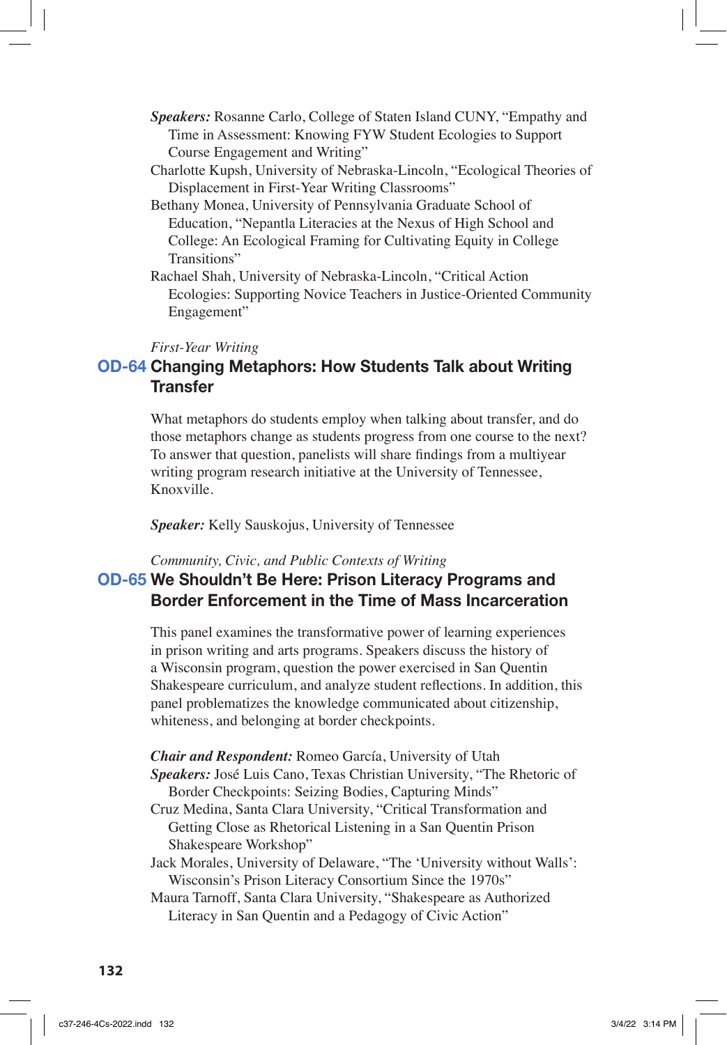***Speakers:*** Rosanne Carlo, College of Staten Island CUNY, "Empathy and Time in Assessment: Knowing FYW Student Ecologies to Support Course Engagement and Writing"

Charlotte Kupsh, University of Nebraska-Lincoln, "Ecological Theories of Displacement in First-Year Writing Classrooms"

Bethany Monea, University of Pennsylvania Graduate School of Education, "Nepantla Literacies at the Nexus of High School and College: An Ecological Framing for Cultivating Equity in College Transitions"

Rachael Shah, University of Nebraska-Lincoln, "Critical Action Ecologies: Supporting Novice Teachers in Justice-Oriented Community Engagement"

*First-Year Writing*

## OD-64 Changing Metaphors: How Students Talk about Writing Transfer

What metaphors do students employ when talking about transfer, and do those metaphors change as students progress from one course to the next? To answer that question, panelists will share findings from a multiyear writing program research initiative at the University of Tennessee, Knoxville.

***Speaker:*** Kelly Sauskojus, University of Tennessee

*Community, Civic, and Public Contexts of Writing*

## OD-65 We Shouldn't Be Here: Prison Literacy Programs and Border Enforcement in the Time of Mass Incarceration

This panel examines the transformative power of learning experiences in prison writing and arts programs. Speakers discuss the history of a Wisconsin program, question the power exercised in San Quentin Shakespeare curriculum, and analyze student reflections. In addition, this panel problematizes the knowledge communicated about citizenship, whiteness, and belonging at border checkpoints.

***Chair and Respondent:*** Romeo García, University of Utah

***Speakers:*** José Luis Cano, Texas Christian University, "The Rhetoric of Border Checkpoints: Seizing Bodies, Capturing Minds"

Cruz Medina, Santa Clara University, "Critical Transformation and Getting Close as Rhetorical Listening in a San Quentin Prison Shakespeare Workshop"

Jack Morales, University of Delaware, "The 'University without Walls': Wisconsin's Prison Literacy Consortium Since the 1970s"

Maura Tarnoff, Santa Clara University, "Shakespeare as Authorized Literacy in San Quentin and a Pedagogy of Civic Action"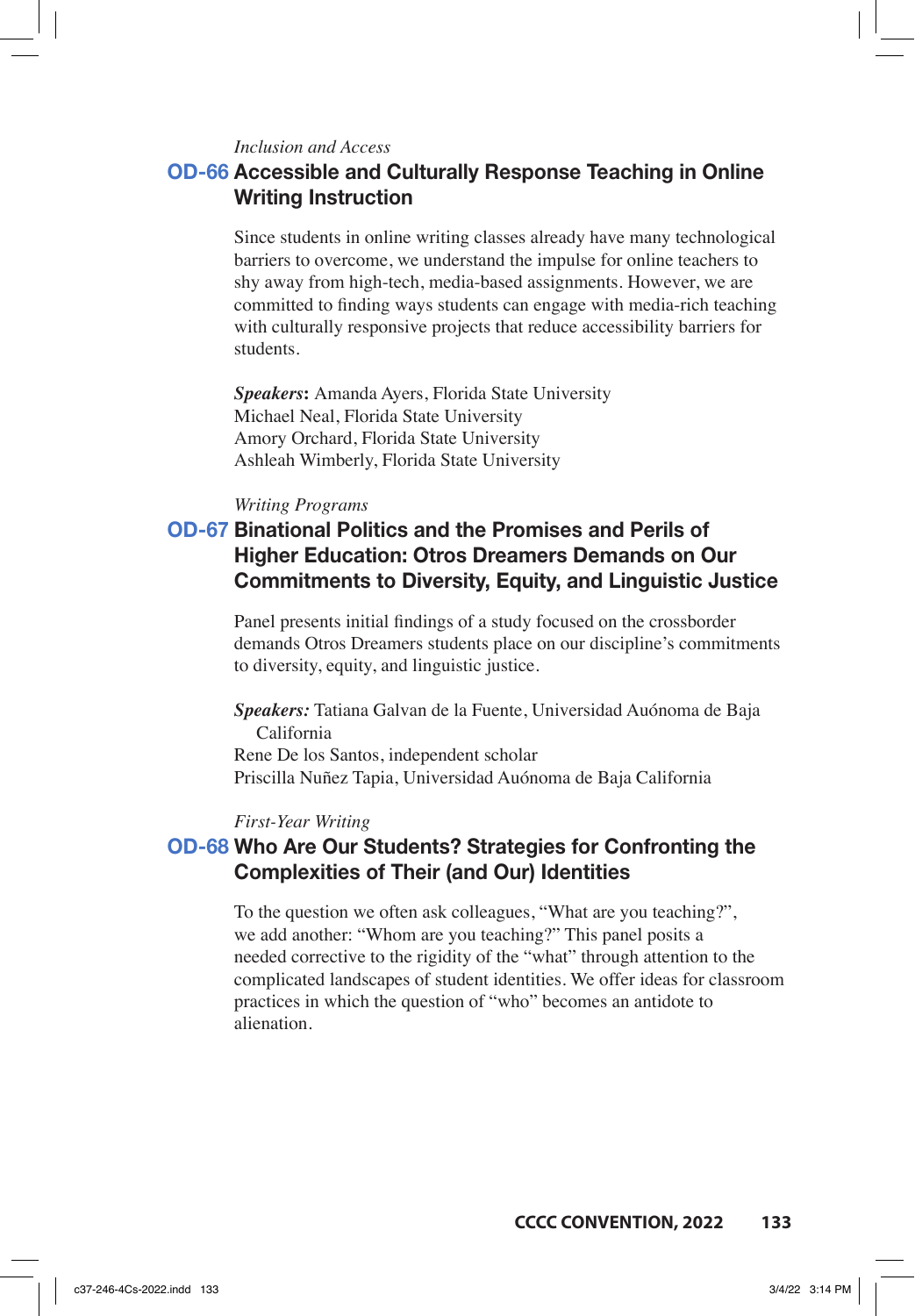*Inclusion and Access*

## OD-66 Accessible and Culturally Response Teaching in Online Writing Instruction

Since students in online writing classes already have many technological barriers to overcome, we understand the impulse for online teachers to shy away from high-tech, media-based assignments. However, we are committed to finding ways students can engage with media-rich teaching with culturally responsive projects that reduce accessibility barriers for students.

***Speakers*:** Amanda Ayers, Florida State University
Michael Neal, Florida State University
Amory Orchard, Florida State University
Ashleah Wimberly, Florida State University

*Writing Programs*

## OD-67 Binational Politics and the Promises and Perils of Higher Education: Otros Dreamers Demands on Our Commitments to Diversity, Equity, and Linguistic Justice

Panel presents initial findings of a study focused on the crossborder demands Otros Dreamers students place on our discipline's commitments to diversity, equity, and linguistic justice.

***Speakers:*** Tatiana Galvan de la Fuente, Universidad Auónoma de Baja California
Rene De los Santos, independent scholar
Priscilla Nuñez Tapia, Universidad Auónoma de Baja California

*First-Year Writing*

## OD-68 Who Are Our Students? Strategies for Confronting the Complexities of Their (and Our) Identities

To the question we often ask colleagues, "What are you teaching?", we add another: "Whom are you teaching?" This panel posits a needed corrective to the rigidity of the "what" through attention to the complicated landscapes of student identities. We offer ideas for classroom practices in which the question of "who" becomes an antidote to alienation.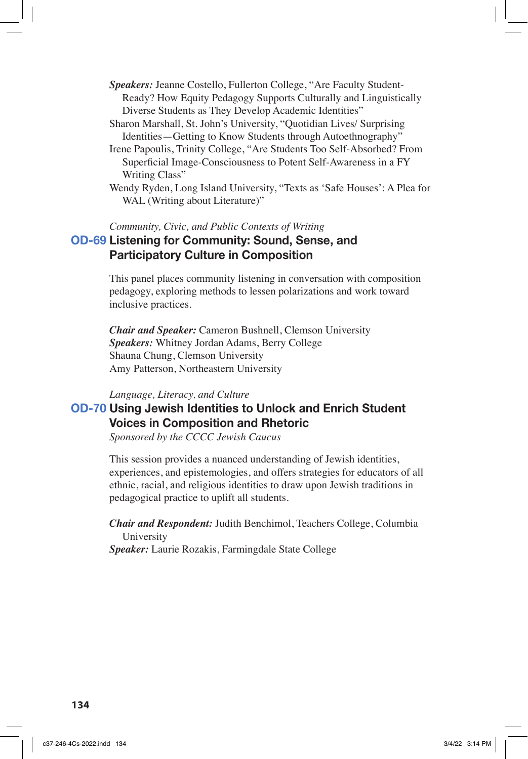***Speakers:*** Jeanne Costello, Fullerton College, "Are Faculty Student-Ready? How Equity Pedagogy Supports Culturally and Linguistically Diverse Students as They Develop Academic Identities"

Sharon Marshall, St. John's University, "Quotidian Lives/ Surprising Identities—Getting to Know Students through Autoethnography"

Irene Papoulis, Trinity College, "Are Students Too Self-Absorbed? From Superficial Image-Consciousness to Potent Self-Awareness in a FY Writing Class"

Wendy Ryden, Long Island University, "Texts as 'Safe Houses': A Plea for WAL (Writing about Literature)"

*Community, Civic, and Public Contexts of Writing*

## OD-69 Listening for Community: Sound, Sense, and Participatory Culture in Composition

This panel places community listening in conversation with composition pedagogy, exploring methods to lessen polarizations and work toward inclusive practices.

***Chair and Speaker:*** Cameron Bushnell, Clemson University

***Speakers:*** Whitney Jordan Adams, Berry College

Shauna Chung, Clemson University

Amy Patterson, Northeastern University

*Language, Literacy, and Culture*

## OD-70 Using Jewish Identities to Unlock and Enrich Student Voices in Composition and Rhetoric

*Sponsored by the CCCC Jewish Caucus*

This session provides a nuanced understanding of Jewish identities, experiences, and epistemologies, and offers strategies for educators of all ethnic, racial, and religious identities to draw upon Jewish traditions in pedagogical practice to uplift all students.

***Chair and Respondent:*** Judith Benchimol, Teachers College, Columbia University

***Speaker:*** Laurie Rozakis, Farmingdale State College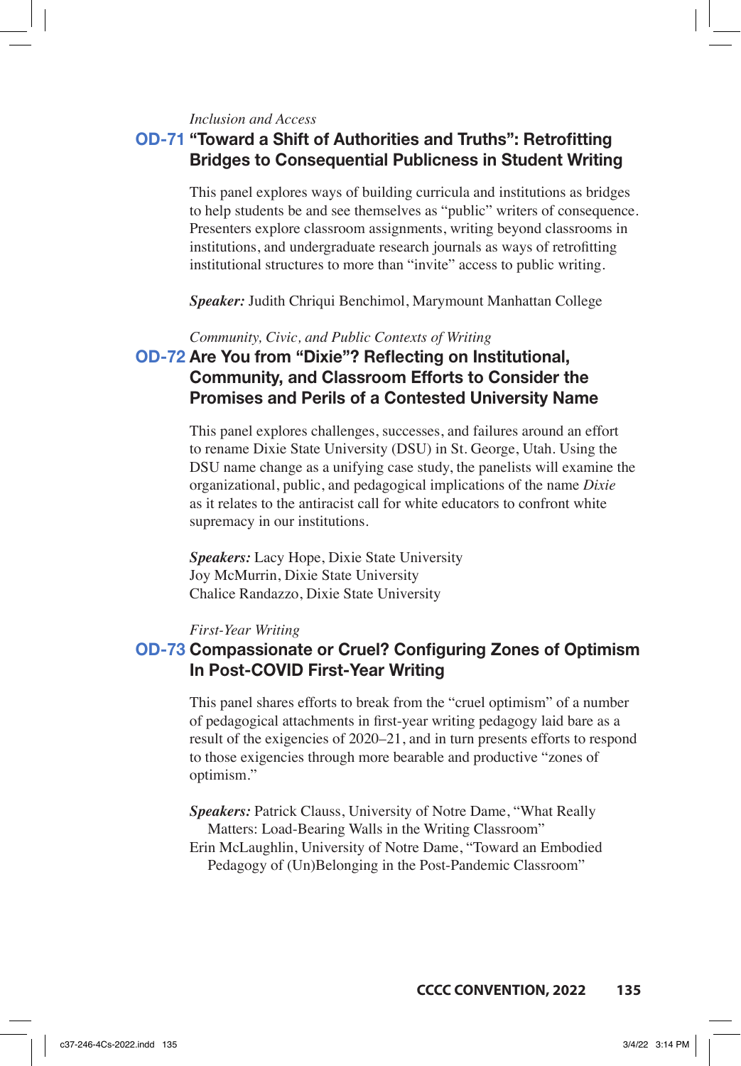*Inclusion and Access*

## OD-71 "Toward a Shift of Authorities and Truths": Retrofitting Bridges to Consequential Publicness in Student Writing

This panel explores ways of building curricula and institutions as bridges to help students be and see themselves as "public" writers of consequence. Presenters explore classroom assignments, writing beyond classrooms in institutions, and undergraduate research journals as ways of retrofitting institutional structures to more than "invite" access to public writing.

***Speaker:*** Judith Chriqui Benchimol, Marymount Manhattan College

*Community, Civic, and Public Contexts of Writing*

## OD-72 Are You from "Dixie"? Reflecting on Institutional, Community, and Classroom Efforts to Consider the Promises and Perils of a Contested University Name

This panel explores challenges, successes, and failures around an effort to rename Dixie State University (DSU) in St. George, Utah. Using the DSU name change as a unifying case study, the panelists will examine the organizational, public, and pedagogical implications of the name *Dixie* as it relates to the antiracist call for white educators to confront white supremacy in our institutions.

***Speakers:*** Lacy Hope, Dixie State University
Joy McMurrin, Dixie State University
Chalice Randazzo, Dixie State University

*First-Year Writing*

## OD-73 Compassionate or Cruel? Configuring Zones of Optimism In Post-COVID First-Year Writing

This panel shares efforts to break from the "cruel optimism" of a number of pedagogical attachments in first-year writing pedagogy laid bare as a result of the exigencies of 2020–21, and in turn presents efforts to respond to those exigencies through more bearable and productive "zones of optimism."

***Speakers:*** Patrick Clauss, University of Notre Dame, "What Really Matters: Load-Bearing Walls in the Writing Classroom"
Erin McLaughlin, University of Notre Dame, "Toward an Embodied Pedagogy of (Un)Belonging in the Post-Pandemic Classroom"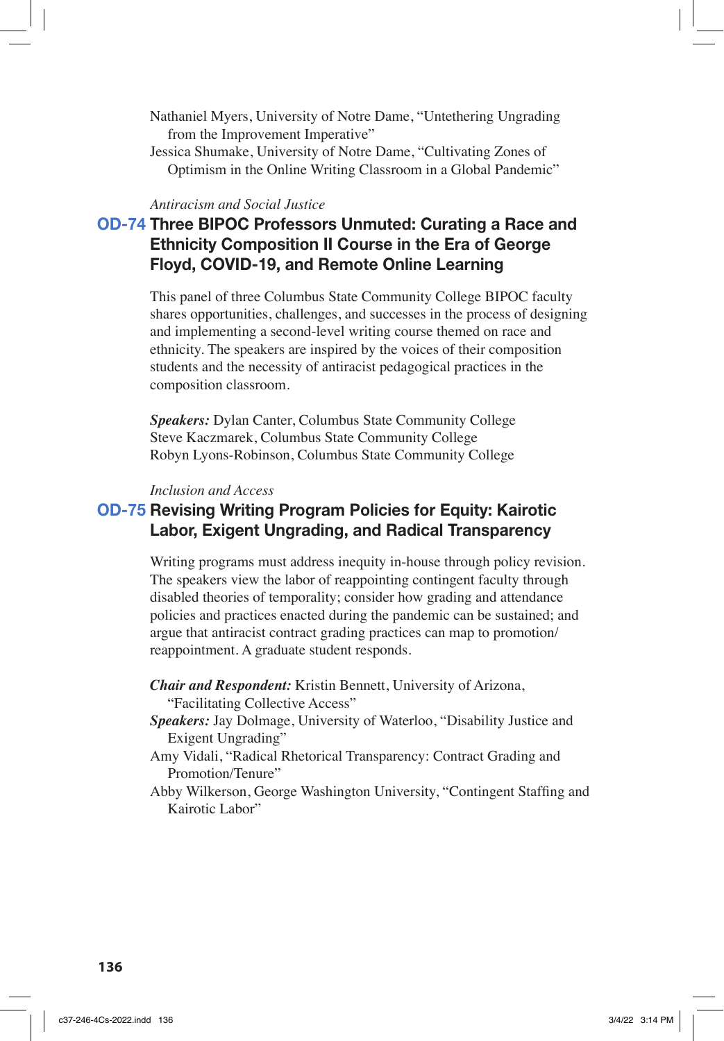Nathaniel Myers, University of Notre Dame, "Untethering Ungrading from the Improvement Imperative"

Jessica Shumake, University of Notre Dame, "Cultivating Zones of Optimism in the Online Writing Classroom in a Global Pandemic"

*Antiracism and Social Justice*

## OD-74 Three BIPOC Professors Unmuted: Curating a Race and Ethnicity Composition II Course in the Era of George Floyd, COVID-19, and Remote Online Learning

This panel of three Columbus State Community College BIPOC faculty shares opportunities, challenges, and successes in the process of designing and implementing a second-level writing course themed on race and ethnicity. The speakers are inspired by the voices of their composition students and the necessity of antiracist pedagogical practices in the composition classroom.

***Speakers:*** Dylan Canter, Columbus State Community College

Steve Kaczmarek, Columbus State Community College

Robyn Lyons-Robinson, Columbus State Community College

*Inclusion and Access*

## OD-75 Revising Writing Program Policies for Equity: Kairotic Labor, Exigent Ungrading, and Radical Transparency

Writing programs must address inequity in-house through policy revision. The speakers view the labor of reappointing contingent faculty through disabled theories of temporality; consider how grading and attendance policies and practices enacted during the pandemic can be sustained; and argue that antiracist contract grading practices can map to promotion/reappointment. A graduate student responds.

***Chair and Respondent:*** Kristin Bennett, University of Arizona, "Facilitating Collective Access"

***Speakers:*** Jay Dolmage, University of Waterloo, "Disability Justice and Exigent Ungrading"

Amy Vidali, "Radical Rhetorical Transparency: Contract Grading and Promotion/Tenure"

Abby Wilkerson, George Washington University, "Contingent Staffing and Kairotic Labor"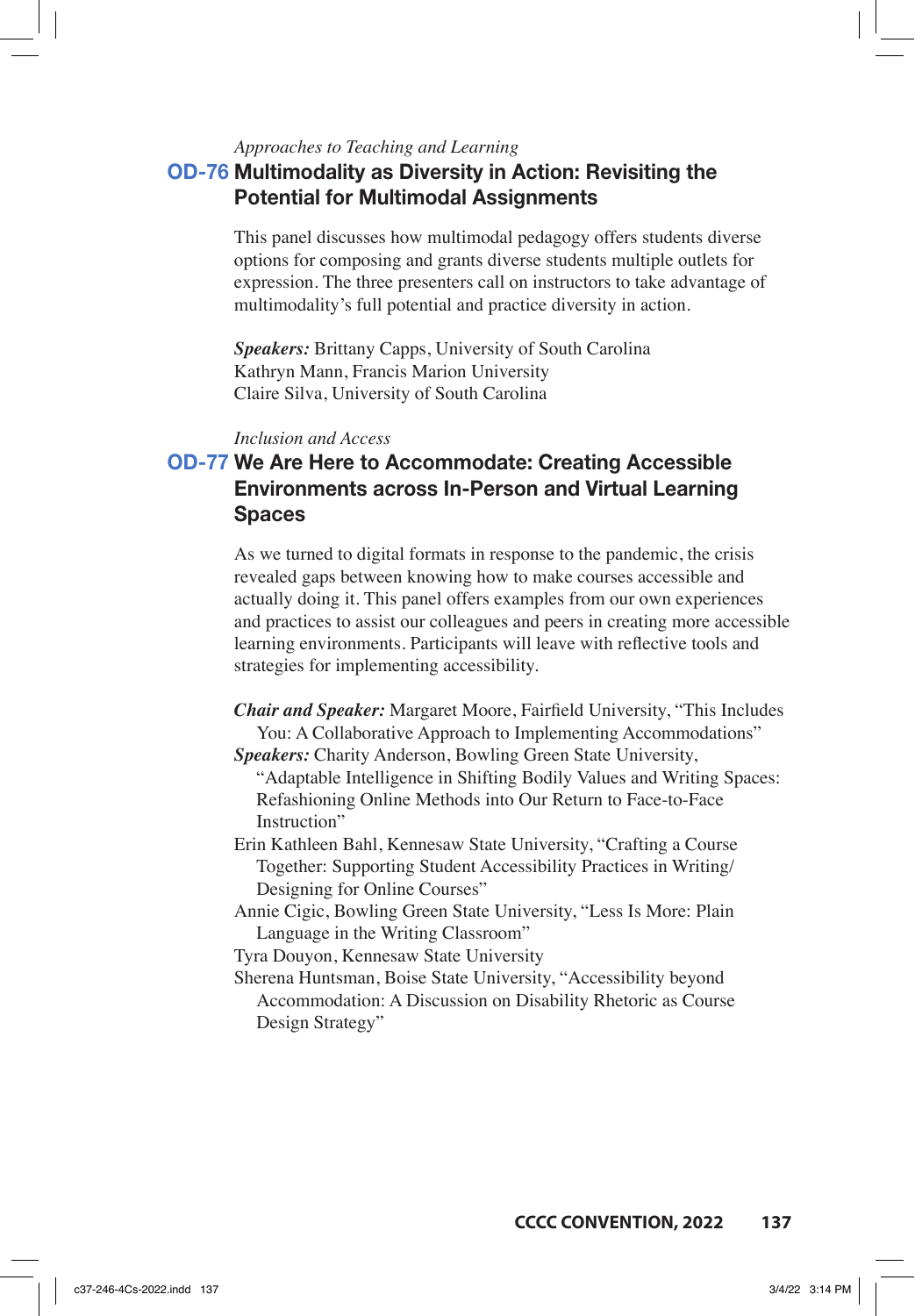*Approaches to Teaching and Learning*

## OD-76 Multimodality as Diversity in Action: Revisiting the Potential for Multimodal Assignments

This panel discusses how multimodal pedagogy offers students diverse options for composing and grants diverse students multiple outlets for expression. The three presenters call on instructors to take advantage of multimodality's full potential and practice diversity in action.

***Speakers:*** Brittany Capps, University of South Carolina
Kathryn Mann, Francis Marion University
Claire Silva, University of South Carolina

*Inclusion and Access*

## OD-77 We Are Here to Accommodate: Creating Accessible Environments across In-Person and Virtual Learning Spaces

As we turned to digital formats in response to the pandemic, the crisis revealed gaps between knowing how to make courses accessible and actually doing it. This panel offers examples from our own experiences and practices to assist our colleagues and peers in creating more accessible learning environments. Participants will leave with reflective tools and strategies for implementing accessibility.

***Chair and Speaker:*** Margaret Moore, Fairfield University, "This Includes You: A Collaborative Approach to Implementing Accommodations"
***Speakers:*** Charity Anderson, Bowling Green State University, "Adaptable Intelligence in Shifting Bodily Values and Writing Spaces: Refashioning Online Methods into Our Return to Face-to-Face Instruction"
Erin Kathleen Bahl, Kennesaw State University, "Crafting a Course Together: Supporting Student Accessibility Practices in Writing/Designing for Online Courses"
Annie Cigic, Bowling Green State University, "Less Is More: Plain Language in the Writing Classroom"
Tyra Douyon, Kennesaw State University
Sherena Huntsman, Boise State University, "Accessibility beyond Accommodation: A Discussion on Disability Rhetoric as Course Design Strategy"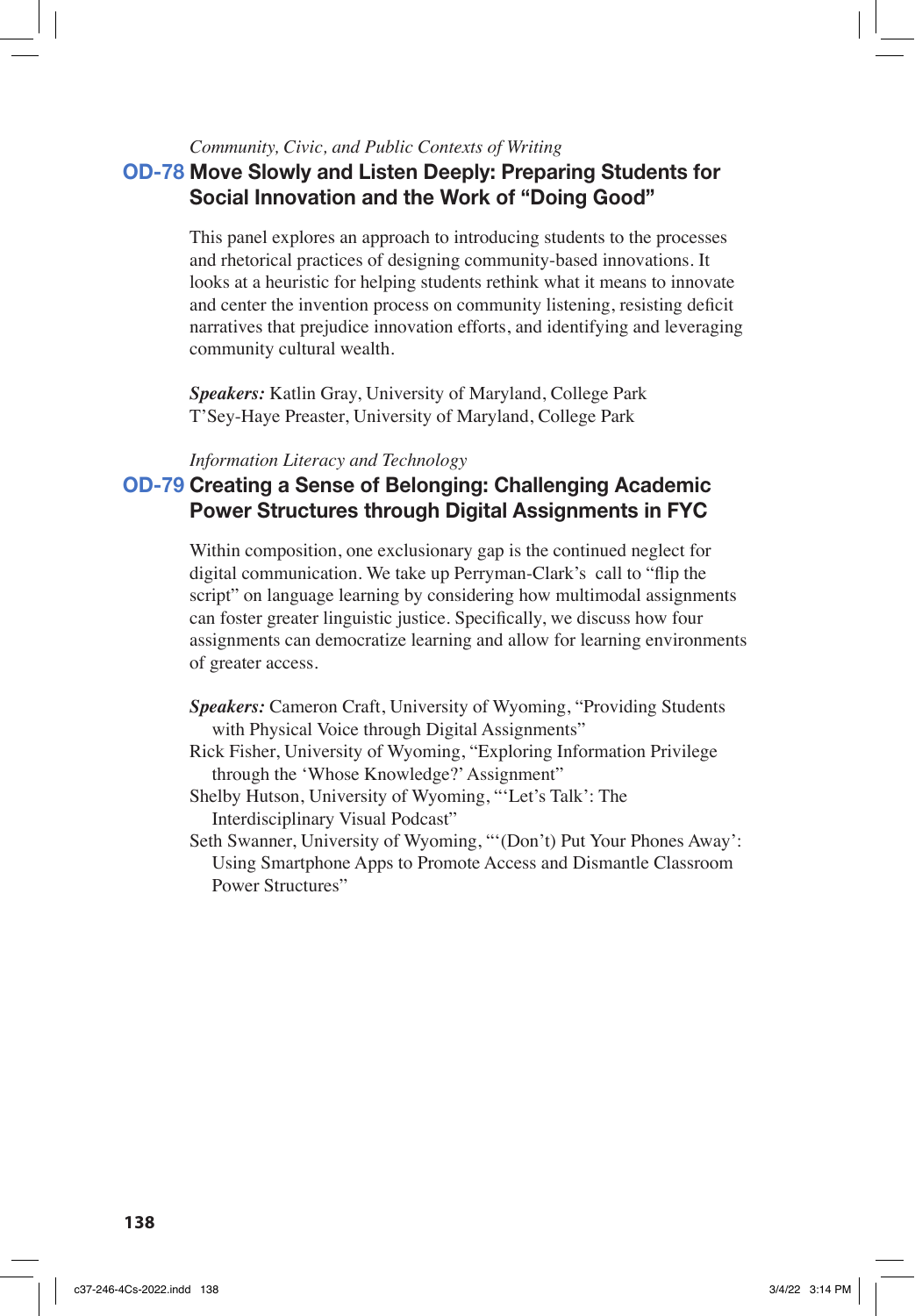*Community, Civic, and Public Contexts of Writing*

## OD-78 Move Slowly and Listen Deeply: Preparing Students for Social Innovation and the Work of "Doing Good"

This panel explores an approach to introducing students to the processes and rhetorical practices of designing community-based innovations. It looks at a heuristic for helping students rethink what it means to innovate and center the invention process on community listening, resisting deficit narratives that prejudice innovation efforts, and identifying and leveraging community cultural wealth.

***Speakers:*** Katlin Gray, University of Maryland, College Park
T'Sey-Haye Preaster, University of Maryland, College Park

*Information Literacy and Technology*

## OD-79 Creating a Sense of Belonging: Challenging Academic Power Structures through Digital Assignments in FYC

Within composition, one exclusionary gap is the continued neglect for digital communication. We take up Perryman-Clark's call to "flip the script" on language learning by considering how multimodal assignments can foster greater linguistic justice. Specifically, we discuss how four assignments can democratize learning and allow for learning environments of greater access.

***Speakers:*** Cameron Craft, University of Wyoming, "Providing Students with Physical Voice through Digital Assignments"
Rick Fisher, University of Wyoming, "Exploring Information Privilege through the 'Whose Knowledge?' Assignment"
Shelby Hutson, University of Wyoming, "'Let's Talk': The Interdisciplinary Visual Podcast"
Seth Swanner, University of Wyoming, "'(Don't) Put Your Phones Away': Using Smartphone Apps to Promote Access and Dismantle Classroom Power Structures"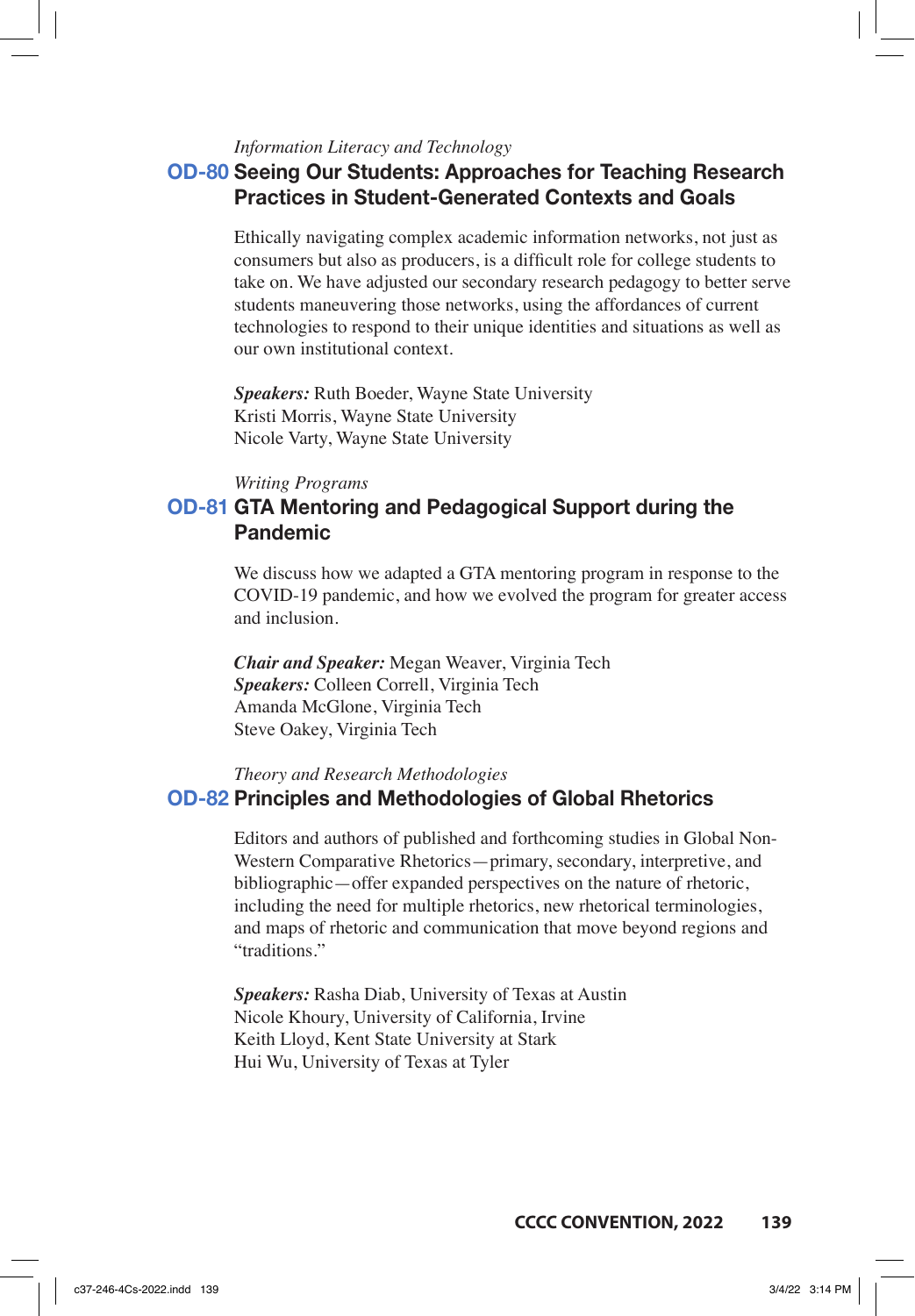*Information Literacy and Technology*

## OD-80 Seeing Our Students: Approaches for Teaching Research Practices in Student-Generated Contexts and Goals

Ethically navigating complex academic information networks, not just as consumers but also as producers, is a difficult role for college students to take on. We have adjusted our secondary research pedagogy to better serve students maneuvering those networks, using the affordances of current technologies to respond to their unique identities and situations as well as our own institutional context.

***Speakers:*** Ruth Boeder, Wayne State University
Kristi Morris, Wayne State University
Nicole Varty, Wayne State University

*Writing Programs*

## OD-81 GTA Mentoring and Pedagogical Support during the Pandemic

We discuss how we adapted a GTA mentoring program in response to the COVID-19 pandemic, and how we evolved the program for greater access and inclusion.

***Chair and Speaker:*** Megan Weaver, Virginia Tech
***Speakers:*** Colleen Correll, Virginia Tech
Amanda McGlone, Virginia Tech
Steve Oakey, Virginia Tech

*Theory and Research Methodologies*

## OD-82 Principles and Methodologies of Global Rhetorics

Editors and authors of published and forthcoming studies in Global Non-Western Comparative Rhetorics—primary, secondary, interpretive, and bibliographic—offer expanded perspectives on the nature of rhetoric, including the need for multiple rhetorics, new rhetorical terminologies, and maps of rhetoric and communication that move beyond regions and "traditions."

***Speakers:*** Rasha Diab, University of Texas at Austin
Nicole Khoury, University of California, Irvine
Keith Lloyd, Kent State University at Stark
Hui Wu, University of Texas at Tyler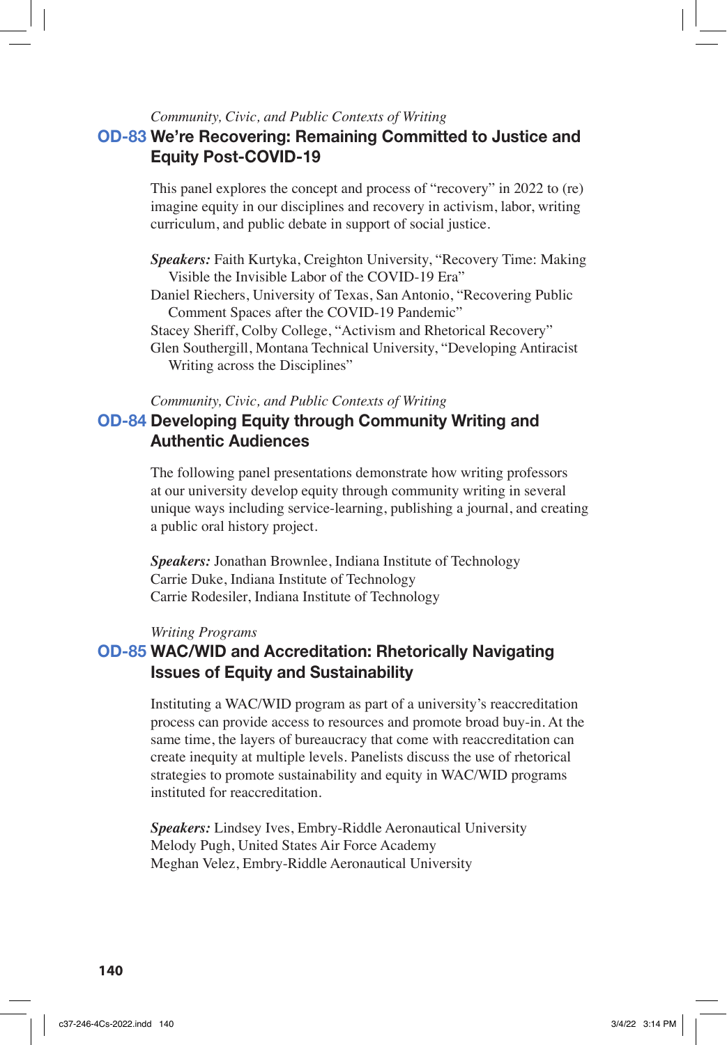*Community, Civic, and Public Contexts of Writing*

## OD-83 We're Recovering: Remaining Committed to Justice and Equity Post-COVID-19

This panel explores the concept and process of "recovery" in 2022 to (re) imagine equity in our disciplines and recovery in activism, labor, writing curriculum, and public debate in support of social justice.

***Speakers:*** Faith Kurtyka, Creighton University, "Recovery Time: Making Visible the Invisible Labor of the COVID-19 Era"
Daniel Riechers, University of Texas, San Antonio, "Recovering Public Comment Spaces after the COVID-19 Pandemic"
Stacey Sheriff, Colby College, "Activism and Rhetorical Recovery"
Glen Southergill, Montana Technical University, "Developing Antiracist Writing across the Disciplines"

*Community, Civic, and Public Contexts of Writing*

## OD-84 Developing Equity through Community Writing and Authentic Audiences

The following panel presentations demonstrate how writing professors at our university develop equity through community writing in several unique ways including service-learning, publishing a journal, and creating a public oral history project.

***Speakers:*** Jonathan Brownlee, Indiana Institute of Technology
Carrie Duke, Indiana Institute of Technology
Carrie Rodesiler, Indiana Institute of Technology

*Writing Programs*

## OD-85 WAC/WID and Accreditation: Rhetorically Navigating Issues of Equity and Sustainability

Instituting a WAC/WID program as part of a university's reaccreditation process can provide access to resources and promote broad buy-in. At the same time, the layers of bureaucracy that come with reaccreditation can create inequity at multiple levels. Panelists discuss the use of rhetorical strategies to promote sustainability and equity in WAC/WID programs instituted for reaccreditation.

***Speakers:*** Lindsey Ives, Embry-Riddle Aeronautical University
Melody Pugh, United States Air Force Academy
Meghan Velez, Embry-Riddle Aeronautical University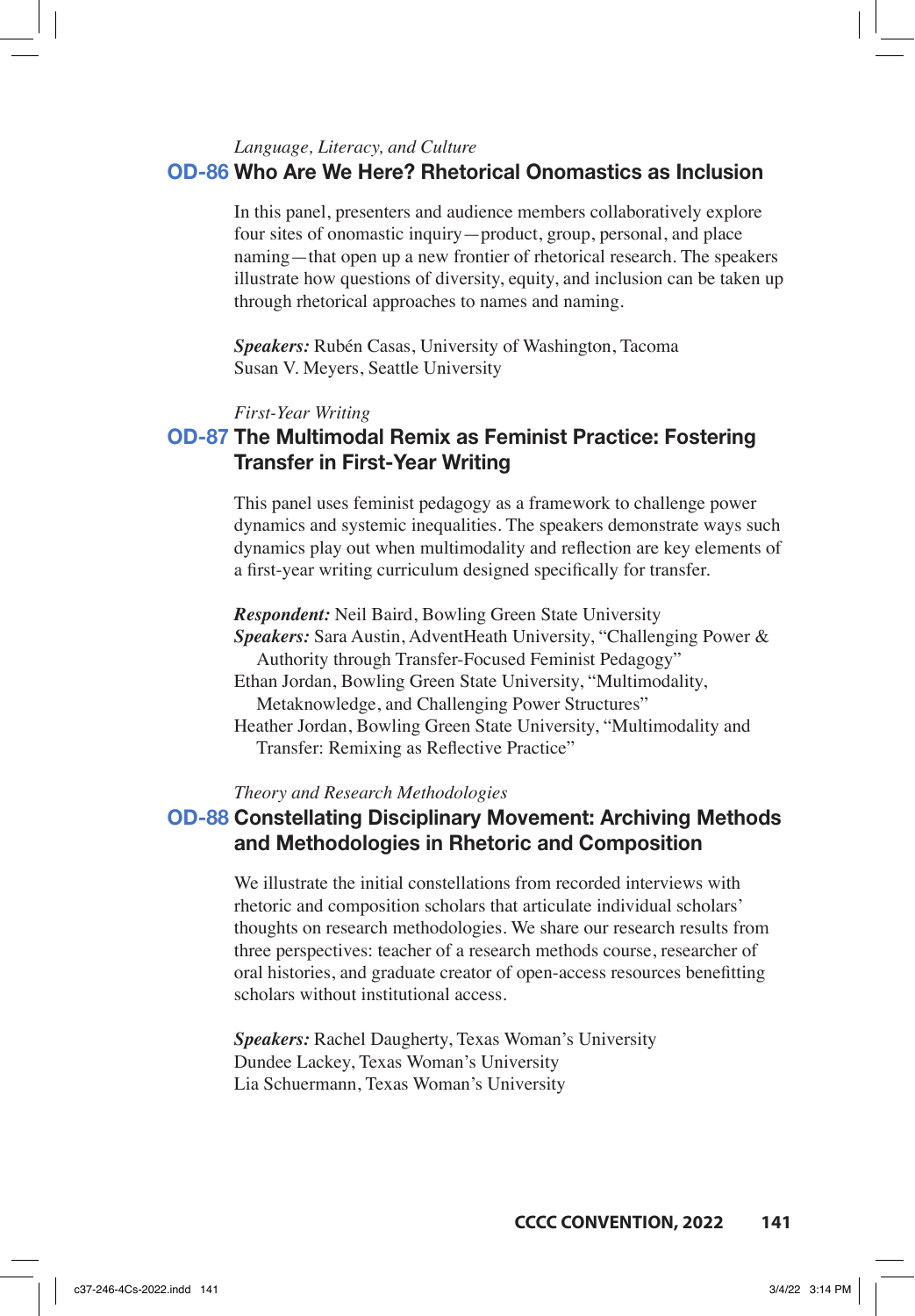*Language, Literacy, and Culture*

## OD-86 Who Are We Here? Rhetorical Onomastics as Inclusion

In this panel, presenters and audience members collaboratively explore four sites of onomastic inquiry—product, group, personal, and place naming—that open up a new frontier of rhetorical research. The speakers illustrate how questions of diversity, equity, and inclusion can be taken up through rhetorical approaches to names and naming.

***Speakers:*** Rubén Casas, University of Washington, Tacoma
Susan V. Meyers, Seattle University

*First-Year Writing*

## OD-87 The Multimodal Remix as Feminist Practice: Fostering Transfer in First-Year Writing

This panel uses feminist pedagogy as a framework to challenge power dynamics and systemic inequalities. The speakers demonstrate ways such dynamics play out when multimodality and reflection are key elements of a first-year writing curriculum designed specifically for transfer.

***Respondent:*** Neil Baird, Bowling Green State University
***Speakers:*** Sara Austin, AdventHealth University, "Challenging Power & Authority through Transfer-Focused Feminist Pedagogy"
Ethan Jordan, Bowling Green State University, "Multimodality, Metaknowledge, and Challenging Power Structures"
Heather Jordan, Bowling Green State University, "Multimodality and Transfer: Remixing as Reflective Practice"

*Theory and Research Methodologies*

## OD-88 Constellating Disciplinary Movement: Archiving Methods and Methodologies in Rhetoric and Composition

We illustrate the initial constellations from recorded interviews with rhetoric and composition scholars that articulate individual scholars' thoughts on research methodologies. We share our research results from three perspectives: teacher of a research methods course, researcher of oral histories, and graduate creator of open-access resources benefitting scholars without institutional access.

***Speakers:*** Rachel Daugherty, Texas Woman's University
Dundee Lackey, Texas Woman's University
Lia Schuermann, Texas Woman's University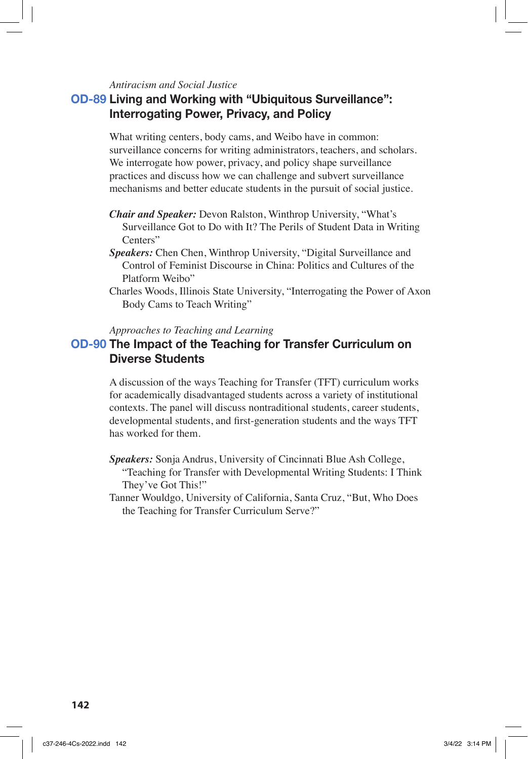*Antiracism and Social Justice*

## OD-89 Living and Working with "Ubiquitous Surveillance": Interrogating Power, Privacy, and Policy

What writing centers, body cams, and Weibo have in common: surveillance concerns for writing administrators, teachers, and scholars. We interrogate how power, privacy, and policy shape surveillance practices and discuss how we can challenge and subvert surveillance mechanisms and better educate students in the pursuit of social justice.

***Chair and Speaker:*** Devon Ralston, Winthrop University, "What's Surveillance Got to Do with It? The Perils of Student Data in Writing Centers"

***Speakers:*** Chen Chen, Winthrop University, "Digital Surveillance and Control of Feminist Discourse in China: Politics and Cultures of the Platform Weibo"

Charles Woods, Illinois State University, "Interrogating the Power of Axon Body Cams to Teach Writing"

*Approaches to Teaching and Learning*

## OD-90 The Impact of the Teaching for Transfer Curriculum on Diverse Students

A discussion of the ways Teaching for Transfer (TFT) curriculum works for academically disadvantaged students across a variety of institutional contexts. The panel will discuss nontraditional students, career students, developmental students, and first-generation students and the ways TFT has worked for them.

***Speakers:*** Sonja Andrus, University of Cincinnati Blue Ash College, "Teaching for Transfer with Developmental Writing Students: I Think They've Got This!"

Tanner Wouldgo, University of California, Santa Cruz, "But, Who Does the Teaching for Transfer Curriculum Serve?"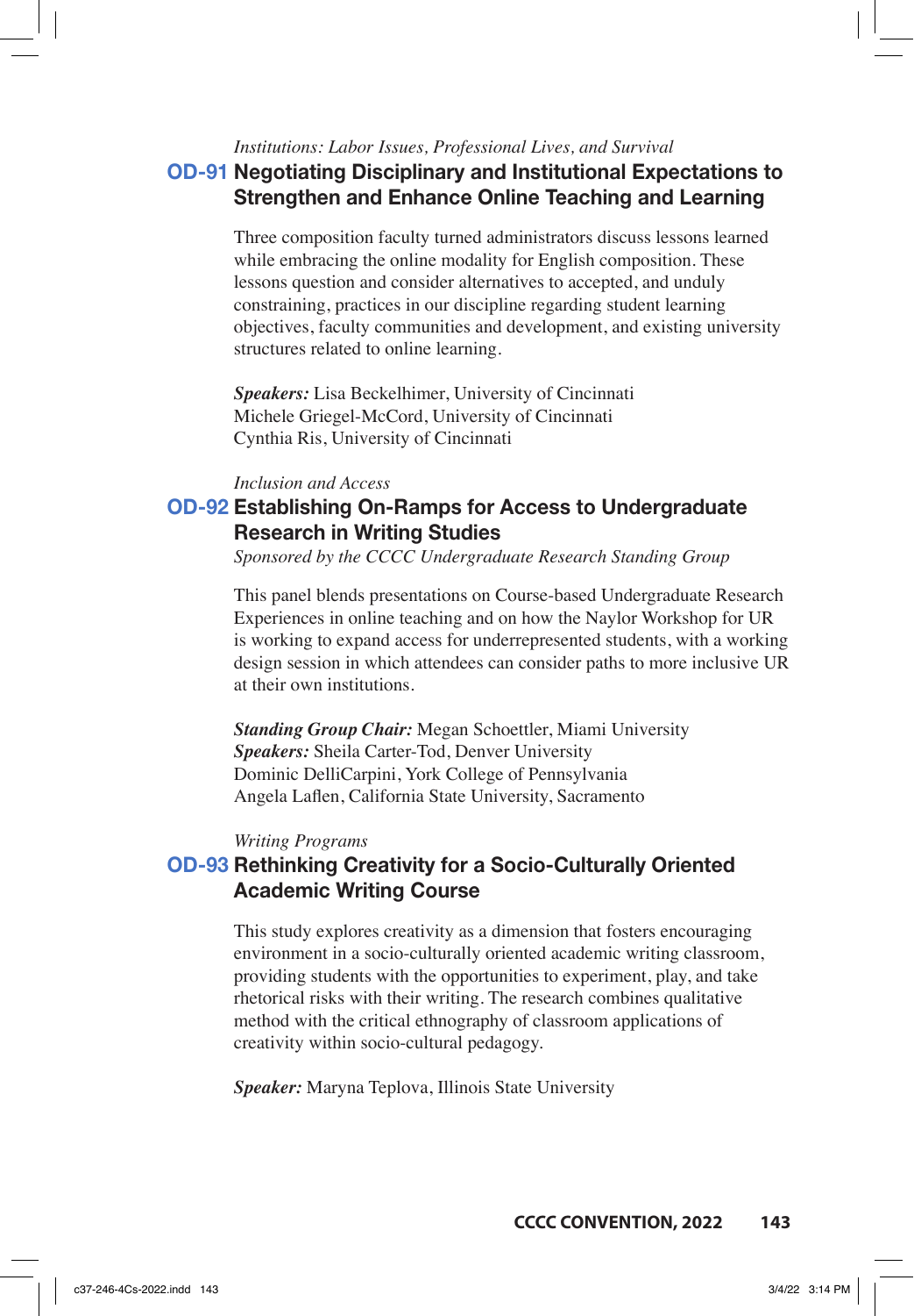*Institutions: Labor Issues, Professional Lives, and Survival*

## OD-91 Negotiating Disciplinary and Institutional Expectations to Strengthen and Enhance Online Teaching and Learning

Three composition faculty turned administrators discuss lessons learned while embracing the online modality for English composition. These lessons question and consider alternatives to accepted, and unduly constraining, practices in our discipline regarding student learning objectives, faculty communities and development, and existing university structures related to online learning.

***Speakers:*** Lisa Beckelhimer, University of Cincinnati
Michele Griegel-McCord, University of Cincinnati
Cynthia Ris, University of Cincinnati

*Inclusion and Access*

## OD-92 Establishing On-Ramps for Access to Undergraduate Research in Writing Studies

*Sponsored by the CCCC Undergraduate Research Standing Group*

This panel blends presentations on Course-based Undergraduate Research Experiences in online teaching and on how the Naylor Workshop for UR is working to expand access for underrepresented students, with a working design session in which attendees can consider paths to more inclusive UR at their own institutions.

***Standing Group Chair:*** Megan Schoettler, Miami University
***Speakers:*** Sheila Carter-Tod, Denver University
Dominic DelliCarpini, York College of Pennsylvania
Angela Laflen, California State University, Sacramento

*Writing Programs*

## OD-93 Rethinking Creativity for a Socio-Culturally Oriented Academic Writing Course

This study explores creativity as a dimension that fosters encouraging environment in a socio-culturally oriented academic writing classroom, providing students with the opportunities to experiment, play, and take rhetorical risks with their writing. The research combines qualitative method with the critical ethnography of classroom applications of creativity within socio-cultural pedagogy.

***Speaker:*** Maryna Teplova, Illinois State University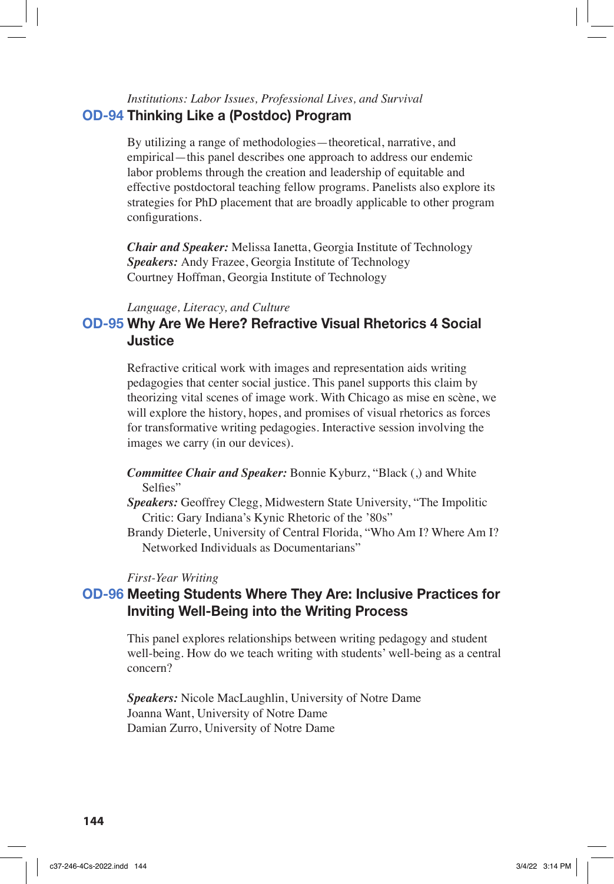*Institutions: Labor Issues, Professional Lives, and Survival*

## OD-94 Thinking Like a (Postdoc) Program

By utilizing a range of methodologies—theoretical, narrative, and empirical—this panel describes one approach to address our endemic labor problems through the creation and leadership of equitable and effective postdoctoral teaching fellow programs. Panelists also explore its strategies for PhD placement that are broadly applicable to other program configurations.

***Chair and Speaker:*** Melissa Ianetta, Georgia Institute of Technology
***Speakers:*** Andy Frazee, Georgia Institute of Technology
Courtney Hoffman, Georgia Institute of Technology

*Language, Literacy, and Culture*

## OD-95 Why Are We Here? Refractive Visual Rhetorics 4 Social Justice

Refractive critical work with images and representation aids writing pedagogies that center social justice. This panel supports this claim by theorizing vital scenes of image work. With Chicago as mise en scène, we will explore the history, hopes, and promises of visual rhetorics as forces for transformative writing pedagogies. Interactive session involving the images we carry (in our devices).

***Committee Chair and Speaker:*** Bonnie Kyburz, "Black (,) and White Selfies"
***Speakers:*** Geoffrey Clegg, Midwestern State University, "The Impolitic Critic: Gary Indiana's Kynic Rhetoric of the '80s"
Brandy Dieterle, University of Central Florida, "Who Am I? Where Am I? Networked Individuals as Documentarians"

*First-Year Writing*

## OD-96 Meeting Students Where They Are: Inclusive Practices for Inviting Well-Being into the Writing Process

This panel explores relationships between writing pedagogy and student well-being. How do we teach writing with students' well-being as a central concern?

***Speakers:*** Nicole MacLaughlin, University of Notre Dame
Joanna Want, University of Notre Dame
Damian Zurro, University of Notre Dame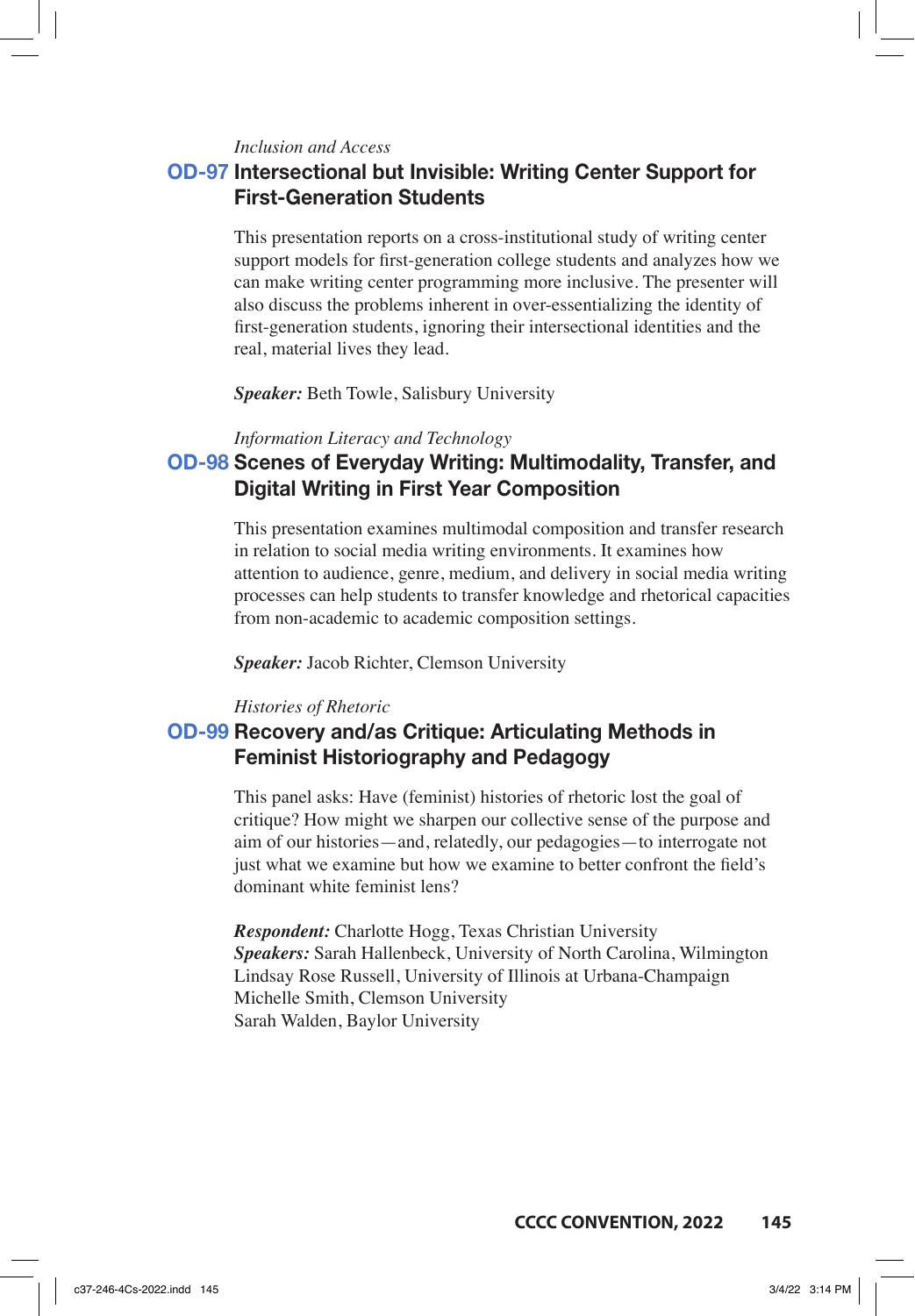*Inclusion and Access*

## OD-97 Intersectional but Invisible: Writing Center Support for First-Generation Students

This presentation reports on a cross-institutional study of writing center support models for first-generation college students and analyzes how we can make writing center programming more inclusive. The presenter will also discuss the problems inherent in over-essentializing the identity of first-generation students, ignoring their intersectional identities and the real, material lives they lead.

***Speaker:*** Beth Towle, Salisbury University

*Information Literacy and Technology*

## OD-98 Scenes of Everyday Writing: Multimodality, Transfer, and Digital Writing in First Year Composition

This presentation examines multimodal composition and transfer research in relation to social media writing environments. It examines how attention to audience, genre, medium, and delivery in social media writing processes can help students to transfer knowledge and rhetorical capacities from non-academic to academic composition settings.

***Speaker:*** Jacob Richter, Clemson University

*Histories of Rhetoric*

## OD-99 Recovery and/as Critique: Articulating Methods in Feminist Historiography and Pedagogy

This panel asks: Have (feminist) histories of rhetoric lost the goal of critique? How might we sharpen our collective sense of the purpose and aim of our histories—and, relatedly, our pedagogies—to interrogate not just what we examine but how we examine to better confront the field's dominant white feminist lens?

***Respondent:*** Charlotte Hogg, Texas Christian University
***Speakers:*** Sarah Hallenbeck, University of North Carolina, Wilmington
Lindsay Rose Russell, University of Illinois at Urbana-Champaign
Michelle Smith, Clemson University
Sarah Walden, Baylor University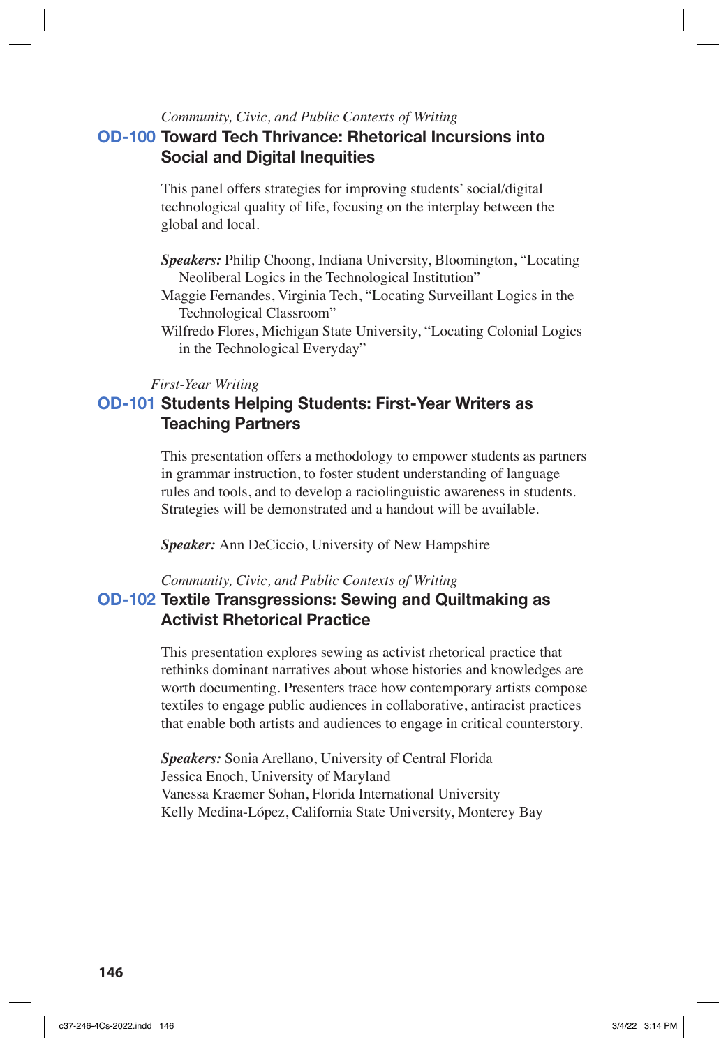*Community, Civic, and Public Contexts of Writing*

## OD-100 Toward Tech Thrivance: Rhetorical Incursions into Social and Digital Inequities

This panel offers strategies for improving students' social/digital technological quality of life, focusing on the interplay between the global and local.

***Speakers:*** Philip Choong, Indiana University, Bloomington, "Locating Neoliberal Logics in the Technological Institution"
Maggie Fernandes, Virginia Tech, "Locating Surveillant Logics in the Technological Classroom"
Wilfredo Flores, Michigan State University, "Locating Colonial Logics in the Technological Everyday"

*First-Year Writing*

## OD-101 Students Helping Students: First-Year Writers as Teaching Partners

This presentation offers a methodology to empower students as partners in grammar instruction, to foster student understanding of language rules and tools, and to develop a raciolinguistic awareness in students. Strategies will be demonstrated and a handout will be available.

***Speaker:*** Ann DeCiccio, University of New Hampshire

*Community, Civic, and Public Contexts of Writing*

## OD-102 Textile Transgressions: Sewing and Quiltmaking as Activist Rhetorical Practice

This presentation explores sewing as activist rhetorical practice that rethinks dominant narratives about whose histories and knowledges are worth documenting. Presenters trace how contemporary artists compose textiles to engage public audiences in collaborative, antiracist practices that enable both artists and audiences to engage in critical counterstory.

***Speakers:*** Sonia Arellano, University of Central Florida
Jessica Enoch, University of Maryland
Vanessa Kraemer Sohan, Florida International University
Kelly Medina-López, California State University, Monterey Bay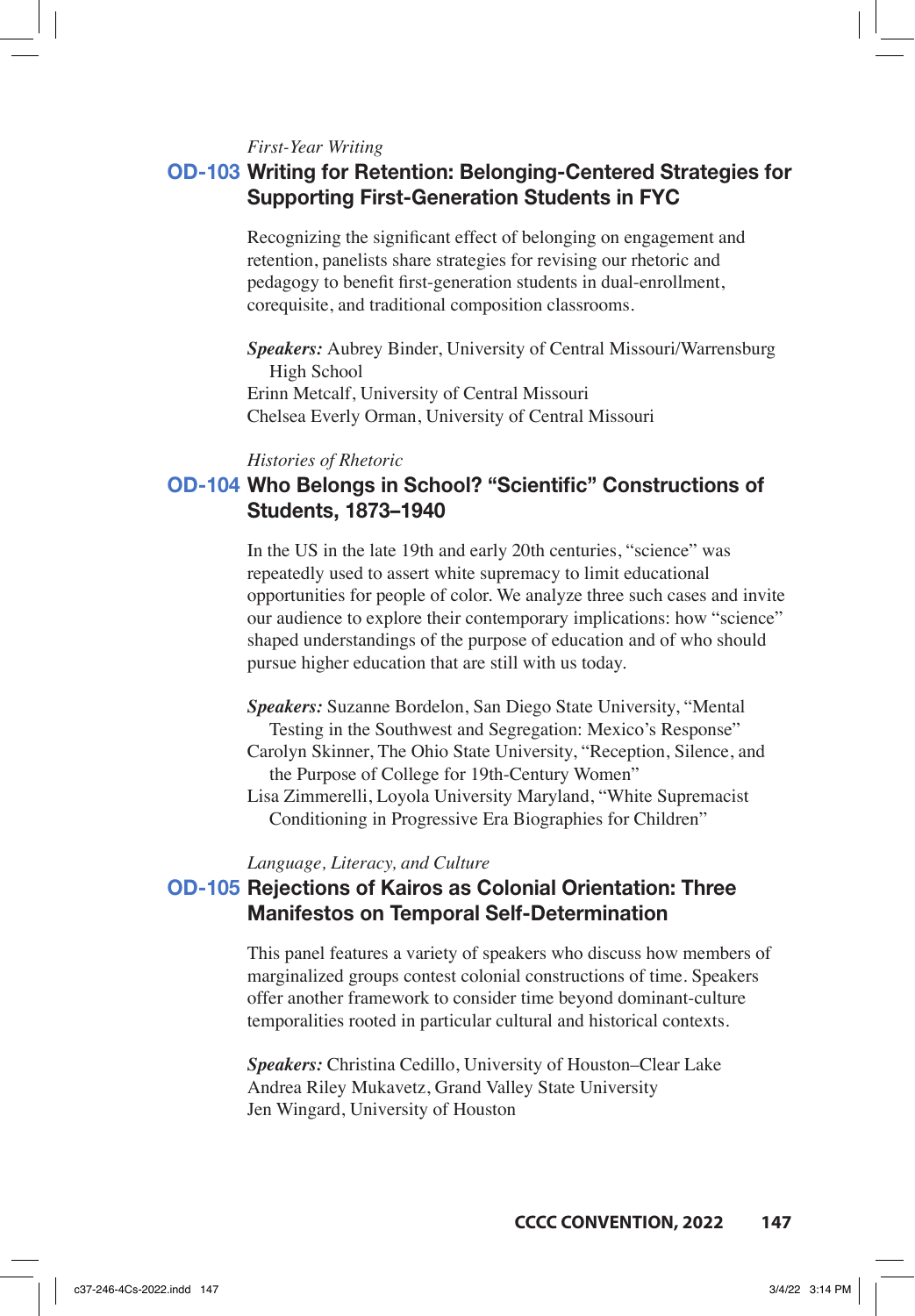*First-Year Writing*

## OD-103 Writing for Retention: Belonging-Centered Strategies for Supporting First-Generation Students in FYC

Recognizing the significant effect of belonging on engagement and retention, panelists share strategies for revising our rhetoric and pedagogy to benefit first-generation students in dual-enrollment, corequisite, and traditional composition classrooms.

***Speakers:*** Aubrey Binder, University of Central Missouri/Warrensburg High School
Erinn Metcalf, University of Central Missouri
Chelsea Everly Orman, University of Central Missouri

*Histories of Rhetoric*

## OD-104 Who Belongs in School? "Scientific" Constructions of Students, 1873–1940

In the US in the late 19th and early 20th centuries, "science" was repeatedly used to assert white supremacy to limit educational opportunities for people of color. We analyze three such cases and invite our audience to explore their contemporary implications: how "science" shaped understandings of the purpose of education and of who should pursue higher education that are still with us today.

***Speakers:*** Suzanne Bordelon, San Diego State University, "Mental Testing in the Southwest and Segregation: Mexico's Response"
Carolyn Skinner, The Ohio State University, "Reception, Silence, and the Purpose of College for 19th-Century Women"
Lisa Zimmerelli, Loyola University Maryland, "White Supremacist Conditioning in Progressive Era Biographies for Children"

*Language, Literacy, and Culture*

## OD-105 Rejections of Kairos as Colonial Orientation: Three Manifestos on Temporal Self-Determination

This panel features a variety of speakers who discuss how members of marginalized groups contest colonial constructions of time. Speakers offer another framework to consider time beyond dominant-culture temporalities rooted in particular cultural and historical contexts.

***Speakers:*** Christina Cedillo, University of Houston–Clear Lake
Andrea Riley Mukavetz, Grand Valley State University
Jen Wingard, University of Houston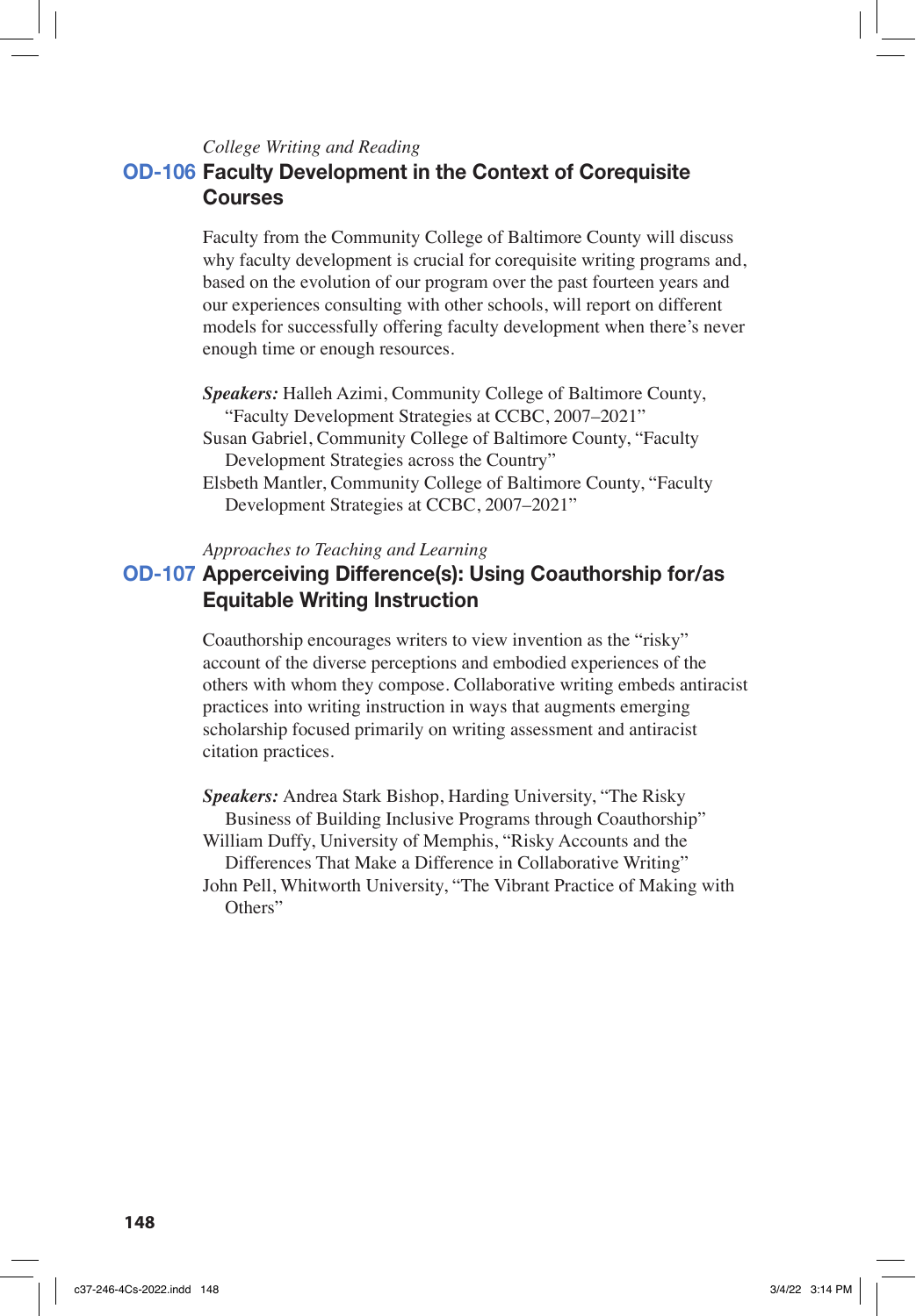*College Writing and Reading*

## OD-106 Faculty Development in the Context of Corequisite Courses

Faculty from the Community College of Baltimore County will discuss why faculty development is crucial for corequisite writing programs and, based on the evolution of our program over the past fourteen years and our experiences consulting with other schools, will report on different models for successfully offering faculty development when there's never enough time or enough resources.

***Speakers:*** Halleh Azimi, Community College of Baltimore County, "Faculty Development Strategies at CCBC, 2007–2021"
Susan Gabriel, Community College of Baltimore County, "Faculty Development Strategies across the Country"
Elsbeth Mantler, Community College of Baltimore County, "Faculty Development Strategies at CCBC, 2007–2021"

*Approaches to Teaching and Learning*

## OD-107 Apperceiving Difference(s): Using Coauthorship for/as Equitable Writing Instruction

Coauthorship encourages writers to view invention as the "risky" account of the diverse perceptions and embodied experiences of the others with whom they compose. Collaborative writing embeds antiracist practices into writing instruction in ways that augments emerging scholarship focused primarily on writing assessment and antiracist citation practices.

***Speakers:*** Andrea Stark Bishop, Harding University, "The Risky Business of Building Inclusive Programs through Coauthorship"
William Duffy, University of Memphis, "Risky Accounts and the Differences That Make a Difference in Collaborative Writing"
John Pell, Whitworth University, "The Vibrant Practice of Making with Others"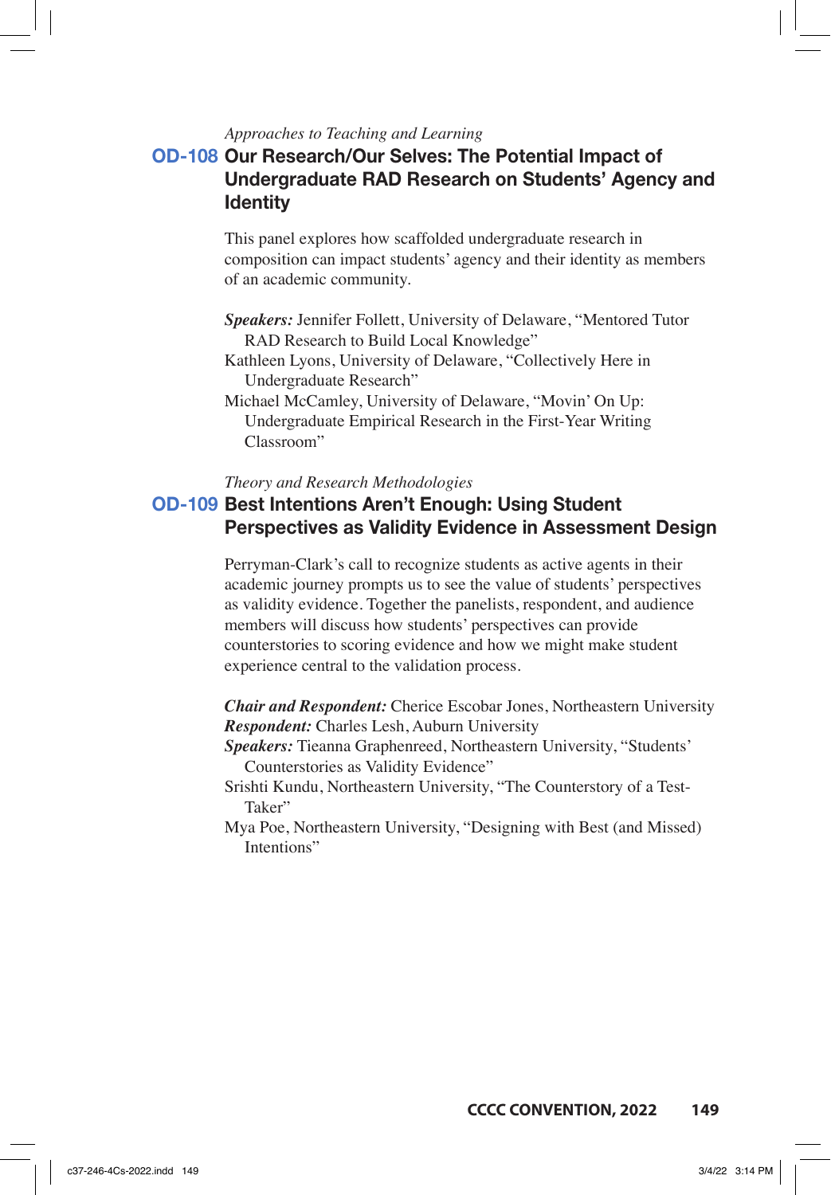*Approaches to Teaching and Learning*

## OD-108 Our Research/Our Selves: The Potential Impact of Undergraduate RAD Research on Students' Agency and Identity

This panel explores how scaffolded undergraduate research in composition can impact students' agency and their identity as members of an academic community.

***Speakers:*** Jennifer Follett, University of Delaware, "Mentored Tutor RAD Research to Build Local Knowledge"
Kathleen Lyons, University of Delaware, "Collectively Here in Undergraduate Research"
Michael McCamley, University of Delaware, "Movin' On Up: Undergraduate Empirical Research in the First-Year Writing Classroom"

*Theory and Research Methodologies*

## OD-109 Best Intentions Aren't Enough: Using Student Perspectives as Validity Evidence in Assessment Design

Perryman-Clark's call to recognize students as active agents in their academic journey prompts us to see the value of students' perspectives as validity evidence. Together the panelists, respondent, and audience members will discuss how students' perspectives can provide counterstories to scoring evidence and how we might make student experience central to the validation process.

***Chair and Respondent:*** Cherice Escobar Jones, Northeastern University
***Respondent:*** Charles Lesh, Auburn University
***Speakers:*** Tieanna Graphenreed, Northeastern University, "Students' Counterstories as Validity Evidence"
Srishti Kundu, Northeastern University, "The Counterstory of a Test-Taker"
Mya Poe, Northeastern University, "Designing with Best (and Missed) Intentions"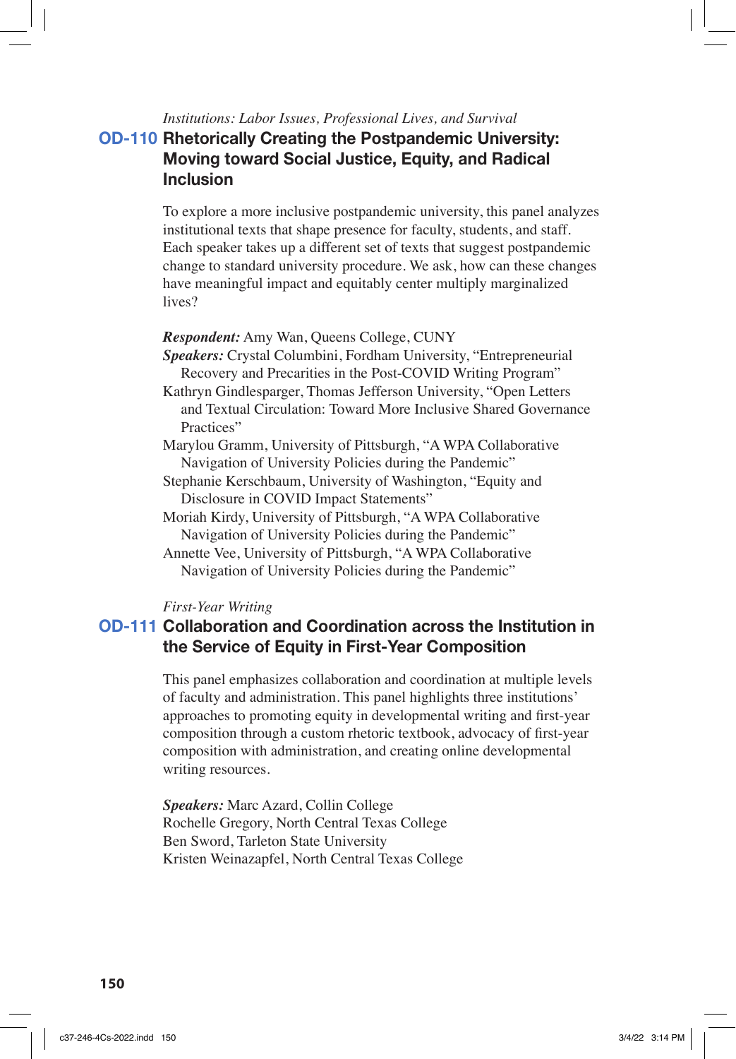*Institutions: Labor Issues, Professional Lives, and Survival*

## OD-110 Rhetorically Creating the Postpandemic University: Moving toward Social Justice, Equity, and Radical Inclusion

To explore a more inclusive postpandemic university, this panel analyzes institutional texts that shape presence for faculty, students, and staff. Each speaker takes up a different set of texts that suggest postpandemic change to standard university procedure. We ask, how can these changes have meaningful impact and equitably center multiply marginalized lives?

***Respondent:*** Amy Wan, Queens College, CUNY

***Speakers:*** Crystal Columbini, Fordham University, "Entrepreneurial Recovery and Precarities in the Post-COVID Writing Program"

Kathryn Gindlesparger, Thomas Jefferson University, "Open Letters and Textual Circulation: Toward More Inclusive Shared Governance Practices"

Marylou Gramm, University of Pittsburgh, "A WPA Collaborative Navigation of University Policies during the Pandemic"

Stephanie Kerschbaum, University of Washington, "Equity and Disclosure in COVID Impact Statements"

Moriah Kirdy, University of Pittsburgh, "A WPA Collaborative Navigation of University Policies during the Pandemic"

Annette Vee, University of Pittsburgh, "A WPA Collaborative Navigation of University Policies during the Pandemic"

*First-Year Writing*

## OD-111 Collaboration and Coordination across the Institution in the Service of Equity in First-Year Composition

This panel emphasizes collaboration and coordination at multiple levels of faculty and administration. This panel highlights three institutions' approaches to promoting equity in developmental writing and first-year composition through a custom rhetoric textbook, advocacy of first-year composition with administration, and creating online developmental writing resources.

***Speakers:*** Marc Azard, Collin College

Rochelle Gregory, North Central Texas College

Ben Sword, Tarleton State University

Kristen Weinazapfel, North Central Texas College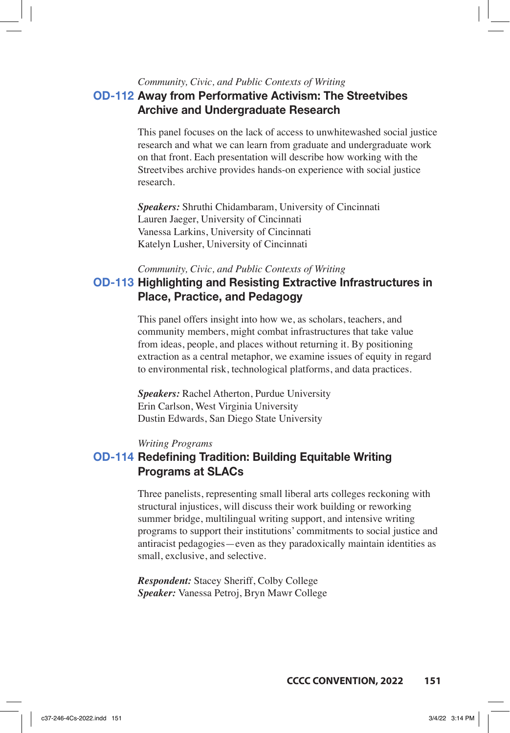*Community, Civic, and Public Contexts of Writing*

## OD-112 Away from Performative Activism: The Streetvibes Archive and Undergraduate Research

This panel focuses on the lack of access to unwhitewashed social justice research and what we can learn from graduate and undergraduate work on that front. Each presentation will describe how working with the Streetvibes archive provides hands-on experience with social justice research.

***Speakers:*** Shruthi Chidambaram, University of Cincinnati
Lauren Jaeger, University of Cincinnati
Vanessa Larkins, University of Cincinnati
Katelyn Lusher, University of Cincinnati

*Community, Civic, and Public Contexts of Writing*

## OD-113 Highlighting and Resisting Extractive Infrastructures in Place, Practice, and Pedagogy

This panel offers insight into how we, as scholars, teachers, and community members, might combat infrastructures that take value from ideas, people, and places without returning it. By positioning extraction as a central metaphor, we examine issues of equity in regard to environmental risk, technological platforms, and data practices.

***Speakers:*** Rachel Atherton, Purdue University
Erin Carlson, West Virginia University
Dustin Edwards, San Diego State University

*Writing Programs*

## OD-114 Redefining Tradition: Building Equitable Writing Programs at SLACs

Three panelists, representing small liberal arts colleges reckoning with structural injustices, will discuss their work building or reworking summer bridge, multilingual writing support, and intensive writing programs to support their institutions' commitments to social justice and antiracist pedagogies—even as they paradoxically maintain identities as small, exclusive, and selective.

***Respondent:*** Stacey Sheriff, Colby College
***Speaker:*** Vanessa Petroj, Bryn Mawr College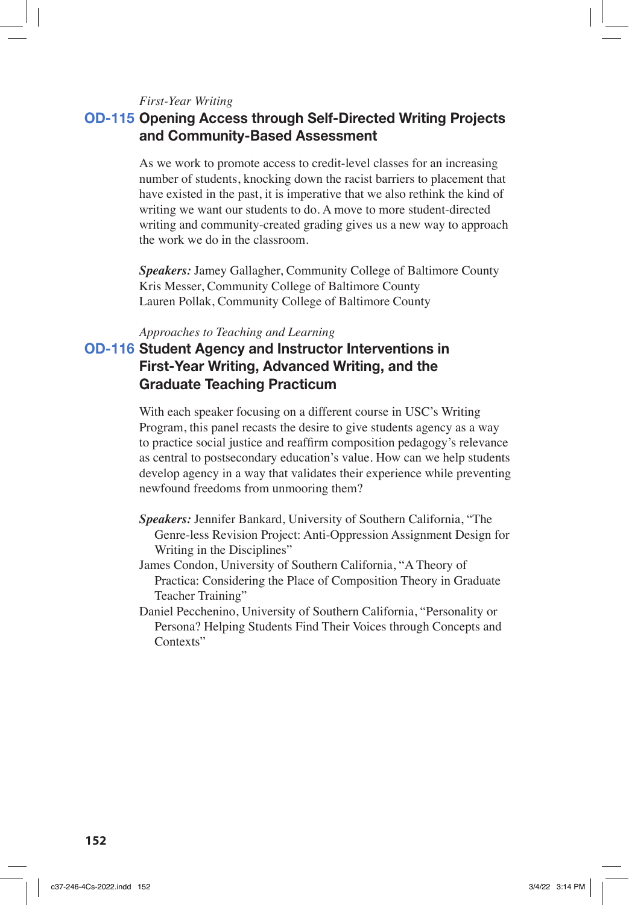*First-Year Writing*

## OD-115 Opening Access through Self-Directed Writing Projects and Community-Based Assessment

As we work to promote access to credit-level classes for an increasing number of students, knocking down the racist barriers to placement that have existed in the past, it is imperative that we also rethink the kind of writing we want our students to do. A move to more student-directed writing and community-created grading gives us a new way to approach the work we do in the classroom.

***Speakers:*** Jamey Gallagher, Community College of Baltimore County
Kris Messer, Community College of Baltimore County
Lauren Pollak, Community College of Baltimore County

*Approaches to Teaching and Learning*

## OD-116 Student Agency and Instructor Interventions in First-Year Writing, Advanced Writing, and the Graduate Teaching Practicum

With each speaker focusing on a different course in USC's Writing Program, this panel recasts the desire to give students agency as a way to practice social justice and reaffirm composition pedagogy's relevance as central to postsecondary education's value. How can we help students develop agency in a way that validates their experience while preventing newfound freedoms from unmooring them?

***Speakers:*** Jennifer Bankard, University of Southern California, "The Genre-less Revision Project: Anti-Oppression Assignment Design for Writing in the Disciplines"
James Condon, University of Southern California, "A Theory of Practica: Considering the Place of Composition Theory in Graduate Teacher Training"
Daniel Pecchenino, University of Southern California, "Personality or Persona? Helping Students Find Their Voices through Concepts and Contexts"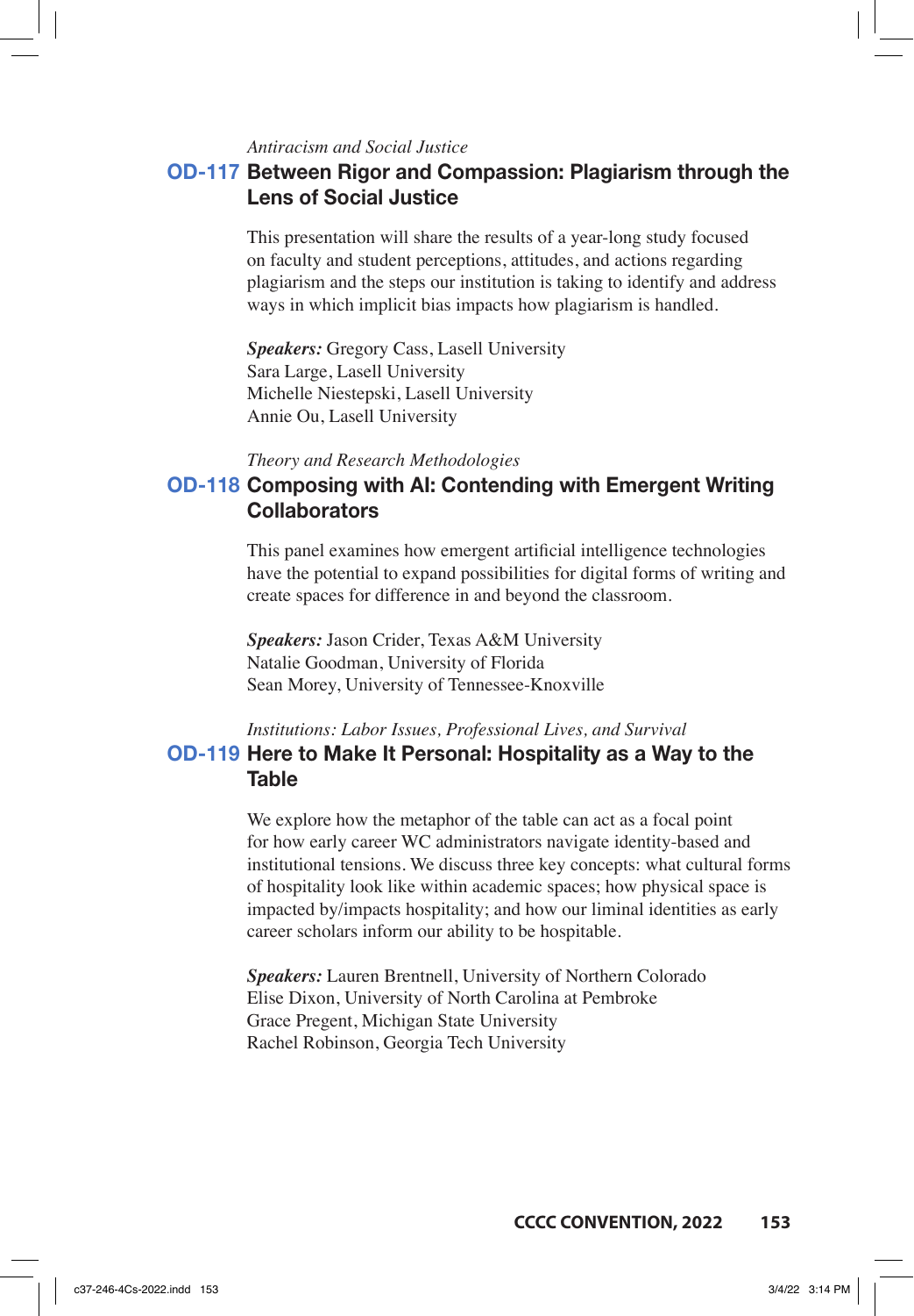*Antiracism and Social Justice*

## OD-117 Between Rigor and Compassion: Plagiarism through the Lens of Social Justice

This presentation will share the results of a year-long study focused on faculty and student perceptions, attitudes, and actions regarding plagiarism and the steps our institution is taking to identify and address ways in which implicit bias impacts how plagiarism is handled.

***Speakers:*** Gregory Cass, Lasell University
Sara Large, Lasell University
Michelle Niestepski, Lasell University
Annie Ou, Lasell University

*Theory and Research Methodologies*

## OD-118 Composing with AI: Contending with Emergent Writing Collaborators

This panel examines how emergent artificial intelligence technologies have the potential to expand possibilities for digital forms of writing and create spaces for difference in and beyond the classroom.

***Speakers:*** Jason Crider, Texas A&M University
Natalie Goodman, University of Florida
Sean Morey, University of Tennessee-Knoxville

*Institutions: Labor Issues, Professional Lives, and Survival*

## OD-119 Here to Make It Personal: Hospitality as a Way to the Table

We explore how the metaphor of the table can act as a focal point for how early career WC administrators navigate identity-based and institutional tensions. We discuss three key concepts: what cultural forms of hospitality look like within academic spaces; how physical space is impacted by/impacts hospitality; and how our liminal identities as early career scholars inform our ability to be hospitable.

***Speakers:*** Lauren Brentnell, University of Northern Colorado
Elise Dixon, University of North Carolina at Pembroke
Grace Pregent, Michigan State University
Rachel Robinson, Georgia Tech University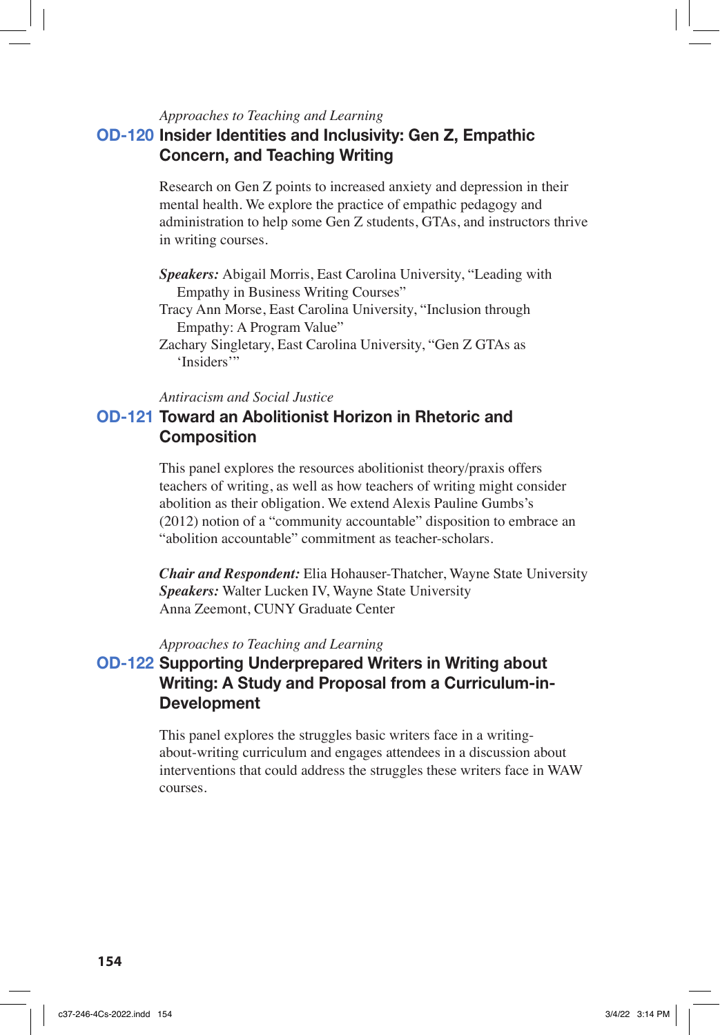*Approaches to Teaching and Learning*

## OD-120 Insider Identities and Inclusivity: Gen Z, Empathic Concern, and Teaching Writing

Research on Gen Z points to increased anxiety and depression in their mental health. We explore the practice of empathic pedagogy and administration to help some Gen Z students, GTAs, and instructors thrive in writing courses.

***Speakers:*** Abigail Morris, East Carolina University, "Leading with Empathy in Business Writing Courses"
Tracy Ann Morse, East Carolina University, "Inclusion through Empathy: A Program Value"
Zachary Singletary, East Carolina University, "Gen Z GTAs as 'Insiders'"

*Antiracism and Social Justice*

## OD-121 Toward an Abolitionist Horizon in Rhetoric and Composition

This panel explores the resources abolitionist theory/praxis offers teachers of writing, as well as how teachers of writing might consider abolition as their obligation. We extend Alexis Pauline Gumbs's (2012) notion of a "community accountable" disposition to embrace an "abolition accountable" commitment as teacher-scholars.

***Chair and Respondent:*** Elia Hohauser-Thatcher, Wayne State University
***Speakers:*** Walter Lucken IV, Wayne State University
Anna Zeemont, CUNY Graduate Center

*Approaches to Teaching and Learning*

## OD-122 Supporting Underprepared Writers in Writing about Writing: A Study and Proposal from a Curriculum-in-Development

This panel explores the struggles basic writers face in a writing-about-writing curriculum and engages attendees in a discussion about interventions that could address the struggles these writers face in WAW courses.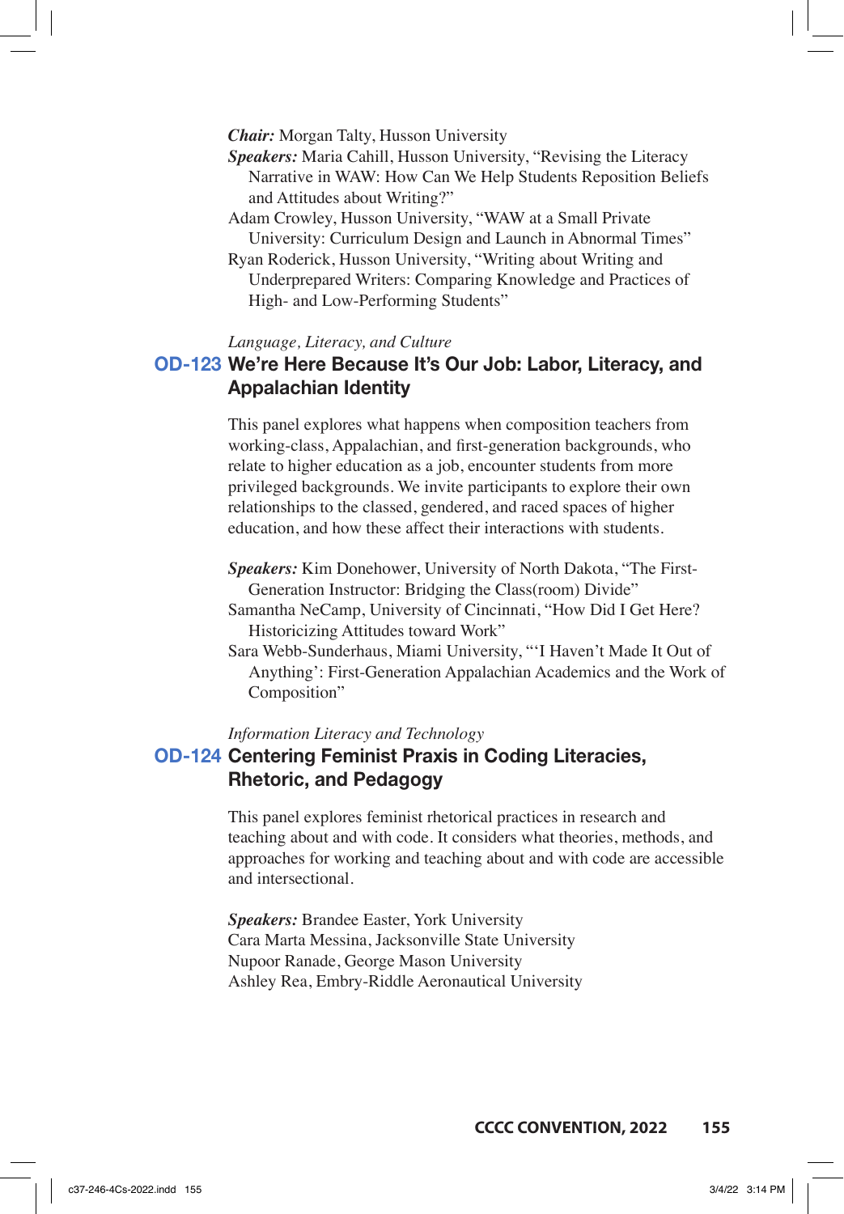**Chair:** Morgan Talty, Husson University

**Speakers:** Maria Cahill, Husson University, "Revising the Literacy Narrative in WAW: How Can We Help Students Reposition Beliefs and Attitudes about Writing?"

Adam Crowley, Husson University, "WAW at a Small Private University: Curriculum Design and Launch in Abnormal Times"

Ryan Roderick, Husson University, "Writing about Writing and Underprepared Writers: Comparing Knowledge and Practices of High- and Low-Performing Students"

*Language, Literacy, and Culture*

## OD-123 We're Here Because It's Our Job: Labor, Literacy, and Appalachian Identity

This panel explores what happens when composition teachers from working-class, Appalachian, and first-generation backgrounds, who relate to higher education as a job, encounter students from more privileged backgrounds. We invite participants to explore their own relationships to the classed, gendered, and raced spaces of higher education, and how these affect their interactions with students.

**Speakers:** Kim Donehower, University of North Dakota, "The First-Generation Instructor: Bridging the Class(room) Divide"

Samantha NeCamp, University of Cincinnati, "How Did I Get Here? Historicizing Attitudes toward Work"

Sara Webb-Sunderhaus, Miami University, "'I Haven't Made It Out of Anything': First-Generation Appalachian Academics and the Work of Composition"

*Information Literacy and Technology*

## OD-124 Centering Feminist Praxis in Coding Literacies, Rhetoric, and Pedagogy

This panel explores feminist rhetorical practices in research and teaching about and with code. It considers what theories, methods, and approaches for working and teaching about and with code are accessible and intersectional.

**Speakers:** Brandee Easter, York University

Cara Marta Messina, Jacksonville State University

Nupoor Ranade, George Mason University

Ashley Rea, Embry-Riddle Aeronautical University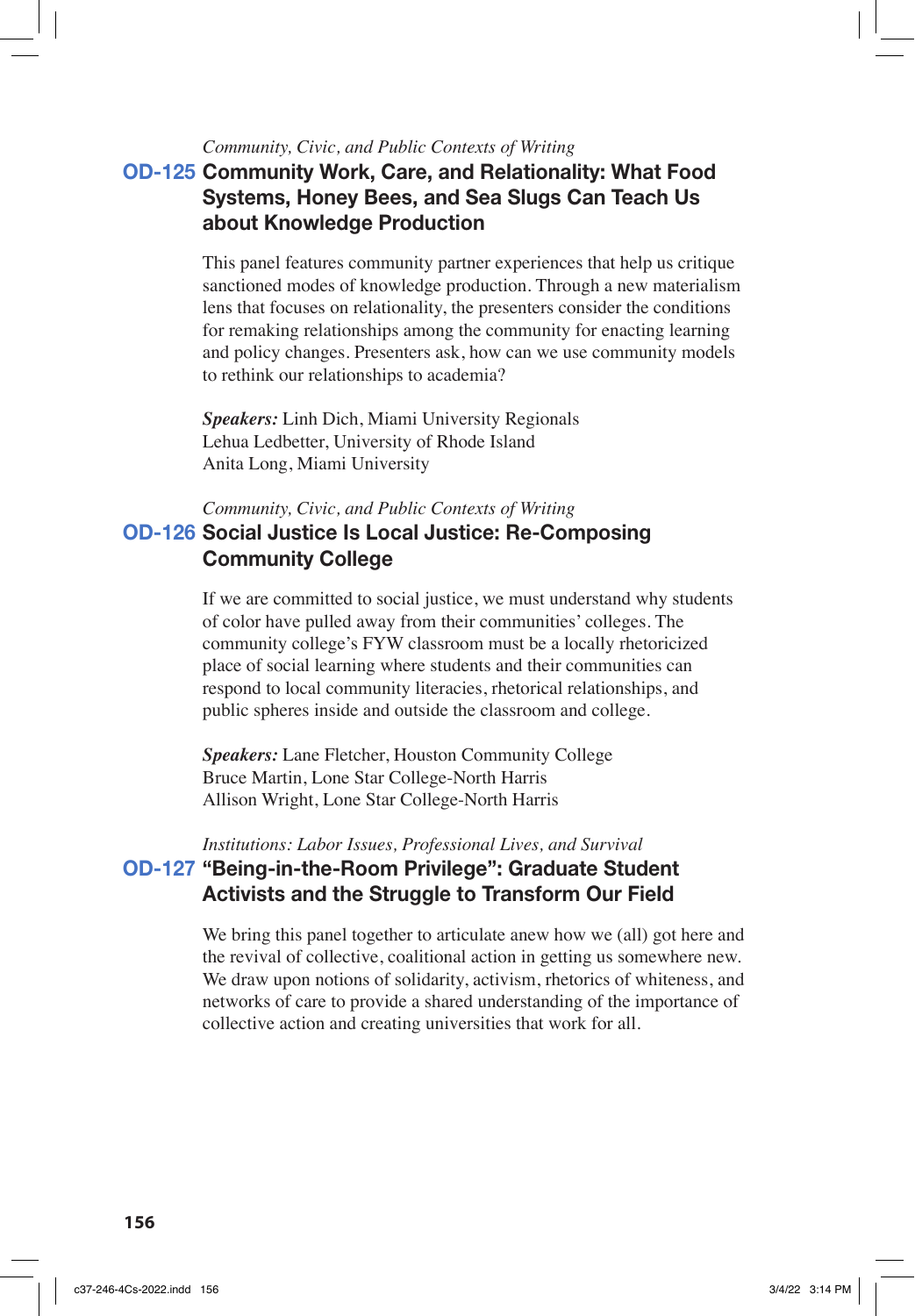*Community, Civic, and Public Contexts of Writing*

## OD-125 Community Work, Care, and Relationality: What Food Systems, Honey Bees, and Sea Slugs Can Teach Us about Knowledge Production

This panel features community partner experiences that help us critique sanctioned modes of knowledge production. Through a new materialism lens that focuses on relationality, the presenters consider the conditions for remaking relationships among the community for enacting learning and policy changes. Presenters ask, how can we use community models to rethink our relationships to academia?

***Speakers:*** Linh Dich, Miami University Regionals
Lehua Ledbetter, University of Rhode Island
Anita Long, Miami University

*Community, Civic, and Public Contexts of Writing*

## OD-126 Social Justice Is Local Justice: Re-Composing Community College

If we are committed to social justice, we must understand why students of color have pulled away from their communities' colleges. The community college's FYW classroom must be a locally rhetoricized place of social learning where students and their communities can respond to local community literacies, rhetorical relationships, and public spheres inside and outside the classroom and college.

***Speakers:*** Lane Fletcher, Houston Community College
Bruce Martin, Lone Star College-North Harris
Allison Wright, Lone Star College-North Harris

*Institutions: Labor Issues, Professional Lives, and Survival*

## OD-127 "Being-in-the-Room Privilege": Graduate Student Activists and the Struggle to Transform Our Field

We bring this panel together to articulate anew how we (all) got here and the revival of collective, coalitional action in getting us somewhere new. We draw upon notions of solidarity, activism, rhetorics of whiteness, and networks of care to provide a shared understanding of the importance of collective action and creating universities that work for all.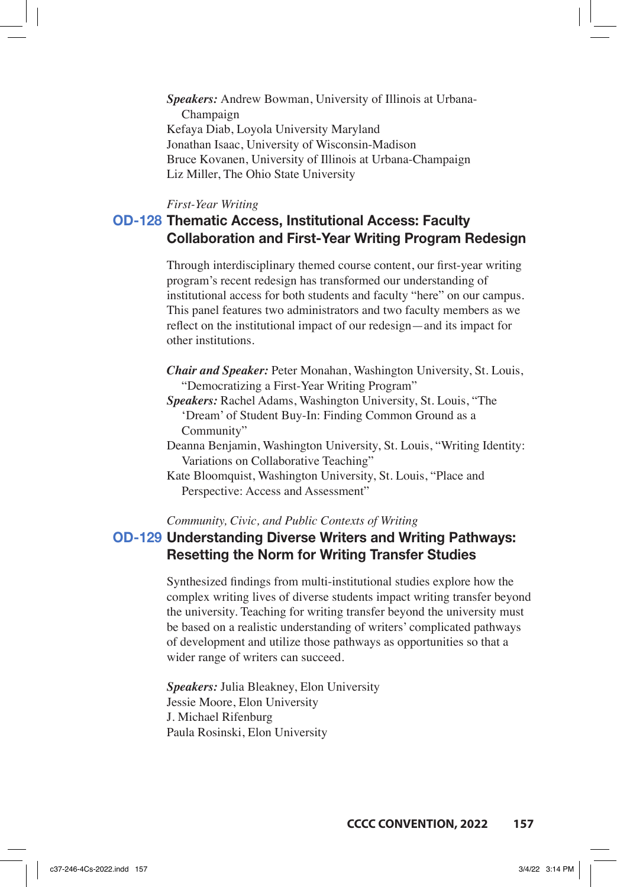***Speakers:*** Andrew Bowman, University of Illinois at Urbana-Champaign
Kefaya Diab, Loyola University Maryland
Jonathan Isaac, University of Wisconsin-Madison
Bruce Kovanen, University of Illinois at Urbana-Champaign
Liz Miller, The Ohio State University

*First-Year Writing*

## OD-128 Thematic Access, Institutional Access: Faculty Collaboration and First-Year Writing Program Redesign

Through interdisciplinary themed course content, our first-year writing program's recent redesign has transformed our understanding of institutional access for both students and faculty "here" on our campus. This panel features two administrators and two faculty members as we reflect on the institutional impact of our redesign—and its impact for other institutions.

***Chair and Speaker:*** Peter Monahan, Washington University, St. Louis, "Democratizing a First-Year Writing Program"
***Speakers:*** Rachel Adams, Washington University, St. Louis, "The 'Dream' of Student Buy-In: Finding Common Ground as a Community"
Deanna Benjamin, Washington University, St. Louis, "Writing Identity: Variations on Collaborative Teaching"
Kate Bloomquist, Washington University, St. Louis, "Place and Perspective: Access and Assessment"

*Community, Civic, and Public Contexts of Writing*

## OD-129 Understanding Diverse Writers and Writing Pathways: Resetting the Norm for Writing Transfer Studies

Synthesized findings from multi-institutional studies explore how the complex writing lives of diverse students impact writing transfer beyond the university. Teaching for writing transfer beyond the university must be based on a realistic understanding of writers' complicated pathways of development and utilize those pathways as opportunities so that a wider range of writers can succeed.

***Speakers:*** Julia Bleakney, Elon University
Jessie Moore, Elon University
J. Michael Rifenburg
Paula Rosinski, Elon University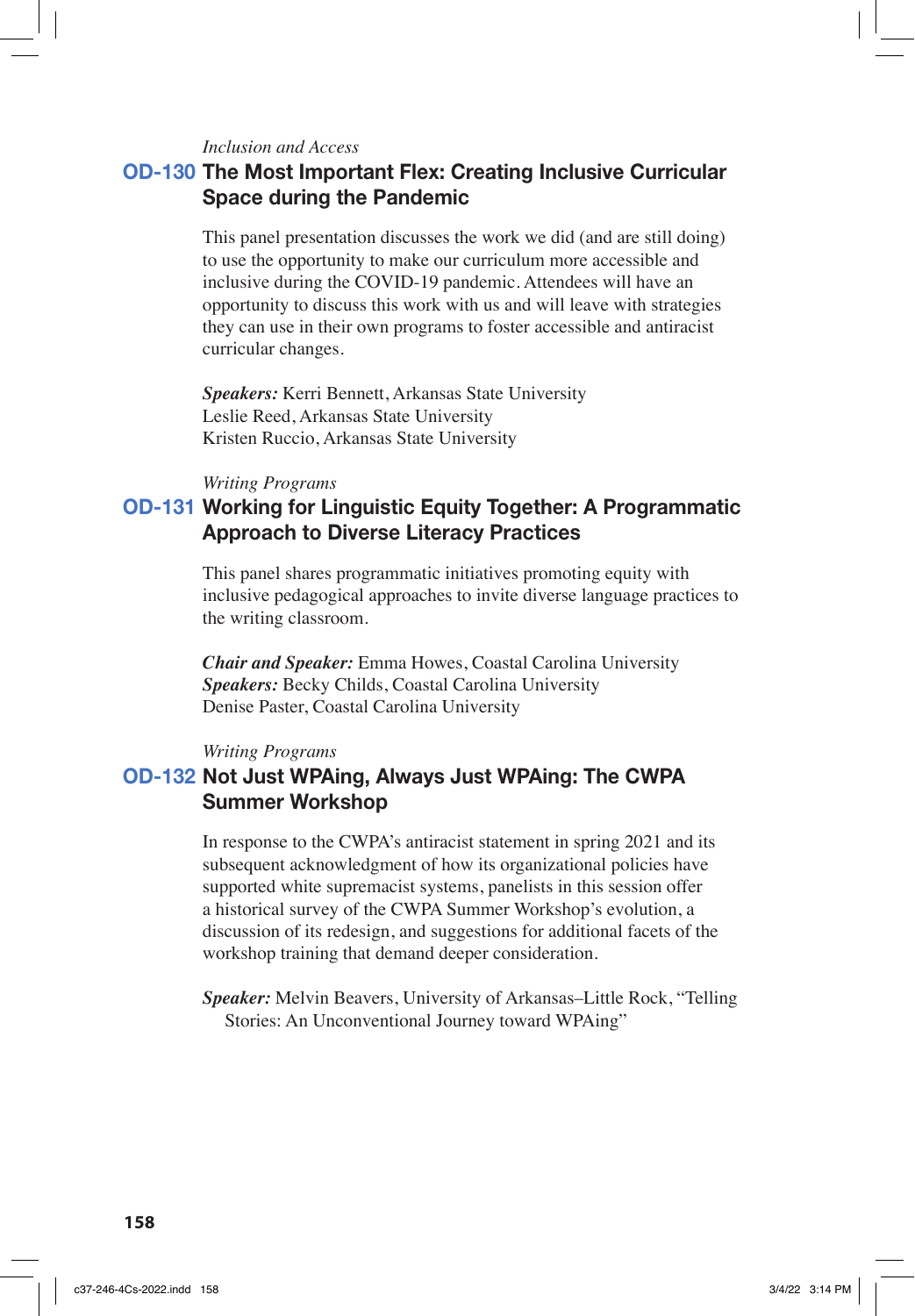*Inclusion and Access*

## OD-130 The Most Important Flex: Creating Inclusive Curricular Space during the Pandemic

This panel presentation discusses the work we did (and are still doing) to use the opportunity to make our curriculum more accessible and inclusive during the COVID-19 pandemic. Attendees will have an opportunity to discuss this work with us and will leave with strategies they can use in their own programs to foster accessible and antiracist curricular changes.

***Speakers:*** Kerri Bennett, Arkansas State University  
Leslie Reed, Arkansas State University  
Kristen Ruccio, Arkansas State University

*Writing Programs*

## OD-131 Working for Linguistic Equity Together: A Programmatic Approach to Diverse Literacy Practices

This panel shares programmatic initiatives promoting equity with inclusive pedagogical approaches to invite diverse language practices to the writing classroom.

***Chair and Speaker:*** Emma Howes, Coastal Carolina University  
***Speakers:*** Becky Childs, Coastal Carolina University  
Denise Paster, Coastal Carolina University

*Writing Programs*

## OD-132 Not Just WPAing, Always Just WPAing: The CWPA Summer Workshop

In response to the CWPA's antiracist statement in spring 2021 and its subsequent acknowledgment of how its organizational policies have supported white supremacist systems, panelists in this session offer a historical survey of the CWPA Summer Workshop's evolution, a discussion of its redesign, and suggestions for additional facets of the workshop training that demand deeper consideration.

***Speaker:*** Melvin Beavers, University of Arkansas–Little Rock, "Telling Stories: An Unconventional Journey toward WPAing"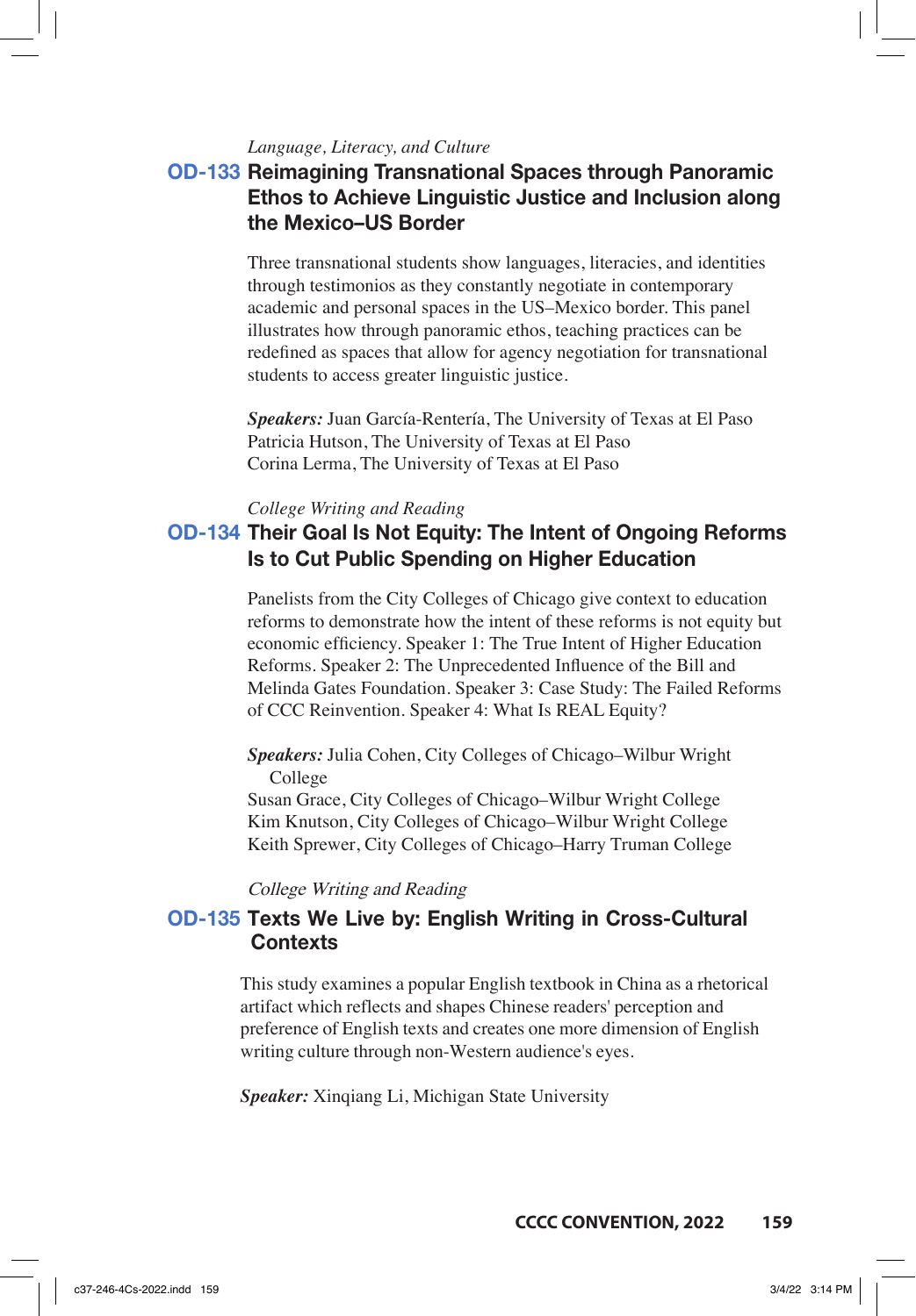*Language, Literacy, and Culture*

## OD-133 Reimagining Transnational Spaces through Panoramic Ethos to Achieve Linguistic Justice and Inclusion along the Mexico–US Border

Three transnational students show languages, literacies, and identities through testimonios as they constantly negotiate in contemporary academic and personal spaces in the US–Mexico border. This panel illustrates how through panoramic ethos, teaching practices can be redefined as spaces that allow for agency negotiation for transnational students to access greater linguistic justice.

***Speakers:*** Juan García-Rentería, The University of Texas at El Paso
Patricia Hutson, The University of Texas at El Paso
Corina Lerma, The University of Texas at El Paso

*College Writing and Reading*

## OD-134 Their Goal Is Not Equity: The Intent of Ongoing Reforms Is to Cut Public Spending on Higher Education

Panelists from the City Colleges of Chicago give context to education reforms to demonstrate how the intent of these reforms is not equity but economic efficiency. Speaker 1: The True Intent of Higher Education Reforms. Speaker 2: The Unprecedented Influence of the Bill and Melinda Gates Foundation. Speaker 3: Case Study: The Failed Reforms of CCC Reinvention. Speaker 4: What Is REAL Equity?

***Speakers:*** Julia Cohen, City Colleges of Chicago–Wilbur Wright College
Susan Grace, City Colleges of Chicago–Wilbur Wright College
Kim Knutson, City Colleges of Chicago–Wilbur Wright College
Keith Sprewer, City Colleges of Chicago–Harry Truman College

*College Writing and Reading*

## OD-135 Texts We Live by: English Writing in Cross-Cultural Contexts

This study examines a popular English textbook in China as a rhetorical artifact which reflects and shapes Chinese readers' perception and preference of English texts and creates one more dimension of English writing culture through non-Western audience's eyes.

***Speaker:*** Xinqiang Li, Michigan State University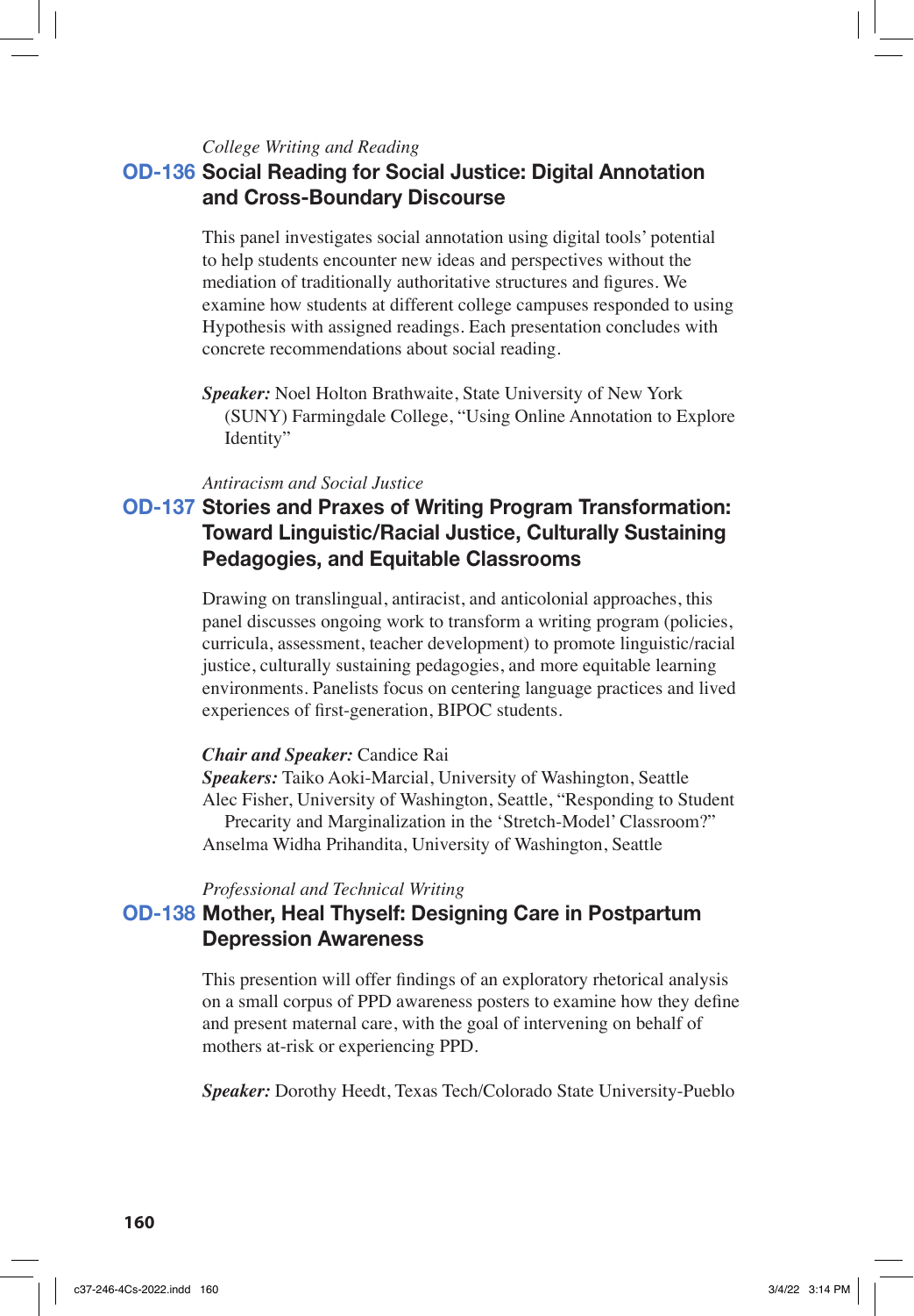*College Writing and Reading*

## OD-136 Social Reading for Social Justice: Digital Annotation and Cross-Boundary Discourse

This panel investigates social annotation using digital tools' potential to help students encounter new ideas and perspectives without the mediation of traditionally authoritative structures and figures. We examine how students at different college campuses responded to using Hypothesis with assigned readings. Each presentation concludes with concrete recommendations about social reading.

***Speaker:*** Noel Holton Brathwaite, State University of New York (SUNY) Farmingdale College, "Using Online Annotation to Explore Identity"

*Antiracism and Social Justice*

## OD-137 Stories and Praxes of Writing Program Transformation: Toward Linguistic/Racial Justice, Culturally Sustaining Pedagogies, and Equitable Classrooms

Drawing on translingual, antiracist, and anticolonial approaches, this panel discusses ongoing work to transform a writing program (policies, curricula, assessment, teacher development) to promote linguistic/racial justice, culturally sustaining pedagogies, and more equitable learning environments. Panelists focus on centering language practices and lived experiences of first-generation, BIPOC students.

***Chair and Speaker:*** Candice Rai
***Speakers:*** Taiko Aoki-Marcial, University of Washington, Seattle
Alec Fisher, University of Washington, Seattle, "Responding to Student Precarity and Marginalization in the 'Stretch-Model' Classroom?"
Anselma Widha Prihandita, University of Washington, Seattle

*Professional and Technical Writing*

## OD-138 Mother, Heal Thyself: Designing Care in Postpartum Depression Awareness

This presention will offer findings of an exploratory rhetorical analysis on a small corpus of PPD awareness posters to examine how they define and present maternal care, with the goal of intervening on behalf of mothers at-risk or experiencing PPD.

***Speaker:*** Dorothy Heedt, Texas Tech/Colorado State University-Pueblo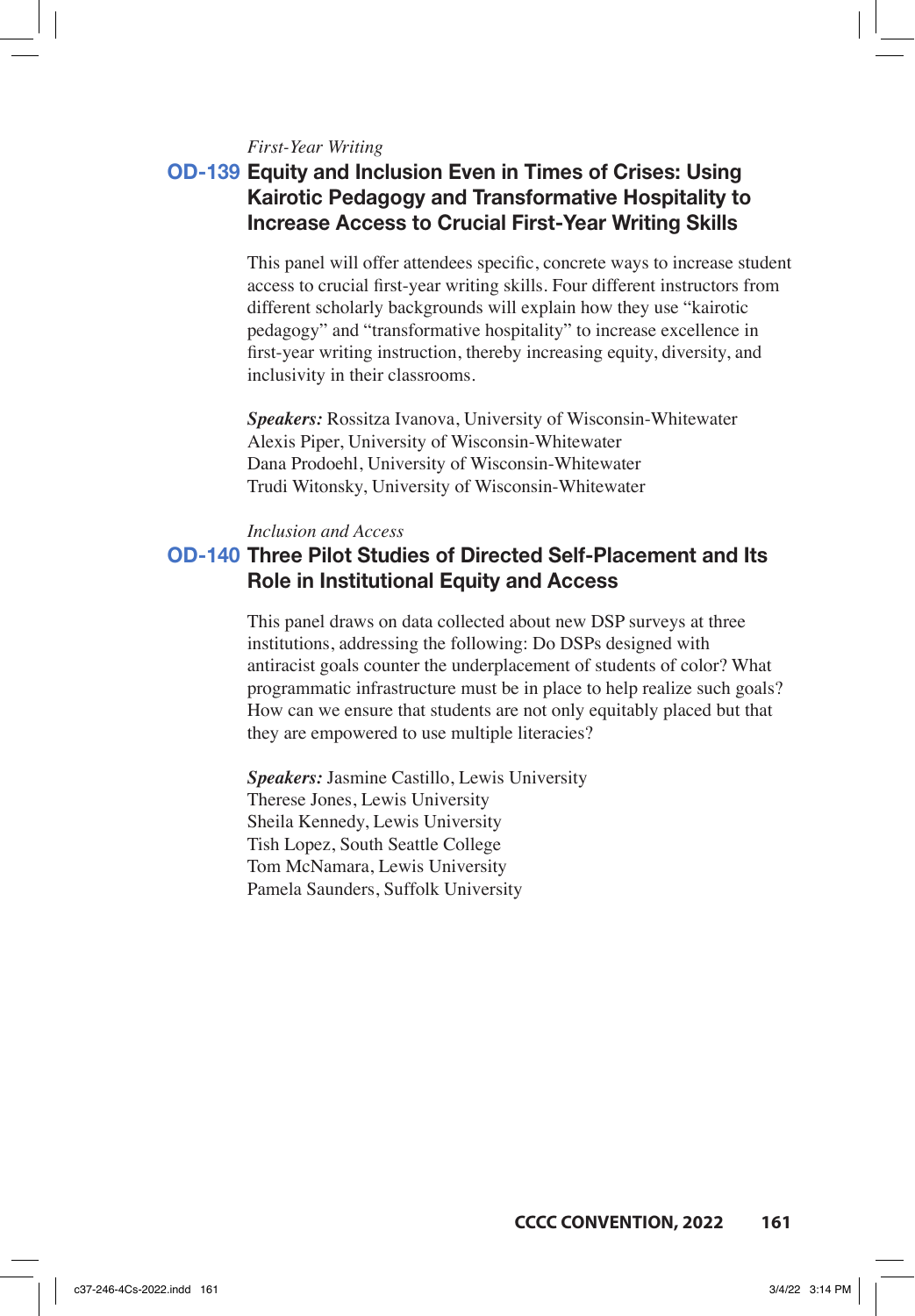*First-Year Writing*

## OD-139 Equity and Inclusion Even in Times of Crises: Using Kairotic Pedagogy and Transformative Hospitality to Increase Access to Crucial First-Year Writing Skills

This panel will offer attendees specific, concrete ways to increase student access to crucial first-year writing skills. Four different instructors from different scholarly backgrounds will explain how they use "kairotic pedagogy" and "transformative hospitality" to increase excellence in first-year writing instruction, thereby increasing equity, diversity, and inclusivity in their classrooms.

***Speakers:*** Rossitza Ivanova, University of Wisconsin-Whitewater  
Alexis Piper, University of Wisconsin-Whitewater  
Dana Prodoehl, University of Wisconsin-Whitewater  
Trudi Witonsky, University of Wisconsin-Whitewater

*Inclusion and Access*

## OD-140 Three Pilot Studies of Directed Self-Placement and Its Role in Institutional Equity and Access

This panel draws on data collected about new DSP surveys at three institutions, addressing the following: Do DSPs designed with antiracist goals counter the underplacement of students of color? What programmatic infrastructure must be in place to help realize such goals? How can we ensure that students are not only equitably placed but that they are empowered to use multiple literacies?

***Speakers:*** Jasmine Castillo, Lewis University  
Therese Jones, Lewis University  
Sheila Kennedy, Lewis University  
Tish Lopez, South Seattle College  
Tom McNamara, Lewis University  
Pamela Saunders, Suffolk University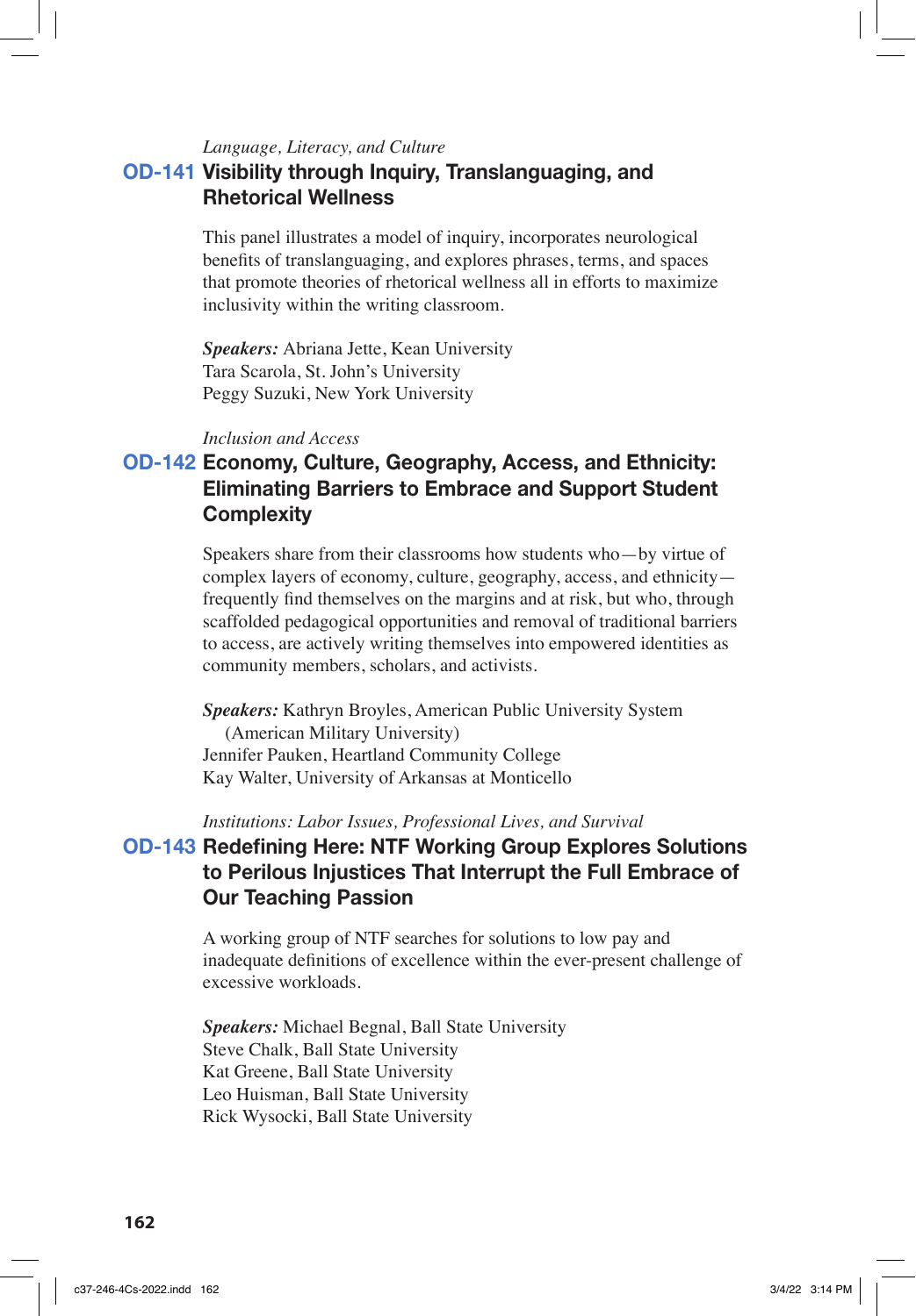*Language, Literacy, and Culture*

### OD-141 Visibility through Inquiry, Translanguaging, and Rhetorical Wellness

This panel illustrates a model of inquiry, incorporates neurological benefits of translanguaging, and explores phrases, terms, and spaces that promote theories of rhetorical wellness all in efforts to maximize inclusivity within the writing classroom.

***Speakers:*** Abriana Jette, Kean University
Tara Scarola, St. John's University
Peggy Suzuki, New York University

*Inclusion and Access*

### OD-142 Economy, Culture, Geography, Access, and Ethnicity: Eliminating Barriers to Embrace and Support Student Complexity

Speakers share from their classrooms how students who—by virtue of complex layers of economy, culture, geography, access, and ethnicity—frequently find themselves on the margins and at risk, but who, through scaffolded pedagogical opportunities and removal of traditional barriers to access, are actively writing themselves into empowered identities as community members, scholars, and activists.

***Speakers:*** Kathryn Broyles, American Public University System (American Military University)
Jennifer Pauken, Heartland Community College
Kay Walter, University of Arkansas at Monticello

*Institutions: Labor Issues, Professional Lives, and Survival*

### OD-143 Redefining Here: NTF Working Group Explores Solutions to Perilous Injustices That Interrupt the Full Embrace of Our Teaching Passion

A working group of NTF searches for solutions to low pay and inadequate definitions of excellence within the ever-present challenge of excessive workloads.

***Speakers:*** Michael Begnal, Ball State University
Steve Chalk, Ball State University
Kat Greene, Ball State University
Leo Huisman, Ball State University
Rick Wysocki, Ball State University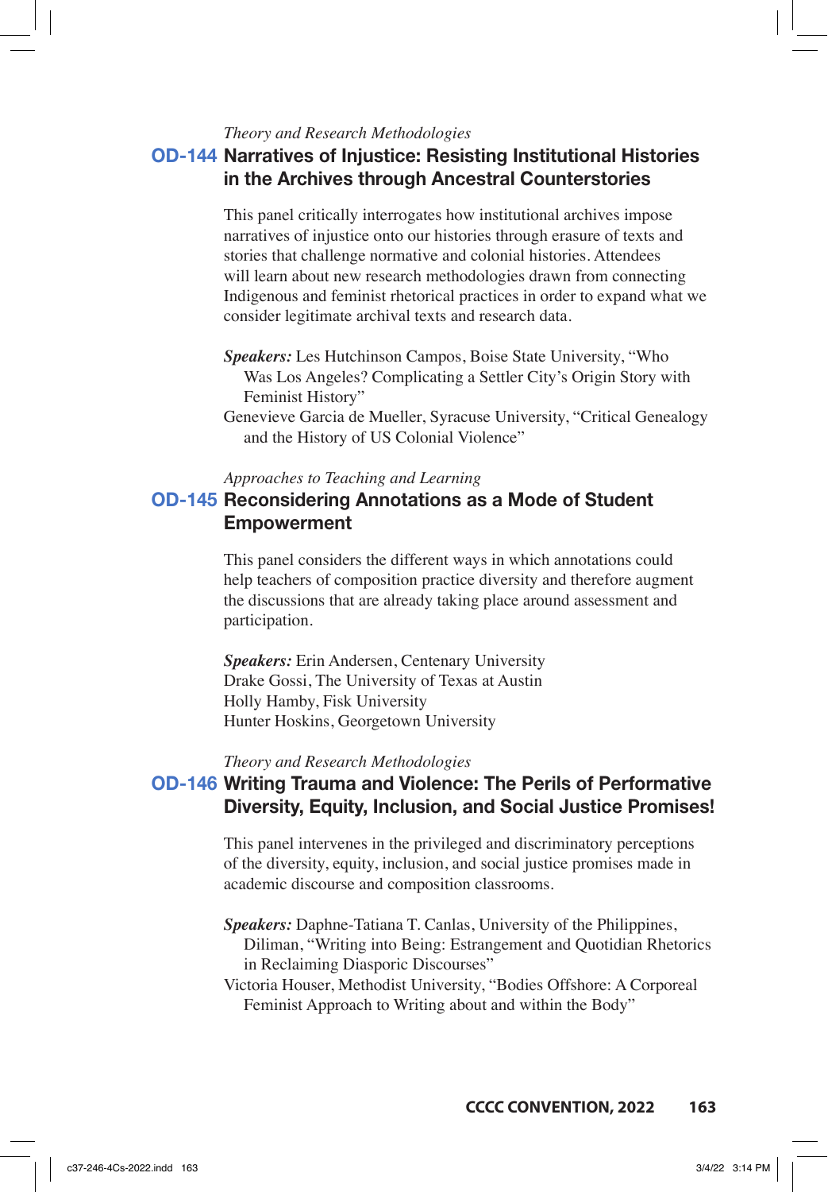*Theory and Research Methodologies*

## OD-144 Narratives of Injustice: Resisting Institutional Histories in the Archives through Ancestral Counterstories

This panel critically interrogates how institutional archives impose narratives of injustice onto our histories through erasure of texts and stories that challenge normative and colonial histories. Attendees will learn about new research methodologies drawn from connecting Indigenous and feminist rhetorical practices in order to expand what we consider legitimate archival texts and research data.

***Speakers:*** Les Hutchinson Campos, Boise State University, "Who Was Los Angeles? Complicating a Settler City's Origin Story with Feminist History"
Genevieve Garcia de Mueller, Syracuse University, "Critical Genealogy and the History of US Colonial Violence"

*Approaches to Teaching and Learning*

## OD-145 Reconsidering Annotations as a Mode of Student Empowerment

This panel considers the different ways in which annotations could help teachers of composition practice diversity and therefore augment the discussions that are already taking place around assessment and participation.

***Speakers:*** Erin Andersen, Centenary University
Drake Gossi, The University of Texas at Austin
Holly Hamby, Fisk University
Hunter Hoskins, Georgetown University

*Theory and Research Methodologies*

## OD-146 Writing Trauma and Violence: The Perils of Performative Diversity, Equity, Inclusion, and Social Justice Promises!

This panel intervenes in the privileged and discriminatory perceptions of the diversity, equity, inclusion, and social justice promises made in academic discourse and composition classrooms.

***Speakers:*** Daphne-Tatiana T. Canlas, University of the Philippines, Diliman, "Writing into Being: Estrangement and Quotidian Rhetorics in Reclaiming Diasporic Discourses"
Victoria Houser, Methodist University, "Bodies Offshore: A Corporeal Feminist Approach to Writing about and within the Body"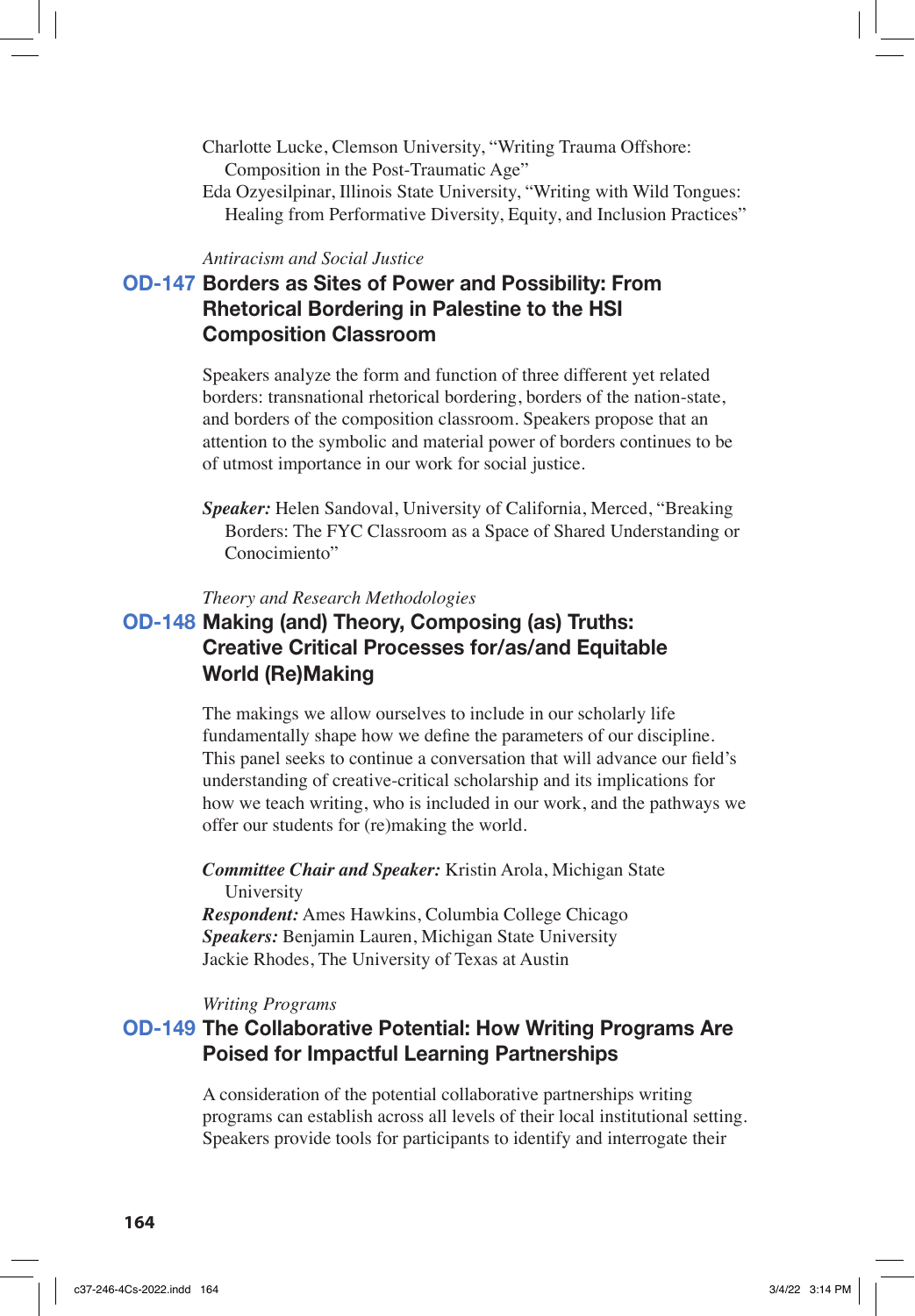Charlotte Lucke, Clemson University, "Writing Trauma Offshore: Composition in the Post-Traumatic Age"
Eda Ozyesilpinar, Illinois State University, "Writing with Wild Tongues: Healing from Performative Diversity, Equity, and Inclusion Practices"

*Antiracism and Social Justice*

## OD-147 Borders as Sites of Power and Possibility: From Rhetorical Bordering in Palestine to the HSI Composition Classroom

Speakers analyze the form and function of three different yet related borders: transnational rhetorical bordering, borders of the nation-state, and borders of the composition classroom. Speakers propose that an attention to the symbolic and material power of borders continues to be of utmost importance in our work for social justice.

***Speaker:*** Helen Sandoval, University of California, Merced, "Breaking Borders: The FYC Classroom as a Space of Shared Understanding or Conocimiento"

*Theory and Research Methodologies*

## OD-148 Making (and) Theory, Composing (as) Truths: Creative Critical Processes for/as/and Equitable World (Re)Making

The makings we allow ourselves to include in our scholarly life fundamentally shape how we define the parameters of our discipline. This panel seeks to continue a conversation that will advance our field's understanding of creative-critical scholarship and its implications for how we teach writing, who is included in our work, and the pathways we offer our students for (re)making the world.

***Committee Chair and Speaker:*** Kristin Arola, Michigan State University
***Respondent:*** Ames Hawkins, Columbia College Chicago
***Speakers:*** Benjamin Lauren, Michigan State University
Jackie Rhodes, The University of Texas at Austin

*Writing Programs*

## OD-149 The Collaborative Potential: How Writing Programs Are Poised for Impactful Learning Partnerships

A consideration of the potential collaborative partnerships writing programs can establish across all levels of their local institutional setting. Speakers provide tools for participants to identify and interrogate their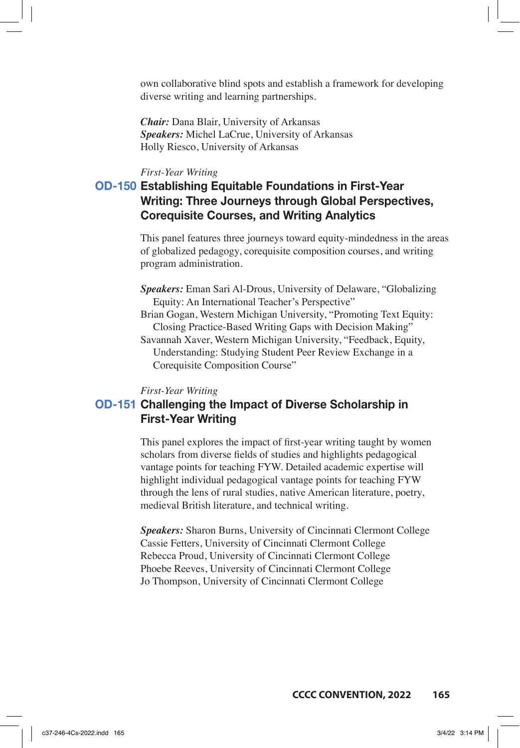own collaborative blind spots and establish a framework for developing diverse writing and learning partnerships.

***Chair:*** Dana Blair, University of Arkansas
***Speakers:*** Michel LaCrue, University of Arkansas
Holly Riesco, University of Arkansas

*First-Year Writing*

## OD-150 Establishing Equitable Foundations in First-Year Writing: Three Journeys through Global Perspectives, Corequisite Courses, and Writing Analytics

This panel features three journeys toward equity-mindedness in the areas of globalized pedagogy, corequisite composition courses, and writing program administration.

***Speakers:*** Eman Sari Al-Drous, University of Delaware, "Globalizing Equity: An International Teacher's Perspective"
Brian Gogan, Western Michigan University, "Promoting Text Equity: Closing Practice-Based Writing Gaps with Decision Making"
Savannah Xaver, Western Michigan University, "Feedback, Equity, Understanding: Studying Student Peer Review Exchange in a Corequisite Composition Course"

*First-Year Writing*

## OD-151 Challenging the Impact of Diverse Scholarship in First-Year Writing

This panel explores the impact of first-year writing taught by women scholars from diverse fields of studies and highlights pedagogical vantage points for teaching FYW. Detailed academic expertise will highlight individual pedagogical vantage points for teaching FYW through the lens of rural studies, native American literature, poetry, medieval British literature, and technical writing.

***Speakers:*** Sharon Burns, University of Cincinnati Clermont College
Cassie Fetters, University of Cincinnati Clermont College
Rebecca Proud, University of Cincinnati Clermont College
Phoebe Reeves, University of Cincinnati Clermont College
Jo Thompson, University of Cincinnati Clermont College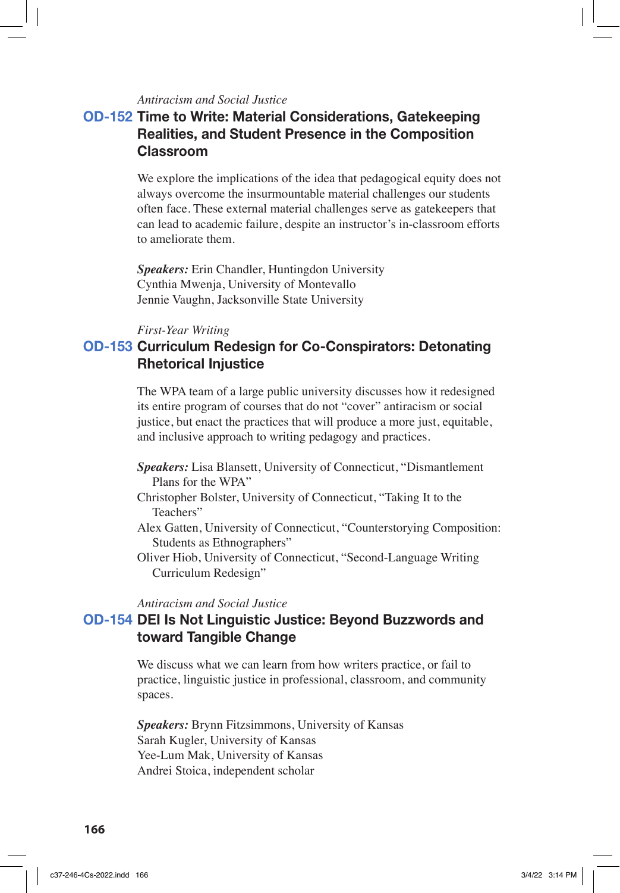*Antiracism and Social Justice*

## OD-152 Time to Write: Material Considerations, Gatekeeping Realities, and Student Presence in the Composition Classroom

We explore the implications of the idea that pedagogical equity does not always overcome the insurmountable material challenges our students often face. These external material challenges serve as gatekeepers that can lead to academic failure, despite an instructor's in-classroom efforts to ameliorate them.

***Speakers:*** Erin Chandler, Huntingdon University
Cynthia Mwenja, University of Montevallo
Jennie Vaughn, Jacksonville State University

*First-Year Writing*

## OD-153 Curriculum Redesign for Co-Conspirators: Detonating Rhetorical Injustice

The WPA team of a large public university discusses how it redesigned its entire program of courses that do not "cover" antiracism or social justice, but enact the practices that will produce a more just, equitable, and inclusive approach to writing pedagogy and practices.

***Speakers:*** Lisa Blansett, University of Connecticut, "Dismantlement Plans for the WPA"
Christopher Bolster, University of Connecticut, "Taking It to the Teachers"
Alex Gatten, University of Connecticut, "Counterstorying Composition: Students as Ethnographers"
Oliver Hiob, University of Connecticut, "Second-Language Writing Curriculum Redesign"

*Antiracism and Social Justice*

## OD-154 DEI Is Not Linguistic Justice: Beyond Buzzwords and toward Tangible Change

We discuss what we can learn from how writers practice, or fail to practice, linguistic justice in professional, classroom, and community spaces.

***Speakers:*** Brynn Fitzsimmons, University of Kansas
Sarah Kugler, University of Kansas
Yee-Lum Mak, University of Kansas
Andrei Stoica, independent scholar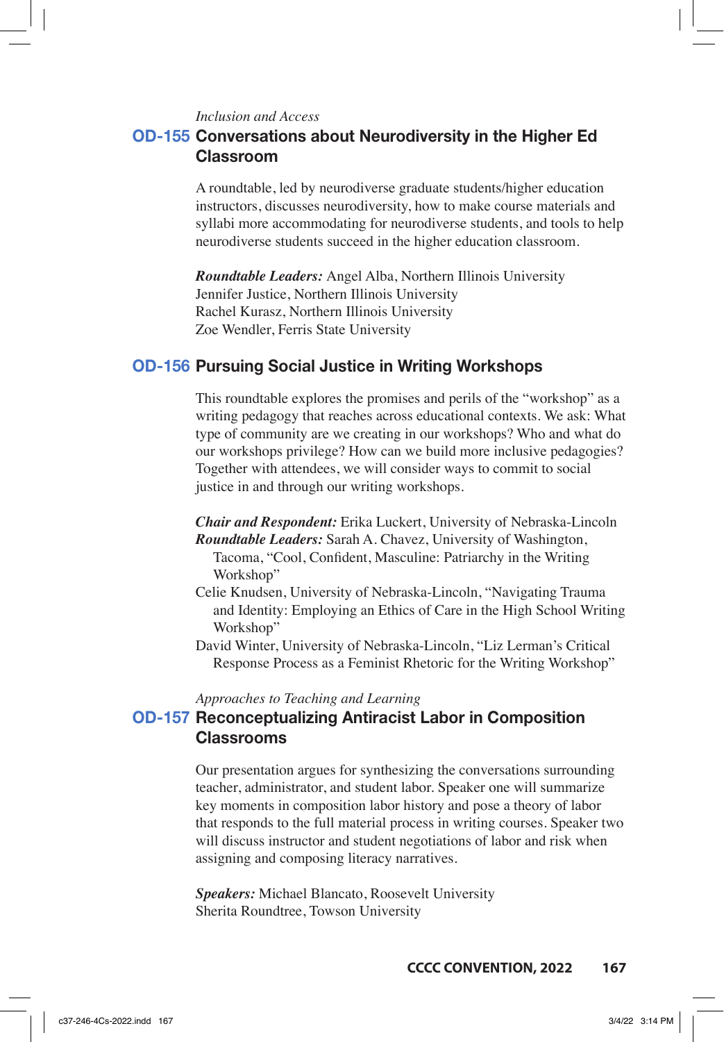*Inclusion and Access*

## OD-155 Conversations about Neurodiversity in the Higher Ed Classroom

A roundtable, led by neurodiverse graduate students/higher education instructors, discusses neurodiversity, how to make course materials and syllabi more accommodating for neurodiverse students, and tools to help neurodiverse students succeed in the higher education classroom.

***Roundtable Leaders:*** Angel Alba, Northern Illinois University
Jennifer Justice, Northern Illinois University
Rachel Kurasz, Northern Illinois University
Zoe Wendler, Ferris State University

## OD-156 Pursuing Social Justice in Writing Workshops

This roundtable explores the promises and perils of the "workshop" as a writing pedagogy that reaches across educational contexts. We ask: What type of community are we creating in our workshops? Who and what do our workshops privilege? How can we build more inclusive pedagogies? Together with attendees, we will consider ways to commit to social justice in and through our writing workshops.

***Chair and Respondent:*** Erika Luckert, University of Nebraska-Lincoln
***Roundtable Leaders:*** Sarah A. Chavez, University of Washington, Tacoma, "Cool, Confident, Masculine: Patriarchy in the Writing Workshop"
Celie Knudsen, University of Nebraska-Lincoln, "Navigating Trauma and Identity: Employing an Ethics of Care in the High School Writing Workshop"
David Winter, University of Nebraska-Lincoln, "Liz Lerman's Critical Response Process as a Feminist Rhetoric for the Writing Workshop"

*Approaches to Teaching and Learning*

## OD-157 Reconceptualizing Antiracist Labor in Composition Classrooms

Our presentation argues for synthesizing the conversations surrounding teacher, administrator, and student labor. Speaker one will summarize key moments in composition labor history and pose a theory of labor that responds to the full material process in writing courses. Speaker two will discuss instructor and student negotiations of labor and risk when assigning and composing literacy narratives.

***Speakers:*** Michael Blancato, Roosevelt University
Sherita Roundtree, Towson University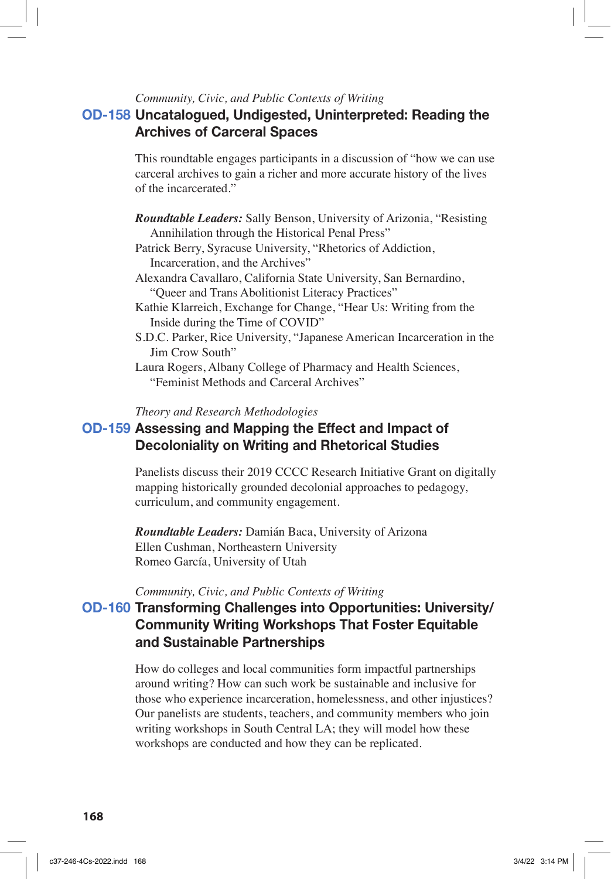*Community, Civic, and Public Contexts of Writing*

## OD-158 Uncatalogued, Undigested, Uninterpreted: Reading the Archives of Carceral Spaces

This roundtable engages participants in a discussion of "how we can use carceral archives to gain a richer and more accurate history of the lives of the incarcerated."

***Roundtable Leaders:*** Sally Benson, University of Arizona, "Resisting Annihilation through the Historical Penal Press"
Patrick Berry, Syracuse University, "Rhetorics of Addiction, Incarceration, and the Archives"
Alexandra Cavallaro, California State University, San Bernardino, "Queer and Trans Abolitionist Literacy Practices"
Kathie Klarreich, Exchange for Change, "Hear Us: Writing from the Inside during the Time of COVID"
S.D.C. Parker, Rice University, "Japanese American Incarceration in the Jim Crow South"
Laura Rogers, Albany College of Pharmacy and Health Sciences, "Feminist Methods and Carceral Archives"

*Theory and Research Methodologies*

## OD-159 Assessing and Mapping the Effect and Impact of Decoloniality on Writing and Rhetorical Studies

Panelists discuss their 2019 CCCC Research Initiative Grant on digitally mapping historically grounded decolonial approaches to pedagogy, curriculum, and community engagement.

***Roundtable Leaders:*** Damián Baca, University of Arizona
Ellen Cushman, Northeastern University
Romeo García, University of Utah

*Community, Civic, and Public Contexts of Writing*

## OD-160 Transforming Challenges into Opportunities: University/ Community Writing Workshops That Foster Equitable and Sustainable Partnerships

How do colleges and local communities form impactful partnerships around writing? How can such work be sustainable and inclusive for those who experience incarceration, homelessness, and other injustices? Our panelists are students, teachers, and community members who join writing workshops in South Central LA; they will model how these workshops are conducted and how they can be replicated.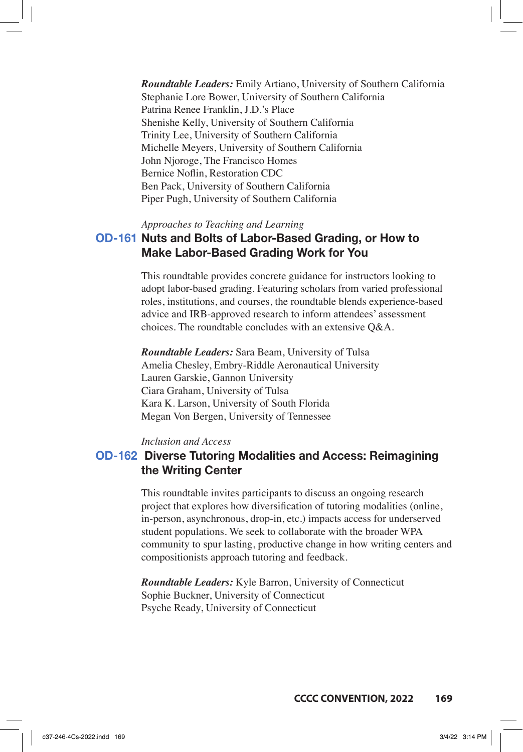***Roundtable Leaders:*** Emily Artiano, University of Southern California
Stephanie Lore Bower, University of Southern California
Patrina Renee Franklin, J.D.'s Place
Shenishe Kelly, University of Southern California
Trinity Lee, University of Southern California
Michelle Meyers, University of Southern California
John Njoroge, The Francisco Homes
Bernice Noflin, Restoration CDC
Ben Pack, University of Southern California
Piper Pugh, University of Southern California

*Approaches to Teaching and Learning*

### OD-161 Nuts and Bolts of Labor-Based Grading, or How to Make Labor-Based Grading Work for You

This roundtable provides concrete guidance for instructors looking to adopt labor-based grading. Featuring scholars from varied professional roles, institutions, and courses, the roundtable blends experience-based advice and IRB-approved research to inform attendees' assessment choices. The roundtable concludes with an extensive Q&A.

***Roundtable Leaders:*** Sara Beam, University of Tulsa
Amelia Chesley, Embry-Riddle Aeronautical University
Lauren Garskie, Gannon University
Ciara Graham, University of Tulsa
Kara K. Larson, University of South Florida
Megan Von Bergen, University of Tennessee

*Inclusion and Access*

### OD-162 Diverse Tutoring Modalities and Access: Reimagining the Writing Center

This roundtable invites participants to discuss an ongoing research project that explores how diversification of tutoring modalities (online, in-person, asynchronous, drop-in, etc.) impacts access for underserved student populations. We seek to collaborate with the broader WPA community to spur lasting, productive change in how writing centers and compositionists approach tutoring and feedback.

***Roundtable Leaders:*** Kyle Barron, University of Connecticut
Sophie Buckner, University of Connecticut
Psyche Ready, University of Connecticut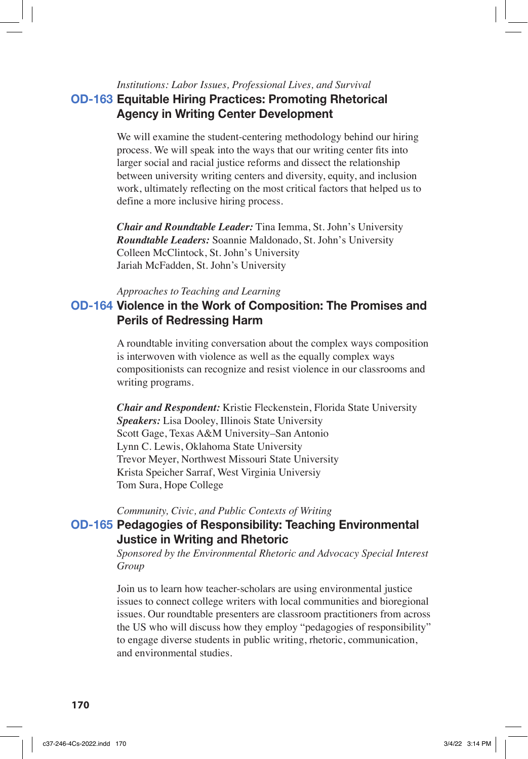*Institutions: Labor Issues, Professional Lives, and Survival*

## OD-163 Equitable Hiring Practices: Promoting Rhetorical Agency in Writing Center Development

We will examine the student-centering methodology behind our hiring process. We will speak into the ways that our writing center fits into larger social and racial justice reforms and dissect the relationship between university writing centers and diversity, equity, and inclusion work, ultimately reflecting on the most critical factors that helped us to define a more inclusive hiring process.

***Chair and Roundtable Leader:*** Tina Iemma, St. John's University
***Roundtable Leaders:*** Soannie Maldonado, St. John's University
Colleen McClintock, St. John's University
Jariah McFadden, St. John's University

*Approaches to Teaching and Learning*

## OD-164 Violence in the Work of Composition: The Promises and Perils of Redressing Harm

A roundtable inviting conversation about the complex ways composition is interwoven with violence as well as the equally complex ways compositionists can recognize and resist violence in our classrooms and writing programs.

***Chair and Respondent:*** Kristie Fleckenstein, Florida State University
***Speakers:*** Lisa Dooley, Illinois State University
Scott Gage, Texas A&M University–San Antonio
Lynn C. Lewis, Oklahoma State University
Trevor Meyer, Northwest Missouri State University
Krista Speicher Sarraf, West Virginia Universiy
Tom Sura, Hope College

*Community, Civic, and Public Contexts of Writing*

## OD-165 Pedagogies of Responsibility: Teaching Environmental Justice in Writing and Rhetoric

*Sponsored by the Environmental Rhetoric and Advocacy Special Interest Group*

Join us to learn how teacher-scholars are using environmental justice issues to connect college writers with local communities and bioregional issues. Our roundtable presenters are classroom practitioners from across the US who will discuss how they employ "pedagogies of responsibility" to engage diverse students in public writing, rhetoric, communication, and environmental studies.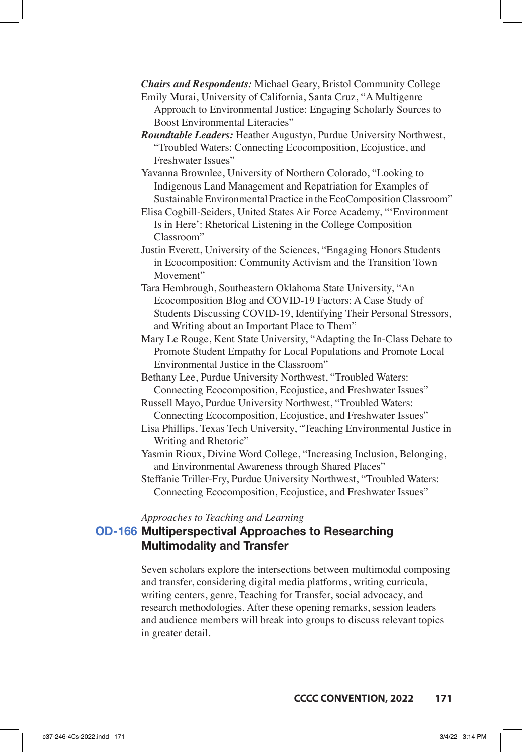***Chairs and Respondents:*** Michael Geary, Bristol Community College

Emily Murai, University of California, Santa Cruz, "A Multigenre Approach to Environmental Justice: Engaging Scholarly Sources to Boost Environmental Literacies"

***Roundtable Leaders:*** Heather Augustyn, Purdue University Northwest, "Troubled Waters: Connecting Ecocomposition, Ecojustice, and Freshwater Issues"

Yavanna Brownlee, University of Northern Colorado, "Looking to Indigenous Land Management and Repatriation for Examples of Sustainable Environmental Practice in the EcoComposition Classroom"

Elisa Cogbill-Seiders, United States Air Force Academy, "'Environment Is in Here': Rhetorical Listening in the College Composition Classroom"

Justin Everett, University of the Sciences, "Engaging Honors Students in Ecocomposition: Community Activism and the Transition Town Movement"

Tara Hembrough, Southeastern Oklahoma State University, "An Ecocomposition Blog and COVID-19 Factors: A Case Study of Students Discussing COVID-19, Identifying Their Personal Stressors, and Writing about an Important Place to Them"

Mary Le Rouge, Kent State University, "Adapting the In-Class Debate to Promote Student Empathy for Local Populations and Promote Local Environmental Justice in the Classroom"

Bethany Lee, Purdue University Northwest, "Troubled Waters: Connecting Ecocomposition, Ecojustice, and Freshwater Issues"

Russell Mayo, Purdue University Northwest, "Troubled Waters: Connecting Ecocomposition, Ecojustice, and Freshwater Issues"

Lisa Phillips, Texas Tech University, "Teaching Environmental Justice in Writing and Rhetoric"

Yasmin Rioux, Divine Word College, "Increasing Inclusion, Belonging, and Environmental Awareness through Shared Places"

Steffanie Triller-Fry, Purdue University Northwest, "Troubled Waters: Connecting Ecocomposition, Ecojustice, and Freshwater Issues"

*Approaches to Teaching and Learning*

## OD-166 Multiperspectival Approaches to Researching Multimodality and Transfer

Seven scholars explore the intersections between multimodal composing and transfer, considering digital media platforms, writing curricula, writing centers, genre, Teaching for Transfer, social advocacy, and research methodologies. After these opening remarks, session leaders and audience members will break into groups to discuss relevant topics in greater detail.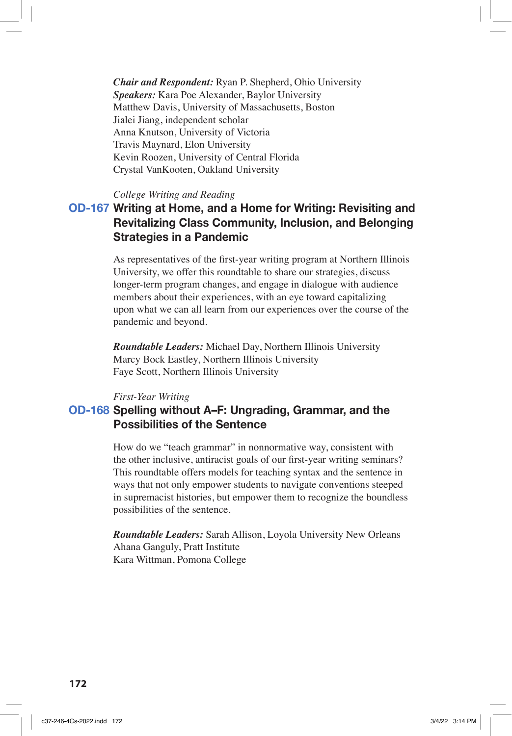***Chair and Respondent:*** Ryan P. Shepherd, Ohio University
***Speakers:*** Kara Poe Alexander, Baylor University
Matthew Davis, University of Massachusetts, Boston
Jialei Jiang, independent scholar
Anna Knutson, University of Victoria
Travis Maynard, Elon University
Kevin Roozen, University of Central Florida
Crystal VanKooten, Oakland University

*College Writing and Reading*

## OD-167 Writing at Home, and a Home for Writing: Revisiting and Revitalizing Class Community, Inclusion, and Belonging Strategies in a Pandemic

As representatives of the first-year writing program at Northern Illinois University, we offer this roundtable to share our strategies, discuss longer-term program changes, and engage in dialogue with audience members about their experiences, with an eye toward capitalizing upon what we can all learn from our experiences over the course of the pandemic and beyond.

***Roundtable Leaders:*** Michael Day, Northern Illinois University
Marcy Bock Eastley, Northern Illinois University
Faye Scott, Northern Illinois University

*First-Year Writing*

## OD-168 Spelling without A–F: Ungrading, Grammar, and the Possibilities of the Sentence

How do we "teach grammar" in nonnormative way, consistent with the other inclusive, antiracist goals of our first-year writing seminars? This roundtable offers models for teaching syntax and the sentence in ways that not only empower students to navigate conventions steeped in supremacist histories, but empower them to recognize the boundless possibilities of the sentence.

***Roundtable Leaders:*** Sarah Allison, Loyola University New Orleans
Ahana Ganguly, Pratt Institute
Kara Wittman, Pomona College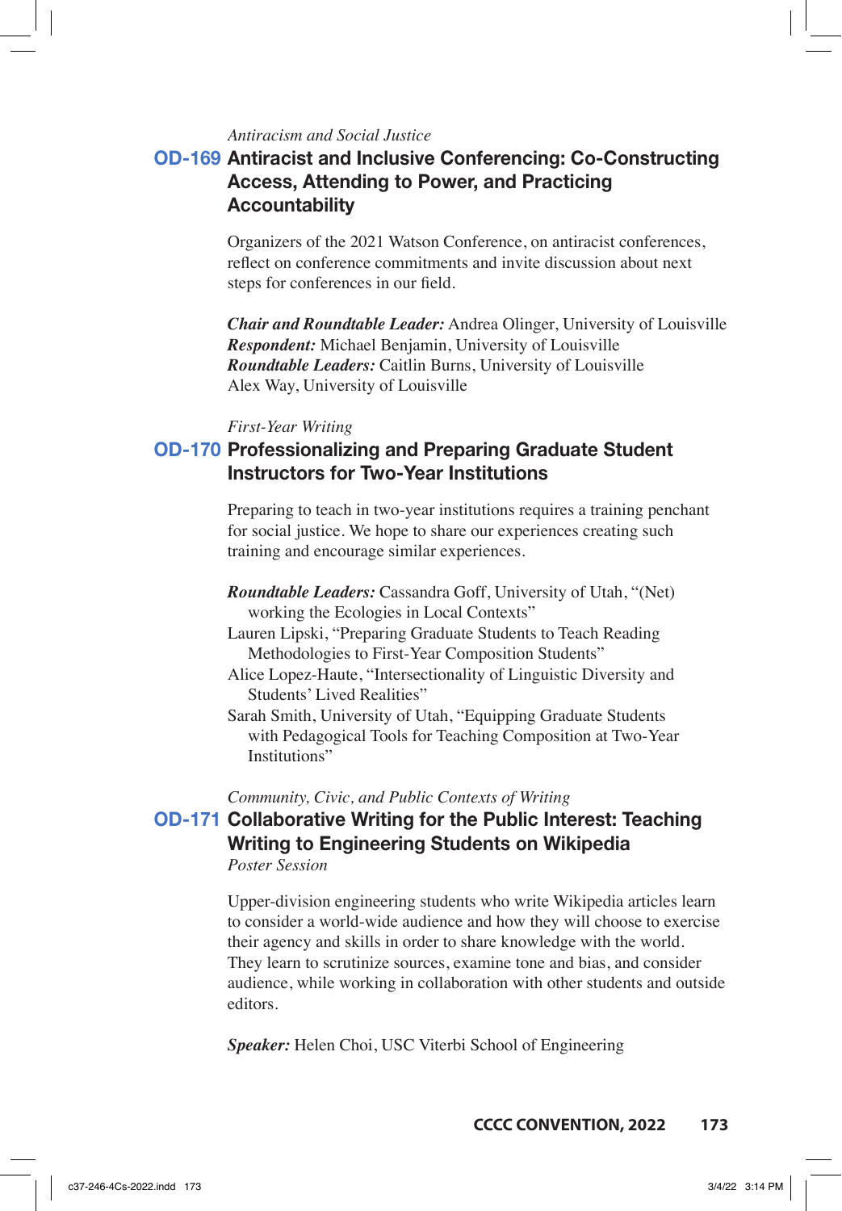*Antiracism and Social Justice*

## OD-169 Antiracist and Inclusive Conferencing: Co-Constructing Access, Attending to Power, and Practicing Accountability

Organizers of the 2021 Watson Conference, on antiracist conferences, reflect on conference commitments and invite discussion about next steps for conferences in our field.

***Chair and Roundtable Leader:*** Andrea Olinger, University of Louisville
***Respondent:*** Michael Benjamin, University of Louisville
***Roundtable Leaders:*** Caitlin Burns, University of Louisville
Alex Way, University of Louisville

*First-Year Writing*

## OD-170 Professionalizing and Preparing Graduate Student Instructors for Two-Year Institutions

Preparing to teach in two-year institutions requires a training penchant for social justice. We hope to share our experiences creating such training and encourage similar experiences.

***Roundtable Leaders:*** Cassandra Goff, University of Utah, "(Net) working the Ecologies in Local Contexts"
Lauren Lipski, "Preparing Graduate Students to Teach Reading Methodologies to First-Year Composition Students"
Alice Lopez-Haute, "Intersectionality of Linguistic Diversity and Students' Lived Realities"
Sarah Smith, University of Utah, "Equipping Graduate Students with Pedagogical Tools for Teaching Composition at Two-Year Institutions"

*Community, Civic, and Public Contexts of Writing*

## OD-171 Collaborative Writing for the Public Interest: Teaching Writing to Engineering Students on Wikipedia

*Poster Session*

Upper-division engineering students who write Wikipedia articles learn to consider a world-wide audience and how they will choose to exercise their agency and skills in order to share knowledge with the world. They learn to scrutinize sources, examine tone and bias, and consider audience, while working in collaboration with other students and outside editors.

***Speaker:*** Helen Choi, USC Viterbi School of Engineering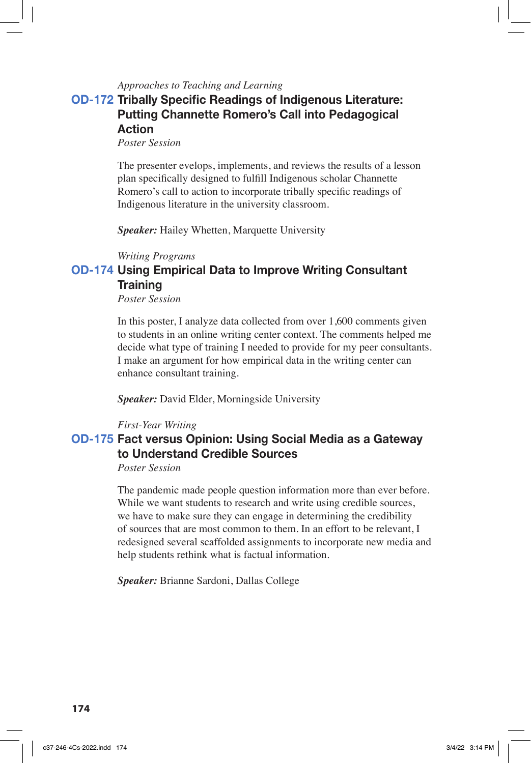*Approaches to Teaching and Learning*

### OD-172 Tribally Specific Readings of Indigenous Literature: Putting Channette Romero's Call into Pedagogical Action

*Poster Session*

The presenter evelops, implements, and reviews the results of a lesson plan specifically designed to fulfill Indigenous scholar Channette Romero's call to action to incorporate tribally specific readings of Indigenous literature in the university classroom.

***Speaker:*** Hailey Whetten, Marquette University

*Writing Programs*

### OD-174 Using Empirical Data to Improve Writing Consultant Training

*Poster Session*

In this poster, I analyze data collected from over 1,600 comments given to students in an online writing center context. The comments helped me decide what type of training I needed to provide for my peer consultants. I make an argument for how empirical data in the writing center can enhance consultant training.

***Speaker:*** David Elder, Morningside University

*First-Year Writing*

### OD-175 Fact versus Opinion: Using Social Media as a Gateway to Understand Credible Sources

*Poster Session*

The pandemic made people question information more than ever before. While we want students to research and write using credible sources, we have to make sure they can engage in determining the credibility of sources that are most common to them. In an effort to be relevant, I redesigned several scaffolded assignments to incorporate new media and help students rethink what is factual information.

***Speaker:*** Brianne Sardoni, Dallas College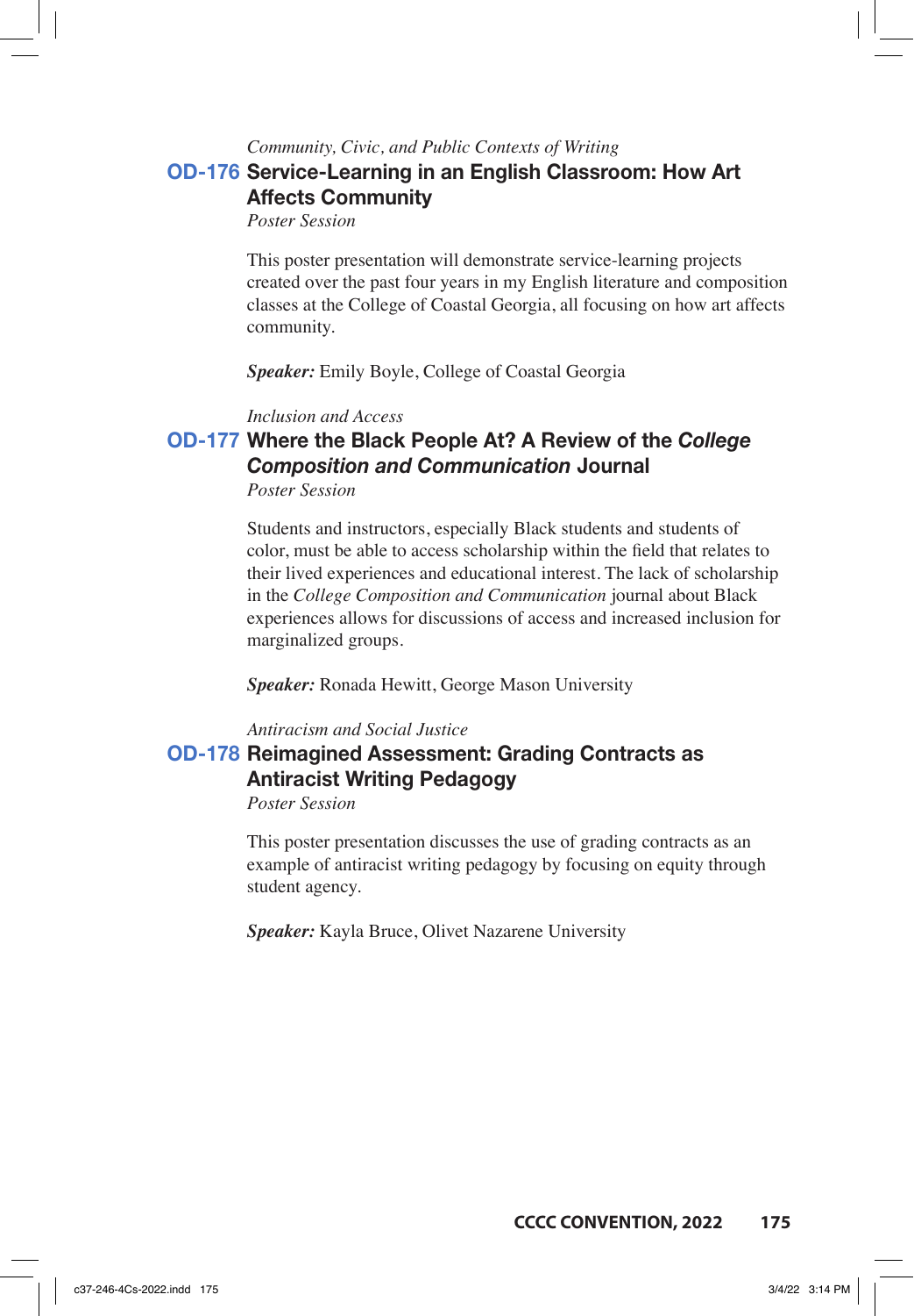*Community, Civic, and Public Contexts of Writing*

### OD-176 Service-Learning in an English Classroom: How Art Affects Community

*Poster Session*

This poster presentation will demonstrate service-learning projects created over the past four years in my English literature and composition classes at the College of Coastal Georgia, all focusing on how art affects community.

***Speaker:*** Emily Boyle, College of Coastal Georgia

*Inclusion and Access*

### OD-177 Where the Black People At? A Review of the *College Composition and Communication* Journal

*Poster Session*

Students and instructors, especially Black students and students of color, must be able to access scholarship within the field that relates to their lived experiences and educational interest. The lack of scholarship in the *College Composition and Communication* journal about Black experiences allows for discussions of access and increased inclusion for marginalized groups.

***Speaker:*** Ronada Hewitt, George Mason University

*Antiracism and Social Justice*

### OD-178 Reimagined Assessment: Grading Contracts as Antiracist Writing Pedagogy

*Poster Session*

This poster presentation discusses the use of grading contracts as an example of antiracist writing pedagogy by focusing on equity through student agency.

***Speaker:*** Kayla Bruce, Olivet Nazarene University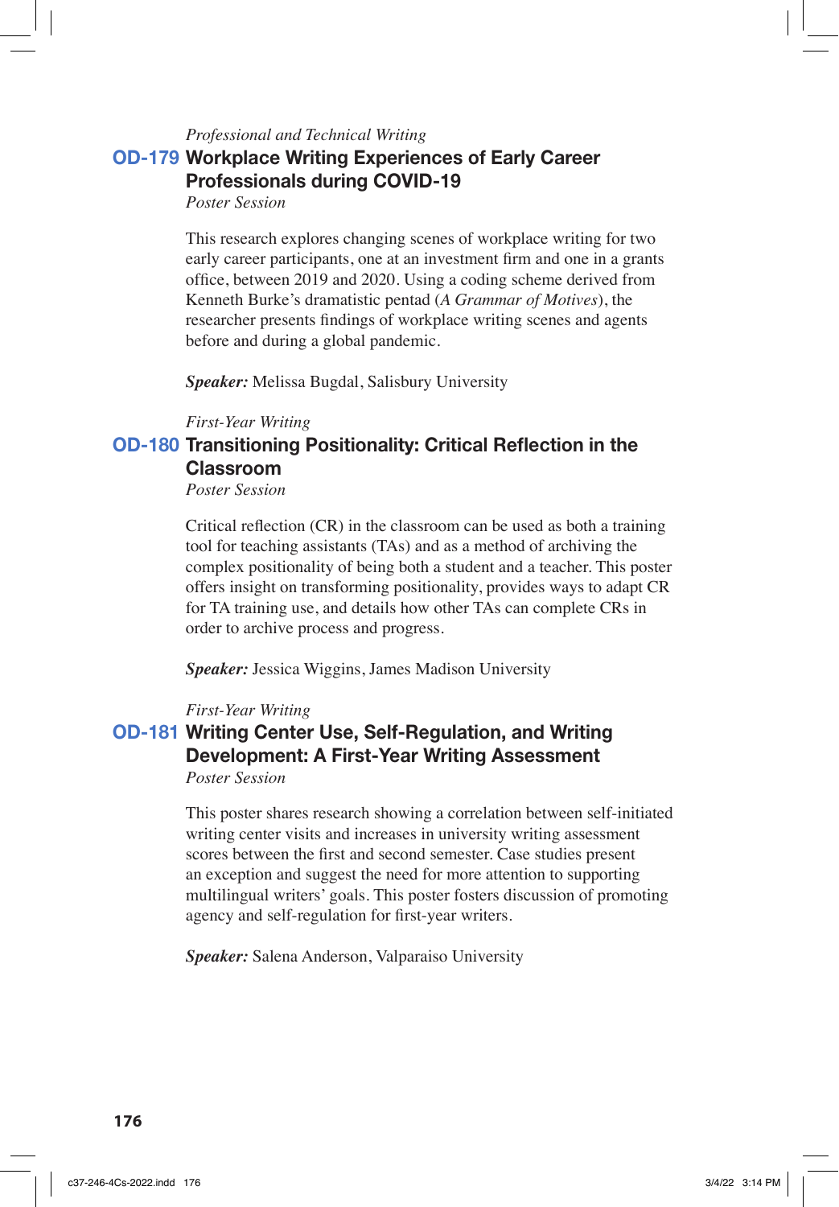*Professional and Technical Writing*

## OD-179 Workplace Writing Experiences of Early Career Professionals during COVID-19

*Poster Session*

This research explores changing scenes of workplace writing for two early career participants, one at an investment firm and one in a grants office, between 2019 and 2020. Using a coding scheme derived from Kenneth Burke's dramatistic pentad (*A Grammar of Motives*), the researcher presents findings of workplace writing scenes and agents before and during a global pandemic.

***Speaker:*** Melissa Bugdal, Salisbury University

*First-Year Writing*

## OD-180 Transitioning Positionality: Critical Reflection in the Classroom

*Poster Session*

Critical reflection (CR) in the classroom can be used as both a training tool for teaching assistants (TAs) and as a method of archiving the complex positionality of being both a student and a teacher. This poster offers insight on transforming positionality, provides ways to adapt CR for TA training use, and details how other TAs can complete CRs in order to archive process and progress.

***Speaker:*** Jessica Wiggins, James Madison University

*First-Year Writing*

## OD-181 Writing Center Use, Self-Regulation, and Writing Development: A First-Year Writing Assessment

*Poster Session*

This poster shares research showing a correlation between self-initiated writing center visits and increases in university writing assessment scores between the first and second semester. Case studies present an exception and suggest the need for more attention to supporting multilingual writers' goals. This poster fosters discussion of promoting agency and self-regulation for first-year writers.

***Speaker:*** Salena Anderson, Valparaiso University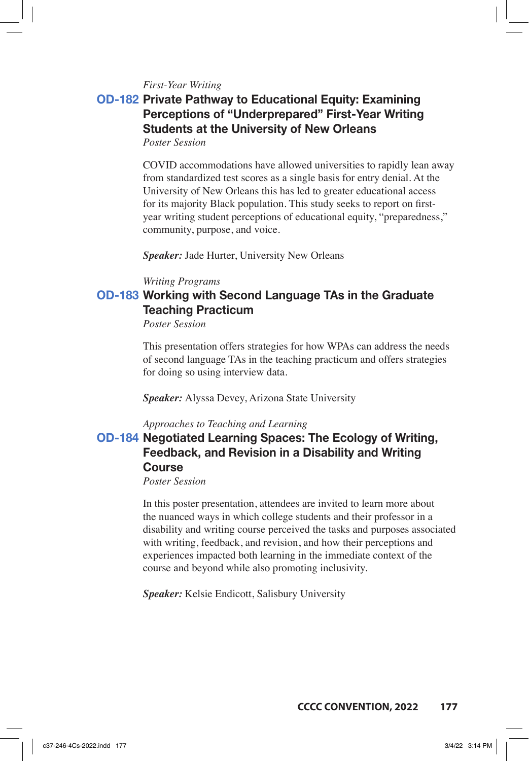*First-Year Writing*

### OD-182 Private Pathway to Educational Equity: Examining Perceptions of "Underprepared" First-Year Writing Students at the University of New Orleans

*Poster Session*

COVID accommodations have allowed universities to rapidly lean away from standardized test scores as a single basis for entry denial. At the University of New Orleans this has led to greater educational access for its majority Black population. This study seeks to report on first-year writing student perceptions of educational equity, "preparedness," community, purpose, and voice.

***Speaker:*** Jade Hurter, University New Orleans

*Writing Programs*

### OD-183 Working with Second Language TAs in the Graduate Teaching Practicum

*Poster Session*

This presentation offers strategies for how WPAs can address the needs of second language TAs in the teaching practicum and offers strategies for doing so using interview data.

***Speaker:*** Alyssa Devey, Arizona State University

*Approaches to Teaching and Learning*

### OD-184 Negotiated Learning Spaces: The Ecology of Writing, Feedback, and Revision in a Disability and Writing Course

*Poster Session*

In this poster presentation, attendees are invited to learn more about the nuanced ways in which college students and their professor in a disability and writing course perceived the tasks and purposes associated with writing, feedback, and revision, and how their perceptions and experiences impacted both learning in the immediate context of the course and beyond while also promoting inclusivity.

***Speaker:*** Kelsie Endicott, Salisbury University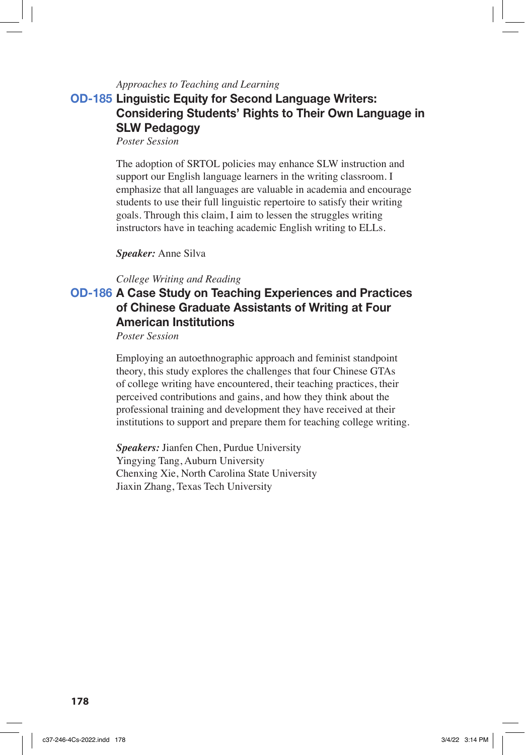*Approaches to Teaching and Learning*

### OD-185 Linguistic Equity for Second Language Writers: Considering Students' Rights to Their Own Language in SLW Pedagogy

*Poster Session*

The adoption of SRTOL policies may enhance SLW instruction and support our English language learners in the writing classroom. I emphasize that all languages are valuable in academia and encourage students to use their full linguistic repertoire to satisfy their writing goals. Through this claim, I aim to lessen the struggles writing instructors have in teaching academic English writing to ELLs.

***Speaker:*** Anne Silva

*College Writing and Reading*

### OD-186 A Case Study on Teaching Experiences and Practices of Chinese Graduate Assistants of Writing at Four American Institutions

*Poster Session*

Employing an autoethnographic approach and feminist standpoint theory, this study explores the challenges that four Chinese GTAs of college writing have encountered, their teaching practices, their perceived contributions and gains, and how they think about the professional training and development they have received at their institutions to support and prepare them for teaching college writing.

***Speakers:*** Jianfen Chen, Purdue University
Yingying Tang, Auburn University
Chenxing Xie, North Carolina State University
Jiaxin Zhang, Texas Tech University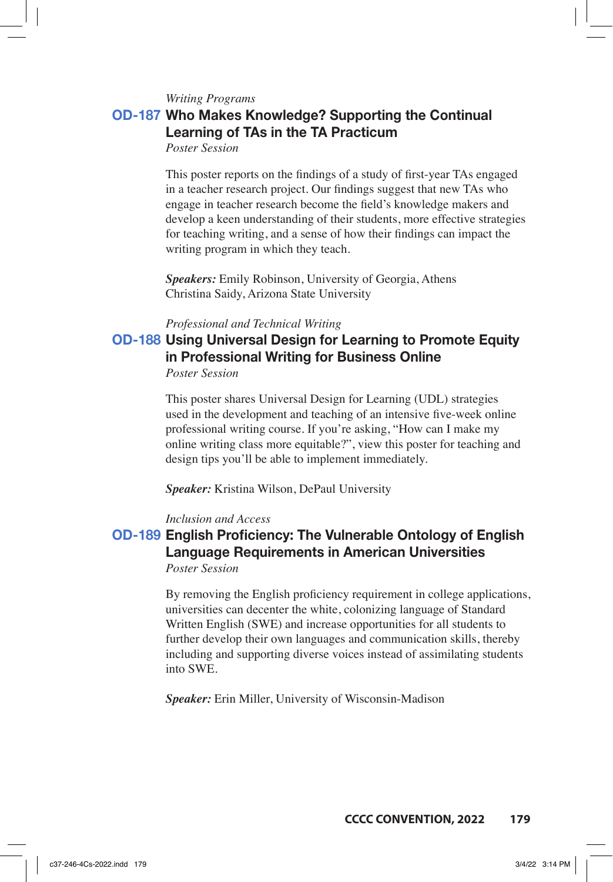*Writing Programs*

## OD-187 Who Makes Knowledge? Supporting the Continual Learning of TAs in the TA Practicum

*Poster Session*

This poster reports on the findings of a study of first-year TAs engaged in a teacher research project. Our findings suggest that new TAs who engage in teacher research become the field's knowledge makers and develop a keen understanding of their students, more effective strategies for teaching writing, and a sense of how their findings can impact the writing program in which they teach.

***Speakers:*** Emily Robinson, University of Georgia, Athens
Christina Saidy, Arizona State University

*Professional and Technical Writing*

## OD-188 Using Universal Design for Learning to Promote Equity in Professional Writing for Business Online

*Poster Session*

This poster shares Universal Design for Learning (UDL) strategies used in the development and teaching of an intensive five-week online professional writing course. If you're asking, "How can I make my online writing class more equitable?", view this poster for teaching and design tips you'll be able to implement immediately.

***Speaker:*** Kristina Wilson, DePaul University

*Inclusion and Access*

## OD-189 English Proficiency: The Vulnerable Ontology of English Language Requirements in American Universities

*Poster Session*

By removing the English proficiency requirement in college applications, universities can decenter the white, colonizing language of Standard Written English (SWE) and increase opportunities for all students to further develop their own languages and communication skills, thereby including and supporting diverse voices instead of assimilating students into SWE.

***Speaker:*** Erin Miller, University of Wisconsin-Madison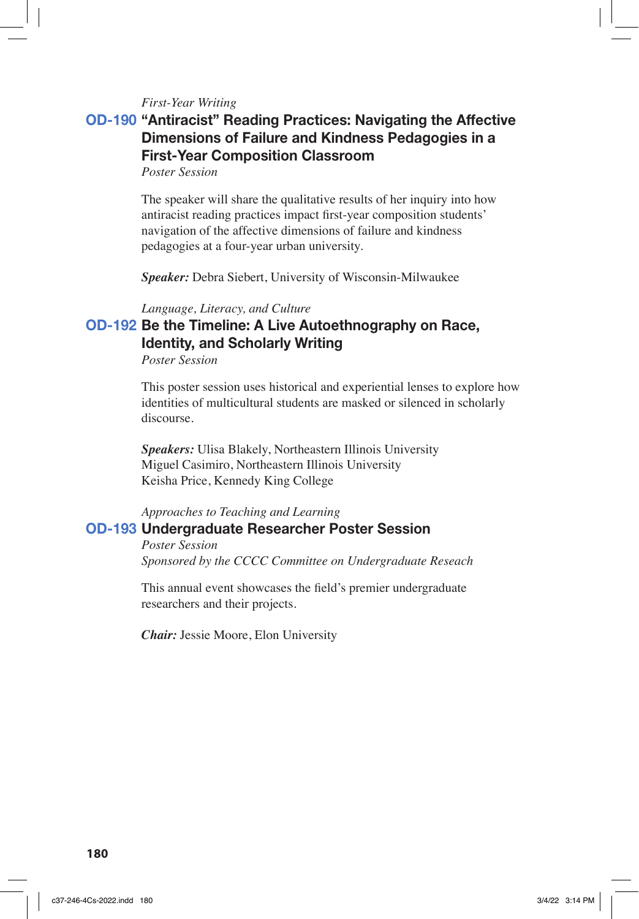*First-Year Writing*

## OD-190 "Antiracist" Reading Practices: Navigating the Affective Dimensions of Failure and Kindness Pedagogies in a First-Year Composition Classroom

*Poster Session*

The speaker will share the qualitative results of her inquiry into how antiracist reading practices impact first-year composition students' navigation of the affective dimensions of failure and kindness pedagogies at a four-year urban university.

***Speaker:*** Debra Siebert, University of Wisconsin-Milwaukee

*Language, Literacy, and Culture*

## OD-192 Be the Timeline: A Live Autoethnography on Race, Identity, and Scholarly Writing

*Poster Session*

This poster session uses historical and experiential lenses to explore how identities of multicultural students are masked or silenced in scholarly discourse.

***Speakers:*** Ulisa Blakely, Northeastern Illinois University
Miguel Casimiro, Northeastern Illinois University
Keisha Price, Kennedy King College

*Approaches to Teaching and Learning*

## OD-193 Undergraduate Researcher Poster Session

*Poster Session*
*Sponsored by the CCCC Committee on Undergraduate Reseach*

This annual event showcases the field's premier undergraduate researchers and their projects.

***Chair:*** Jessie Moore, Elon University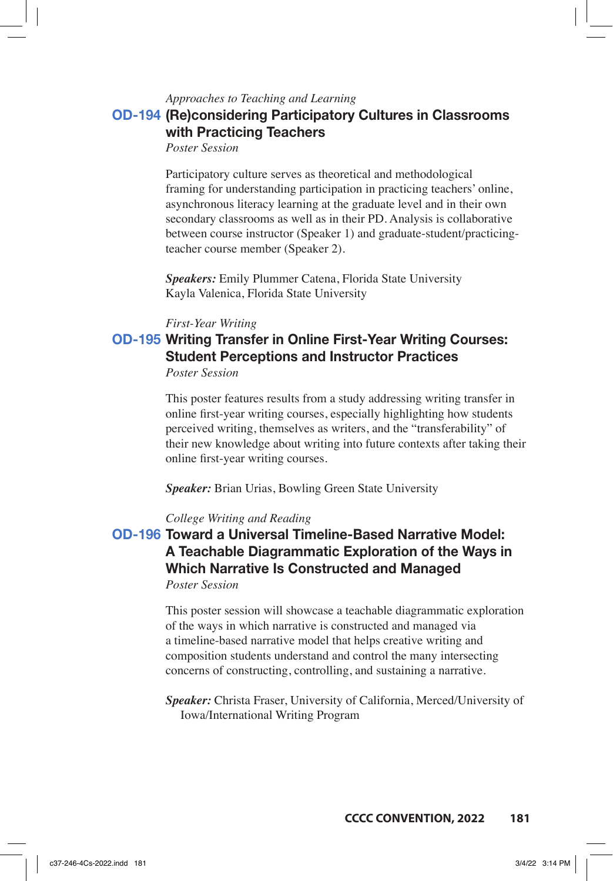*Approaches to Teaching and Learning*

## OD-194 (Re)considering Participatory Cultures in Classrooms with Practicing Teachers

*Poster Session*

Participatory culture serves as theoretical and methodological framing for understanding participation in practicing teachers' online, asynchronous literacy learning at the graduate level and in their own secondary classrooms as well as in their PD. Analysis is collaborative between course instructor (Speaker 1) and graduate-student/practicing-teacher course member (Speaker 2).

***Speakers:*** Emily Plummer Catena, Florida State University
Kayla Valenica, Florida State University

*First-Year Writing*

## OD-195 Writing Transfer in Online First-Year Writing Courses: Student Perceptions and Instructor Practices

*Poster Session*

This poster features results from a study addressing writing transfer in online first-year writing courses, especially highlighting how students perceived writing, themselves as writers, and the "transferability" of their new knowledge about writing into future contexts after taking their online first-year writing courses.

***Speaker:*** Brian Urias, Bowling Green State University

*College Writing and Reading*

## OD-196 Toward a Universal Timeline-Based Narrative Model: A Teachable Diagrammatic Exploration of the Ways in Which Narrative Is Constructed and Managed

*Poster Session*

This poster session will showcase a teachable diagrammatic exploration of the ways in which narrative is constructed and managed via a timeline-based narrative model that helps creative writing and composition students understand and control the many intersecting concerns of constructing, controlling, and sustaining a narrative.

***Speaker:*** Christa Fraser, University of California, Merced/University of Iowa/International Writing Program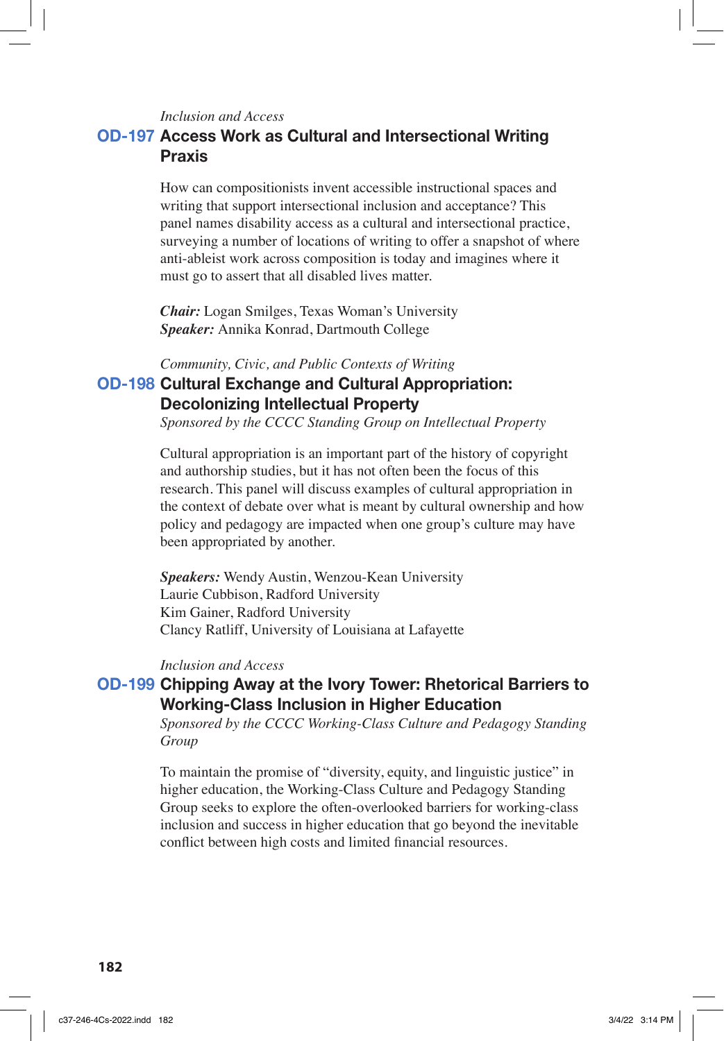*Inclusion and Access*

## OD-197 Access Work as Cultural and Intersectional Writing Praxis

How can compositionists invent accessible instructional spaces and writing that support intersectional inclusion and acceptance? This panel names disability access as a cultural and intersectional practice, surveying a number of locations of writing to offer a snapshot of where anti-ableist work across composition is today and imagines where it must go to assert that all disabled lives matter.

***Chair:*** Logan Smilges, Texas Woman's University
***Speaker:*** Annika Konrad, Dartmouth College

*Community, Civic, and Public Contexts of Writing*

## OD-198 Cultural Exchange and Cultural Appropriation: Decolonizing Intellectual Property

*Sponsored by the CCCC Standing Group on Intellectual Property*

Cultural appropriation is an important part of the history of copyright and authorship studies, but it has not often been the focus of this research. This panel will discuss examples of cultural appropriation in the context of debate over what is meant by cultural ownership and how policy and pedagogy are impacted when one group's culture may have been appropriated by another.

***Speakers:*** Wendy Austin, Wenzou-Kean University
Laurie Cubbison, Radford University
Kim Gainer, Radford University
Clancy Ratliff, University of Louisiana at Lafayette

*Inclusion and Access*

## OD-199 Chipping Away at the Ivory Tower: Rhetorical Barriers to Working-Class Inclusion in Higher Education

*Sponsored by the CCCC Working-Class Culture and Pedagogy Standing Group*

To maintain the promise of "diversity, equity, and linguistic justice" in higher education, the Working-Class Culture and Pedagogy Standing Group seeks to explore the often-overlooked barriers for working-class inclusion and success in higher education that go beyond the inevitable conflict between high costs and limited financial resources.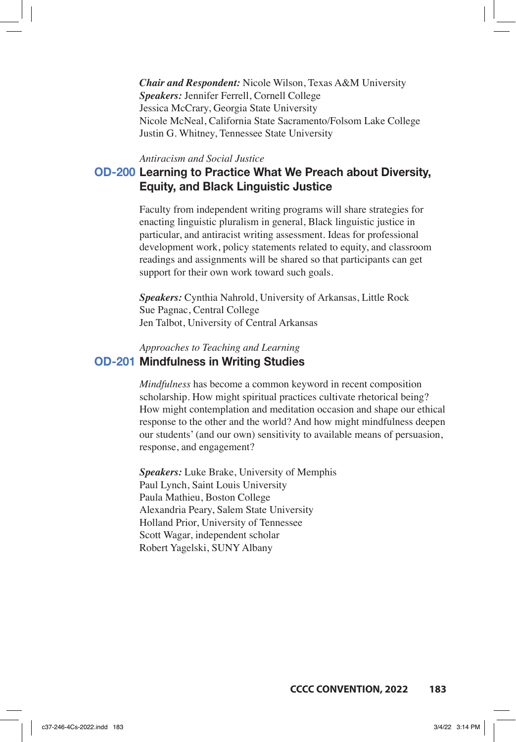***Chair and Respondent:*** Nicole Wilson, Texas A&M University
***Speakers:*** Jennifer Ferrell, Cornell College
Jessica McCrary, Georgia State University
Nicole McNeal, California State Sacramento/Folsom Lake College
Justin G. Whitney, Tennessee State University

*Antiracism and Social Justice*

## OD-200 Learning to Practice What We Preach about Diversity, Equity, and Black Linguistic Justice

Faculty from independent writing programs will share strategies for enacting linguistic pluralism in general, Black linguistic justice in particular, and antiracist writing assessment. Ideas for professional development work, policy statements related to equity, and classroom readings and assignments will be shared so that participants can get support for their own work toward such goals.

***Speakers:*** Cynthia Nahrold, University of Arkansas, Little Rock
Sue Pagnac, Central College
Jen Talbot, University of Central Arkansas

*Approaches to Teaching and Learning*

## OD-201 Mindfulness in Writing Studies

*Mindfulness* has become a common keyword in recent composition scholarship. How might spiritual practices cultivate rhetorical being? How might contemplation and meditation occasion and shape our ethical response to the other and the world? And how might mindfulness deepen our students' (and our own) sensitivity to available means of persuasion, response, and engagement?

***Speakers:*** Luke Brake, University of Memphis
Paul Lynch, Saint Louis University
Paula Mathieu, Boston College
Alexandria Peary, Salem State University
Holland Prior, University of Tennessee
Scott Wagar, independent scholar
Robert Yagelski, SUNY Albany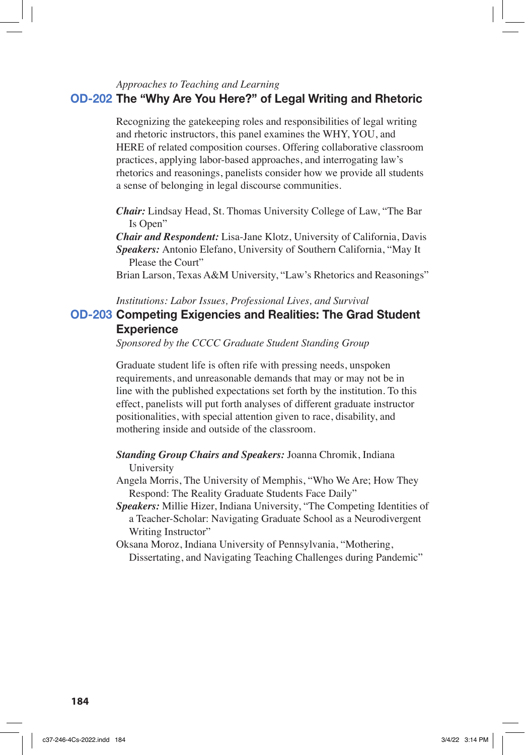*Approaches to Teaching and Learning*

## OD-202 The “Why Are You Here?” of Legal Writing and Rhetoric

Recognizing the gatekeeping roles and responsibilities of legal writing and rhetoric instructors, this panel examines the WHY, YOU, and HERE of related composition courses. Offering collaborative classroom practices, applying labor-based approaches, and interrogating law’s rhetorics and reasonings, panelists consider how we provide all students a sense of belonging in legal discourse communities.

***Chair:*** Lindsay Head, St. Thomas University College of Law, “The Bar Is Open”

***Chair and Respondent:*** Lisa-Jane Klotz, University of California, Davis

***Speakers:*** Antonio Elefano, University of Southern California, “May It Please the Court”

Brian Larson, Texas A&M University, “Law’s Rhetorics and Reasonings”

*Institutions: Labor Issues, Professional Lives, and Survival*

## OD-203 Competing Exigencies and Realities: The Grad Student Experience

*Sponsored by the CCCC Graduate Student Standing Group*

Graduate student life is often rife with pressing needs, unspoken requirements, and unreasonable demands that may or may not be in line with the published expectations set forth by the institution. To this effect, panelists will put forth analyses of different graduate instructor positionalities, with special attention given to race, disability, and mothering inside and outside of the classroom.

***Standing Group Chairs and Speakers:*** Joanna Chromik, Indiana University

Angela Morris, The University of Memphis, “Who We Are; How They Respond: The Reality Graduate Students Face Daily”

***Speakers:*** Millie Hizer, Indiana University, “The Competing Identities of a Teacher-Scholar: Navigating Graduate School as a Neurodivergent Writing Instructor”

Oksana Moroz, Indiana University of Pennsylvania, “Mothering, Dissertating, and Navigating Teaching Challenges during Pandemic”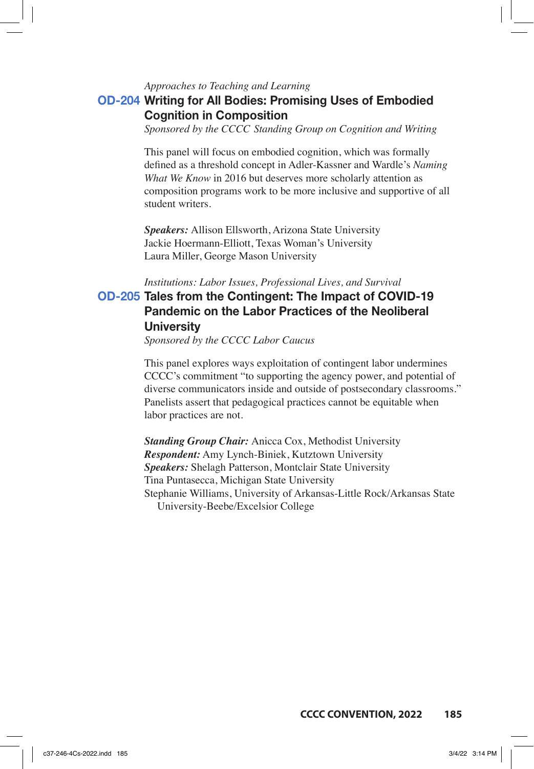*Approaches to Teaching and Learning*

## OD-204 Writing for All Bodies: Promising Uses of Embodied Cognition in Composition

*Sponsored by the CCCC Standing Group on Cognition and Writing*

This panel will focus on embodied cognition, which was formally defined as a threshold concept in Adler-Kassner and Wardle's *Naming What We Know* in 2016 but deserves more scholarly attention as composition programs work to be more inclusive and supportive of all student writers.

***Speakers:*** Allison Ellsworth, Arizona State University
Jackie Hoermann-Elliott, Texas Woman's University
Laura Miller, George Mason University

*Institutions: Labor Issues, Professional Lives, and Survival*

## OD-205 Tales from the Contingent: The Impact of COVID-19 Pandemic on the Labor Practices of the Neoliberal University

*Sponsored by the CCCC Labor Caucus*

This panel explores ways exploitation of contingent labor undermines CCCC's commitment "to supporting the agency power, and potential of diverse communicators inside and outside of postsecondary classrooms." Panelists assert that pedagogical practices cannot be equitable when labor practices are not.

***Standing Group Chair:*** Anicca Cox, Methodist University
***Respondent:*** Amy Lynch-Biniek, Kutztown University
***Speakers:*** Shelagh Patterson, Montclair State University
Tina Puntasecca, Michigan State University
Stephanie Williams, University of Arkansas-Little Rock/Arkansas State University-Beebe/Excelsior College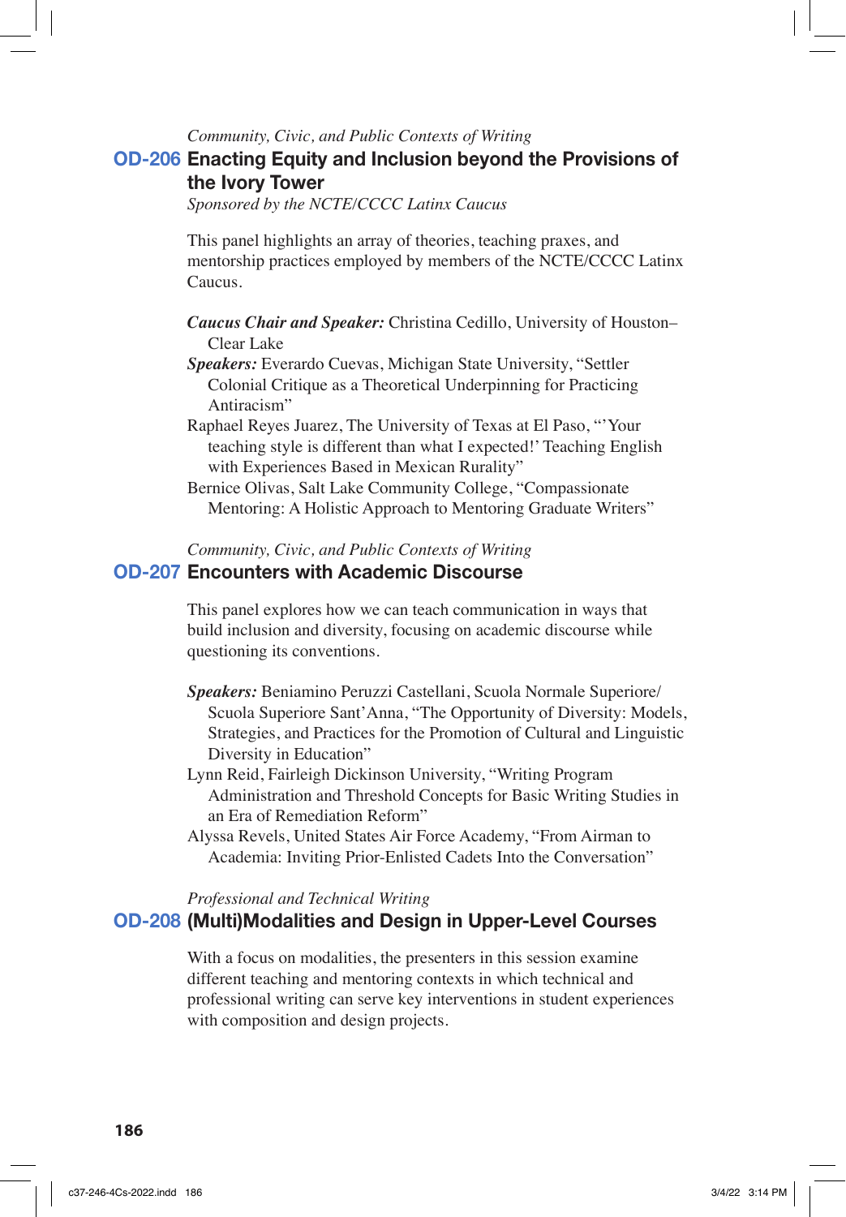*Community, Civic, and Public Contexts of Writing*

## OD-206 Enacting Equity and Inclusion beyond the Provisions of the Ivory Tower

*Sponsored by the NCTE/CCCC Latinx Caucus*

This panel highlights an array of theories, teaching praxes, and mentorship practices employed by members of the NCTE/CCCC Latinx Caucus.

***Caucus Chair and Speaker:*** Christina Cedillo, University of Houston–Clear Lake

***Speakers:*** Everardo Cuevas, Michigan State University, "Settler Colonial Critique as a Theoretical Underpinning for Practicing Antiracism"

Raphael Reyes Juarez, The University of Texas at El Paso, "'Your teaching style is different than what I expected!' Teaching English with Experiences Based in Mexican Rurality"

Bernice Olivas, Salt Lake Community College, "Compassionate Mentoring: A Holistic Approach to Mentoring Graduate Writers"

*Community, Civic, and Public Contexts of Writing*

## OD-207 Encounters with Academic Discourse

This panel explores how we can teach communication in ways that build inclusion and diversity, focusing on academic discourse while questioning its conventions.

***Speakers:*** Beniamino Peruzzi Castellani, Scuola Normale Superiore/Scuola Superiore Sant'Anna, "The Opportunity of Diversity: Models, Strategies, and Practices for the Promotion of Cultural and Linguistic Diversity in Education"

Lynn Reid, Fairleigh Dickinson University, "Writing Program Administration and Threshold Concepts for Basic Writing Studies in an Era of Remediation Reform"

Alyssa Revels, United States Air Force Academy, "From Airman to Academia: Inviting Prior-Enlisted Cadets Into the Conversation"

*Professional and Technical Writing*

## OD-208 (Multi)Modalities and Design in Upper-Level Courses

With a focus on modalities, the presenters in this session examine different teaching and mentoring contexts in which technical and professional writing can serve key interventions in student experiences with composition and design projects.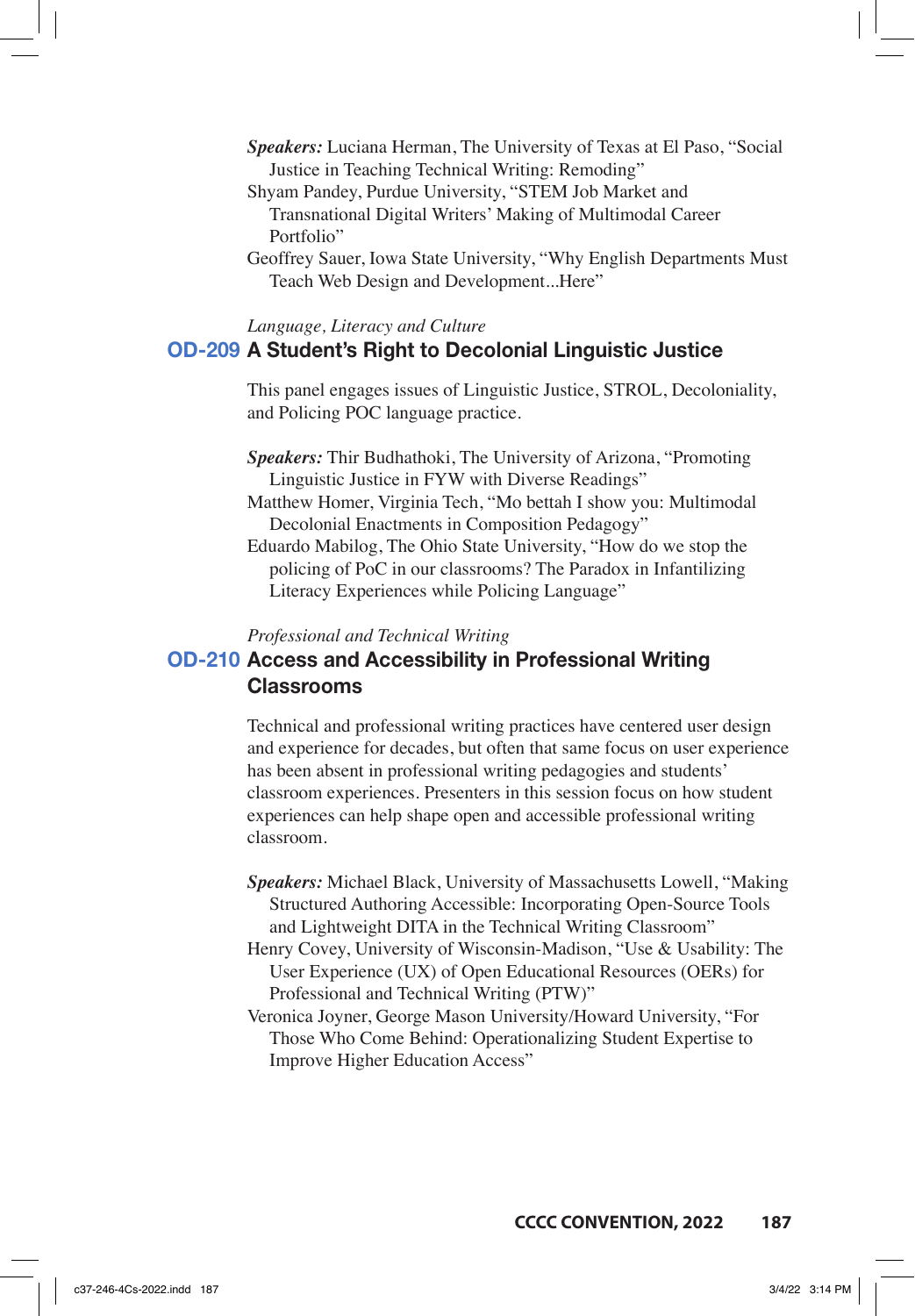***Speakers:*** Luciana Herman, The University of Texas at El Paso, "Social Justice in Teaching Technical Writing: Remoding"

Shyam Pandey, Purdue University, "STEM Job Market and Transnational Digital Writers' Making of Multimodal Career Portfolio"

Geoffrey Sauer, Iowa State University, "Why English Departments Must Teach Web Design and Development...Here"

*Language, Literacy and Culture*

## OD-209 A Student's Right to Decolonial Linguistic Justice

This panel engages issues of Linguistic Justice, STROL, Decoloniality, and Policing POC language practice.

***Speakers:*** Thir Budhathoki, The University of Arizona, "Promoting Linguistic Justice in FYW with Diverse Readings"

Matthew Homer, Virginia Tech, "Mo bettah I show you: Multimodal Decolonial Enactments in Composition Pedagogy"

Eduardo Mabilog, The Ohio State University, "How do we stop the policing of PoC in our classrooms? The Paradox in Infantilizing Literacy Experiences while Policing Language"

*Professional and Technical Writing*

## OD-210 Access and Accessibility in Professional Writing Classrooms

Technical and professional writing practices have centered user design and experience for decades, but often that same focus on user experience has been absent in professional writing pedagogies and students' classroom experiences. Presenters in this session focus on how student experiences can help shape open and accessible professional writing classroom.

***Speakers:*** Michael Black, University of Massachusetts Lowell, "Making Structured Authoring Accessible: Incorporating Open-Source Tools and Lightweight DITA in the Technical Writing Classroom"

Henry Covey, University of Wisconsin-Madison, "Use & Usability: The User Experience (UX) of Open Educational Resources (OERs) for Professional and Technical Writing (PTW)"

Veronica Joyner, George Mason University/Howard University, "For Those Who Come Behind: Operationalizing Student Expertise to Improve Higher Education Access"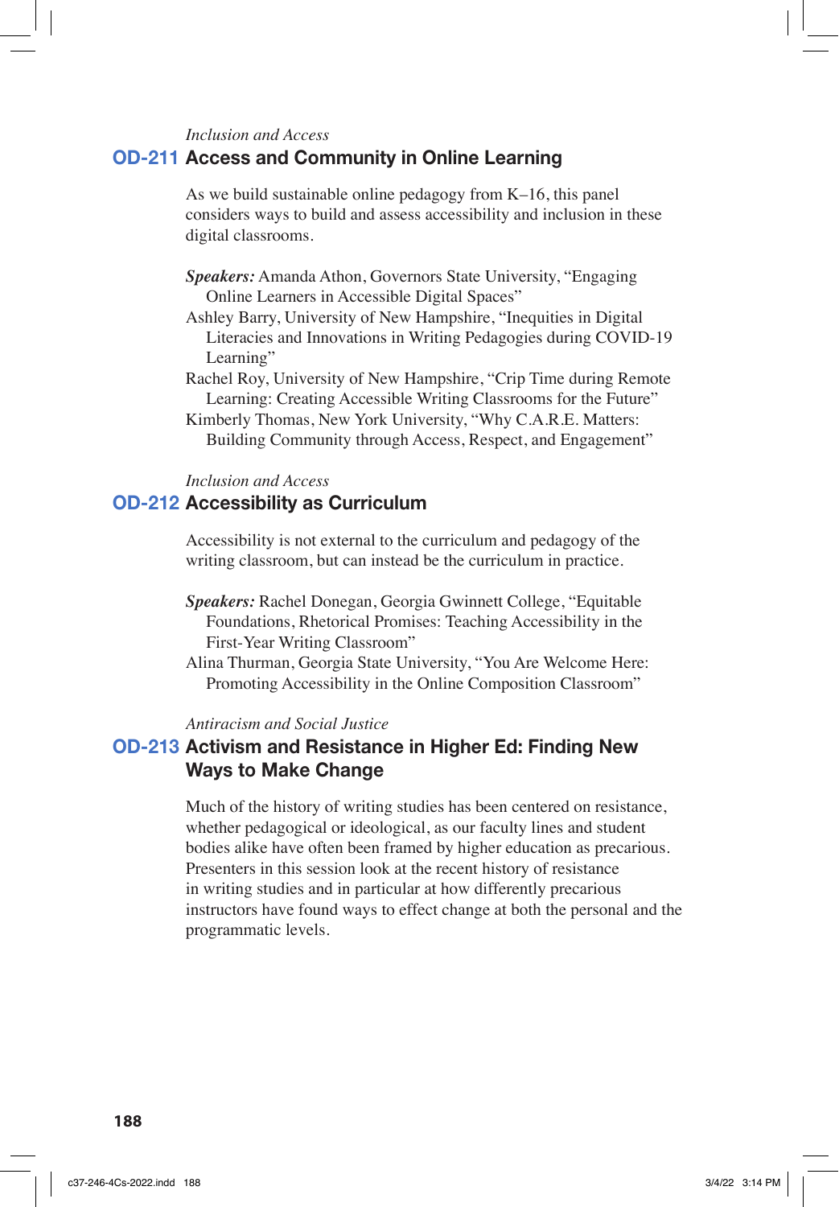*Inclusion and Access*

## OD-211 Access and Community in Online Learning

As we build sustainable online pedagogy from K–16, this panel considers ways to build and assess accessibility and inclusion in these digital classrooms.

***Speakers:*** Amanda Athon, Governors State University, "Engaging Online Learners in Accessible Digital Spaces"
Ashley Barry, University of New Hampshire, "Inequities in Digital Literacies and Innovations in Writing Pedagogies during COVID-19 Learning"
Rachel Roy, University of New Hampshire, "Crip Time during Remote Learning: Creating Accessible Writing Classrooms for the Future"
Kimberly Thomas, New York University, "Why C.A.R.E. Matters: Building Community through Access, Respect, and Engagement"

*Inclusion and Access*

## OD-212 Accessibility as Curriculum

Accessibility is not external to the curriculum and pedagogy of the writing classroom, but can instead be the curriculum in practice.

***Speakers:*** Rachel Donegan, Georgia Gwinnett College, "Equitable Foundations, Rhetorical Promises: Teaching Accessibility in the First-Year Writing Classroom"
Alina Thurman, Georgia State University, "You Are Welcome Here: Promoting Accessibility in the Online Composition Classroom"

*Antiracism and Social Justice*

## OD-213 Activism and Resistance in Higher Ed: Finding New Ways to Make Change

Much of the history of writing studies has been centered on resistance, whether pedagogical or ideological, as our faculty lines and student bodies alike have often been framed by higher education as precarious. Presenters in this session look at the recent history of resistance in writing studies and in particular at how differently precarious instructors have found ways to effect change at both the personal and the programmatic levels.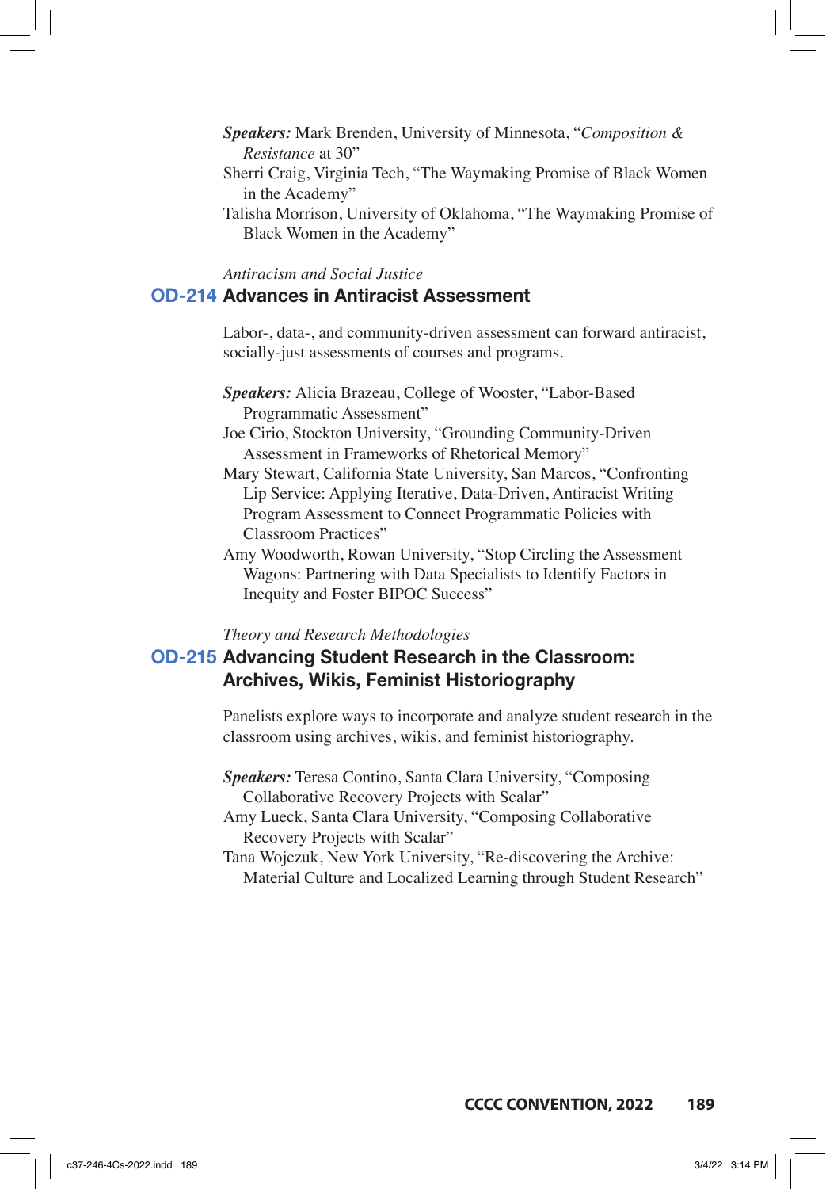***Speakers:*** Mark Brenden, University of Minnesota, "*Composition & Resistance* at 30"

Sherri Craig, Virginia Tech, "The Waymaking Promise of Black Women in the Academy"

Talisha Morrison, University of Oklahoma, "The Waymaking Promise of Black Women in the Academy"

*Antiracism and Social Justice*

## OD-214 Advances in Antiracist Assessment

Labor-, data-, and community-driven assessment can forward antiracist, socially-just assessments of courses and programs.

***Speakers:*** Alicia Brazeau, College of Wooster, "Labor-Based Programmatic Assessment"

Joe Cirio, Stockton University, "Grounding Community-Driven Assessment in Frameworks of Rhetorical Memory"

Mary Stewart, California State University, San Marcos, "Confronting Lip Service: Applying Iterative, Data-Driven, Antiracist Writing Program Assessment to Connect Programmatic Policies with Classroom Practices"

Amy Woodworth, Rowan University, "Stop Circling the Assessment Wagons: Partnering with Data Specialists to Identify Factors in Inequity and Foster BIPOC Success"

*Theory and Research Methodologies*

## OD-215 Advancing Student Research in the Classroom: Archives, Wikis, Feminist Historiography

Panelists explore ways to incorporate and analyze student research in the classroom using archives, wikis, and feminist historiography.

***Speakers:*** Teresa Contino, Santa Clara University, "Composing Collaborative Recovery Projects with Scalar"

Amy Lueck, Santa Clara University, "Composing Collaborative Recovery Projects with Scalar"

Tana Wojczuk, New York University, "Re-discovering the Archive: Material Culture and Localized Learning through Student Research"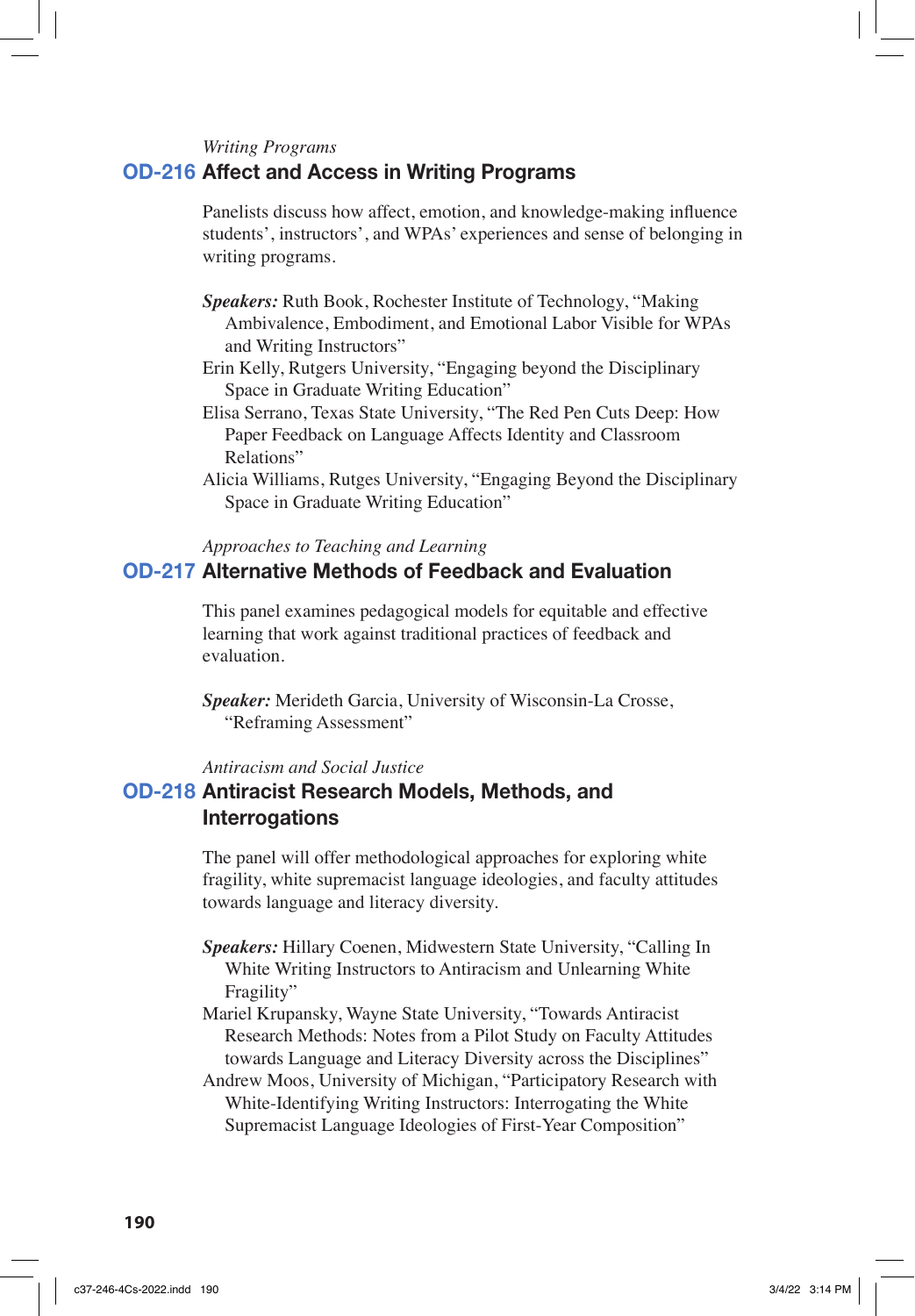*Writing Programs*

## OD-216 Affect and Access in Writing Programs

Panelists discuss how affect, emotion, and knowledge-making influence students', instructors', and WPAs' experiences and sense of belonging in writing programs.

***Speakers:*** Ruth Book, Rochester Institute of Technology, "Making Ambivalence, Embodiment, and Emotional Labor Visible for WPAs and Writing Instructors"
Erin Kelly, Rutgers University, "Engaging beyond the Disciplinary Space in Graduate Writing Education"
Elisa Serrano, Texas State University, "The Red Pen Cuts Deep: How Paper Feedback on Language Affects Identity and Classroom Relations"
Alicia Williams, Rutges University, "Engaging Beyond the Disciplinary Space in Graduate Writing Education"

*Approaches to Teaching and Learning*

## OD-217 Alternative Methods of Feedback and Evaluation

This panel examines pedagogical models for equitable and effective learning that work against traditional practices of feedback and evaluation.

***Speaker:*** Merideth Garcia, University of Wisconsin-La Crosse, "Reframing Assessment"

*Antiracism and Social Justice*

## OD-218 Antiracist Research Models, Methods, and Interrogations

The panel will offer methodological approaches for exploring white fragility, white supremacist language ideologies, and faculty attitudes towards language and literacy diversity.

***Speakers:*** Hillary Coenen, Midwestern State University, "Calling In White Writing Instructors to Antiracism and Unlearning White Fragility"
Mariel Krupansky, Wayne State University, "Towards Antiracist Research Methods: Notes from a Pilot Study on Faculty Attitudes towards Language and Literacy Diversity across the Disciplines"
Andrew Moos, University of Michigan, "Participatory Research with White-Identifying Writing Instructors: Interrogating the White Supremacist Language Ideologies of First-Year Composition"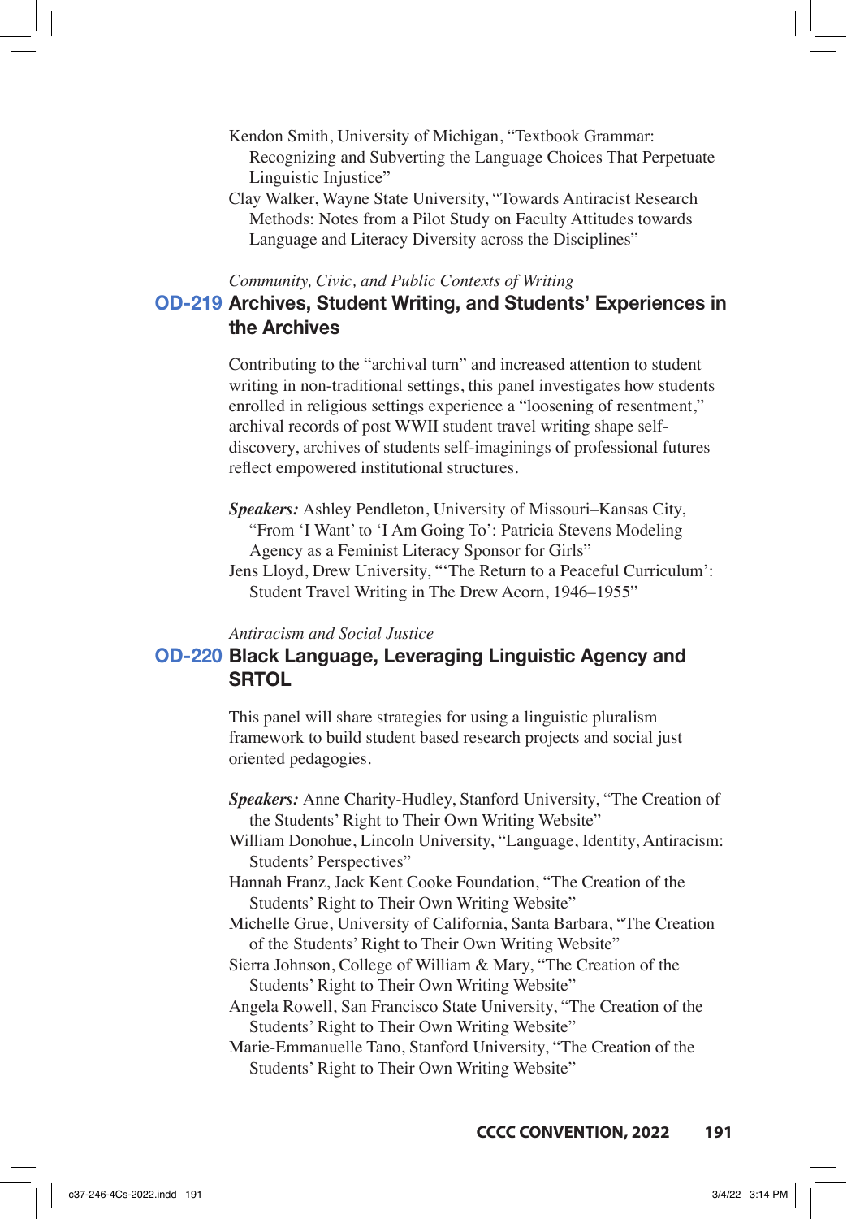Kendon Smith, University of Michigan, "Textbook Grammar: Recognizing and Subverting the Language Choices That Perpetuate Linguistic Injustice"

Clay Walker, Wayne State University, "Towards Antiracist Research Methods: Notes from a Pilot Study on Faculty Attitudes towards Language and Literacy Diversity across the Disciplines"

*Community, Civic, and Public Contexts of Writing*

## OD-219 Archives, Student Writing, and Students' Experiences in the Archives

Contributing to the "archival turn" and increased attention to student writing in non-traditional settings, this panel investigates how students enrolled in religious settings experience a "loosening of resentment," archival records of post WWII student travel writing shape self-discovery, archives of students self-imaginings of professional futures reflect empowered institutional structures.

***Speakers:*** Ashley Pendleton, University of Missouri–Kansas City, "From 'I Want' to 'I Am Going To': Patricia Stevens Modeling Agency as a Feminist Literacy Sponsor for Girls"

Jens Lloyd, Drew University, "'The Return to a Peaceful Curriculum': Student Travel Writing in The Drew Acorn, 1946–1955"

*Antiracism and Social Justice*

## OD-220 Black Language, Leveraging Linguistic Agency and SRTOL

This panel will share strategies for using a linguistic pluralism framework to build student based research projects and social just oriented pedagogies.

***Speakers:*** Anne Charity-Hudley, Stanford University, "The Creation of the Students' Right to Their Own Writing Website"

William Donohue, Lincoln University, "Language, Identity, Antiracism: Students' Perspectives"

Hannah Franz, Jack Kent Cooke Foundation, "The Creation of the Students' Right to Their Own Writing Website"

Michelle Grue, University of California, Santa Barbara, "The Creation of the Students' Right to Their Own Writing Website"

Sierra Johnson, College of William & Mary, "The Creation of the Students' Right to Their Own Writing Website"

Angela Rowell, San Francisco State University, "The Creation of the Students' Right to Their Own Writing Website"

Marie-Emmanuelle Tano, Stanford University, "The Creation of the Students' Right to Their Own Writing Website"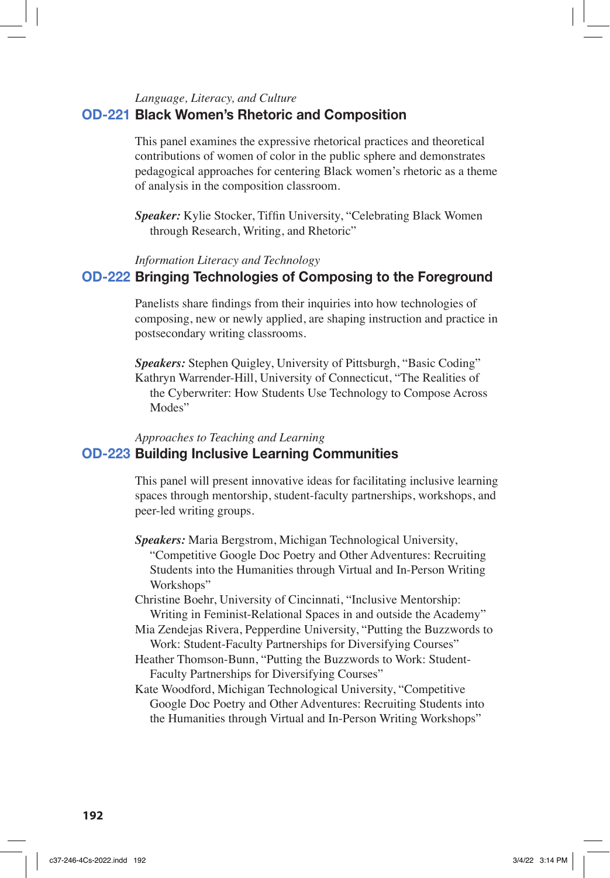*Language, Literacy, and Culture*

## OD-221 Black Women's Rhetoric and Composition

This panel examines the expressive rhetorical practices and theoretical contributions of women of color in the public sphere and demonstrates pedagogical approaches for centering Black women's rhetoric as a theme of analysis in the composition classroom.

***Speaker:*** Kylie Stocker, Tiffin University, "Celebrating Black Women through Research, Writing, and Rhetoric"

*Information Literacy and Technology*

## OD-222 Bringing Technologies of Composing to the Foreground

Panelists share findings from their inquiries into how technologies of composing, new or newly applied, are shaping instruction and practice in postsecondary writing classrooms.

***Speakers:*** Stephen Quigley, University of Pittsburgh, "Basic Coding"
Kathryn Warrender-Hill, University of Connecticut, "The Realities of the Cyberwriter: How Students Use Technology to Compose Across Modes"

*Approaches to Teaching and Learning*

## OD-223 Building Inclusive Learning Communities

This panel will present innovative ideas for facilitating inclusive learning spaces through mentorship, student-faculty partnerships, workshops, and peer-led writing groups.

***Speakers:*** Maria Bergstrom, Michigan Technological University, "Competitive Google Doc Poetry and Other Adventures: Recruiting Students into the Humanities through Virtual and In-Person Writing Workshops"
Christine Boehr, University of Cincinnati, "Inclusive Mentorship: Writing in Feminist-Relational Spaces in and outside the Academy"
Mia Zendejas Rivera, Pepperdine University, "Putting the Buzzwords to Work: Student-Faculty Partnerships for Diversifying Courses"
Heather Thomson-Bunn, "Putting the Buzzwords to Work: Student-Faculty Partnerships for Diversifying Courses"
Kate Woodford, Michigan Technological University, "Competitive Google Doc Poetry and Other Adventures: Recruiting Students into the Humanities through Virtual and In-Person Writing Workshops"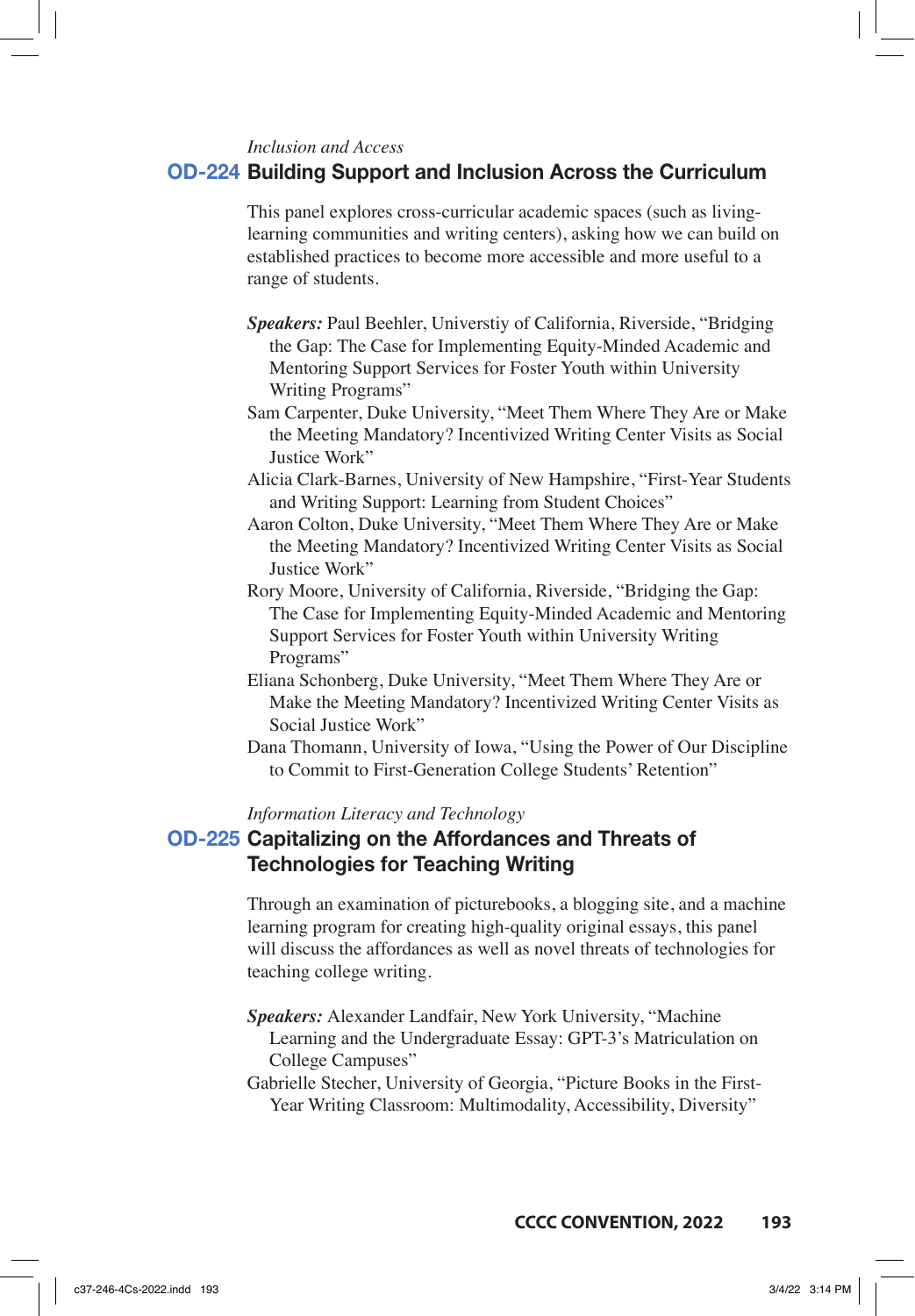*Inclusion and Access*

## OD-224 Building Support and Inclusion Across the Curriculum

This panel explores cross-curricular academic spaces (such as living-learning communities and writing centers), asking how we can build on established practices to become more accessible and more useful to a range of students.

***Speakers:*** Paul Beehler, Universtiy of California, Riverside, "Bridging the Gap: The Case for Implementing Equity-Minded Academic and Mentoring Support Services for Foster Youth within University Writing Programs"

Sam Carpenter, Duke University, "Meet Them Where They Are or Make the Meeting Mandatory? Incentivized Writing Center Visits as Social Justice Work"

Alicia Clark-Barnes, University of New Hampshire, "First-Year Students and Writing Support: Learning from Student Choices"

Aaron Colton, Duke University, "Meet Them Where They Are or Make the Meeting Mandatory? Incentivized Writing Center Visits as Social Justice Work"

Rory Moore, University of California, Riverside, "Bridging the Gap: The Case for Implementing Equity-Minded Academic and Mentoring Support Services for Foster Youth within University Writing Programs"

Eliana Schonberg, Duke University, "Meet Them Where They Are or Make the Meeting Mandatory? Incentivized Writing Center Visits as Social Justice Work"

Dana Thomann, University of Iowa, "Using the Power of Our Discipline to Commit to First-Generation College Students' Retention"

*Information Literacy and Technology*

## OD-225 Capitalizing on the Affordances and Threats of Technologies for Teaching Writing

Through an examination of picturebooks, a blogging site, and a machine learning program for creating high-quality original essays, this panel will discuss the affordances as well as novel threats of technologies for teaching college writing.

***Speakers:*** Alexander Landfair, New York University, "Machine Learning and the Undergraduate Essay: GPT-3's Matriculation on College Campuses"

Gabrielle Stecher, University of Georgia, "Picture Books in the First-Year Writing Classroom: Multimodality, Accessibility, Diversity"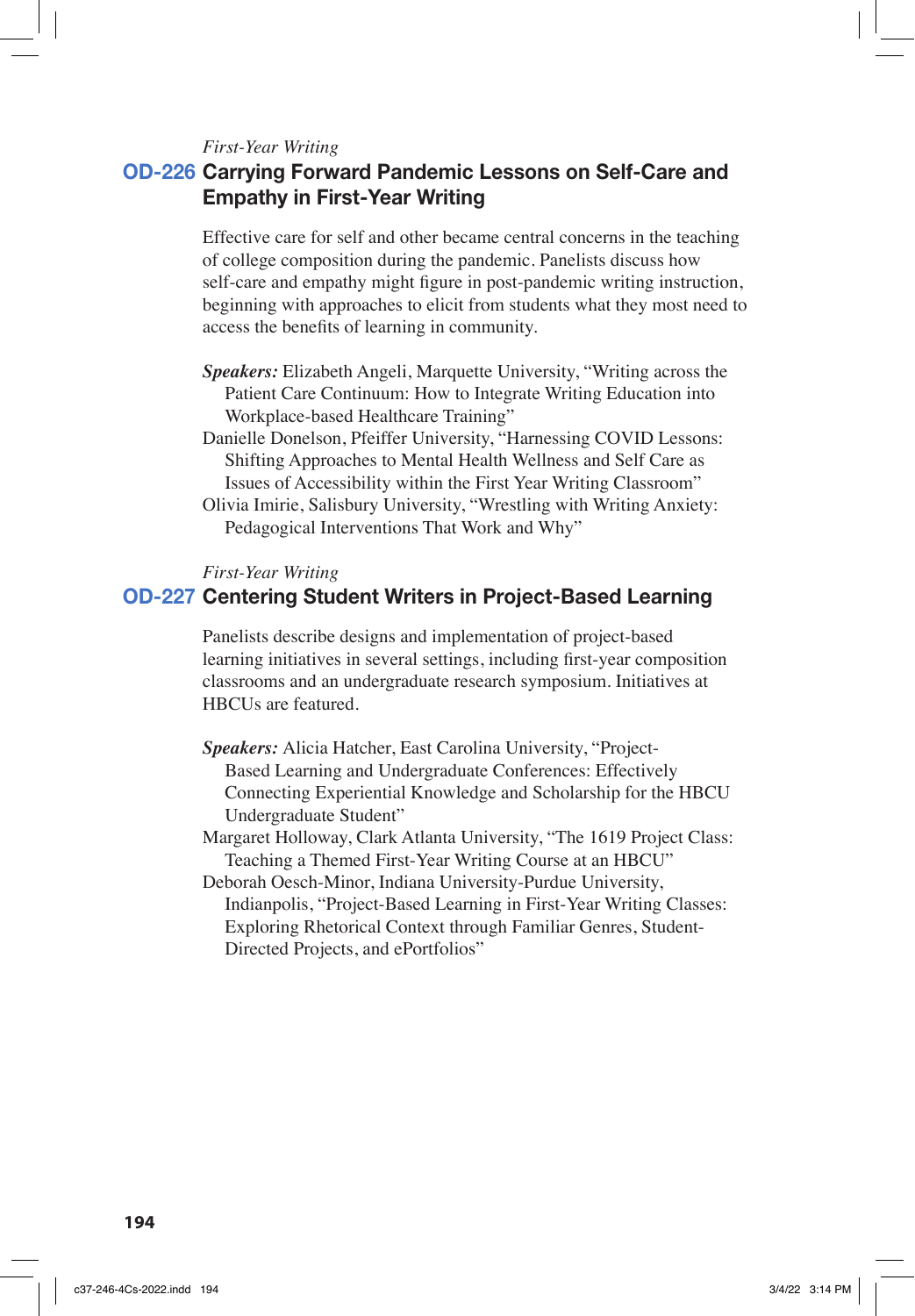*First-Year Writing*

## OD-226 Carrying Forward Pandemic Lessons on Self-Care and Empathy in First-Year Writing

Effective care for self and other became central concerns in the teaching of college composition during the pandemic. Panelists discuss how self-care and empathy might figure in post-pandemic writing instruction, beginning with approaches to elicit from students what they most need to access the benefits of learning in community.

***Speakers:*** Elizabeth Angeli, Marquette University, "Writing across the Patient Care Continuum: How to Integrate Writing Education into Workplace-based Healthcare Training"

Danielle Donelson, Pfeiffer University, "Harnessing COVID Lessons: Shifting Approaches to Mental Health Wellness and Self Care as Issues of Accessibility within the First Year Writing Classroom"

Olivia Imirie, Salisbury University, "Wrestling with Writing Anxiety: Pedagogical Interventions That Work and Why"

*First-Year Writing*

## OD-227 Centering Student Writers in Project-Based Learning

Panelists describe designs and implementation of project-based learning initiatives in several settings, including first-year composition classrooms and an undergraduate research symposium. Initiatives at HBCUs are featured.

***Speakers:*** Alicia Hatcher, East Carolina University, "Project-Based Learning and Undergraduate Conferences: Effectively Connecting Experiential Knowledge and Scholarship for the HBCU Undergraduate Student"

Margaret Holloway, Clark Atlanta University, "The 1619 Project Class: Teaching a Themed First-Year Writing Course at an HBCU"

Deborah Oesch-Minor, Indiana University-Purdue University, Indianapolis, "Project-Based Learning in First-Year Writing Classes: Exploring Rhetorical Context through Familiar Genres, Student-Directed Projects, and ePortfolios"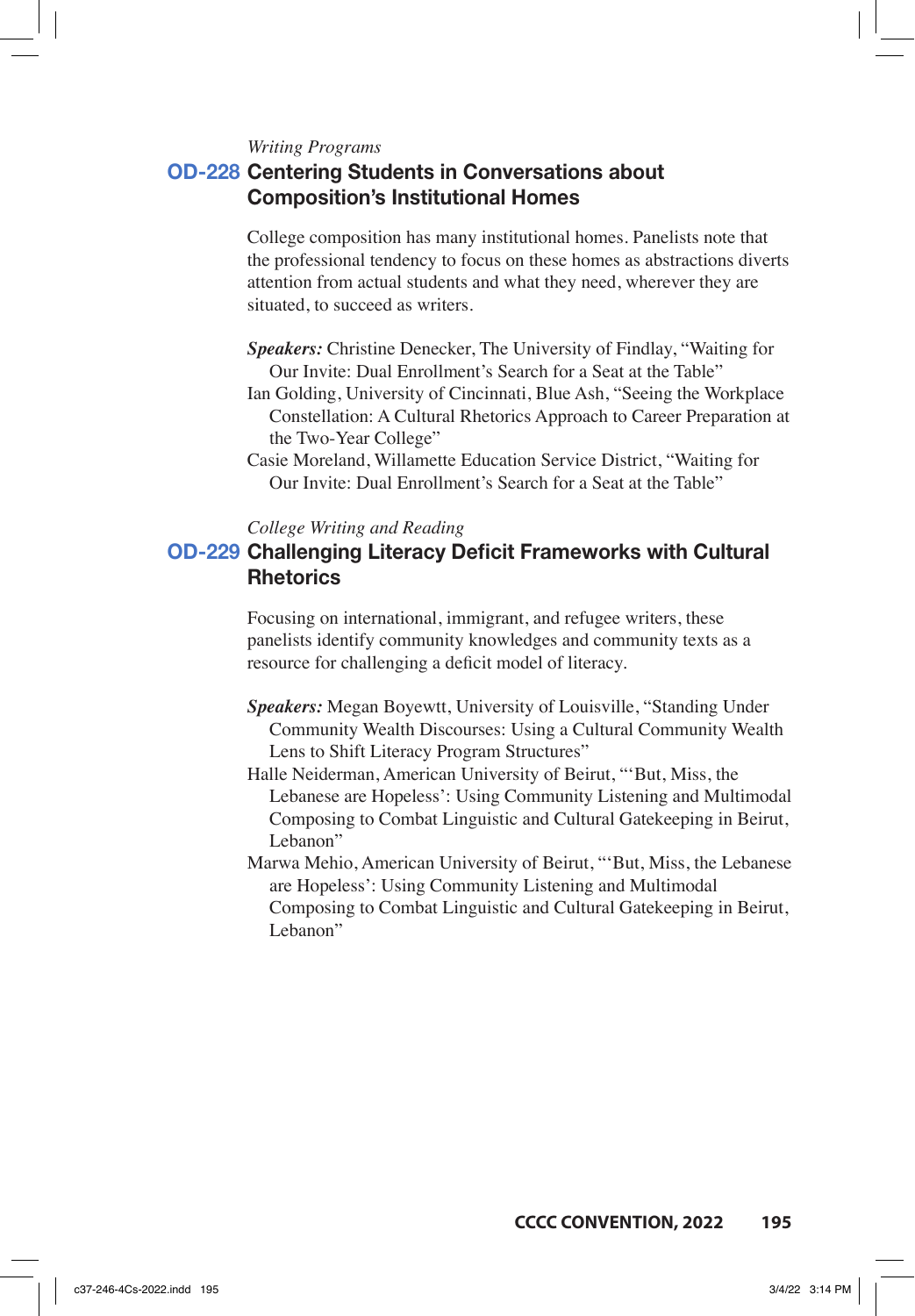*Writing Programs*

## OD-228 Centering Students in Conversations about Composition's Institutional Homes

College composition has many institutional homes. Panelists note that the professional tendency to focus on these homes as abstractions diverts attention from actual students and what they need, wherever they are situated, to succeed as writers.

***Speakers:*** Christine Denecker, The University of Findlay, "Waiting for Our Invite: Dual Enrollment's Search for a Seat at the Table"

Ian Golding, University of Cincinnati, Blue Ash, "Seeing the Workplace Constellation: A Cultural Rhetorics Approach to Career Preparation at the Two-Year College"

Casie Moreland, Willamette Education Service District, "Waiting for Our Invite: Dual Enrollment's Search for a Seat at the Table"

*College Writing and Reading*

## OD-229 Challenging Literacy Deficit Frameworks with Cultural Rhetorics

Focusing on international, immigrant, and refugee writers, these panelists identify community knowledges and community texts as a resource for challenging a deficit model of literacy.

***Speakers:*** Megan Boyewtt, University of Louisville, "Standing Under Community Wealth Discourses: Using a Cultural Community Wealth Lens to Shift Literacy Program Structures"

Halle Neiderman, American University of Beirut, "'But, Miss, the Lebanese are Hopeless': Using Community Listening and Multimodal Composing to Combat Linguistic and Cultural Gatekeeping in Beirut, Lebanon"

Marwa Mehio, American University of Beirut, "'But, Miss, the Lebanese are Hopeless': Using Community Listening and Multimodal Composing to Combat Linguistic and Cultural Gatekeeping in Beirut, Lebanon"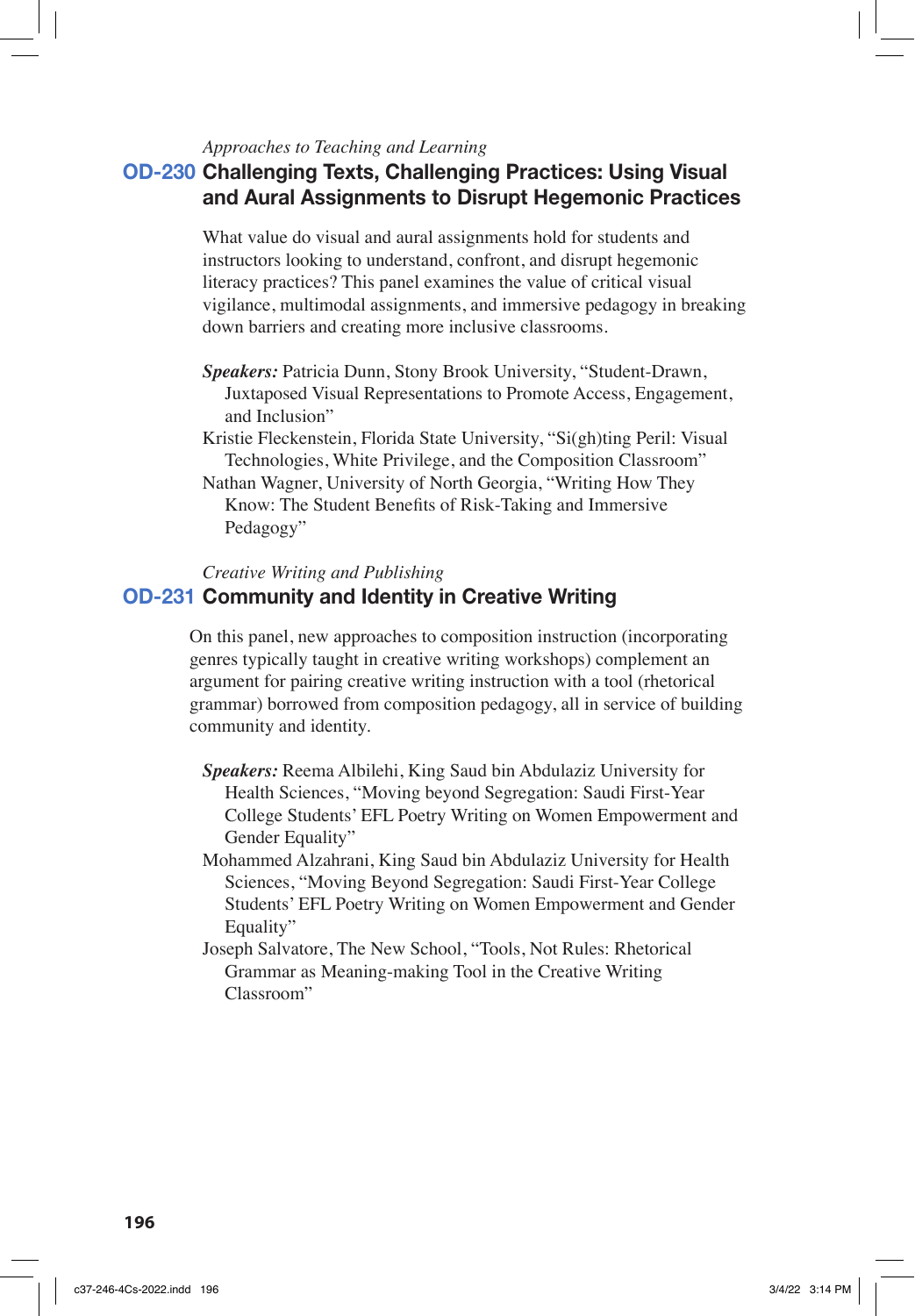*Approaches to Teaching and Learning*

## OD-230 Challenging Texts, Challenging Practices: Using Visual and Aural Assignments to Disrupt Hegemonic Practices

What value do visual and aural assignments hold for students and instructors looking to understand, confront, and disrupt hegemonic literacy practices? This panel examines the value of critical visual vigilance, multimodal assignments, and immersive pedagogy in breaking down barriers and creating more inclusive classrooms.

***Speakers:*** Patricia Dunn, Stony Brook University, "Student-Drawn, Juxtaposed Visual Representations to Promote Access, Engagement, and Inclusion"

Kristie Fleckenstein, Florida State University, "Si(gh)ting Peril: Visual Technologies, White Privilege, and the Composition Classroom"

Nathan Wagner, University of North Georgia, "Writing How They Know: The Student Benefits of Risk-Taking and Immersive Pedagogy"

*Creative Writing and Publishing*

## OD-231 Community and Identity in Creative Writing

On this panel, new approaches to composition instruction (incorporating genres typically taught in creative writing workshops) complement an argument for pairing creative writing instruction with a tool (rhetorical grammar) borrowed from composition pedagogy, all in service of building community and identity.

***Speakers:*** Reema Albilehi, King Saud bin Abdulaziz University for Health Sciences, "Moving beyond Segregation: Saudi First-Year College Students' EFL Poetry Writing on Women Empowerment and Gender Equality"

Mohammed Alzahrani, King Saud bin Abdulaziz University for Health Sciences, "Moving Beyond Segregation: Saudi First-Year College Students' EFL Poetry Writing on Women Empowerment and Gender Equality"

Joseph Salvatore, The New School, "Tools, Not Rules: Rhetorical Grammar as Meaning-making Tool in the Creative Writing Classroom"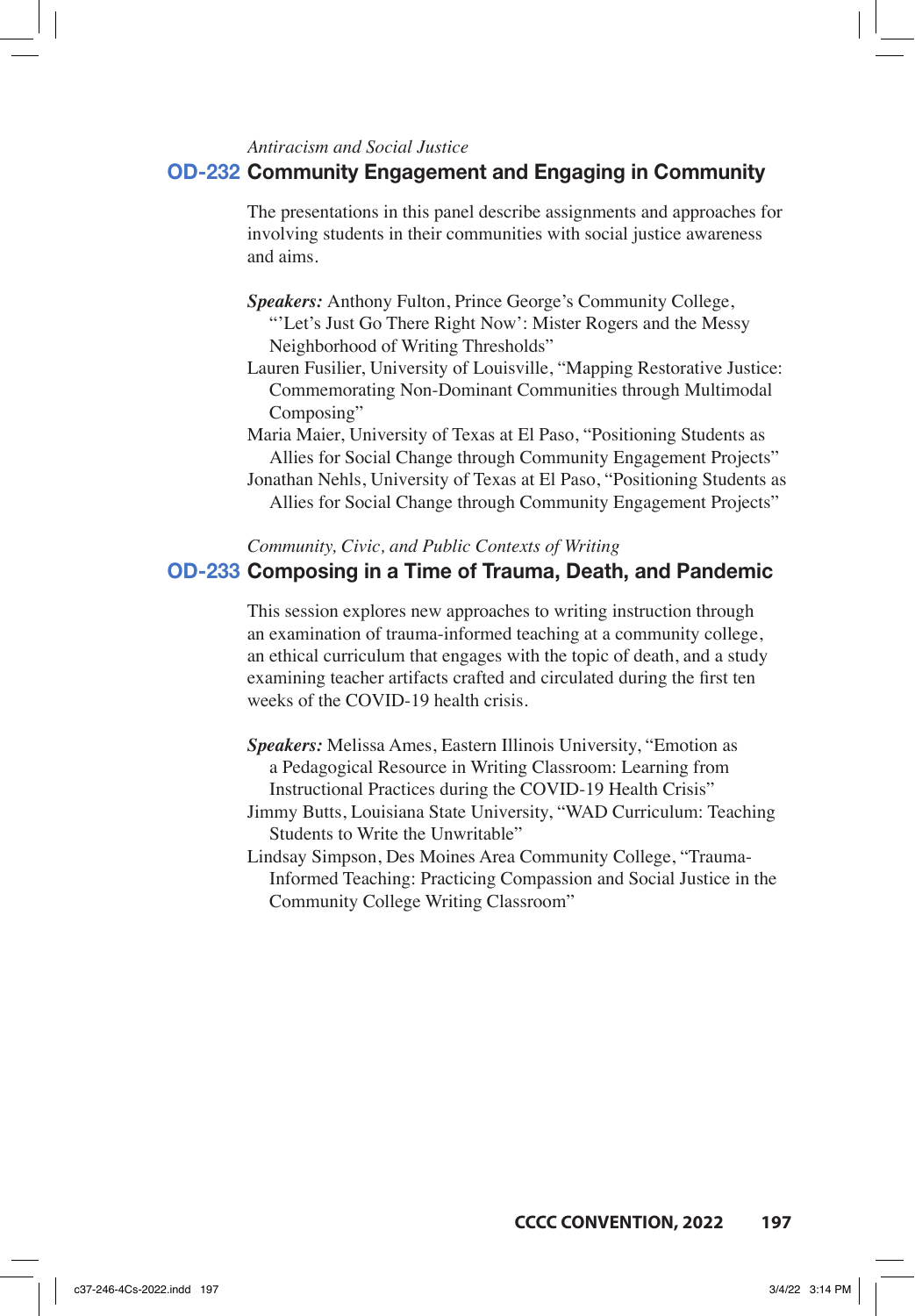*Antiracism and Social Justice*

## OD-232 Community Engagement and Engaging in Community

The presentations in this panel describe assignments and approaches for involving students in their communities with social justice awareness and aims.

***Speakers:*** Anthony Fulton, Prince George's Community College, "'Let's Just Go There Right Now': Mister Rogers and the Messy Neighborhood of Writing Thresholds"

Lauren Fusilier, University of Louisville, "Mapping Restorative Justice: Commemorating Non-Dominant Communities through Multimodal Composing"

Maria Maier, University of Texas at El Paso, "Positioning Students as Allies for Social Change through Community Engagement Projects"

Jonathan Nehls, University of Texas at El Paso, "Positioning Students as Allies for Social Change through Community Engagement Projects"

*Community, Civic, and Public Contexts of Writing*

## OD-233 Composing in a Time of Trauma, Death, and Pandemic

This session explores new approaches to writing instruction through an examination of trauma-informed teaching at a community college, an ethical curriculum that engages with the topic of death, and a study examining teacher artifacts crafted and circulated during the first ten weeks of the COVID-19 health crisis.

***Speakers:*** Melissa Ames, Eastern Illinois University, "Emotion as a Pedagogical Resource in Writing Classroom: Learning from Instructional Practices during the COVID-19 Health Crisis"

Jimmy Butts, Louisiana State University, "WAD Curriculum: Teaching Students to Write the Unwritable"

Lindsay Simpson, Des Moines Area Community College, "Trauma-Informed Teaching: Practicing Compassion and Social Justice in the Community College Writing Classroom"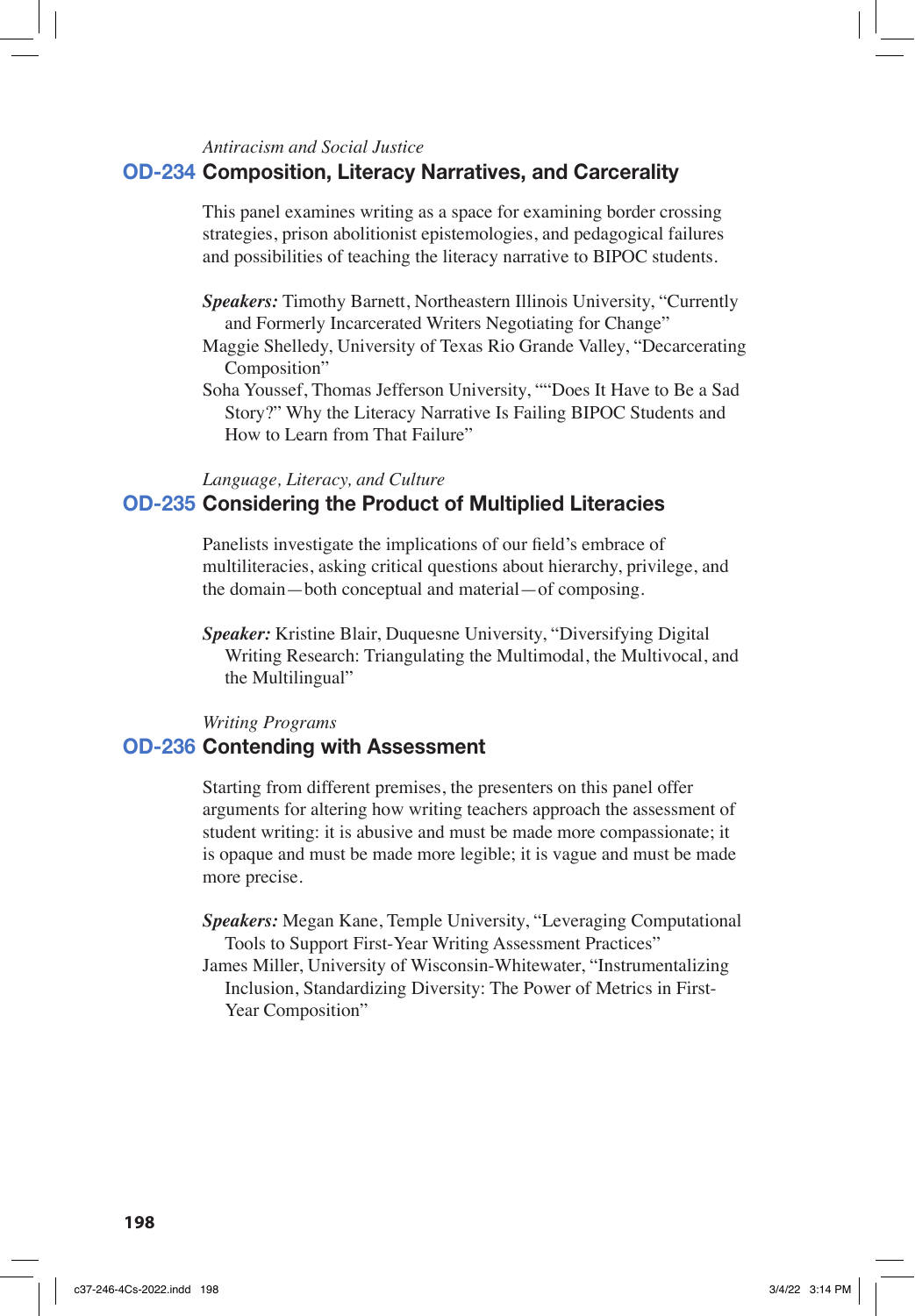*Antiracism and Social Justice*

## OD-234 Composition, Literacy Narratives, and Carcerality

This panel examines writing as a space for examining border crossing strategies, prison abolitionist epistemologies, and pedagogical failures and possibilities of teaching the literacy narrative to BIPOC students.

***Speakers:*** Timothy Barnett, Northeastern Illinois University, "Currently and Formerly Incarcerated Writers Negotiating for Change"

Maggie Shelledy, University of Texas Rio Grande Valley, "Decarcerating Composition"

Soha Youssef, Thomas Jefferson University, ""Does It Have to Be a Sad Story?" Why the Literacy Narrative Is Failing BIPOC Students and How to Learn from That Failure"

*Language, Literacy, and Culture*

## OD-235 Considering the Product of Multiplied Literacies

Panelists investigate the implications of our field's embrace of multiliteracies, asking critical questions about hierarchy, privilege, and the domain—both conceptual and material—of composing.

***Speaker:*** Kristine Blair, Duquesne University, "Diversifying Digital Writing Research: Triangulating the Multimodal, the Multivocal, and the Multilingual"

*Writing Programs*

## OD-236 Contending with Assessment

Starting from different premises, the presenters on this panel offer arguments for altering how writing teachers approach the assessment of student writing: it is abusive and must be made more compassionate; it is opaque and must be made more legible; it is vague and must be made more precise.

***Speakers:*** Megan Kane, Temple University, "Leveraging Computational Tools to Support First-Year Writing Assessment Practices"

James Miller, University of Wisconsin-Whitewater, "Instrumentalizing Inclusion, Standardizing Diversity: The Power of Metrics in First-Year Composition"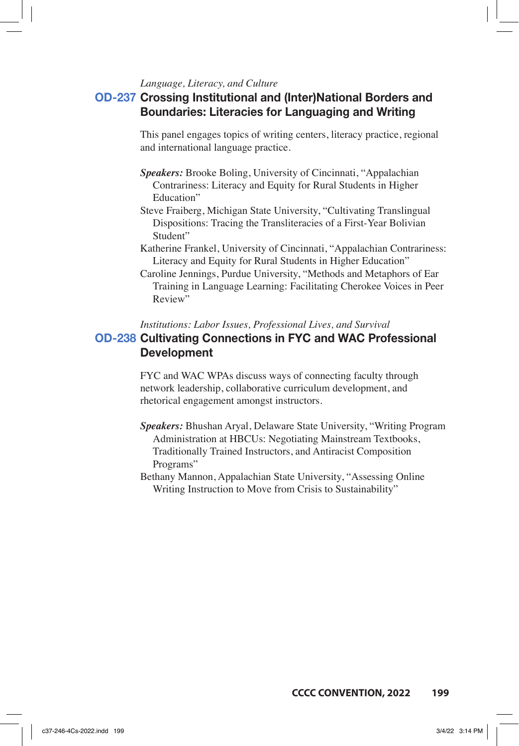*Language, Literacy, and Culture*

## OD-237 Crossing Institutional and (Inter)National Borders and Boundaries: Literacies for Languaging and Writing

This panel engages topics of writing centers, literacy practice, regional and international language practice.

***Speakers:*** Brooke Boling, University of Cincinnati, "Appalachian Contrariness: Literacy and Equity for Rural Students in Higher Education"

Steve Fraiberg, Michigan State University, "Cultivating Translingual Dispositions: Tracing the Transliteracies of a First-Year Bolivian Student"

Katherine Frankel, University of Cincinnati, "Appalachian Contrariness: Literacy and Equity for Rural Students in Higher Education"

Caroline Jennings, Purdue University, "Methods and Metaphors of Ear Training in Language Learning: Facilitating Cherokee Voices in Peer Review"

*Institutions: Labor Issues, Professional Lives, and Survival*

## OD-238 Cultivating Connections in FYC and WAC Professional Development

FYC and WAC WPAs discuss ways of connecting faculty through network leadership, collaborative curriculum development, and rhetorical engagement amongst instructors.

***Speakers:*** Bhushan Aryal, Delaware State University, "Writing Program Administration at HBCUs: Negotiating Mainstream Textbooks, Traditionally Trained Instructors, and Antiracist Composition Programs"

Bethany Mannon, Appalachian State University, "Assessing Online Writing Instruction to Move from Crisis to Sustainability"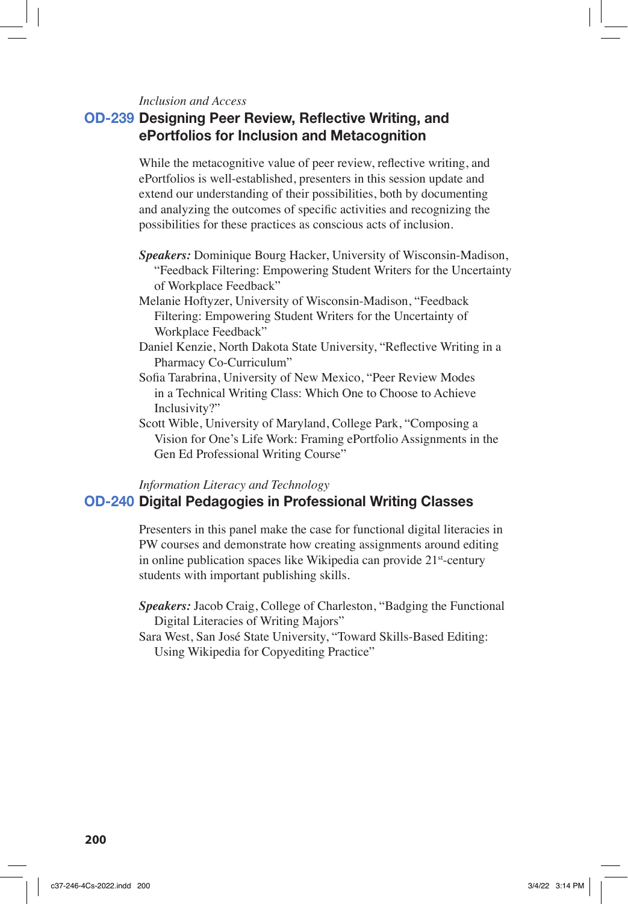*Inclusion and Access*

## OD-239 Designing Peer Review, Reflective Writing, and ePortfolios for Inclusion and Metacognition

While the metacognitive value of peer review, reflective writing, and ePortfolios is well-established, presenters in this session update and extend our understanding of their possibilities, both by documenting and analyzing the outcomes of specific activities and recognizing the possibilities for these practices as conscious acts of inclusion.

***Speakers:*** Dominique Bourg Hacker, University of Wisconsin-Madison, "Feedback Filtering: Empowering Student Writers for the Uncertainty of Workplace Feedback"

Melanie Hoftyzer, University of Wisconsin-Madison, "Feedback Filtering: Empowering Student Writers for the Uncertainty of Workplace Feedback"

Daniel Kenzie, North Dakota State University, "Reflective Writing in a Pharmacy Co-Curriculum"

Sofia Tarabrina, University of New Mexico, "Peer Review Modes in a Technical Writing Class: Which One to Choose to Achieve Inclusivity?"

Scott Wible, University of Maryland, College Park, "Composing a Vision for One's Life Work: Framing ePortfolio Assignments in the Gen Ed Professional Writing Course"

*Information Literacy and Technology*

## OD-240 Digital Pedagogies in Professional Writing Classes

Presenters in this panel make the case for functional digital literacies in PW courses and demonstrate how creating assignments around editing in online publication spaces like Wikipedia can provide 21st-century students with important publishing skills.

***Speakers:*** Jacob Craig, College of Charleston, "Badging the Functional Digital Literacies of Writing Majors"

Sara West, San José State University, "Toward Skills-Based Editing: Using Wikipedia for Copyediting Practice"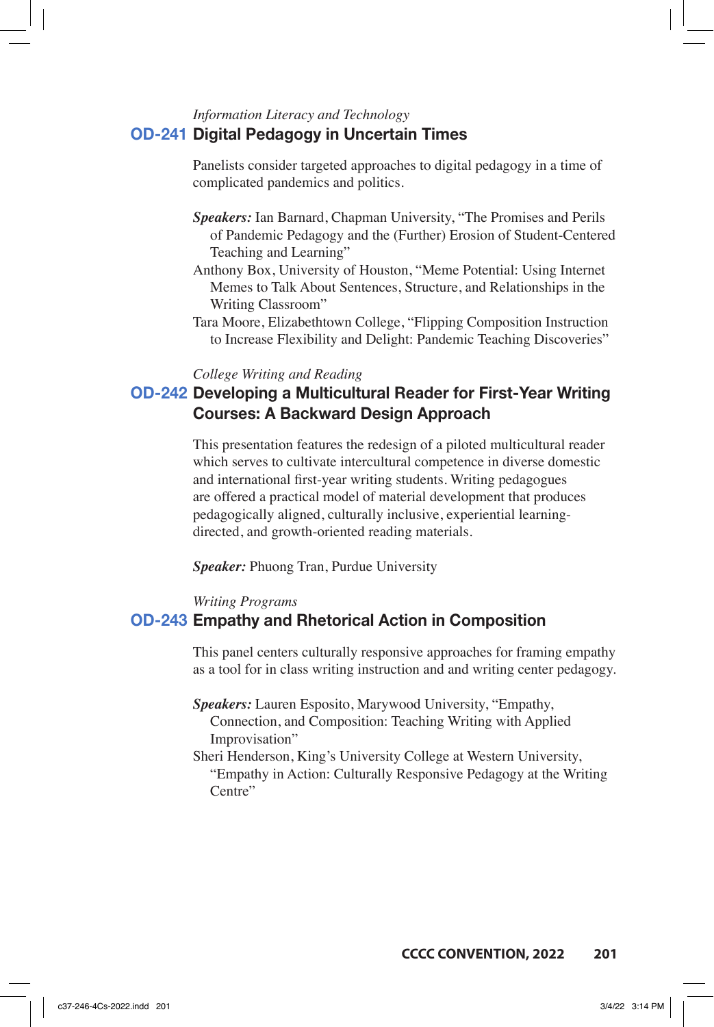*Information Literacy and Technology*

## OD-241 Digital Pedagogy in Uncertain Times

Panelists consider targeted approaches to digital pedagogy in a time of complicated pandemics and politics.

***Speakers:*** Ian Barnard, Chapman University, "The Promises and Perils of Pandemic Pedagogy and the (Further) Erosion of Student-Centered Teaching and Learning"

Anthony Box, University of Houston, "Meme Potential: Using Internet Memes to Talk About Sentences, Structure, and Relationships in the Writing Classroom"

Tara Moore, Elizabethtown College, "Flipping Composition Instruction to Increase Flexibility and Delight: Pandemic Teaching Discoveries"

*College Writing and Reading*

## OD-242 Developing a Multicultural Reader for First-Year Writing Courses: A Backward Design Approach

This presentation features the redesign of a piloted multicultural reader which serves to cultivate intercultural competence in diverse domestic and international first-year writing students. Writing pedagogues are offered a practical model of material development that produces pedagogically aligned, culturally inclusive, experiential learning-directed, and growth-oriented reading materials.

***Speaker:*** Phuong Tran, Purdue University

*Writing Programs*

## OD-243 Empathy and Rhetorical Action in Composition

This panel centers culturally responsive approaches for framing empathy as a tool for in class writing instruction and and writing center pedagogy.

***Speakers:*** Lauren Esposito, Marywood University, "Empathy, Connection, and Composition: Teaching Writing with Applied Improvisation"

Sheri Henderson, King's University College at Western University, "Empathy in Action: Culturally Responsive Pedagogy at the Writing Centre"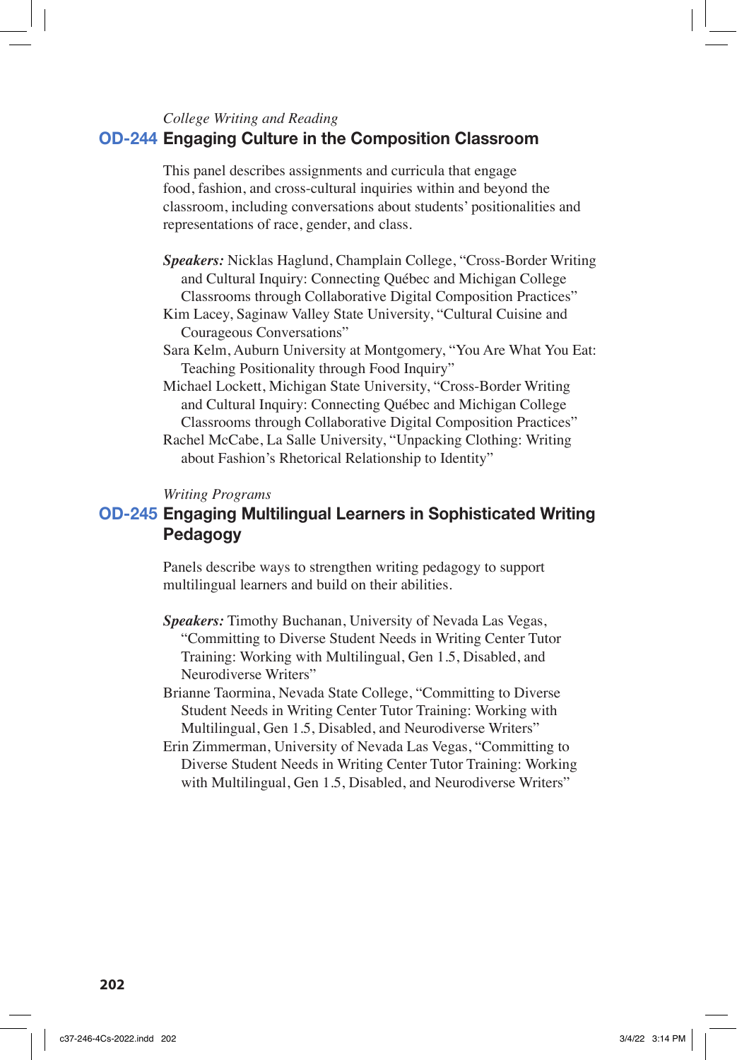*College Writing and Reading*

## OD-244 Engaging Culture in the Composition Classroom

This panel describes assignments and curricula that engage food, fashion, and cross-cultural inquiries within and beyond the classroom, including conversations about students' positionalities and representations of race, gender, and class.

***Speakers:*** Nicklas Haglund, Champlain College, "Cross-Border Writing and Cultural Inquiry: Connecting Québec and Michigan College Classrooms through Collaborative Digital Composition Practices"

Kim Lacey, Saginaw Valley State University, "Cultural Cuisine and Courageous Conversations"

Sara Kelm, Auburn University at Montgomery, "You Are What You Eat: Teaching Positionality through Food Inquiry"

Michael Lockett, Michigan State University, "Cross-Border Writing and Cultural Inquiry: Connecting Québec and Michigan College Classrooms through Collaborative Digital Composition Practices"

Rachel McCabe, La Salle University, "Unpacking Clothing: Writing about Fashion's Rhetorical Relationship to Identity"

*Writing Programs*

## OD-245 Engaging Multilingual Learners in Sophisticated Writing Pedagogy

Panels describe ways to strengthen writing pedagogy to support multilingual learners and build on their abilities.

***Speakers:*** Timothy Buchanan, University of Nevada Las Vegas, "Committing to Diverse Student Needs in Writing Center Tutor Training: Working with Multilingual, Gen 1.5, Disabled, and Neurodiverse Writers"

Brianne Taormina, Nevada State College, "Committing to Diverse Student Needs in Writing Center Tutor Training: Working with Multilingual, Gen 1.5, Disabled, and Neurodiverse Writers"

Erin Zimmerman, University of Nevada Las Vegas, "Committing to Diverse Student Needs in Writing Center Tutor Training: Working with Multilingual, Gen 1.5, Disabled, and Neurodiverse Writers"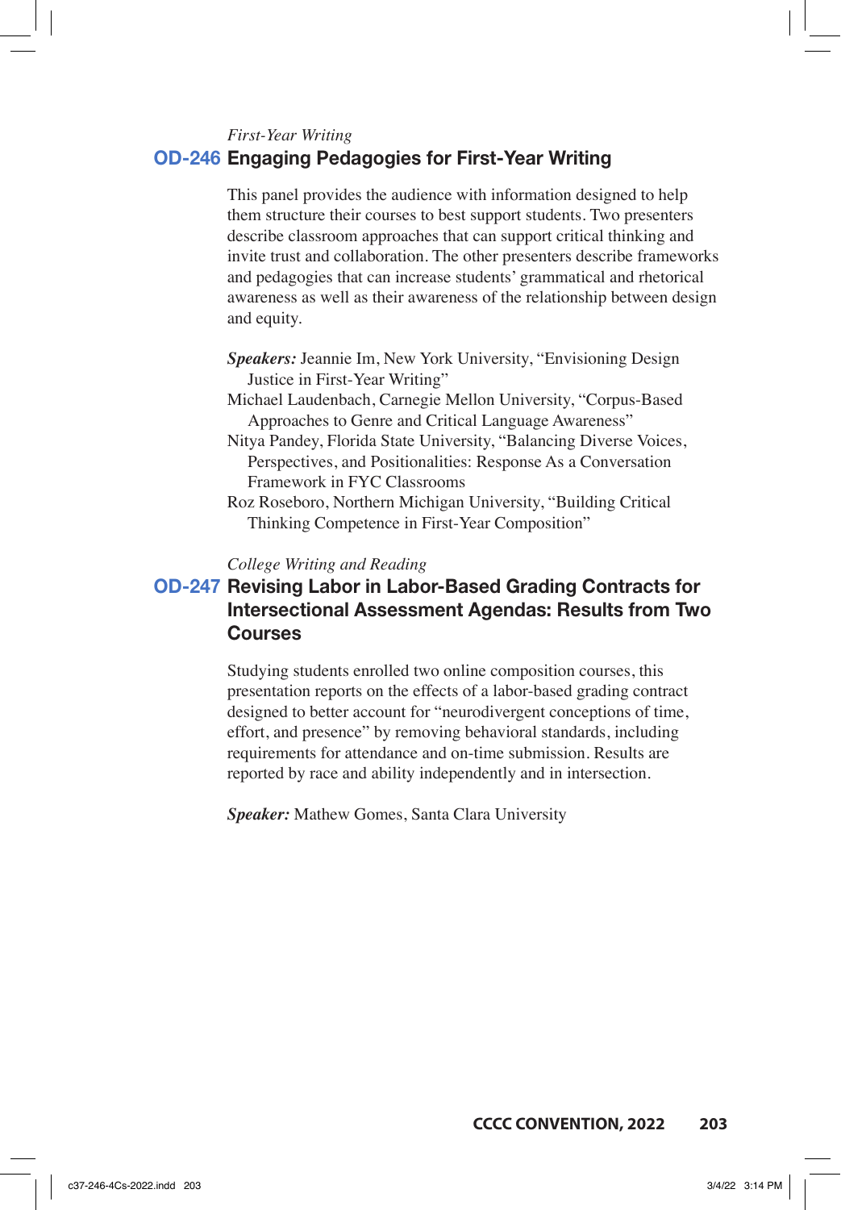*First-Year Writing*

## OD-246 Engaging Pedagogies for First-Year Writing

This panel provides the audience with information designed to help them structure their courses to best support students. Two presenters describe classroom approaches that can support critical thinking and invite trust and collaboration. The other presenters describe frameworks and pedagogies that can increase students' grammatical and rhetorical awareness as well as their awareness of the relationship between design and equity.

***Speakers:*** Jeannie Im, New York University, "Envisioning Design Justice in First-Year Writing"

Michael Laudenbach, Carnegie Mellon University, "Corpus-Based Approaches to Genre and Critical Language Awareness"

Nitya Pandey, Florida State University, "Balancing Diverse Voices, Perspectives, and Positionalities: Response As a Conversation Framework in FYC Classrooms

Roz Roseboro, Northern Michigan University, "Building Critical Thinking Competence in First-Year Composition"

*College Writing and Reading*

## OD-247 Revising Labor in Labor-Based Grading Contracts for Intersectional Assessment Agendas: Results from Two Courses

Studying students enrolled two online composition courses, this presentation reports on the effects of a labor-based grading contract designed to better account for "neurodivergent conceptions of time, effort, and presence" by removing behavioral standards, including requirements for attendance and on-time submission. Results are reported by race and ability independently and in intersection.

***Speaker:*** Mathew Gomes, Santa Clara University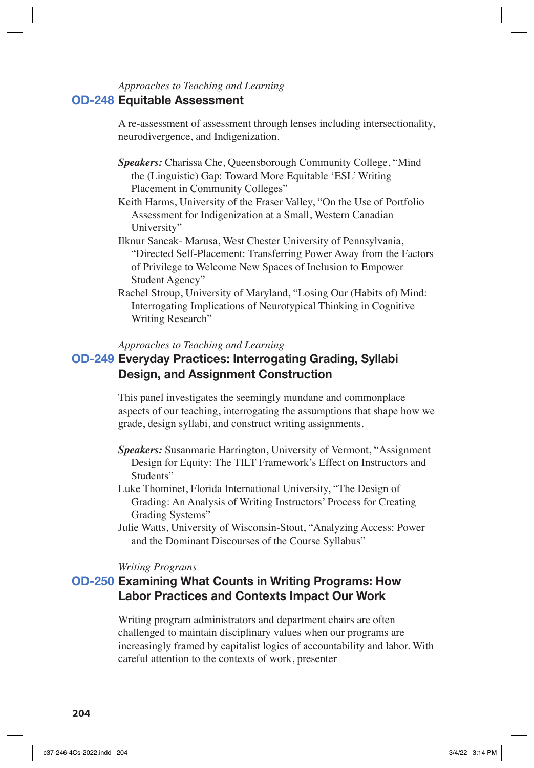*Approaches to Teaching and Learning*

## OD-248 Equitable Assessment

A re-assessment of assessment through lenses including intersectionality, neurodivergence, and Indigenization.

***Speakers:*** Charissa Che, Queensborough Community College, "Mind the (Linguistic) Gap: Toward More Equitable 'ESL' Writing Placement in Community Colleges"

Keith Harms, University of the Fraser Valley, "On the Use of Portfolio Assessment for Indigenization at a Small, Western Canadian University"

Ilknur Sancak- Marusa, West Chester University of Pennsylvania, "Directed Self-Placement: Transferring Power Away from the Factors of Privilege to Welcome New Spaces of Inclusion to Empower Student Agency"

Rachel Stroup, University of Maryland, "Losing Our (Habits of) Mind: Interrogating Implications of Neurotypical Thinking in Cognitive Writing Research"

*Approaches to Teaching and Learning*

## OD-249 Everyday Practices: Interrogating Grading, Syllabi Design, and Assignment Construction

This panel investigates the seemingly mundane and commonplace aspects of our teaching, interrogating the assumptions that shape how we grade, design syllabi, and construct writing assignments.

***Speakers:*** Susanmarie Harrington, University of Vermont, "Assignment Design for Equity: The TILT Framework's Effect on Instructors and Students"

Luke Thominet, Florida International University, "The Design of Grading: An Analysis of Writing Instructors' Process for Creating Grading Systems"

Julie Watts, University of Wisconsin-Stout, "Analyzing Access: Power and the Dominant Discourses of the Course Syllabus"

*Writing Programs*

## OD-250 Examining What Counts in Writing Programs: How Labor Practices and Contexts Impact Our Work

Writing program administrators and department chairs are often challenged to maintain disciplinary values when our programs are increasingly framed by capitalist logics of accountability and labor. With careful attention to the contexts of work, presenter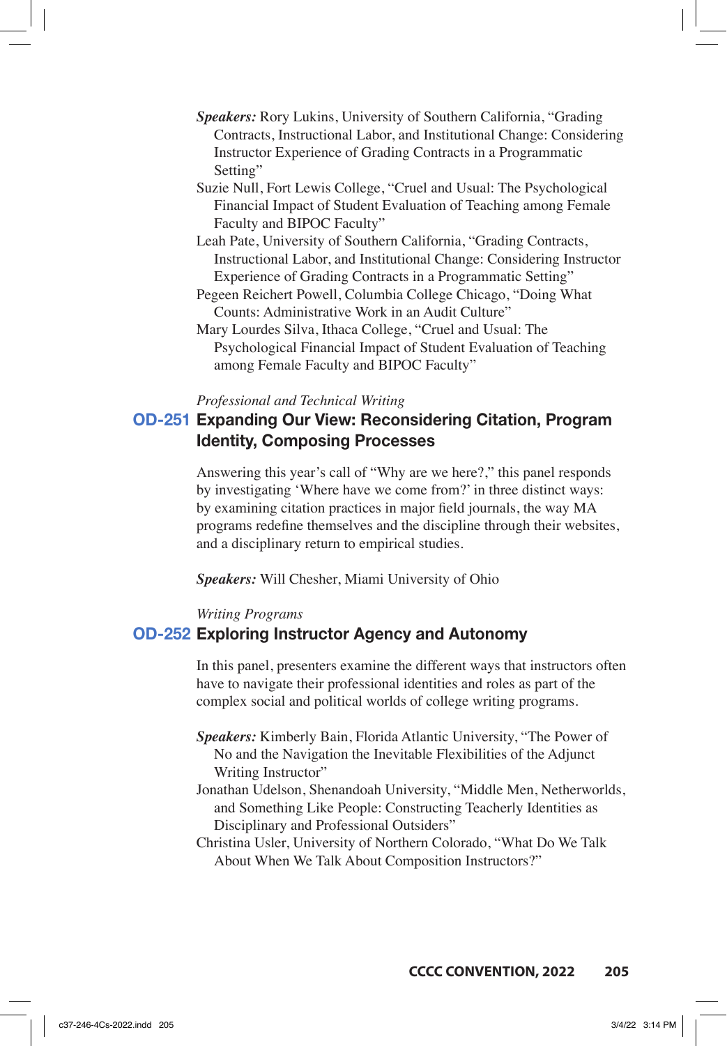*Speakers:* Rory Lukins, University of Southern California, "Grading Contracts, Instructional Labor, and Institutional Change: Considering Instructor Experience of Grading Contracts in a Programmatic Setting"

Suzie Null, Fort Lewis College, "Cruel and Usual: The Psychological Financial Impact of Student Evaluation of Teaching among Female Faculty and BIPOC Faculty"

Leah Pate, University of Southern California, "Grading Contracts, Instructional Labor, and Institutional Change: Considering Instructor Experience of Grading Contracts in a Programmatic Setting"

Pegeen Reichert Powell, Columbia College Chicago, "Doing What Counts: Administrative Work in an Audit Culture"

Mary Lourdes Silva, Ithaca College, "Cruel and Usual: The Psychological Financial Impact of Student Evaluation of Teaching among Female Faculty and BIPOC Faculty"

*Professional and Technical Writing*

## OD-251 Expanding Our View: Reconsidering Citation, Program Identity, Composing Processes

Answering this year's call of "Why are we here?," this panel responds by investigating 'Where have we come from?' in three distinct ways: by examining citation practices in major field journals, the way MA programs redefine themselves and the discipline through their websites, and a disciplinary return to empirical studies.

*Speakers:* Will Chesher, Miami University of Ohio

*Writing Programs*

## OD-252 Exploring Instructor Agency and Autonomy

In this panel, presenters examine the different ways that instructors often have to navigate their professional identities and roles as part of the complex social and political worlds of college writing programs.

*Speakers:* Kimberly Bain, Florida Atlantic University, "The Power of No and the Navigation the Inevitable Flexibilities of the Adjunct Writing Instructor"

Jonathan Udelson, Shenandoah University, "Middle Men, Netherworlds, and Something Like People: Constructing Teacherly Identities as Disciplinary and Professional Outsiders"

Christina Usler, University of Northern Colorado, "What Do We Talk About When We Talk About Composition Instructors?"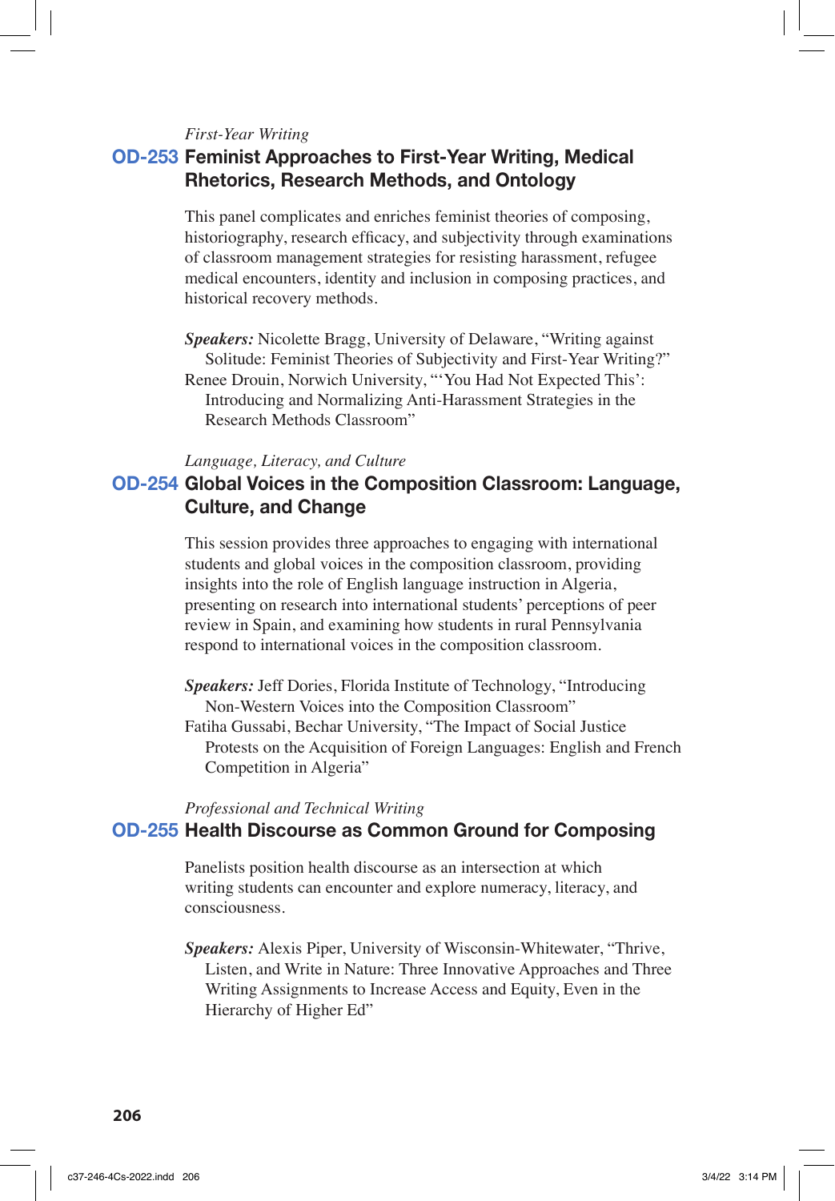*First-Year Writing*

## OD-253 Feminist Approaches to First-Year Writing, Medical Rhetorics, Research Methods, and Ontology

This panel complicates and enriches feminist theories of composing, historiography, research efficacy, and subjectivity through examinations of classroom management strategies for resisting harassment, refugee medical encounters, identity and inclusion in composing practices, and historical recovery methods.

***Speakers:*** Nicolette Bragg, University of Delaware, "Writing against Solitude: Feminist Theories of Subjectivity and First-Year Writing?"

Renee Drouin, Norwich University, "'You Had Not Expected This': Introducing and Normalizing Anti-Harassment Strategies in the Research Methods Classroom"

*Language, Literacy, and Culture*

## OD-254 Global Voices in the Composition Classroom: Language, Culture, and Change

This session provides three approaches to engaging with international students and global voices in the composition classroom, providing insights into the role of English language instruction in Algeria, presenting on research into international students' perceptions of peer review in Spain, and examining how students in rural Pennsylvania respond to international voices in the composition classroom.

***Speakers:*** Jeff Dories, Florida Institute of Technology, "Introducing Non-Western Voices into the Composition Classroom"

Fatiha Gussabi, Bechar University, "The Impact of Social Justice Protests on the Acquisition of Foreign Languages: English and French Competition in Algeria"

*Professional and Technical Writing*

## OD-255 Health Discourse as Common Ground for Composing

Panelists position health discourse as an intersection at which writing students can encounter and explore numeracy, literacy, and consciousness.

***Speakers:*** Alexis Piper, University of Wisconsin-Whitewater, "Thrive, Listen, and Write in Nature: Three Innovative Approaches and Three Writing Assignments to Increase Access and Equity, Even in the Hierarchy of Higher Ed"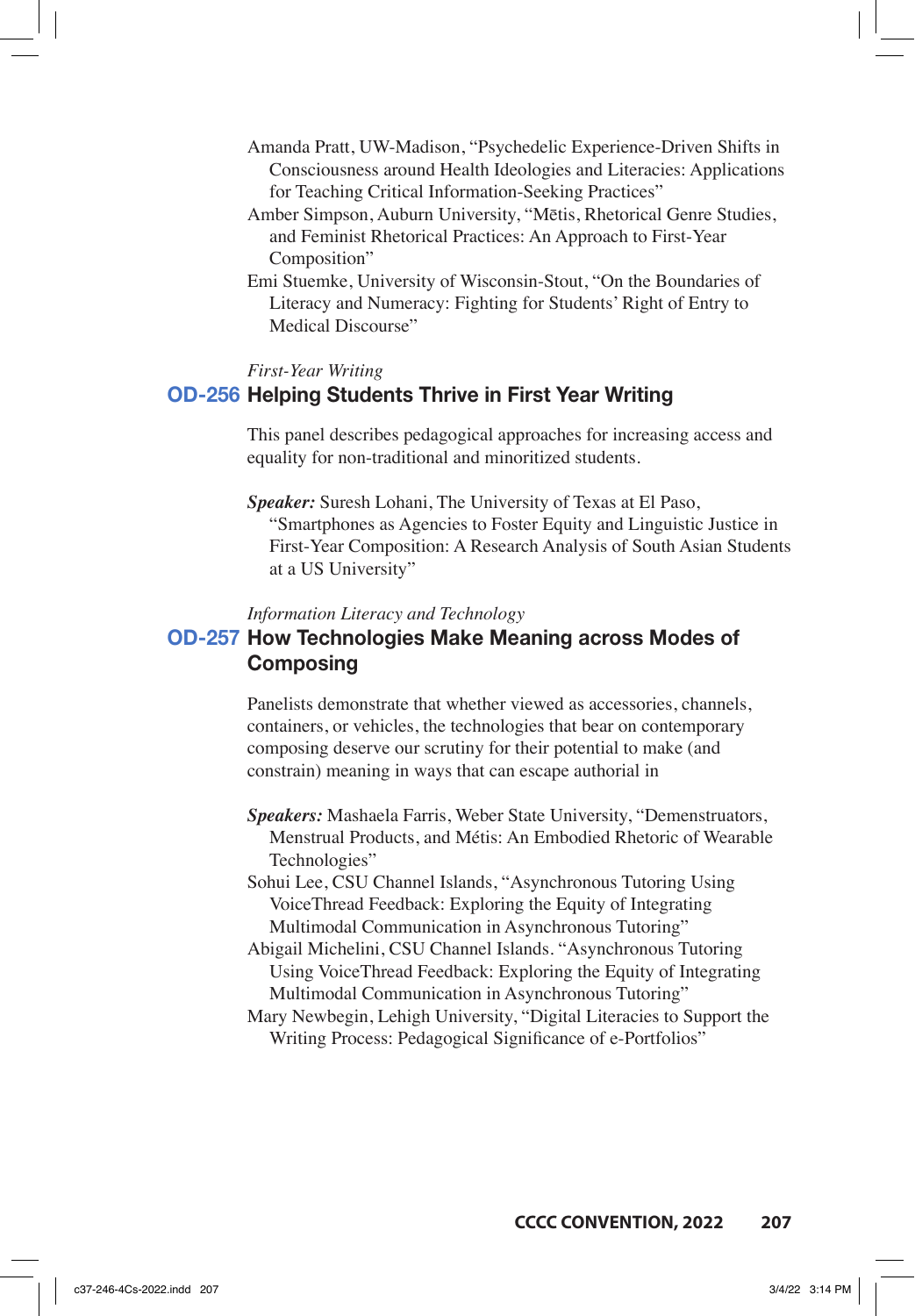Amanda Pratt, UW-Madison, "Psychedelic Experience-Driven Shifts in Consciousness around Health Ideologies and Literacies: Applications for Teaching Critical Information-Seeking Practices"

Amber Simpson, Auburn University, "Mētis, Rhetorical Genre Studies, and Feminist Rhetorical Practices: An Approach to First-Year Composition"

Emi Stuemke, University of Wisconsin-Stout, "On the Boundaries of Literacy and Numeracy: Fighting for Students' Right of Entry to Medical Discourse"

*First-Year Writing*

## OD-256 Helping Students Thrive in First Year Writing

This panel describes pedagogical approaches for increasing access and equality for non-traditional and minoritized students.

***Speaker:*** Suresh Lohani, The University of Texas at El Paso, "Smartphones as Agencies to Foster Equity and Linguistic Justice in First-Year Composition: A Research Analysis of South Asian Students at a US University"

*Information Literacy and Technology*

## OD-257 How Technologies Make Meaning across Modes of Composing

Panelists demonstrate that whether viewed as accessories, channels, containers, or vehicles, the technologies that bear on contemporary composing deserve our scrutiny for their potential to make (and constrain) meaning in ways that can escape authorial in

***Speakers:*** Mashaela Farris, Weber State University, "Demenstruators, Menstrual Products, and Métis: An Embodied Rhetoric of Wearable Technologies"

Sohui Lee, CSU Channel Islands, "Asynchronous Tutoring Using VoiceThread Feedback: Exploring the Equity of Integrating Multimodal Communication in Asynchronous Tutoring"

Abigail Michelini, CSU Channel Islands. "Asynchronous Tutoring Using VoiceThread Feedback: Exploring the Equity of Integrating Multimodal Communication in Asynchronous Tutoring"

Mary Newbegin, Lehigh University, "Digital Literacies to Support the Writing Process: Pedagogical Significance of e-Portfolios"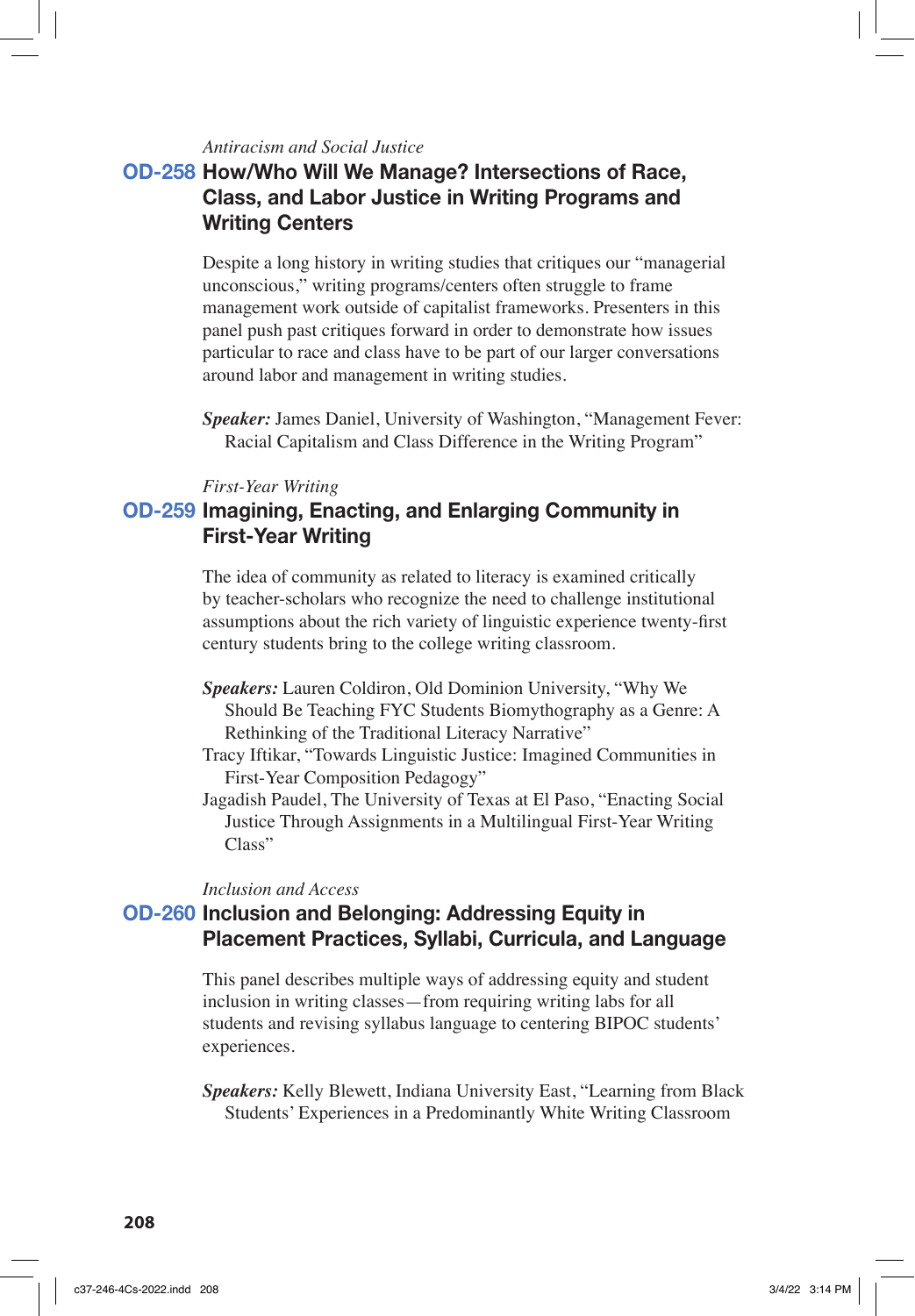*Antiracism and Social Justice*

## OD-258 How/Who Will We Manage? Intersections of Race, Class, and Labor Justice in Writing Programs and Writing Centers

Despite a long history in writing studies that critiques our "managerial unconscious," writing programs/centers often struggle to frame management work outside of capitalist frameworks. Presenters in this panel push past critiques forward in order to demonstrate how issues particular to race and class have to be part of our larger conversations around labor and management in writing studies.

***Speaker:*** James Daniel, University of Washington, "Management Fever: Racial Capitalism and Class Difference in the Writing Program"

*First-Year Writing*

## OD-259 Imagining, Enacting, and Enlarging Community in First-Year Writing

The idea of community as related to literacy is examined critically by teacher-scholars who recognize the need to challenge institutional assumptions about the rich variety of linguistic experience twenty-first century students bring to the college writing classroom.

***Speakers:*** Lauren Coldiron, Old Dominion University, "Why We Should Be Teaching FYC Students Biomythography as a Genre: A Rethinking of the Traditional Literacy Narrative"

Tracy Iftikar, "Towards Linguistic Justice: Imagined Communities in First-Year Composition Pedagogy"

Jagadish Paudel, The University of Texas at El Paso, "Enacting Social Justice Through Assignments in a Multilingual First-Year Writing Class"

*Inclusion and Access*

## OD-260 Inclusion and Belonging: Addressing Equity in Placement Practices, Syllabi, Curricula, and Language

This panel describes multiple ways of addressing equity and student inclusion in writing classes—from requiring writing labs for all students and revising syllabus language to centering BIPOC students' experiences.

***Speakers:*** Kelly Blewett, Indiana University East, "Learning from Black Students' Experiences in a Predominantly White Writing Classroom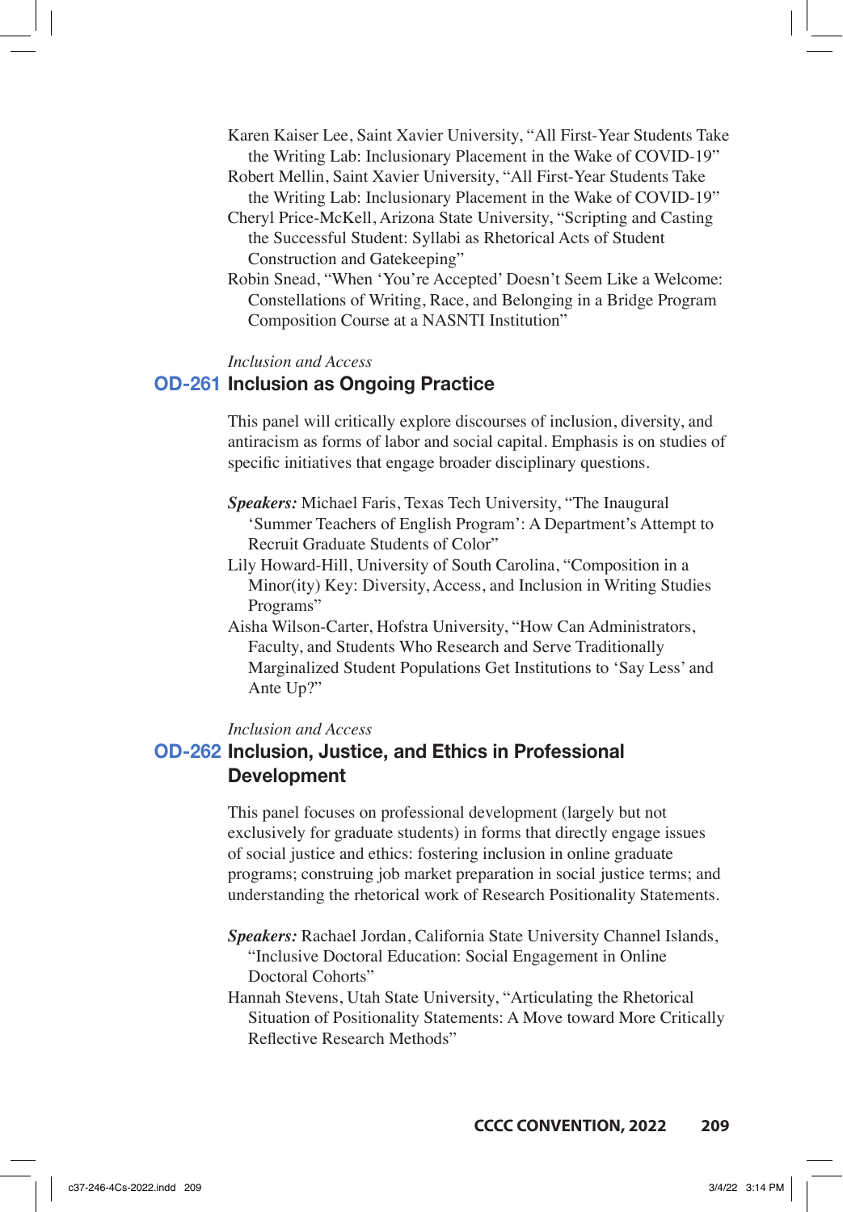Karen Kaiser Lee, Saint Xavier University, "All First-Year Students Take the Writing Lab: Inclusionary Placement in the Wake of COVID-19"
Robert Mellin, Saint Xavier University, "All First-Year Students Take the Writing Lab: Inclusionary Placement in the Wake of COVID-19"
Cheryl Price-McKell, Arizona State University, "Scripting and Casting the Successful Student: Syllabi as Rhetorical Acts of Student Construction and Gatekeeping"
Robin Snead, "When 'You're Accepted' Doesn't Seem Like a Welcome: Constellations of Writing, Race, and Belonging in a Bridge Program Composition Course at a NASNTI Institution"

*Inclusion and Access*

## OD-261 Inclusion as Ongoing Practice

This panel will critically explore discourses of inclusion, diversity, and antiracism as forms of labor and social capital. Emphasis is on studies of specific initiatives that engage broader disciplinary questions.

***Speakers:*** Michael Faris, Texas Tech University, "The Inaugural 'Summer Teachers of English Program': A Department's Attempt to Recruit Graduate Students of Color"
Lily Howard-Hill, University of South Carolina, "Composition in a Minor(ity) Key: Diversity, Access, and Inclusion in Writing Studies Programs"
Aisha Wilson-Carter, Hofstra University, "How Can Administrators, Faculty, and Students Who Research and Serve Traditionally Marginalized Student Populations Get Institutions to 'Say Less' and Ante Up?"

*Inclusion and Access*

## OD-262 Inclusion, Justice, and Ethics in Professional Development

This panel focuses on professional development (largely but not exclusively for graduate students) in forms that directly engage issues of social justice and ethics: fostering inclusion in online graduate programs; construing job market preparation in social justice terms; and understanding the rhetorical work of Research Positionality Statements.

***Speakers:*** Rachael Jordan, California State University Channel Islands, "Inclusive Doctoral Education: Social Engagement in Online Doctoral Cohorts"
Hannah Stevens, Utah State University, "Articulating the Rhetorical Situation of Positionality Statements: A Move toward More Critically Reflective Research Methods"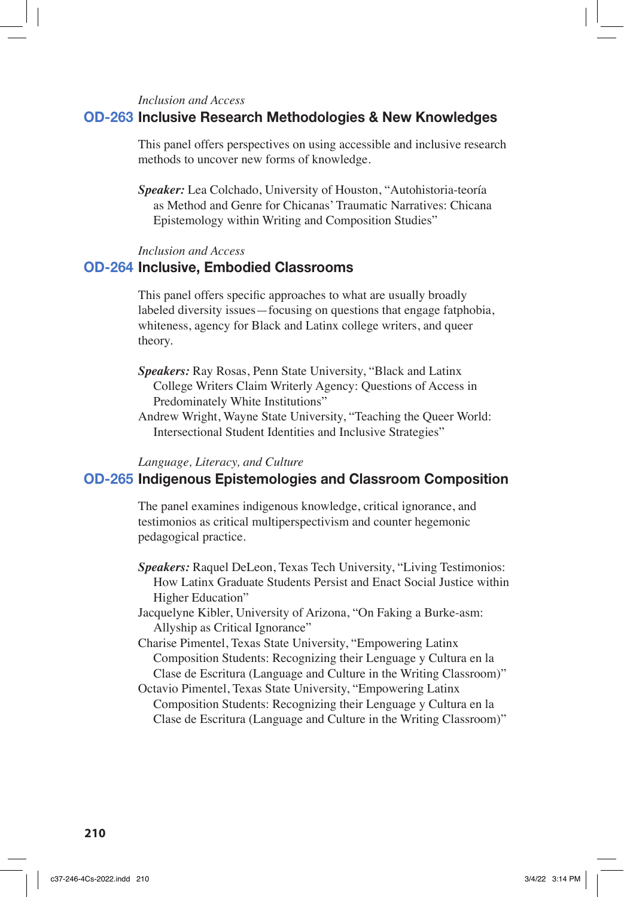*Inclusion and Access*

## OD-263 Inclusive Research Methodologies & New Knowledges

This panel offers perspectives on using accessible and inclusive research methods to uncover new forms of knowledge.

***Speaker:*** Lea Colchado, University of Houston, "Autohistoria-teoría as Method and Genre for Chicanas' Traumatic Narratives: Chicana Epistemology within Writing and Composition Studies"

*Inclusion and Access*

## OD-264 Inclusive, Embodied Classrooms

This panel offers specific approaches to what are usually broadly labeled diversity issues—focusing on questions that engage fatphobia, whiteness, agency for Black and Latinx college writers, and queer theory.

***Speakers:*** Ray Rosas, Penn State University, "Black and Latinx College Writers Claim Writerly Agency: Questions of Access in Predominately White Institutions"

Andrew Wright, Wayne State University, "Teaching the Queer World: Intersectional Student Identities and Inclusive Strategies"

*Language, Literacy, and Culture*

## OD-265 Indigenous Epistemologies and Classroom Composition

The panel examines indigenous knowledge, critical ignorance, and testimonios as critical multiperspectivism and counter hegemonic pedagogical practice.

***Speakers:*** Raquel DeLeon, Texas Tech University, "Living Testimonios: How Latinx Graduate Students Persist and Enact Social Justice within Higher Education"

Jacquelyne Kibler, University of Arizona, "On Faking a Burke-asm: Allyship as Critical Ignorance"

Charise Pimentel, Texas State University, "Empowering Latinx Composition Students: Recognizing their Lenguage y Cultura en la Clase de Escritura (Language and Culture in the Writing Classroom)"

Octavio Pimentel, Texas State University, "Empowering Latinx Composition Students: Recognizing their Lenguage y Cultura en la Clase de Escritura (Language and Culture in the Writing Classroom)"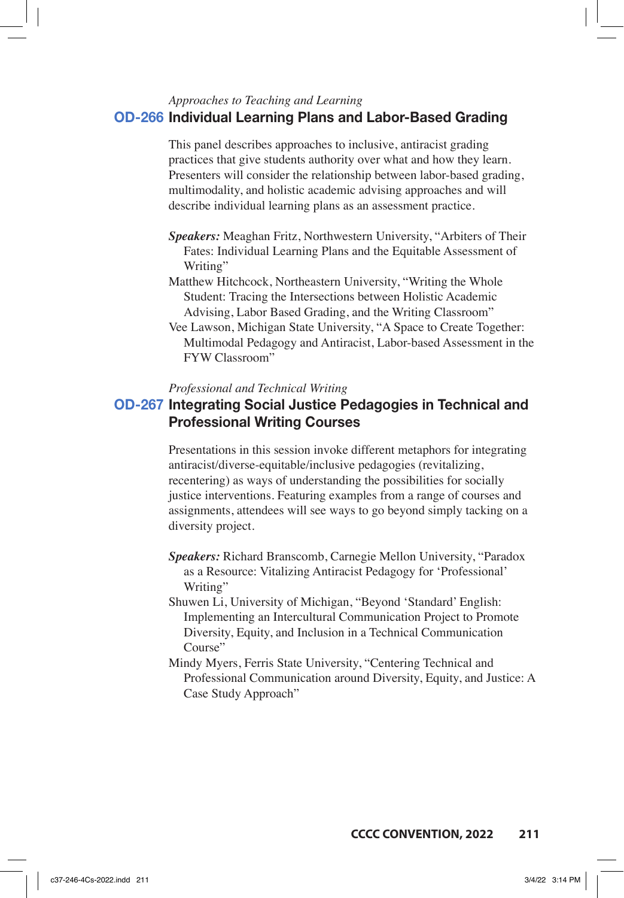*Approaches to Teaching and Learning*

## OD-266 Individual Learning Plans and Labor-Based Grading

This panel describes approaches to inclusive, antiracist grading practices that give students authority over what and how they learn. Presenters will consider the relationship between labor-based grading, multimodality, and holistic academic advising approaches and will describe individual learning plans as an assessment practice.

***Speakers:*** Meaghan Fritz, Northwestern University, "Arbiters of Their Fates: Individual Learning Plans and the Equitable Assessment of Writing"

Matthew Hitchcock, Northeastern University, "Writing the Whole Student: Tracing the Intersections between Holistic Academic Advising, Labor Based Grading, and the Writing Classroom"

Vee Lawson, Michigan State University, "A Space to Create Together: Multimodal Pedagogy and Antiracist, Labor-based Assessment in the FYW Classroom"

*Professional and Technical Writing*

## OD-267 Integrating Social Justice Pedagogies in Technical and Professional Writing Courses

Presentations in this session invoke different metaphors for integrating antiracist/diverse-equitable/inclusive pedagogies (revitalizing, recentering) as ways of understanding the possibilities for socially justice interventions. Featuring examples from a range of courses and assignments, attendees will see ways to go beyond simply tacking on a diversity project.

***Speakers:*** Richard Branscomb, Carnegie Mellon University, "Paradox as a Resource: Vitalizing Antiracist Pedagogy for 'Professional' Writing"

Shuwen Li, University of Michigan, "Beyond 'Standard' English: Implementing an Intercultural Communication Project to Promote Diversity, Equity, and Inclusion in a Technical Communication Course"

Mindy Myers, Ferris State University, "Centering Technical and Professional Communication around Diversity, Equity, and Justice: A Case Study Approach"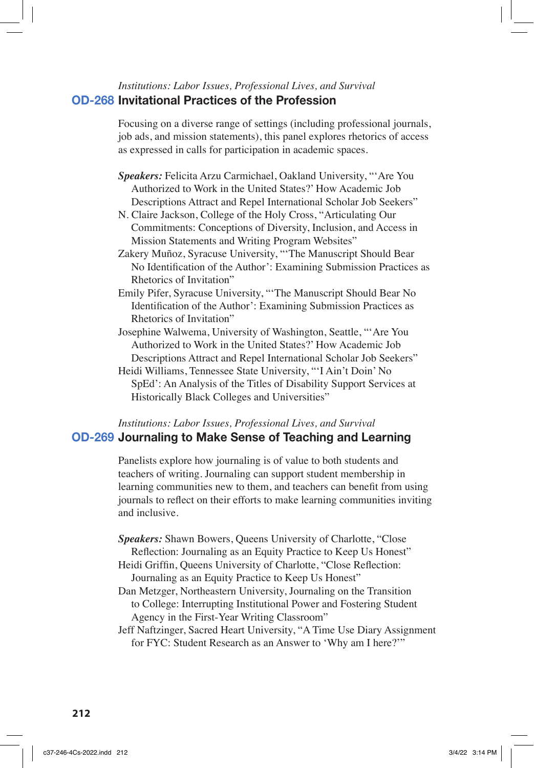*Institutions: Labor Issues, Professional Lives, and Survival*

## OD-268 Invitational Practices of the Profession

Focusing on a diverse range of settings (including professional journals, job ads, and mission statements), this panel explores rhetorics of access as expressed in calls for participation in academic spaces.

***Speakers:*** Felicita Arzu Carmichael, Oakland University, "'Are You Authorized to Work in the United States?' How Academic Job Descriptions Attract and Repel International Scholar Job Seekers"
N. Claire Jackson, College of the Holy Cross, "Articulating Our Commitments: Conceptions of Diversity, Inclusion, and Access in Mission Statements and Writing Program Websites"
Zakery Muñoz, Syracuse University, "'The Manuscript Should Bear No Identification of the Author': Examining Submission Practices as Rhetorics of Invitation"
Emily Pifer, Syracuse University, "'The Manuscript Should Bear No Identification of the Author': Examining Submission Practices as Rhetorics of Invitation"
Josephine Walwema, University of Washington, Seattle, "'Are You Authorized to Work in the United States?' How Academic Job Descriptions Attract and Repel International Scholar Job Seekers"
Heidi Williams, Tennessee State University, "'I Ain't Doin' No SpEd': An Analysis of the Titles of Disability Support Services at Historically Black Colleges and Universities"

*Institutions: Labor Issues, Professional Lives, and Survival*

## OD-269 Journaling to Make Sense of Teaching and Learning

Panelists explore how journaling is of value to both students and teachers of writing. Journaling can support student membership in learning communities new to them, and teachers can benefit from using journals to reflect on their efforts to make learning communities inviting and inclusive.

***Speakers:*** Shawn Bowers, Queens University of Charlotte, "Close Reflection: Journaling as an Equity Practice to Keep Us Honest"
Heidi Griffin, Queens University of Charlotte, "Close Reflection: Journaling as an Equity Practice to Keep Us Honest"
Dan Metzger, Northeastern University, Journaling on the Transition to College: Interrupting Institutional Power and Fostering Student Agency in the First-Year Writing Classroom"
Jeff Naftzinger, Sacred Heart University, "A Time Use Diary Assignment for FYC: Student Research as an Answer to 'Why am I here?'"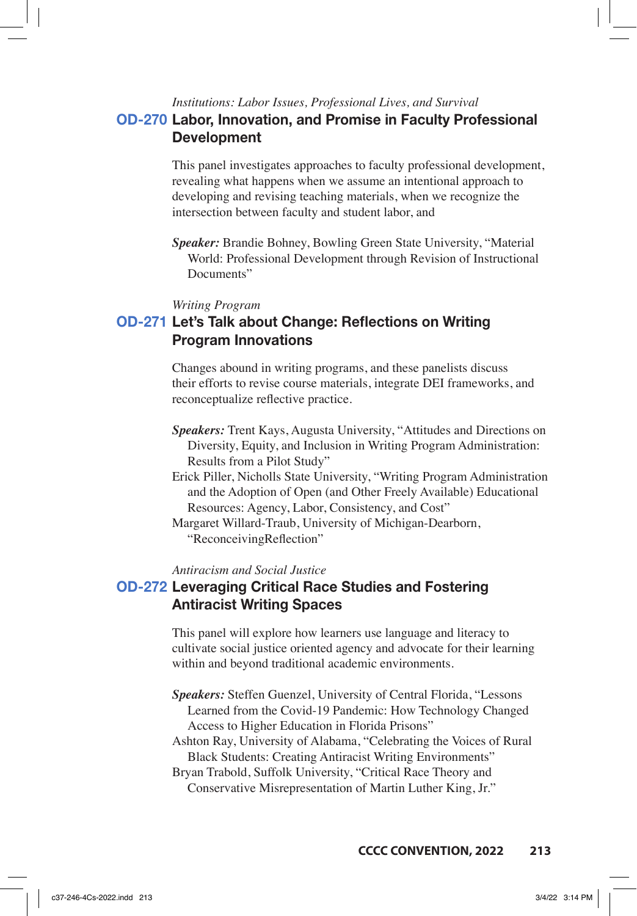*Institutions: Labor Issues, Professional Lives, and Survival*

## OD-270 Labor, Innovation, and Promise in Faculty Professional Development

This panel investigates approaches to faculty professional development, revealing what happens when we assume an intentional approach to developing and revising teaching materials, when we recognize the intersection between faculty and student labor, and

***Speaker:*** Brandie Bohney, Bowling Green State University, "Material World: Professional Development through Revision of Instructional Documents"

*Writing Program*

## OD-271 Let's Talk about Change: Reflections on Writing Program Innovations

Changes abound in writing programs, and these panelists discuss their efforts to revise course materials, integrate DEI frameworks, and reconceptualize reflective practice.

***Speakers:*** Trent Kays, Augusta University, "Attitudes and Directions on Diversity, Equity, and Inclusion in Writing Program Administration: Results from a Pilot Study"

Erick Piller, Nicholls State University, "Writing Program Administration and the Adoption of Open (and Other Freely Available) Educational Resources: Agency, Labor, Consistency, and Cost"

Margaret Willard-Traub, University of Michigan-Dearborn, "ReconceivingReflection"

*Antiracism and Social Justice*

## OD-272 Leveraging Critical Race Studies and Fostering Antiracist Writing Spaces

This panel will explore how learners use language and literacy to cultivate social justice oriented agency and advocate for their learning within and beyond traditional academic environments.

***Speakers:*** Steffen Guenzel, University of Central Florida, "Lessons Learned from the Covid-19 Pandemic: How Technology Changed Access to Higher Education in Florida Prisons"

Ashton Ray, University of Alabama, "Celebrating the Voices of Rural Black Students: Creating Antiracist Writing Environments"

Bryan Trabold, Suffolk University, "Critical Race Theory and Conservative Misrepresentation of Martin Luther King, Jr."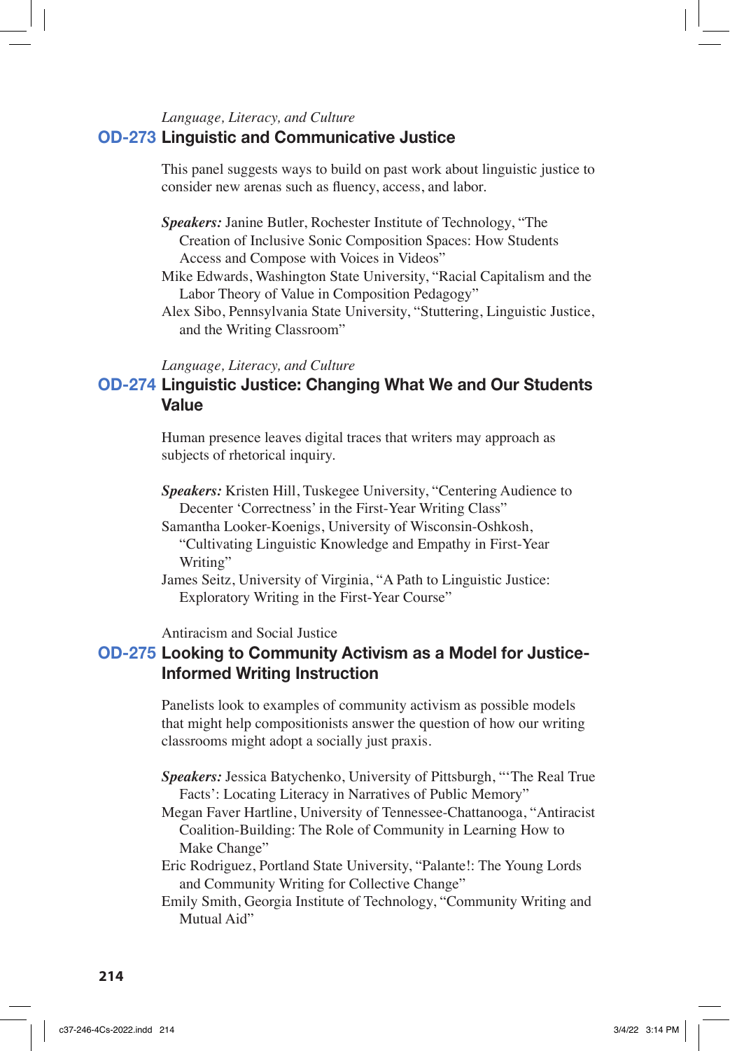*Language, Literacy, and Culture*

## OD-273 Linguistic and Communicative Justice

This panel suggests ways to build on past work about linguistic justice to consider new arenas such as fluency, access, and labor.

***Speakers:*** Janine Butler, Rochester Institute of Technology, "The Creation of Inclusive Sonic Composition Spaces: How Students Access and Compose with Voices in Videos"
Mike Edwards, Washington State University, "Racial Capitalism and the Labor Theory of Value in Composition Pedagogy"
Alex Sibo, Pennsylvania State University, "Stuttering, Linguistic Justice, and the Writing Classroom"

*Language, Literacy, and Culture*

## OD-274 Linguistic Justice: Changing What We and Our Students Value

Human presence leaves digital traces that writers may approach as subjects of rhetorical inquiry.

***Speakers:*** Kristen Hill, Tuskegee University, "Centering Audience to Decenter 'Correctness' in the First-Year Writing Class"
Samantha Looker-Koenigs, University of Wisconsin-Oshkosh, "Cultivating Linguistic Knowledge and Empathy in First-Year Writing"
James Seitz, University of Virginia, "A Path to Linguistic Justice: Exploratory Writing in the First-Year Course"

Antiracism and Social Justice

## OD-275 Looking to Community Activism as a Model for Justice-Informed Writing Instruction

Panelists look to examples of community activism as possible models that might help compositionists answer the question of how our writing classrooms might adopt a socially just praxis.

***Speakers:*** Jessica Batychenko, University of Pittsburgh, "'The Real True Facts': Locating Literacy in Narratives of Public Memory"
Megan Faver Hartline, University of Tennessee-Chattanooga, "Antiracist Coalition-Building: The Role of Community in Learning How to Make Change"
Eric Rodriguez, Portland State University, "Palante!: The Young Lords and Community Writing for Collective Change"
Emily Smith, Georgia Institute of Technology, "Community Writing and Mutual Aid"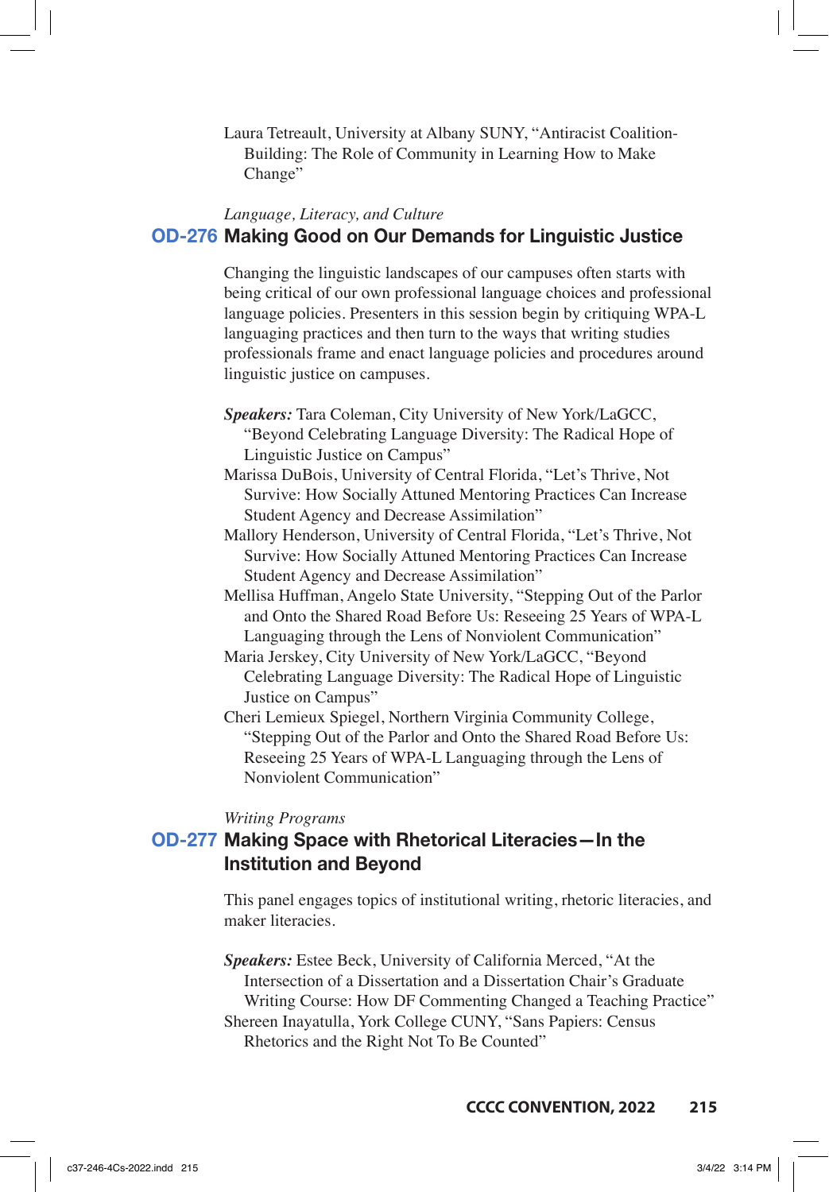Laura Tetreault, University at Albany SUNY, “Antiracist Coalition-Building: The Role of Community in Learning How to Make Change”

*Language, Literacy, and Culture*

## OD-276 Making Good on Our Demands for Linguistic Justice

Changing the linguistic landscapes of our campuses often starts with being critical of our own professional language choices and professional language policies. Presenters in this session begin by critiquing WPA-L languaging practices and then turn to the ways that writing studies professionals frame and enact language policies and procedures around linguistic justice on campuses.

***Speakers:*** Tara Coleman, City University of New York/LaGCC, “Beyond Celebrating Language Diversity: The Radical Hope of Linguistic Justice on Campus”

Marissa DuBois, University of Central Florida, “Let’s Thrive, Not Survive: How Socially Attuned Mentoring Practices Can Increase Student Agency and Decrease Assimilation”

Mallory Henderson, University of Central Florida, “Let’s Thrive, Not Survive: How Socially Attuned Mentoring Practices Can Increase Student Agency and Decrease Assimilation”

Mellisa Huffman, Angelo State University, “Stepping Out of the Parlor and Onto the Shared Road Before Us: Reseeing 25 Years of WPA-L Languaging through the Lens of Nonviolent Communication”

Maria Jerskey, City University of New York/LaGCC, “Beyond Celebrating Language Diversity: The Radical Hope of Linguistic Justice on Campus”

Cheri Lemieux Spiegel, Northern Virginia Community College, “Stepping Out of the Parlor and Onto the Shared Road Before Us: Reseeing 25 Years of WPA-L Languaging through the Lens of Nonviolent Communication”

*Writing Programs*

## OD-277 Making Space with Rhetorical Literacies—In the Institution and Beyond

This panel engages topics of institutional writing, rhetoric literacies, and maker literacies.

***Speakers:*** Estee Beck, University of California Merced, “At the Intersection of a Dissertation and a Dissertation Chair’s Graduate Writing Course: How DF Commenting Changed a Teaching Practice”

Shereen Inayatulla, York College CUNY, “Sans Papiers: Census Rhetorics and the Right Not To Be Counted”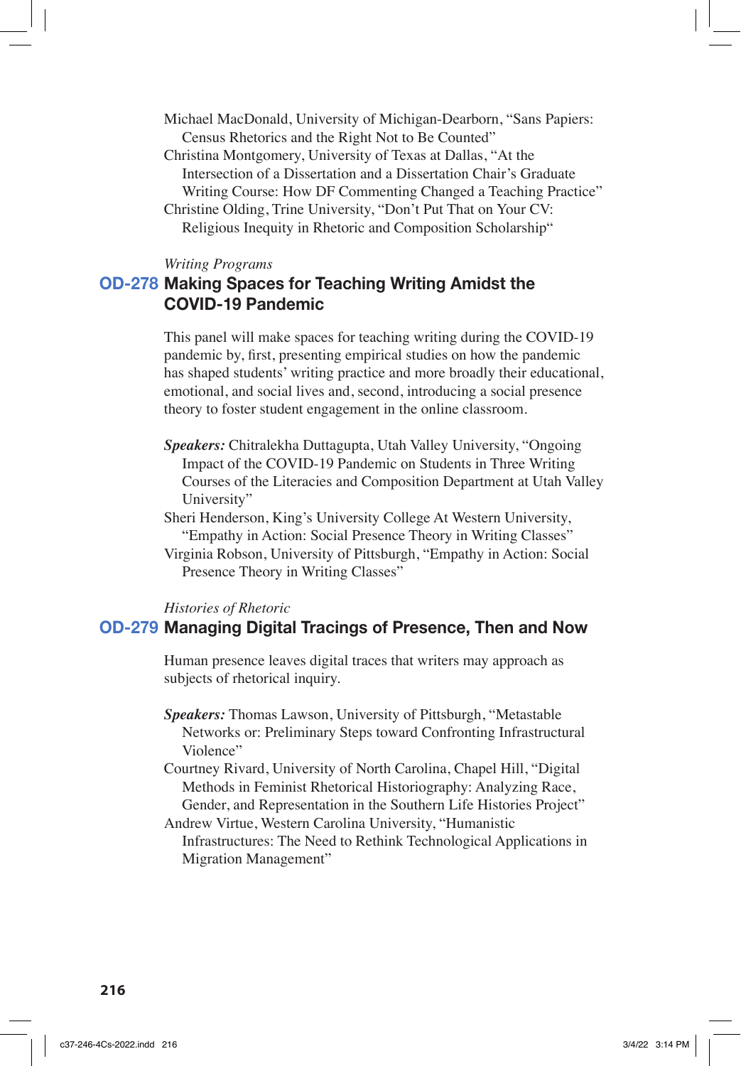Michael MacDonald, University of Michigan-Dearborn, "Sans Papiers: Census Rhetorics and the Right Not to Be Counted"

Christina Montgomery, University of Texas at Dallas, "At the Intersection of a Dissertation and a Dissertation Chair's Graduate Writing Course: How DF Commenting Changed a Teaching Practice"

Christine Olding, Trine University, "Don't Put That on Your CV: Religious Inequity in Rhetoric and Composition Scholarship"

*Writing Programs*

## OD-278 Making Spaces for Teaching Writing Amidst the COVID-19 Pandemic

This panel will make spaces for teaching writing during the COVID-19 pandemic by, first, presenting empirical studies on how the pandemic has shaped students' writing practice and more broadly their educational, emotional, and social lives and, second, introducing a social presence theory to foster student engagement in the online classroom.

***Speakers:*** Chitralekha Duttagupta, Utah Valley University, "Ongoing Impact of the COVID-19 Pandemic on Students in Three Writing Courses of the Literacies and Composition Department at Utah Valley University"

Sheri Henderson, King's University College At Western University, "Empathy in Action: Social Presence Theory in Writing Classes"

Virginia Robson, University of Pittsburgh, "Empathy in Action: Social Presence Theory in Writing Classes"

*Histories of Rhetoric*

## OD-279 Managing Digital Tracings of Presence, Then and Now

Human presence leaves digital traces that writers may approach as subjects of rhetorical inquiry.

***Speakers:*** Thomas Lawson, University of Pittsburgh, "Metastable Networks or: Preliminary Steps toward Confronting Infrastructural Violence"

Courtney Rivard, University of North Carolina, Chapel Hill, "Digital Methods in Feminist Rhetorical Historiography: Analyzing Race, Gender, and Representation in the Southern Life Histories Project"

Andrew Virtue, Western Carolina University, "Humanistic Infrastructures: The Need to Rethink Technological Applications in Migration Management"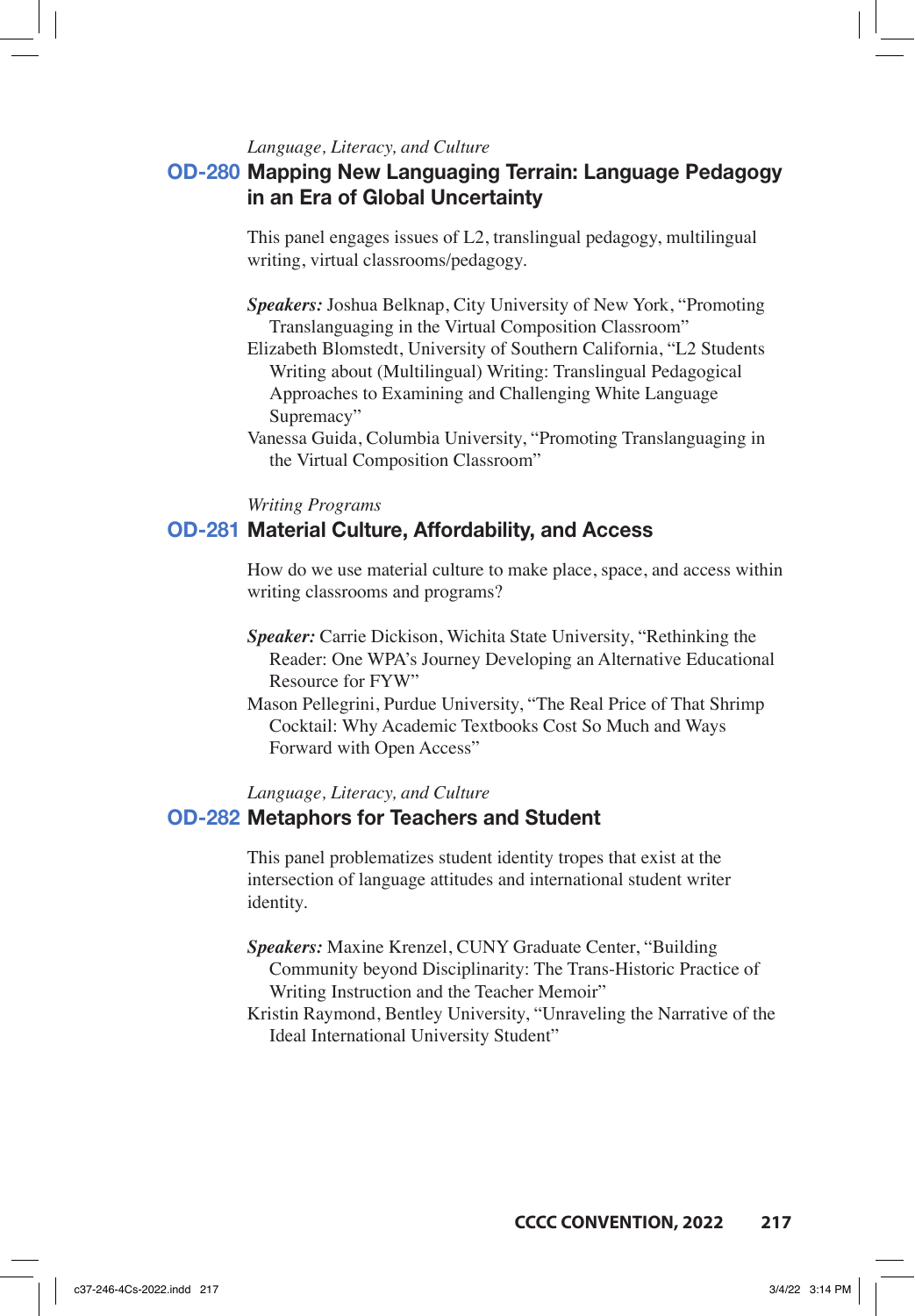*Language, Literacy, and Culture*

## OD-280 Mapping New Languaging Terrain: Language Pedagogy in an Era of Global Uncertainty

This panel engages issues of L2, translingual pedagogy, multilingual writing, virtual classrooms/pedagogy.

***Speakers:*** Joshua Belknap, City University of New York, "Promoting Translanguaging in the Virtual Composition Classroom"
Elizabeth Blomstedt, University of Southern California, "L2 Students Writing about (Multilingual) Writing: Translingual Pedagogical Approaches to Examining and Challenging White Language Supremacy"
Vanessa Guida, Columbia University, "Promoting Translanguaging in the Virtual Composition Classroom"

*Writing Programs*

## OD-281 Material Culture, Affordability, and Access

How do we use material culture to make place, space, and access within writing classrooms and programs?

***Speaker:*** Carrie Dickison, Wichita State University, "Rethinking the Reader: One WPA's Journey Developing an Alternative Educational Resource for FYW"
Mason Pellegrini, Purdue University, "The Real Price of That Shrimp Cocktail: Why Academic Textbooks Cost So Much and Ways Forward with Open Access"

*Language, Literacy, and Culture*

## OD-282 Metaphors for Teachers and Student

This panel problematizes student identity tropes that exist at the intersection of language attitudes and international student writer identity.

***Speakers:*** Maxine Krenzel, CUNY Graduate Center, "Building Community beyond Disciplinarity: The Trans-Historic Practice of Writing Instruction and the Teacher Memoir"
Kristin Raymond, Bentley University, "Unraveling the Narrative of the Ideal International University Student"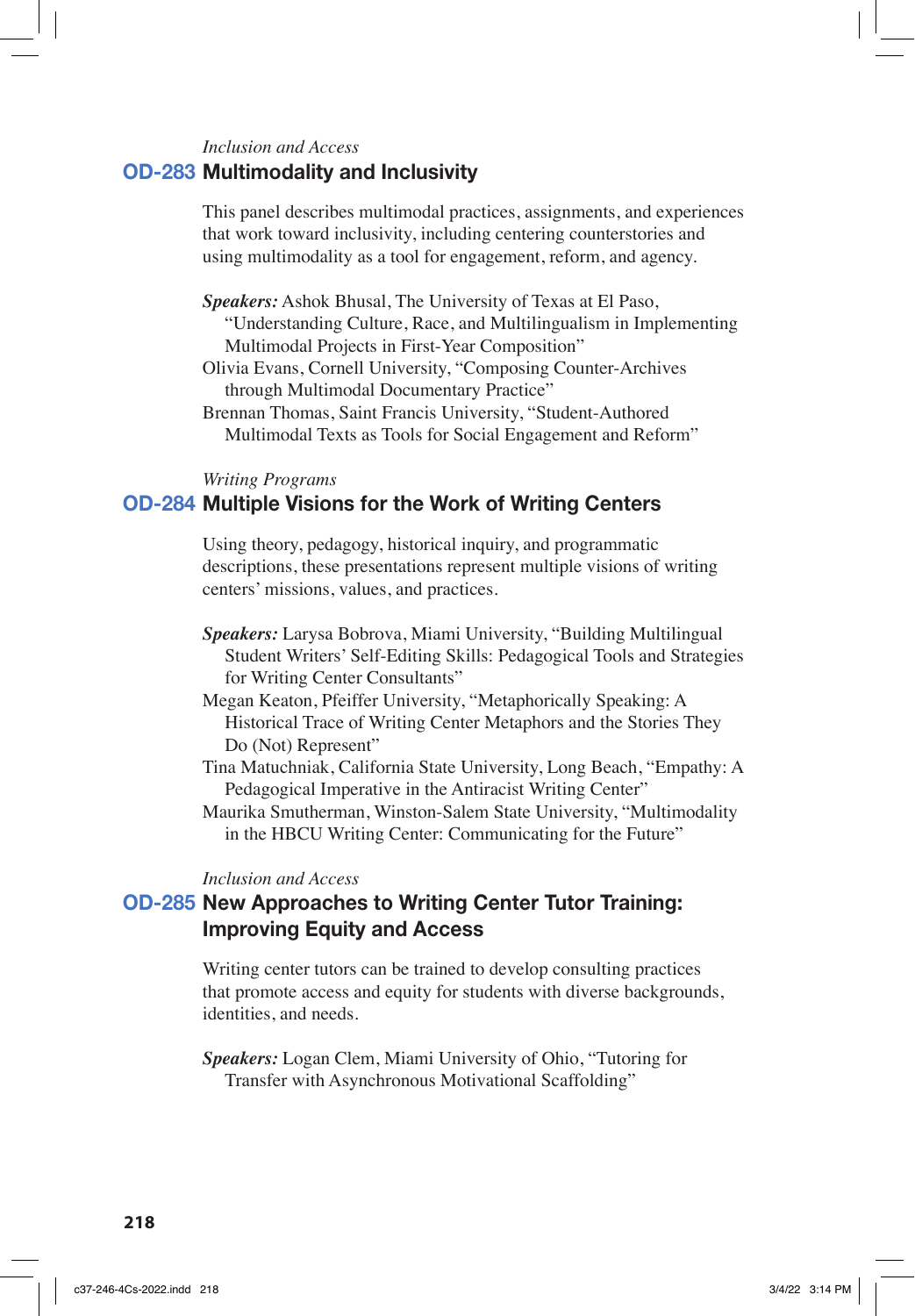*Inclusion and Access*

## OD-283 Multimodality and Inclusivity

This panel describes multimodal practices, assignments, and experiences that work toward inclusivity, including centering counterstories and using multimodality as a tool for engagement, reform, and agency.

***Speakers:*** Ashok Bhusal, The University of Texas at El Paso, "Understanding Culture, Race, and Multilingualism in Implementing Multimodal Projects in First-Year Composition"
Olivia Evans, Cornell University, "Composing Counter-Archives through Multimodal Documentary Practice"
Brennan Thomas, Saint Francis University, "Student-Authored Multimodal Texts as Tools for Social Engagement and Reform"

*Writing Programs*

## OD-284 Multiple Visions for the Work of Writing Centers

Using theory, pedagogy, historical inquiry, and programmatic descriptions, these presentations represent multiple visions of writing centers' missions, values, and practices.

***Speakers:*** Larysa Bobrova, Miami University, "Building Multilingual Student Writers' Self-Editing Skills: Pedagogical Tools and Strategies for Writing Center Consultants"
Megan Keaton, Pfeiffer University, "Metaphorically Speaking: A Historical Trace of Writing Center Metaphors and the Stories They Do (Not) Represent"
Tina Matuchniak, California State University, Long Beach, "Empathy: A Pedagogical Imperative in the Antiracist Writing Center"
Maurika Smutherman, Winston-Salem State University, "Multimodality in the HBCU Writing Center: Communicating for the Future"

*Inclusion and Access*

## OD-285 New Approaches to Writing Center Tutor Training: Improving Equity and Access

Writing center tutors can be trained to develop consulting practices that promote access and equity for students with diverse backgrounds, identities, and needs.

***Speakers:*** Logan Clem, Miami University of Ohio, "Tutoring for Transfer with Asynchronous Motivational Scaffolding"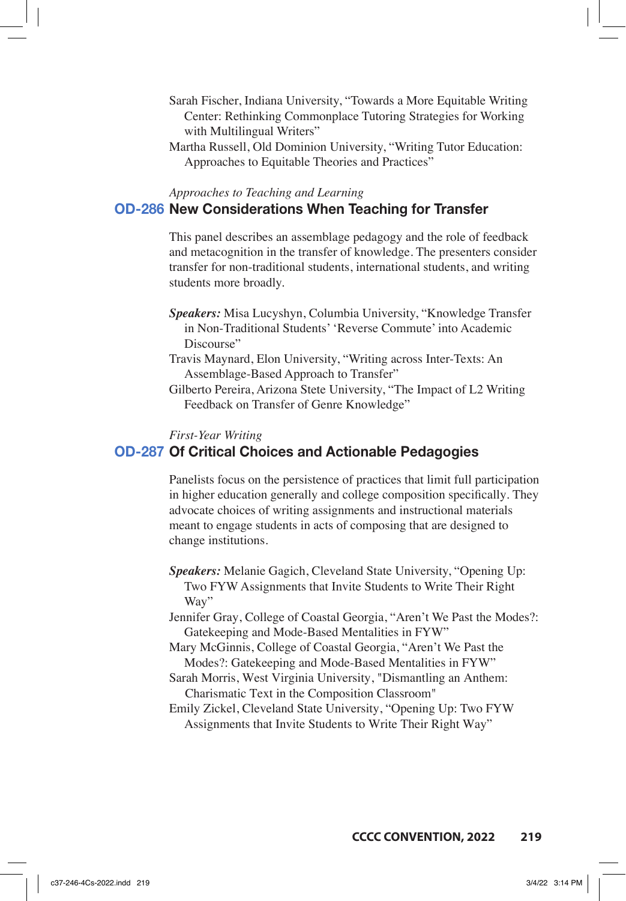Sarah Fischer, Indiana University, "Towards a More Equitable Writing Center: Rethinking Commonplace Tutoring Strategies for Working with Multilingual Writers"

Martha Russell, Old Dominion University, "Writing Tutor Education: Approaches to Equitable Theories and Practices"

*Approaches to Teaching and Learning*

## OD-286 New Considerations When Teaching for Transfer

This panel describes an assemblage pedagogy and the role of feedback and metacognition in the transfer of knowledge. The presenters consider transfer for non-traditional students, international students, and writing students more broadly.

***Speakers:*** Misa Lucyshyn, Columbia University, "Knowledge Transfer in Non-Traditional Students' 'Reverse Commute' into Academic Discourse"

Travis Maynard, Elon University, "Writing across Inter-Texts: An Assemblage-Based Approach to Transfer"

Gilberto Pereira, Arizona Stete University, "The Impact of L2 Writing Feedback on Transfer of Genre Knowledge"

*First-Year Writing*

## OD-287 Of Critical Choices and Actionable Pedagogies

Panelists focus on the persistence of practices that limit full participation in higher education generally and college composition specifically. They advocate choices of writing assignments and instructional materials meant to engage students in acts of composing that are designed to change institutions.

***Speakers:*** Melanie Gagich, Cleveland State University, "Opening Up: Two FYW Assignments that Invite Students to Write Their Right Way"

Jennifer Gray, College of Coastal Georgia, "Aren't We Past the Modes?: Gatekeeping and Mode-Based Mentalities in FYW"

Mary McGinnis, College of Coastal Georgia, "Aren't We Past the Modes?: Gatekeeping and Mode-Based Mentalities in FYW"

Sarah Morris, West Virginia University, "Dismantling an Anthem: Charismatic Text in the Composition Classroom"

Emily Zickel, Cleveland State University, "Opening Up: Two FYW Assignments that Invite Students to Write Their Right Way"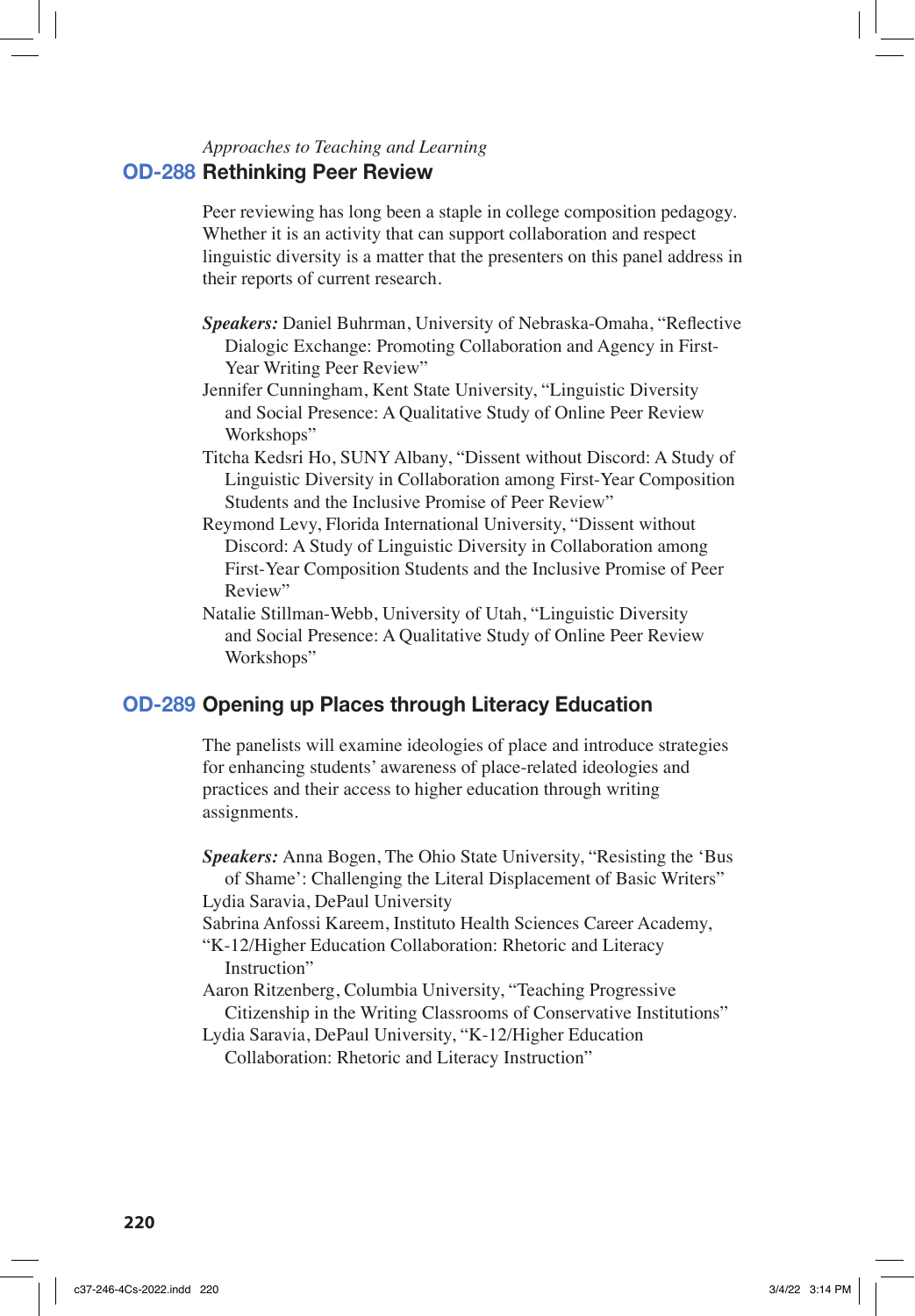*Approaches to Teaching and Learning*

## OD-288 Rethinking Peer Review

Peer reviewing has long been a staple in college composition pedagogy. Whether it is an activity that can support collaboration and respect linguistic diversity is a matter that the presenters on this panel address in their reports of current research.

***Speakers:*** Daniel Buhrman, University of Nebraska-Omaha, "Reflective Dialogic Exchange: Promoting Collaboration and Agency in First-Year Writing Peer Review"

Jennifer Cunningham, Kent State University, "Linguistic Diversity and Social Presence: A Qualitative Study of Online Peer Review Workshops"

Titcha Kedsri Ho, SUNY Albany, "Dissent without Discord: A Study of Linguistic Diversity in Collaboration among First-Year Composition Students and the Inclusive Promise of Peer Review"

Reymond Levy, Florida International University, "Dissent without Discord: A Study of Linguistic Diversity in Collaboration among First-Year Composition Students and the Inclusive Promise of Peer Review"

Natalie Stillman-Webb, University of Utah, "Linguistic Diversity and Social Presence: A Qualitative Study of Online Peer Review Workshops"

## OD-289 Opening up Places through Literacy Education

The panelists will examine ideologies of place and introduce strategies for enhancing students' awareness of place-related ideologies and practices and their access to higher education through writing assignments.

***Speakers:*** Anna Bogen, The Ohio State University, "Resisting the 'Bus of Shame': Challenging the Literal Displacement of Basic Writers"

Lydia Saravia, DePaul University

Sabrina Anfossi Kareem, Instituto Health Sciences Career Academy, "K-12/Higher Education Collaboration: Rhetoric and Literacy Instruction"

Aaron Ritzenberg, Columbia University, "Teaching Progressive Citizenship in the Writing Classrooms of Conservative Institutions"

Lydia Saravia, DePaul University, "K-12/Higher Education Collaboration: Rhetoric and Literacy Instruction"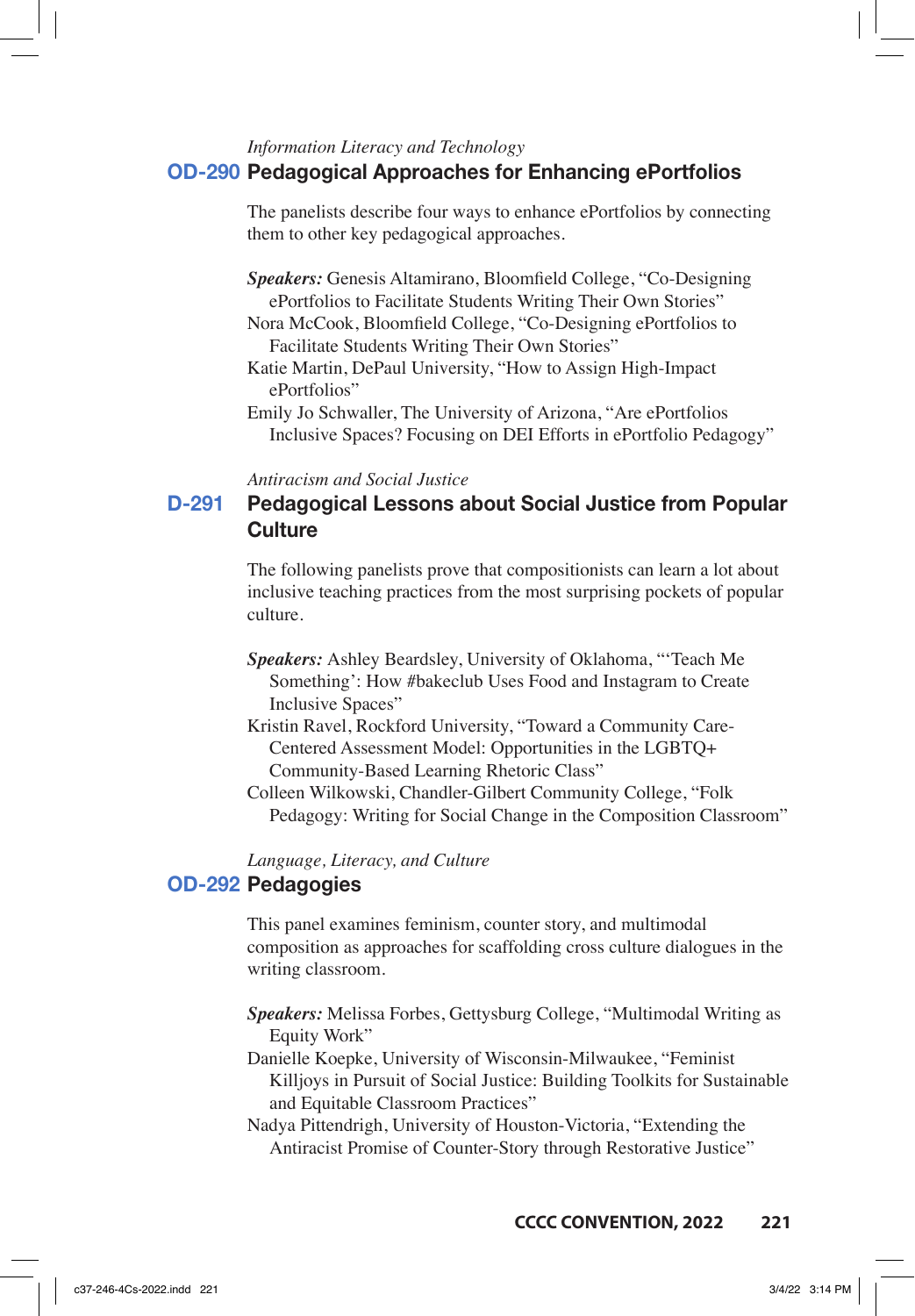*Information Literacy and Technology*

## OD-290 Pedagogical Approaches for Enhancing ePortfolios

The panelists describe four ways to enhance ePortfolios by connecting them to other key pedagogical approaches.

***Speakers:*** Genesis Altamirano, Bloomfield College, "Co-Designing ePortfolios to Facilitate Students Writing Their Own Stories"
Nora McCook, Bloomfield College, "Co-Designing ePortfolios to Facilitate Students Writing Their Own Stories"
Katie Martin, DePaul University, "How to Assign High-Impact ePortfolios"
Emily Jo Schwaller, The University of Arizona, "Are ePortfolios Inclusive Spaces? Focusing on DEI Efforts in ePortfolio Pedagogy"

*Antiracism and Social Justice*

## D-291 Pedagogical Lessons about Social Justice from Popular Culture

The following panelists prove that compositionists can learn a lot about inclusive teaching practices from the most surprising pockets of popular culture.

***Speakers:*** Ashley Beardsley, University of Oklahoma, "'Teach Me Something': How #bakeclub Uses Food and Instagram to Create Inclusive Spaces"
Kristin Ravel, Rockford University, "Toward a Community Care-Centered Assessment Model: Opportunities in the LGBTQ+ Community-Based Learning Rhetoric Class"
Colleen Wilkowski, Chandler-Gilbert Community College, "Folk Pedagogy: Writing for Social Change in the Composition Classroom"

*Language, Literacy, and Culture*

## OD-292 Pedagogies

This panel examines feminism, counter story, and multimodal composition as approaches for scaffolding cross culture dialogues in the writing classroom.

***Speakers:*** Melissa Forbes, Gettysburg College, "Multimodal Writing as Equity Work"
Danielle Koepke, University of Wisconsin-Milwaukee, "Feminist Killjoys in Pursuit of Social Justice: Building Toolkits for Sustainable and Equitable Classroom Practices"
Nadya Pittendrigh, University of Houston-Victoria, "Extending the Antiracist Promise of Counter-Story through Restorative Justice"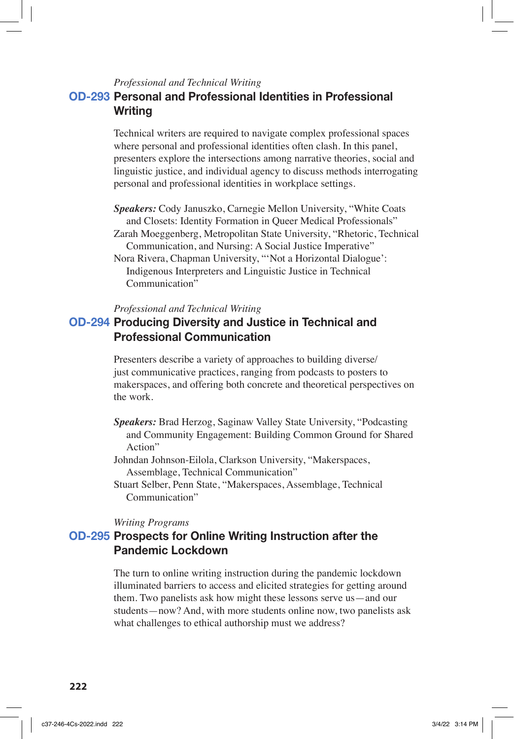*Professional and Technical Writing*

## OD-293 Personal and Professional Identities in Professional Writing

Technical writers are required to navigate complex professional spaces where personal and professional identities often clash. In this panel, presenters explore the intersections among narrative theories, social and linguistic justice, and individual agency to discuss methods interrogating personal and professional identities in workplace settings.

***Speakers:*** Cody Januszko, Carnegie Mellon University, "White Coats and Closets: Identity Formation in Queer Medical Professionals"
Zarah Moeggenberg, Metropolitan State University, "Rhetoric, Technical Communication, and Nursing: A Social Justice Imperative"
Nora Rivera, Chapman University, "'Not a Horizontal Dialogue': Indigenous Interpreters and Linguistic Justice in Technical Communication"

*Professional and Technical Writing*

## OD-294 Producing Diversity and Justice in Technical and Professional Communication

Presenters describe a variety of approaches to building diverse/just communicative practices, ranging from podcasts to posters to makerspaces, and offering both concrete and theoretical perspectives on the work.

***Speakers:*** Brad Herzog, Saginaw Valley State University, "Podcasting and Community Engagement: Building Common Ground for Shared Action"
Johndan Johnson-Eilola, Clarkson University, "Makerspaces, Assemblage, Technical Communication"
Stuart Selber, Penn State, "Makerspaces, Assemblage, Technical Communication"

*Writing Programs*

## OD-295 Prospects for Online Writing Instruction after the Pandemic Lockdown

The turn to online writing instruction during the pandemic lockdown illuminated barriers to access and elicited strategies for getting around them. Two panelists ask how might these lessons serve us—and our students—now? And, with more students online now, two panelists ask what challenges to ethical authorship must we address?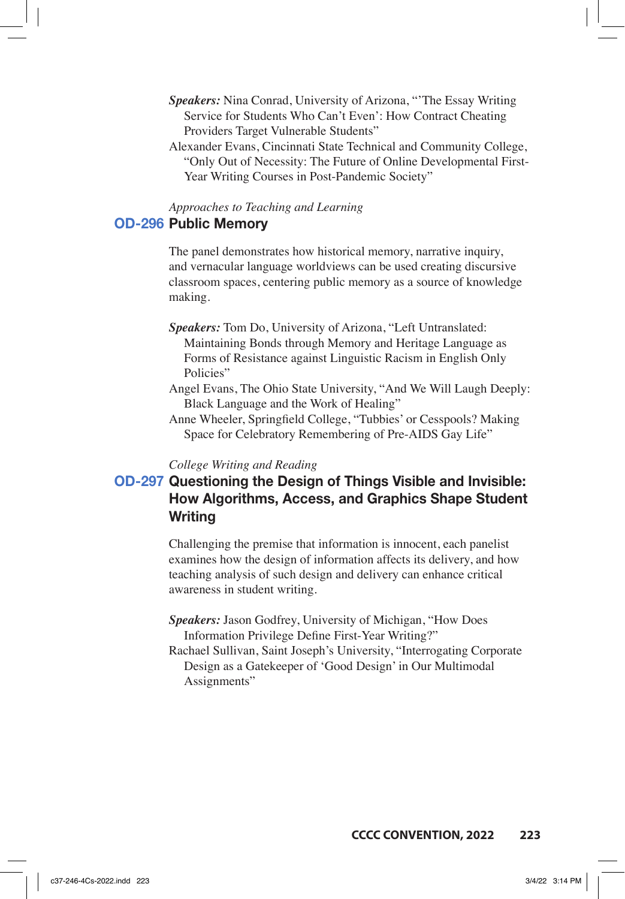*Speakers:* Nina Conrad, University of Arizona, "'The Essay Writing Service for Students Who Can't Even': How Contract Cheating Providers Target Vulnerable Students"

Alexander Evans, Cincinnati State Technical and Community College, "Only Out of Necessity: The Future of Online Developmental First-Year Writing Courses in Post-Pandemic Society"

*Approaches to Teaching and Learning*

## OD-296 Public Memory

The panel demonstrates how historical memory, narrative inquiry, and vernacular language worldviews can be used creating discursive classroom spaces, centering public memory as a source of knowledge making.

*Speakers:* Tom Do, University of Arizona, "Left Untranslated: Maintaining Bonds through Memory and Heritage Language as Forms of Resistance against Linguistic Racism in English Only Policies"

Angel Evans, The Ohio State University, "And We Will Laugh Deeply: Black Language and the Work of Healing"

Anne Wheeler, Springfield College, "Tubbies' or Cesspools? Making Space for Celebratory Remembering of Pre-AIDS Gay Life"

*College Writing and Reading*

## OD-297 Questioning the Design of Things Visible and Invisible: How Algorithms, Access, and Graphics Shape Student Writing

Challenging the premise that information is innocent, each panelist examines how the design of information affects its delivery, and how teaching analysis of such design and delivery can enhance critical awareness in student writing.

*Speakers:* Jason Godfrey, University of Michigan, "How Does Information Privilege Define First-Year Writing?"

Rachael Sullivan, Saint Joseph's University, "Interrogating Corporate Design as a Gatekeeper of 'Good Design' in Our Multimodal Assignments"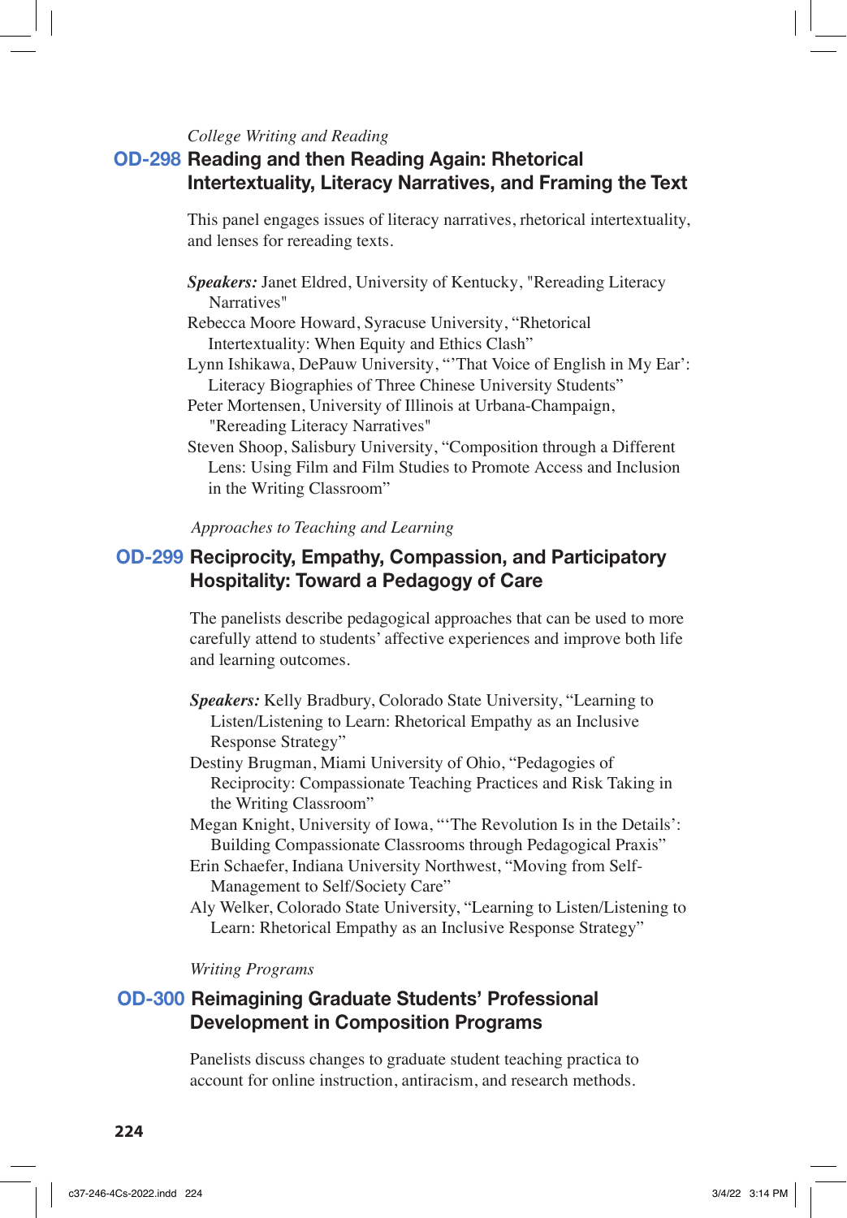*College Writing and Reading*

## OD-298 Reading and then Reading Again: Rhetorical Intertextuality, Literacy Narratives, and Framing the Text

This panel engages issues of literacy narratives, rhetorical intertextuality, and lenses for rereading texts.

***Speakers:*** Janet Eldred, University of Kentucky, "Rereading Literacy Narratives"
Rebecca Moore Howard, Syracuse University, "Rhetorical Intertextuality: When Equity and Ethics Clash"
Lynn Ishikawa, DePauw University, "'That Voice of English in My Ear': Literacy Biographies of Three Chinese University Students"
Peter Mortensen, University of Illinois at Urbana-Champaign, "Rereading Literacy Narratives"
Steven Shoop, Salisbury University, "Composition through a Different Lens: Using Film and Film Studies to Promote Access and Inclusion in the Writing Classroom"

*Approaches to Teaching and Learning*

## OD-299 Reciprocity, Empathy, Compassion, and Participatory Hospitality: Toward a Pedagogy of Care

The panelists describe pedagogical approaches that can be used to more carefully attend to students' affective experiences and improve both life and learning outcomes.

***Speakers:*** Kelly Bradbury, Colorado State University, "Learning to Listen/Listening to Learn: Rhetorical Empathy as an Inclusive Response Strategy"
Destiny Brugman, Miami University of Ohio, "Pedagogies of Reciprocity: Compassionate Teaching Practices and Risk Taking in the Writing Classroom"
Megan Knight, University of Iowa, "'The Revolution Is in the Details': Building Compassionate Classrooms through Pedagogical Praxis"
Erin Schaefer, Indiana University Northwest, "Moving from Self-Management to Self/Society Care"
Aly Welker, Colorado State University, "Learning to Listen/Listening to Learn: Rhetorical Empathy as an Inclusive Response Strategy"

*Writing Programs*

## OD-300 Reimagining Graduate Students' Professional Development in Composition Programs

Panelists discuss changes to graduate student teaching practica to account for online instruction, antiracism, and research methods.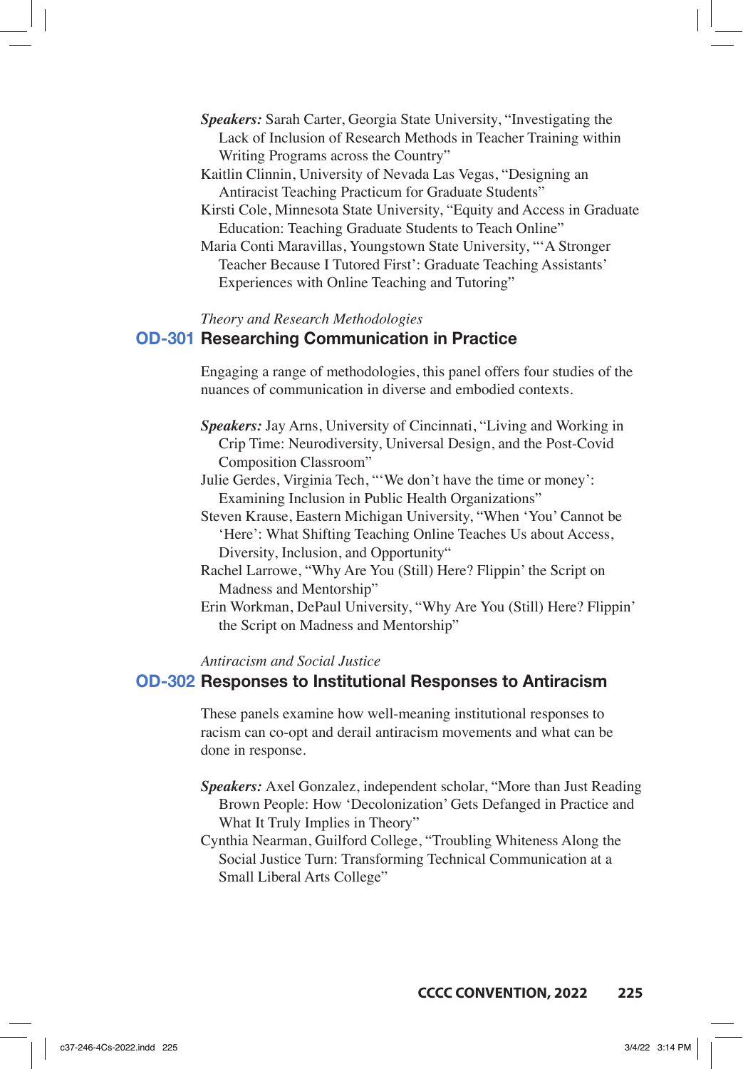***Speakers:*** Sarah Carter, Georgia State University, "Investigating the Lack of Inclusion of Research Methods in Teacher Training within Writing Programs across the Country"

Kaitlin Clinnin, University of Nevada Las Vegas, "Designing an Antiracist Teaching Practicum for Graduate Students"

Kirsti Cole, Minnesota State University, "Equity and Access in Graduate Education: Teaching Graduate Students to Teach Online"

Maria Conti Maravillas, Youngstown State University, "'A Stronger Teacher Because I Tutored First': Graduate Teaching Assistants' Experiences with Online Teaching and Tutoring"

*Theory and Research Methodologies*

## OD-301 Researching Communication in Practice

Engaging a range of methodologies, this panel offers four studies of the nuances of communication in diverse and embodied contexts.

***Speakers:*** Jay Arns, University of Cincinnati, "Living and Working in Crip Time: Neurodiversity, Universal Design, and the Post-Covid Composition Classroom"

Julie Gerdes, Virginia Tech, "'We don't have the time or money': Examining Inclusion in Public Health Organizations"

Steven Krause, Eastern Michigan University, "When 'You' Cannot be 'Here': What Shifting Teaching Online Teaches Us about Access, Diversity, Inclusion, and Opportunity"

Rachel Larrowe, "Why Are You (Still) Here? Flippin' the Script on Madness and Mentorship"

Erin Workman, DePaul University, "Why Are You (Still) Here? Flippin' the Script on Madness and Mentorship"

*Antiracism and Social Justice*

## OD-302 Responses to Institutional Responses to Antiracism

These panels examine how well-meaning institutional responses to racism can co-opt and derail antiracism movements and what can be done in response.

***Speakers:*** Axel Gonzalez, independent scholar, "More than Just Reading Brown People: How 'Decolonization' Gets Defanged in Practice and What It Truly Implies in Theory"

Cynthia Nearman, Guilford College, "Troubling Whiteness Along the Social Justice Turn: Transforming Technical Communication at a Small Liberal Arts College"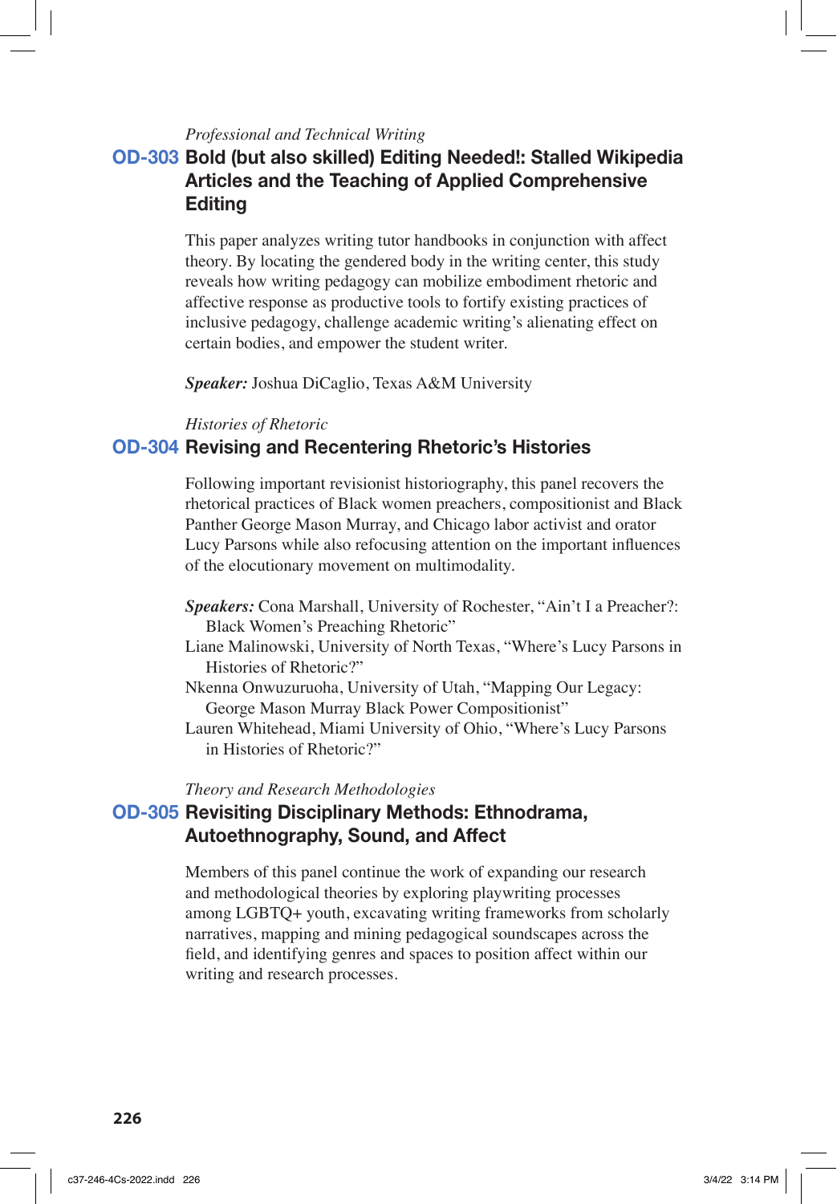*Professional and Technical Writing*

## OD-303 Bold (but also skilled) Editing Needed!: Stalled Wikipedia Articles and the Teaching of Applied Comprehensive Editing

This paper analyzes writing tutor handbooks in conjunction with affect theory. By locating the gendered body in the writing center, this study reveals how writing pedagogy can mobilize embodiment rhetoric and affective response as productive tools to fortify existing practices of inclusive pedagogy, challenge academic writing's alienating effect on certain bodies, and empower the student writer.

***Speaker:*** Joshua DiCaglio, Texas A&M University

*Histories of Rhetoric*

## OD-304 Revising and Recentering Rhetoric's Histories

Following important revisionist historiography, this panel recovers the rhetorical practices of Black women preachers, compositionist and Black Panther George Mason Murray, and Chicago labor activist and orator Lucy Parsons while also refocusing attention on the important influences of the elocutionary movement on multimodality.

***Speakers:*** Cona Marshall, University of Rochester, "Ain't I a Preacher?: Black Women's Preaching Rhetoric"
Liane Malinowski, University of North Texas, "Where's Lucy Parsons in Histories of Rhetoric?"
Nkenna Onwuzuruoha, University of Utah, "Mapping Our Legacy: George Mason Murray Black Power Compositionist"
Lauren Whitehead, Miami University of Ohio, "Where's Lucy Parsons in Histories of Rhetoric?"

*Theory and Research Methodologies*

## OD-305 Revisiting Disciplinary Methods: Ethnodrama, Autoethnography, Sound, and Affect

Members of this panel continue the work of expanding our research and methodological theories by exploring playwriting processes among LGBTQ+ youth, excavating writing frameworks from scholarly narratives, mapping and mining pedagogical soundscapes across the field, and identifying genres and spaces to position affect within our writing and research processes.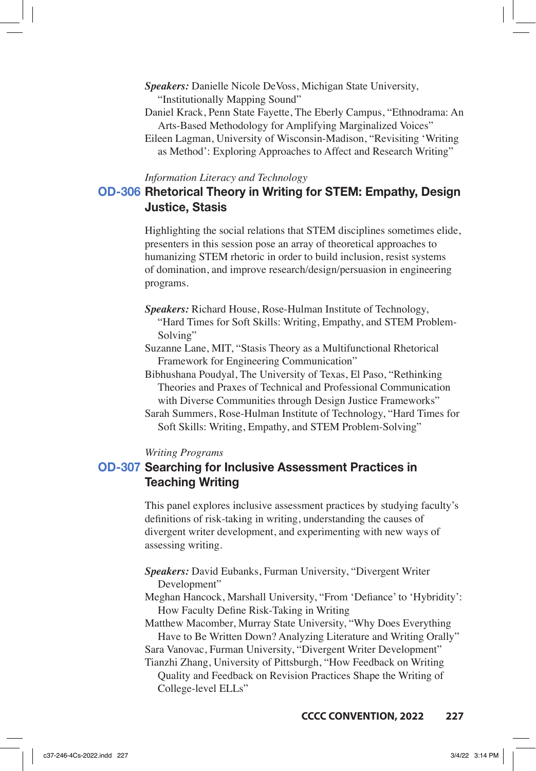***Speakers:*** Danielle Nicole DeVoss, Michigan State University, "Institutionally Mapping Sound"

Daniel Krack, Penn State Fayette, The Eberly Campus, "Ethnodrama: An Arts-Based Methodology for Amplifying Marginalized Voices"

Eileen Lagman, University of Wisconsin-Madison, "Revisiting 'Writing as Method': Exploring Approaches to Affect and Research Writing"

*Information Literacy and Technology*

## OD-306 Rhetorical Theory in Writing for STEM: Empathy, Design Justice, Stasis

Highlighting the social relations that STEM disciplines sometimes elide, presenters in this session pose an array of theoretical approaches to humanizing STEM rhetoric in order to build inclusion, resist systems of domination, and improve research/design/persuasion in engineering programs.

***Speakers:*** Richard House, Rose-Hulman Institute of Technology, "Hard Times for Soft Skills: Writing, Empathy, and STEM Problem-Solving"

Suzanne Lane, MIT, "Stasis Theory as a Multifunctional Rhetorical Framework for Engineering Communication"

Bibhushana Poudyal, The University of Texas, El Paso, "Rethinking Theories and Praxes of Technical and Professional Communication with Diverse Communities through Design Justice Frameworks"

Sarah Summers, Rose-Hulman Institute of Technology, "Hard Times for Soft Skills: Writing, Empathy, and STEM Problem-Solving"

*Writing Programs*

## OD-307 Searching for Inclusive Assessment Practices in Teaching Writing

This panel explores inclusive assessment practices by studying faculty's definitions of risk-taking in writing, understanding the causes of divergent writer development, and experimenting with new ways of assessing writing.

***Speakers:*** David Eubanks, Furman University, "Divergent Writer Development"

Meghan Hancock, Marshall University, "From 'Defiance' to 'Hybridity': How Faculty Define Risk-Taking in Writing

Matthew Macomber, Murray State University, "Why Does Everything Have to Be Written Down? Analyzing Literature and Writing Orally"

Sara Vanovac, Furman University, "Divergent Writer Development"

Tianzhi Zhang, University of Pittsburgh, "How Feedback on Writing Quality and Feedback on Revision Practices Shape the Writing of College-level ELLs"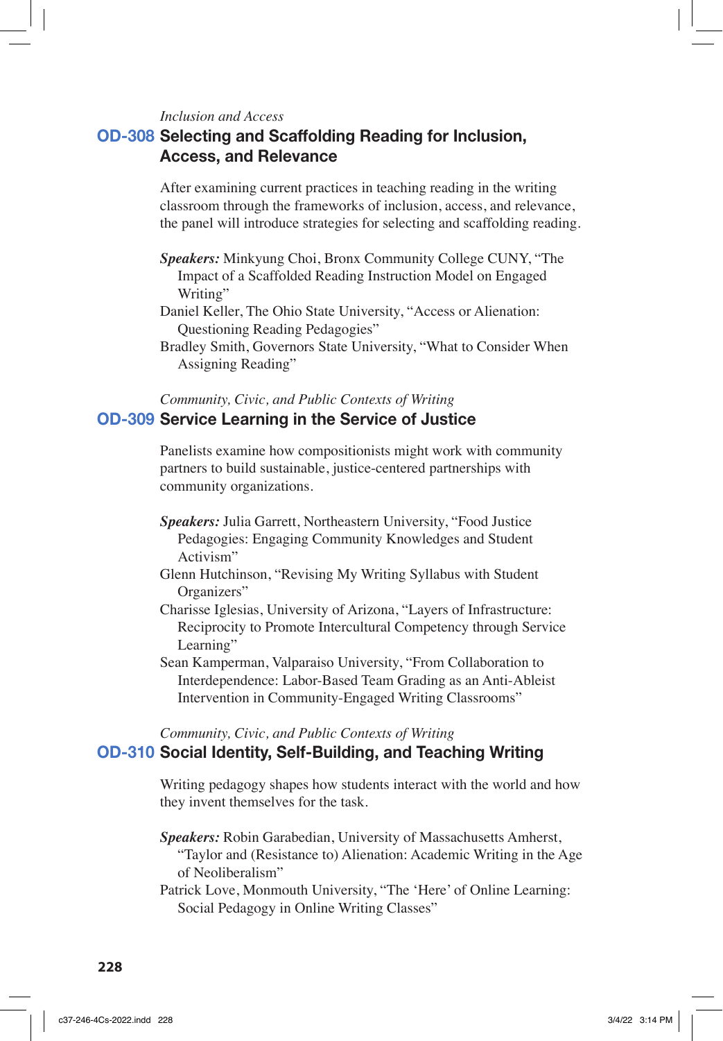*Inclusion and Access*

## OD-308 Selecting and Scaffolding Reading for Inclusion, Access, and Relevance

After examining current practices in teaching reading in the writing classroom through the frameworks of inclusion, access, and relevance, the panel will introduce strategies for selecting and scaffolding reading.

***Speakers:*** Minkyung Choi, Bronx Community College CUNY, "The Impact of a Scaffolded Reading Instruction Model on Engaged Writing"

Daniel Keller, The Ohio State University, "Access or Alienation: Questioning Reading Pedagogies"

Bradley Smith, Governors State University, "What to Consider When Assigning Reading"

*Community, Civic, and Public Contexts of Writing*

## OD-309 Service Learning in the Service of Justice

Panelists examine how compositionists might work with community partners to build sustainable, justice-centered partnerships with community organizations.

***Speakers:*** Julia Garrett, Northeastern University, "Food Justice Pedagogies: Engaging Community Knowledges and Student Activism"

Glenn Hutchinson, "Revising My Writing Syllabus with Student Organizers"

Charisse Iglesias, University of Arizona, "Layers of Infrastructure: Reciprocity to Promote Intercultural Competency through Service Learning"

Sean Kamperman, Valparaiso University, "From Collaboration to Interdependence: Labor-Based Team Grading as an Anti-Ableist Intervention in Community-Engaged Writing Classrooms"

*Community, Civic, and Public Contexts of Writing*

## OD-310 Social Identity, Self-Building, and Teaching Writing

Writing pedagogy shapes how students interact with the world and how they invent themselves for the task.

***Speakers:*** Robin Garabedian, University of Massachusetts Amherst, "Taylor and (Resistance to) Alienation: Academic Writing in the Age of Neoliberalism"

Patrick Love, Monmouth University, "The 'Here' of Online Learning: Social Pedagogy in Online Writing Classes"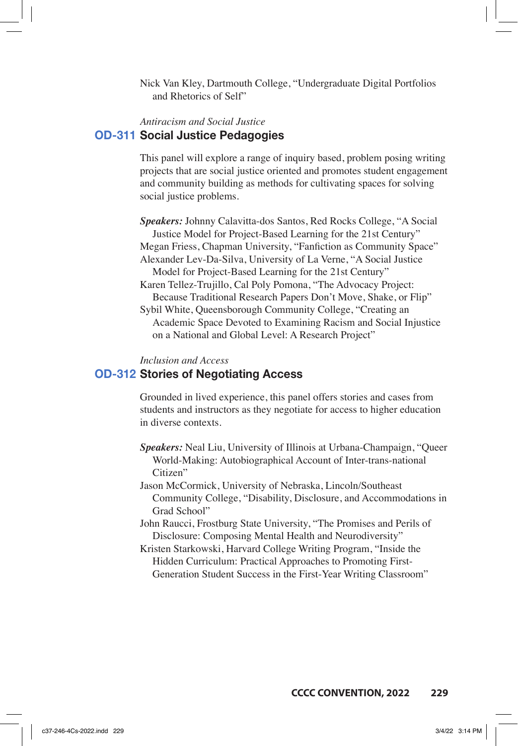Nick Van Kley, Dartmouth College, “Undergraduate Digital Portfolios and Rhetorics of Self”

*Antiracism and Social Justice*

## OD-311 Social Justice Pedagogies

This panel will explore a range of inquiry based, problem posing writing projects that are social justice oriented and promotes student engagement and community building as methods for cultivating spaces for solving social justice problems.

***Speakers:*** Johnny Calavitta-dos Santos, Red Rocks College, “A Social Justice Model for Project-Based Learning for the 21st Century”
Megan Friess, Chapman University, “Fanfiction as Community Space”
Alexander Lev-Da-Silva, University of La Verne, “A Social Justice Model for Project-Based Learning for the 21st Century”
Karen Tellez-Trujillo, Cal Poly Pomona, “The Advocacy Project: Because Traditional Research Papers Don’t Move, Shake, or Flip”
Sybil White, Queensborough Community College, “Creating an Academic Space Devoted to Examining Racism and Social Injustice on a National and Global Level: A Research Project”

*Inclusion and Access*

## OD-312 Stories of Negotiating Access

Grounded in lived experience, this panel offers stories and cases from students and instructors as they negotiate for access to higher education in diverse contexts.

***Speakers:*** Neal Liu, University of Illinois at Urbana-Champaign, “Queer World-Making: Autobiographical Account of Inter-trans-national Citizen”
Jason McCormick, University of Nebraska, Lincoln/Southeast Community College, “Disability, Disclosure, and Accommodations in Grad School”
John Raucci, Frostburg State University, “The Promises and Perils of Disclosure: Composing Mental Health and Neurodiversity”
Kristen Starkowski, Harvard College Writing Program, “Inside the Hidden Curriculum: Practical Approaches to Promoting First-Generation Student Success in the First-Year Writing Classroom”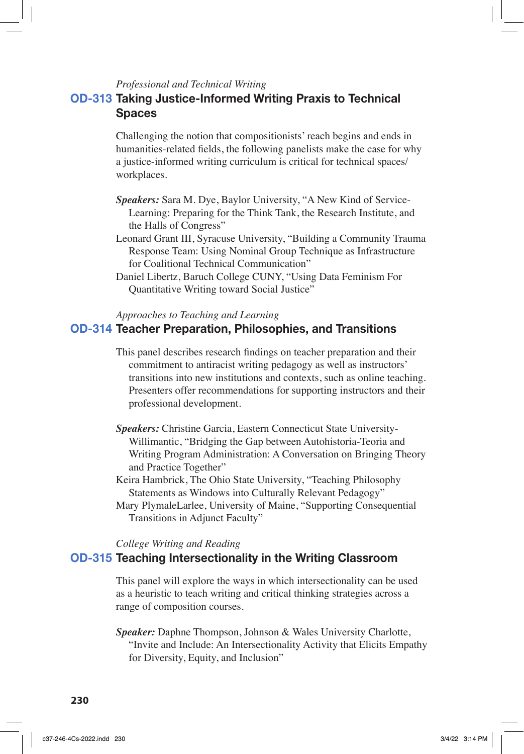*Professional and Technical Writing*

## OD-313 Taking Justice-Informed Writing Praxis to Technical Spaces

Challenging the notion that compositionists' reach begins and ends in humanities-related fields, the following panelists make the case for why a justice-informed writing curriculum is critical for technical spaces/workplaces.

***Speakers:*** Sara M. Dye, Baylor University, "A New Kind of Service-Learning: Preparing for the Think Tank, the Research Institute, and the Halls of Congress"

Leonard Grant III, Syracuse University, "Building a Community Trauma Response Team: Using Nominal Group Technique as Infrastructure for Coalitional Technical Communication"

Daniel Libertz, Baruch College CUNY, "Using Data Feminism For Quantitative Writing toward Social Justice"

*Approaches to Teaching and Learning*

## OD-314 Teacher Preparation, Philosophies, and Transitions

This panel describes research findings on teacher preparation and their commitment to antiracist writing pedagogy as well as instructors' transitions into new institutions and contexts, such as online teaching. Presenters offer recommendations for supporting instructors and their professional development.

***Speakers:*** Christine Garcia, Eastern Connecticut State University-Willimantic, "Bridging the Gap between Autohistoria-Teoria and Writing Program Administration: A Conversation on Bringing Theory and Practice Together"

Keira Hambrick, The Ohio State University, "Teaching Philosophy Statements as Windows into Culturally Relevant Pedagogy"

Mary PlymaleLarlee, University of Maine, "Supporting Consequential Transitions in Adjunct Faculty"

*College Writing and Reading*

## OD-315 Teaching Intersectionality in the Writing Classroom

This panel will explore the ways in which intersectionality can be used as a heuristic to teach writing and critical thinking strategies across a range of composition courses.

***Speaker:*** Daphne Thompson, Johnson & Wales University Charlotte, "Invite and Include: An Intersectionality Activity that Elicits Empathy for Diversity, Equity, and Inclusion"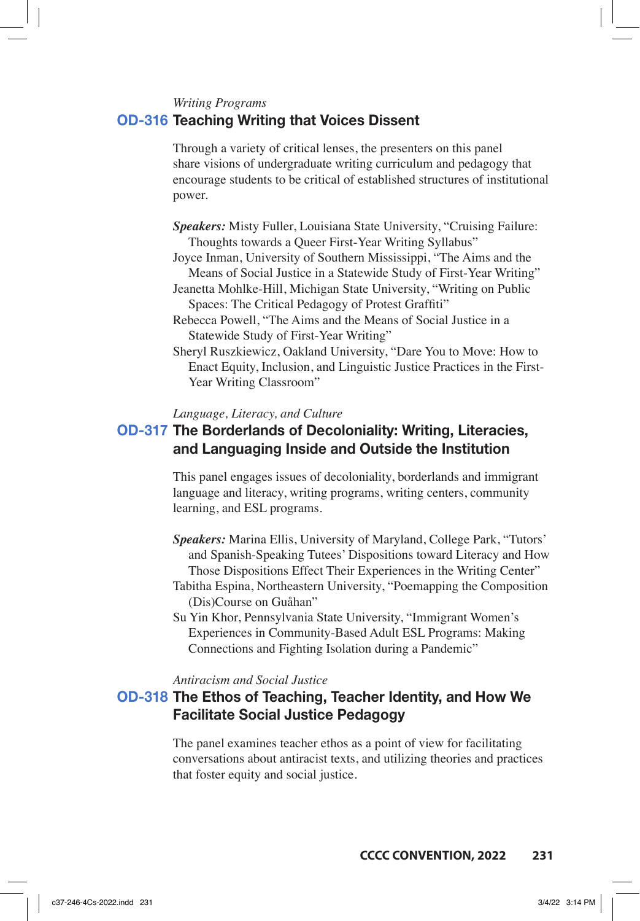*Writing Programs*

## OD-316 Teaching Writing that Voices Dissent

Through a variety of critical lenses, the presenters on this panel share visions of undergraduate writing curriculum and pedagogy that encourage students to be critical of established structures of institutional power.

***Speakers:*** Misty Fuller, Louisiana State University, "Cruising Failure: Thoughts towards a Queer First-Year Writing Syllabus"
Joyce Inman, University of Southern Mississippi, "The Aims and the Means of Social Justice in a Statewide Study of First-Year Writing"
Jeanetta Mohlke-Hill, Michigan State University, "Writing on Public Spaces: The Critical Pedagogy of Protest Graffiti"
Rebecca Powell, "The Aims and the Means of Social Justice in a Statewide Study of First-Year Writing"
Sheryl Ruszkiewicz, Oakland University, "Dare You to Move: How to Enact Equity, Inclusion, and Linguistic Justice Practices in the First-Year Writing Classroom"

*Language, Literacy, and Culture*

## OD-317 The Borderlands of Decoloniality: Writing, Literacies, and Languaging Inside and Outside the Institution

This panel engages issues of decoloniality, borderlands and immigrant language and literacy, writing programs, writing centers, community learning, and ESL programs.

***Speakers:*** Marina Ellis, University of Maryland, College Park, "Tutors' and Spanish-Speaking Tutees' Dispositions toward Literacy and How Those Dispositions Effect Their Experiences in the Writing Center"
Tabitha Espina, Northeastern University, "Poemapping the Composition (Dis)Course on Guåhan"
Su Yin Khor, Pennsylvania State University, "Immigrant Women's Experiences in Community-Based Adult ESL Programs: Making Connections and Fighting Isolation during a Pandemic"

*Antiracism and Social Justice*

## OD-318 The Ethos of Teaching, Teacher Identity, and How We Facilitate Social Justice Pedagogy

The panel examines teacher ethos as a point of view for facilitating conversations about antiracist texts, and utilizing theories and practices that foster equity and social justice.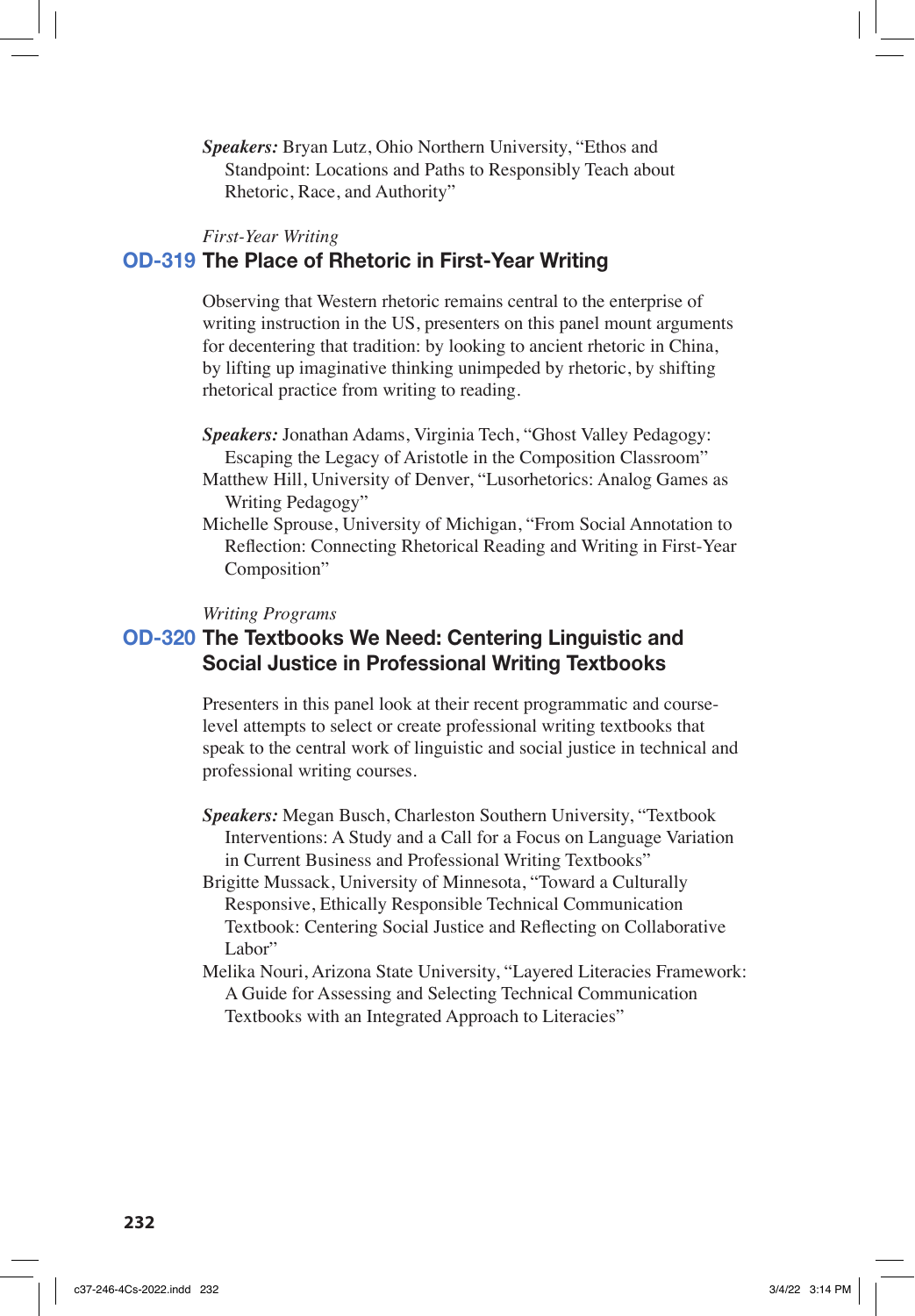***Speakers:*** Bryan Lutz, Ohio Northern University, "Ethos and Standpoint: Locations and Paths to Responsibly Teach about Rhetoric, Race, and Authority"

*First-Year Writing*

## OD-319 The Place of Rhetoric in First-Year Writing

Observing that Western rhetoric remains central to the enterprise of writing instruction in the US, presenters on this panel mount arguments for decentering that tradition: by looking to ancient rhetoric in China, by lifting up imaginative thinking unimpeded by rhetoric, by shifting rhetorical practice from writing to reading.

***Speakers:*** Jonathan Adams, Virginia Tech, "Ghost Valley Pedagogy: Escaping the Legacy of Aristotle in the Composition Classroom"

Matthew Hill, University of Denver, "Lusorhetorics: Analog Games as Writing Pedagogy"

Michelle Sprouse, University of Michigan, "From Social Annotation to Reflection: Connecting Rhetorical Reading and Writing in First-Year Composition"

*Writing Programs*

## OD-320 The Textbooks We Need: Centering Linguistic and Social Justice in Professional Writing Textbooks

Presenters in this panel look at their recent programmatic and course-level attempts to select or create professional writing textbooks that speak to the central work of linguistic and social justice in technical and professional writing courses.

***Speakers:*** Megan Busch, Charleston Southern University, "Textbook Interventions: A Study and a Call for a Focus on Language Variation in Current Business and Professional Writing Textbooks"

Brigitte Mussack, University of Minnesota, "Toward a Culturally Responsive, Ethically Responsible Technical Communication Textbook: Centering Social Justice and Reflecting on Collaborative Labor"

Melika Nouri, Arizona State University, "Layered Literacies Framework: A Guide for Assessing and Selecting Technical Communication Textbooks with an Integrated Approach to Literacies"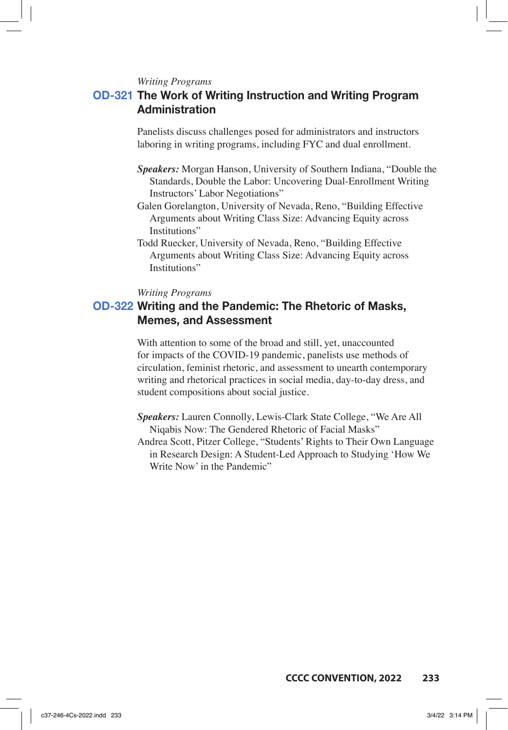*Writing Programs*

## OD-321 The Work of Writing Instruction and Writing Program Administration

Panelists discuss challenges posed for administrators and instructors laboring in writing programs, including FYC and dual enrollment.

***Speakers:*** Morgan Hanson, University of Southern Indiana, "Double the Standards, Double the Labor: Uncovering Dual-Enrollment Writing Instructors' Labor Negotiations"

Galen Gorelangton, University of Nevada, Reno, "Building Effective Arguments about Writing Class Size: Advancing Equity across Institutions"

Todd Ruecker, University of Nevada, Reno, "Building Effective Arguments about Writing Class Size: Advancing Equity across Institutions"

*Writing Programs*

## OD-322 Writing and the Pandemic: The Rhetoric of Masks, Memes, and Assessment

With attention to some of the broad and still, yet, unaccounted for impacts of the COVID-19 pandemic, panelists use methods of circulation, feminist rhetoric, and assessment to unearth contemporary writing and rhetorical practices in social media, day-to-day dress, and student compositions about social justice.

***Speakers:*** Lauren Connolly, Lewis-Clark State College, "We Are All Niqabis Now: The Gendered Rhetoric of Facial Masks"

Andrea Scott, Pitzer College, "Students' Rights to Their Own Language in Research Design: A Student-Led Approach to Studying 'How We Write Now' in the Pandemic"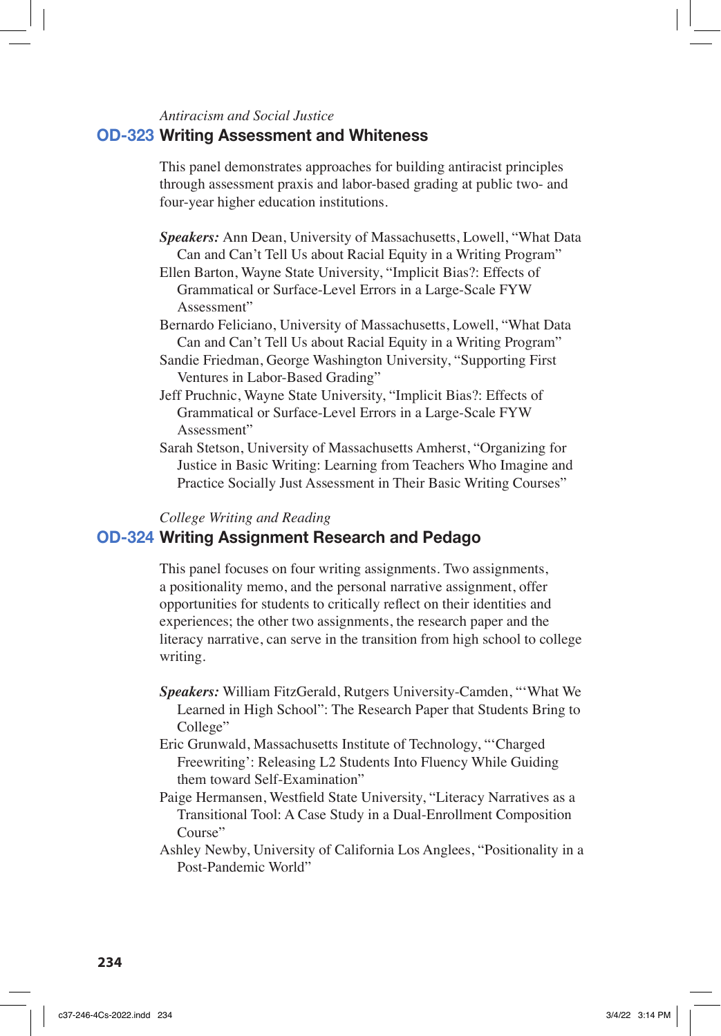*Antiracism and Social Justice*

## OD-323 Writing Assessment and Whiteness

This panel demonstrates approaches for building antiracist principles through assessment praxis and labor-based grading at public two- and four-year higher education institutions.

***Speakers:*** Ann Dean, University of Massachusetts, Lowell, "What Data Can and Can't Tell Us about Racial Equity in a Writing Program"
Ellen Barton, Wayne State University, "Implicit Bias?: Effects of Grammatical or Surface-Level Errors in a Large-Scale FYW Assessment"
Bernardo Feliciano, University of Massachusetts, Lowell, "What Data Can and Can't Tell Us about Racial Equity in a Writing Program"
Sandie Friedman, George Washington University, "Supporting First Ventures in Labor-Based Grading"
Jeff Pruchnic, Wayne State University, "Implicit Bias?: Effects of Grammatical or Surface-Level Errors in a Large-Scale FYW Assessment"
Sarah Stetson, University of Massachusetts Amherst, "Organizing for Justice in Basic Writing: Learning from Teachers Who Imagine and Practice Socially Just Assessment in Their Basic Writing Courses"

*College Writing and Reading*

## OD-324 Writing Assignment Research and Pedago

This panel focuses on four writing assignments. Two assignments, a positionality memo, and the personal narrative assignment, offer opportunities for students to critically reflect on their identities and experiences; the other two assignments, the research paper and the literacy narrative, can serve in the transition from high school to college writing.

***Speakers:*** William FitzGerald, Rutgers University-Camden, "'What We Learned in High School": The Research Paper that Students Bring to College"
Eric Grunwald, Massachusetts Institute of Technology, "'Charged Freewriting': Releasing L2 Students Into Fluency While Guiding them toward Self-Examination"
Paige Hermansen, Westfield State University, "Literacy Narratives as a Transitional Tool: A Case Study in a Dual-Enrollment Composition Course"
Ashley Newby, University of California Los Angles, "Positionality in a Post-Pandemic World"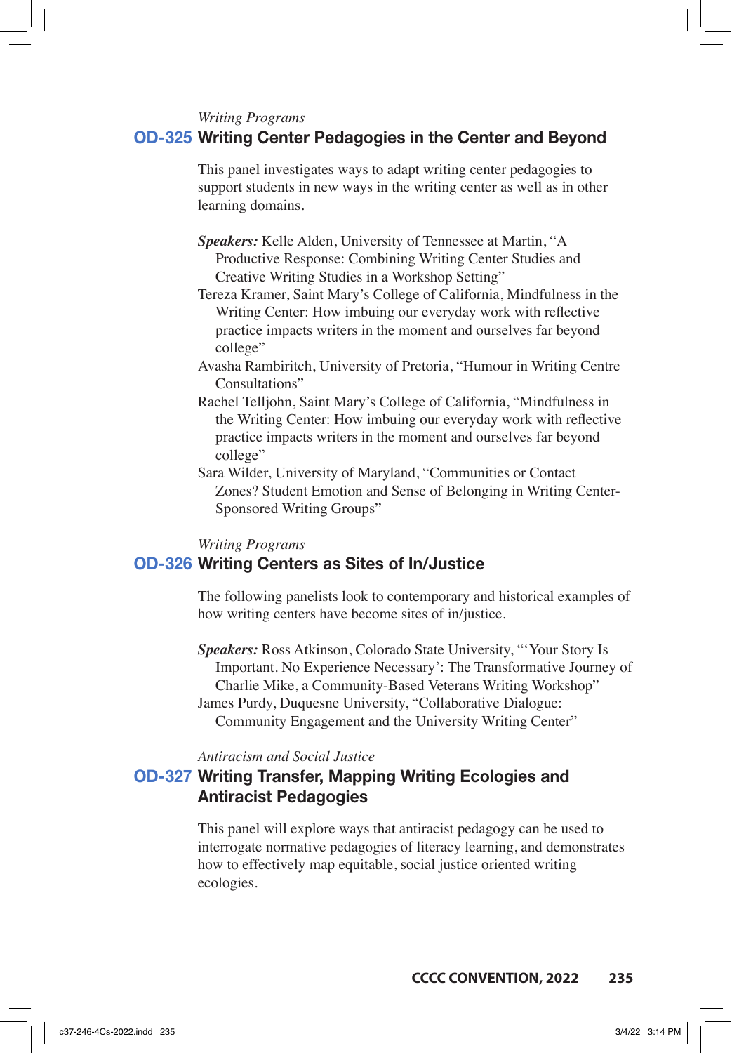*Writing Programs*

## OD-325 Writing Center Pedagogies in the Center and Beyond

This panel investigates ways to adapt writing center pedagogies to support students in new ways in the writing center as well as in other learning domains.

***Speakers:*** Kelle Alden, University of Tennessee at Martin, "A Productive Response: Combining Writing Center Studies and Creative Writing Studies in a Workshop Setting"

Tereza Kramer, Saint Mary's College of California, Mindfulness in the Writing Center: How imbuing our everyday work with reflective practice impacts writers in the moment and ourselves far beyond college"

Avasha Rambiritch, University of Pretoria, "Humour in Writing Centre Consultations"

Rachel Telljohn, Saint Mary's College of California, "Mindfulness in the Writing Center: How imbuing our everyday work with reflective practice impacts writers in the moment and ourselves far beyond college"

Sara Wilder, University of Maryland, "Communities or Contact Zones? Student Emotion and Sense of Belonging in Writing Center-Sponsored Writing Groups"

*Writing Programs*

## OD-326 Writing Centers as Sites of In/Justice

The following panelists look to contemporary and historical examples of how writing centers have become sites of in/justice.

***Speakers:*** Ross Atkinson, Colorado State University, "'Your Story Is Important. No Experience Necessary': The Transformative Journey of Charlie Mike, a Community-Based Veterans Writing Workshop"

James Purdy, Duquesne University, "Collaborative Dialogue: Community Engagement and the University Writing Center"

*Antiracism and Social Justice*

## OD-327 Writing Transfer, Mapping Writing Ecologies and Antiracist Pedagogies

This panel will explore ways that antiracist pedagogy can be used to interrogate normative pedagogies of literacy learning, and demonstrates how to effectively map equitable, social justice oriented writing ecologies.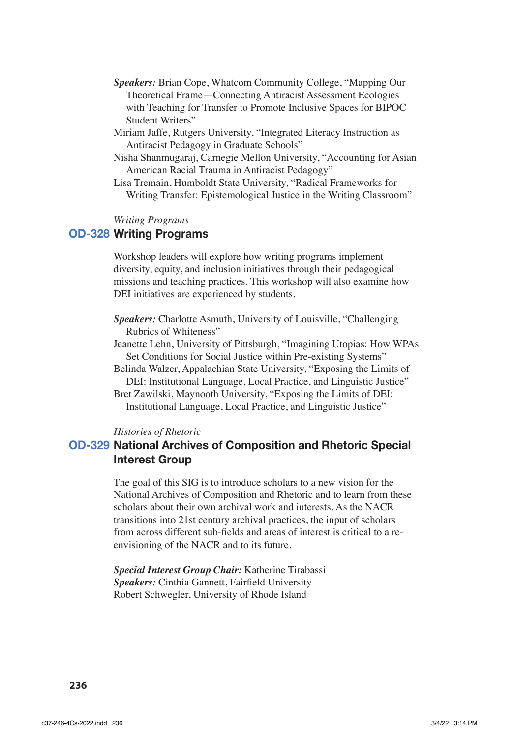*Speakers:* Brian Cope, Whatcom Community College, "Mapping Our Theoretical Frame—Connecting Antiracist Assessment Ecologies with Teaching for Transfer to Promote Inclusive Spaces for BIPOC Student Writers"

Miriam Jaffe, Rutgers University, "Integrated Literacy Instruction as Antiracist Pedagogy in Graduate Schools"

Nisha Shanmugaraj, Carnegie Mellon University, "Accounting for Asian American Racial Trauma in Antiracist Pedagogy"

Lisa Tremain, Humboldt State University, "Radical Frameworks for Writing Transfer: Epistemological Justice in the Writing Classroom"

*Writing Programs*

## OD-328 Writing Programs

Workshop leaders will explore how writing programs implement diversity, equity, and inclusion initiatives through their pedagogical missions and teaching practices. This workshop will also examine how DEI initiatives are experienced by students.

*Speakers:* Charlotte Asmuth, University of Louisville, "Challenging Rubrics of Whiteness"

Jeanette Lehn, University of Pittsburgh, "Imagining Utopias: How WPAs Set Conditions for Social Justice within Pre-existing Systems"

Belinda Walzer, Appalachian State University, "Exposing the Limits of DEI: Institutional Language, Local Practice, and Linguistic Justice"

Bret Zawilski, Maynooth University, "Exposing the Limits of DEI: Institutional Language, Local Practice, and Linguistic Justice"

*Histories of Rhetoric*

## OD-329 National Archives of Composition and Rhetoric Special Interest Group

The goal of this SIG is to introduce scholars to a new vision for the National Archives of Composition and Rhetoric and to learn from these scholars about their own archival work and interests. As the NACR transitions into 21st century archival practices, the input of scholars from across different sub-fields and areas of interest is critical to a re-envisioning of the NACR and to its future.

*Special Interest Group Chair:* Katherine Tirabassi

*Speakers:* Cinthia Gannett, Fairfield University

Robert Schwegler, University of Rhode Island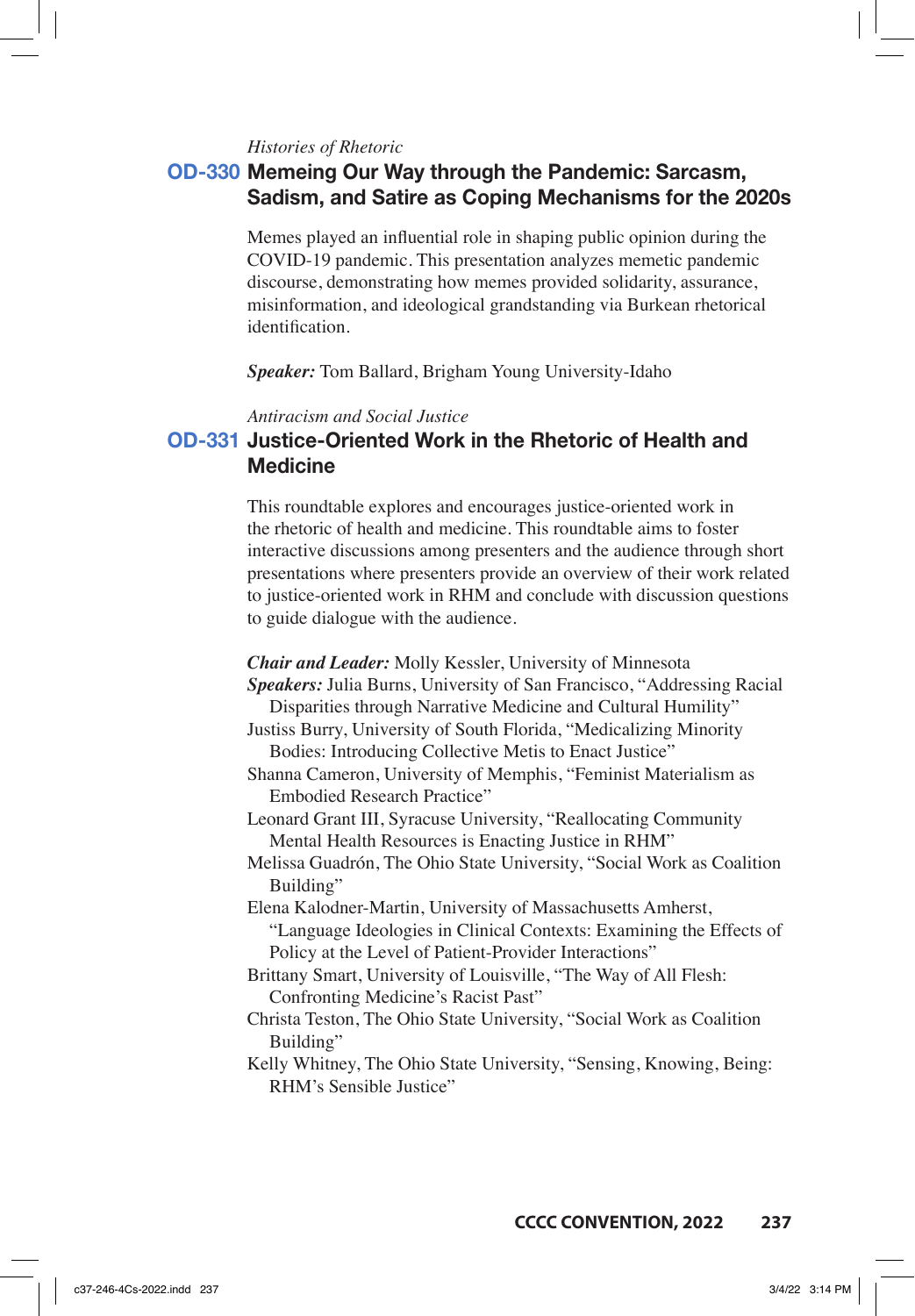*Histories of Rhetoric*

## OD-330 Memeing Our Way through the Pandemic: Sarcasm, Sadism, and Satire as Coping Mechanisms for the 2020s

Memes played an influential role in shaping public opinion during the COVID-19 pandemic. This presentation analyzes memetic pandemic discourse, demonstrating how memes provided solidarity, assurance, misinformation, and ideological grandstanding via Burkean rhetorical identification.

***Speaker:*** Tom Ballard, Brigham Young University-Idaho

*Antiracism and Social Justice*

## OD-331 Justice-Oriented Work in the Rhetoric of Health and Medicine

This roundtable explores and encourages justice-oriented work in the rhetoric of health and medicine. This roundtable aims to foster interactive discussions among presenters and the audience through short presentations where presenters provide an overview of their work related to justice-oriented work in RHM and conclude with discussion questions to guide dialogue with the audience.

***Chair and Leader:*** Molly Kessler, University of Minnesota

***Speakers:*** Julia Burns, University of San Francisco, "Addressing Racial Disparities through Narrative Medicine and Cultural Humility"

Justiss Burry, University of South Florida, "Medicalizing Minority Bodies: Introducing Collective Metis to Enact Justice"

Shanna Cameron, University of Memphis, "Feminist Materialism as Embodied Research Practice"

Leonard Grant III, Syracuse University, "Reallocating Community Mental Health Resources is Enacting Justice in RHM"

Melissa Guadrón, The Ohio State University, "Social Work as Coalition Building"

Elena Kalodner-Martin, University of Massachusetts Amherst, "Language Ideologies in Clinical Contexts: Examining the Effects of Policy at the Level of Patient-Provider Interactions"

Brittany Smart, University of Louisville, "The Way of All Flesh: Confronting Medicine's Racist Past"

Christa Teston, The Ohio State University, "Social Work as Coalition Building"

Kelly Whitney, The Ohio State University, "Sensing, Knowing, Being: RHM's Sensible Justice"